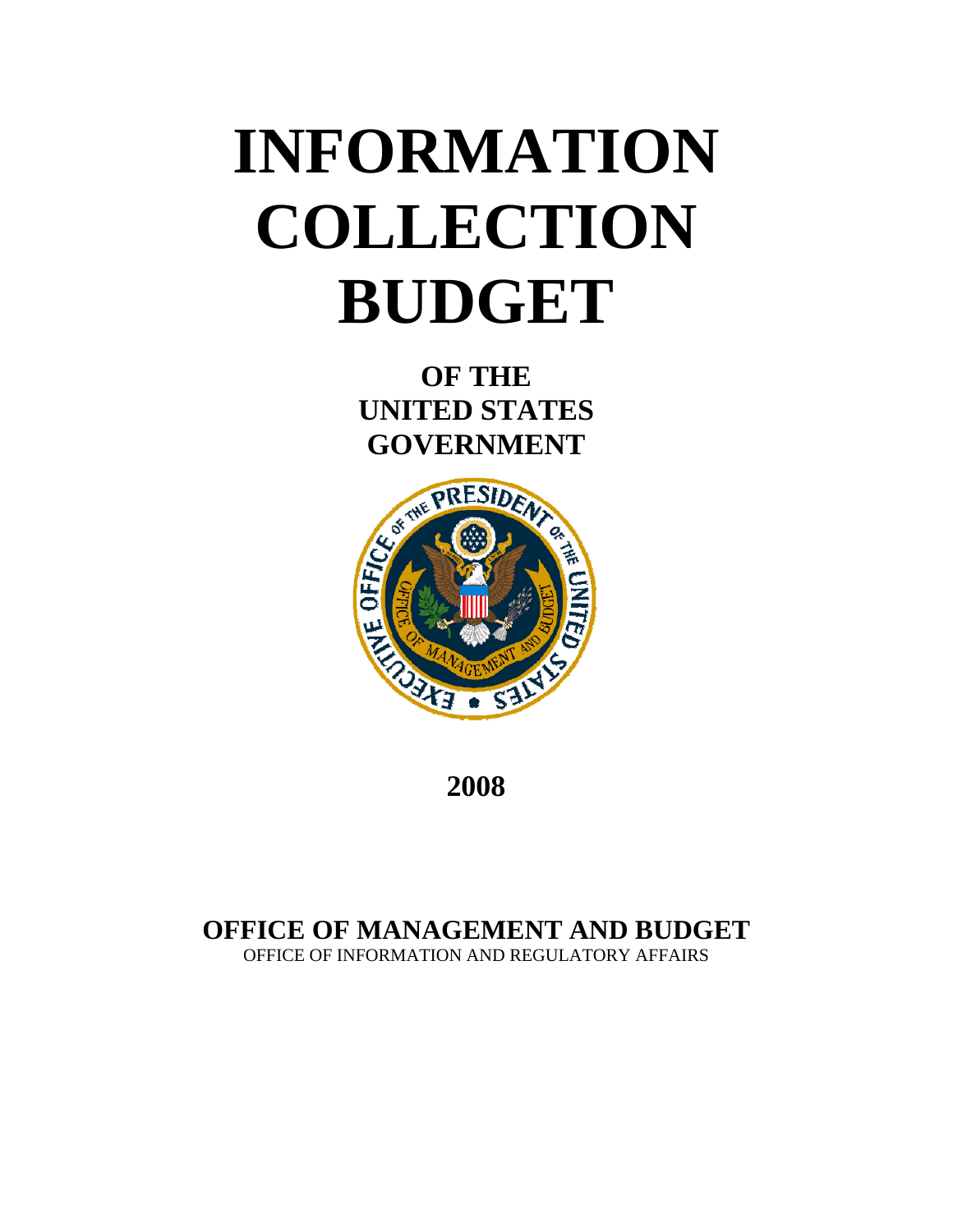# INFORMATION COLLECTION BUDGET

## OF THE UNITED STATES GOVERNMENT

**2008**

**OFFICE OF MANAGEMENT AND BUDGET**

OFFICE OF INFORMATION AND REGULATORY AFFAIRS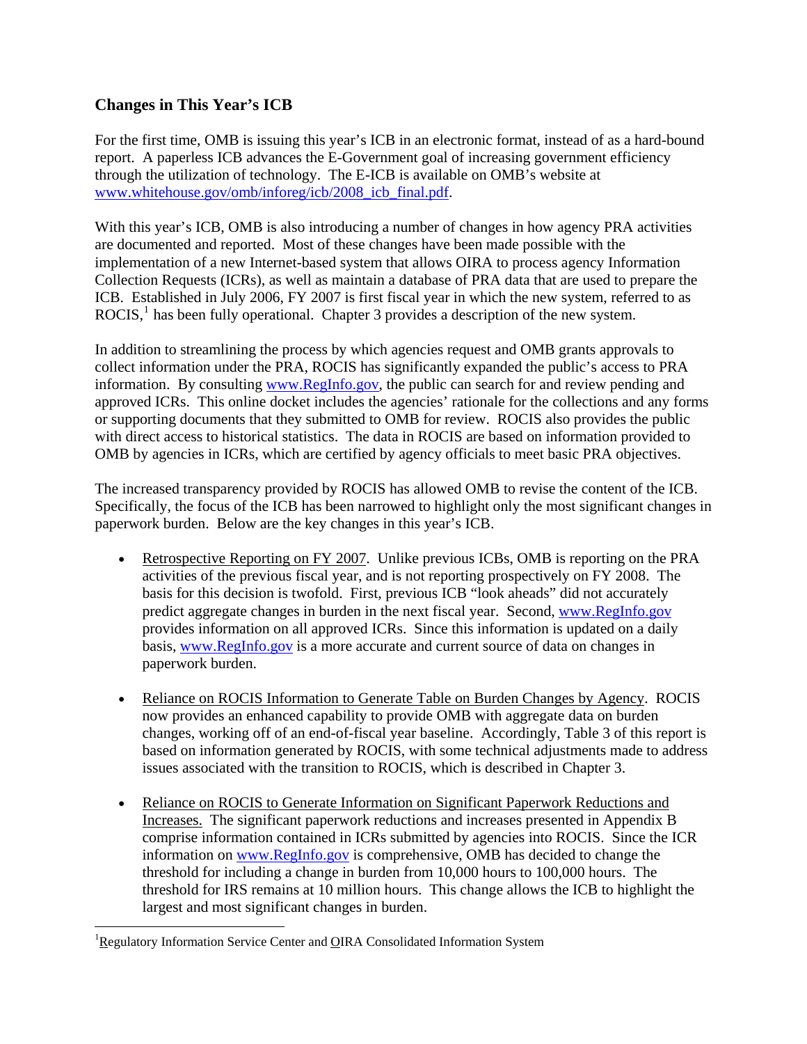## Changes in This Year's ICB

For the first time, OMB is issuing this year's ICB in an electronic format, instead of as a hard-bound report. A paperless ICB advances the E-Government goal of increasing government efficiency through the utilization of technology. The E-ICB is available on OMB's website at www.whitehouse.gov/omb/inforeg/icb/2008_icb_final.pdf.

With this year's ICB, OMB is also introducing a number of changes in how agency PRA activities are documented and reported. Most of these changes have been made possible with the implementation of a new Internet-based system that allows OIRA to process agency Information Collection Requests (ICRs), as well as maintain a database of PRA data that are used to prepare the ICB. Established in July 2006, FY 2007 is first fiscal year in which the new system, referred to as ROCIS,[1] has been fully operational. Chapter 3 provides a description of the new system.

In addition to streamlining the process by which agencies request and OMB grants approvals to collect information under the PRA, ROCIS has significantly expanded the public's access to PRA information. By consulting www.RegInfo.gov, the public can search for and review pending and approved ICRs. This online docket includes the agencies' rationale for the collections and any forms or supporting documents that they submitted to OMB for review. ROCIS also provides the public with direct access to historical statistics. The data in ROCIS are based on information provided to OMB by agencies in ICRs, which are certified by agency officials to meet basic PRA objectives.

The increased transparency provided by ROCIS has allowed OMB to revise the content of the ICB. Specifically, the focus of the ICB has been narrowed to highlight only the most significant changes in paperwork burden. Below are the key changes in this year's ICB.

- Retrospective Reporting on FY 2007. Unlike previous ICBs, OMB is reporting on the PRA activities of the previous fiscal year, and is not reporting prospectively on FY 2008. The basis for this decision is twofold. First, previous ICB "look aheads" did not accurately predict aggregate changes in burden in the next fiscal year. Second, www.RegInfo.gov provides information on all approved ICRs. Since this information is updated on a daily basis, www.RegInfo.gov is a more accurate and current source of data on changes in paperwork burden.

- Reliance on ROCIS Information to Generate Table on Burden Changes by Agency. ROCIS now provides an enhanced capability to provide OMB with aggregate data on burden changes, working off of an end-of-fiscal year baseline. Accordingly, Table 3 of this report is based on information generated by ROCIS, with some technical adjustments made to address issues associated with the transition to ROCIS, which is described in Chapter 3.

- Reliance on ROCIS to Generate Information on Significant Paperwork Reductions and Increases. The significant paperwork reductions and increases presented in Appendix B comprise information contained in ICRs submitted by agencies into ROCIS. Since the ICR information on www.RegInfo.gov is comprehensive, OMB has decided to change the threshold for including a change in burden from 10,000 hours to 100,000 hours. The threshold for IRS remains at 10 million hours. This change allows the ICB to highlight the largest and most significant changes in burden.

---

[1] Regulatory Information Service Center and OIRA Consolidated Information System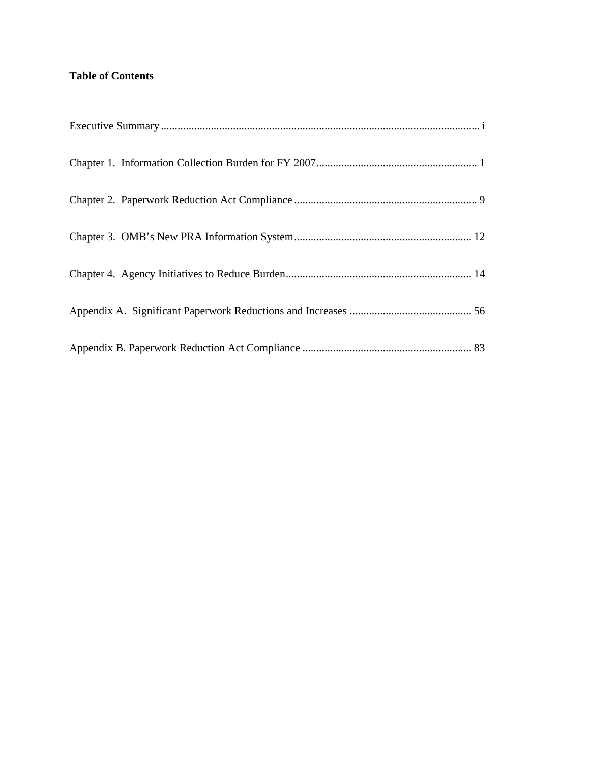**Table of Contents**

Executive Summary ................................................................................................................... i

Chapter 1. Information Collection Burden for FY 2007.......................................................... 1

Chapter 2. Paperwork Reduction Act Compliance ................................................................. 9

Chapter 3. OMB's New PRA Information System................................................................ 12

Chapter 4. Agency Initiatives to Reduce Burden................................................................... 14

Appendix A. Significant Paperwork Reductions and Increases ............................................ 56

Appendix B. Paperwork Reduction Act Compliance ............................................................ 83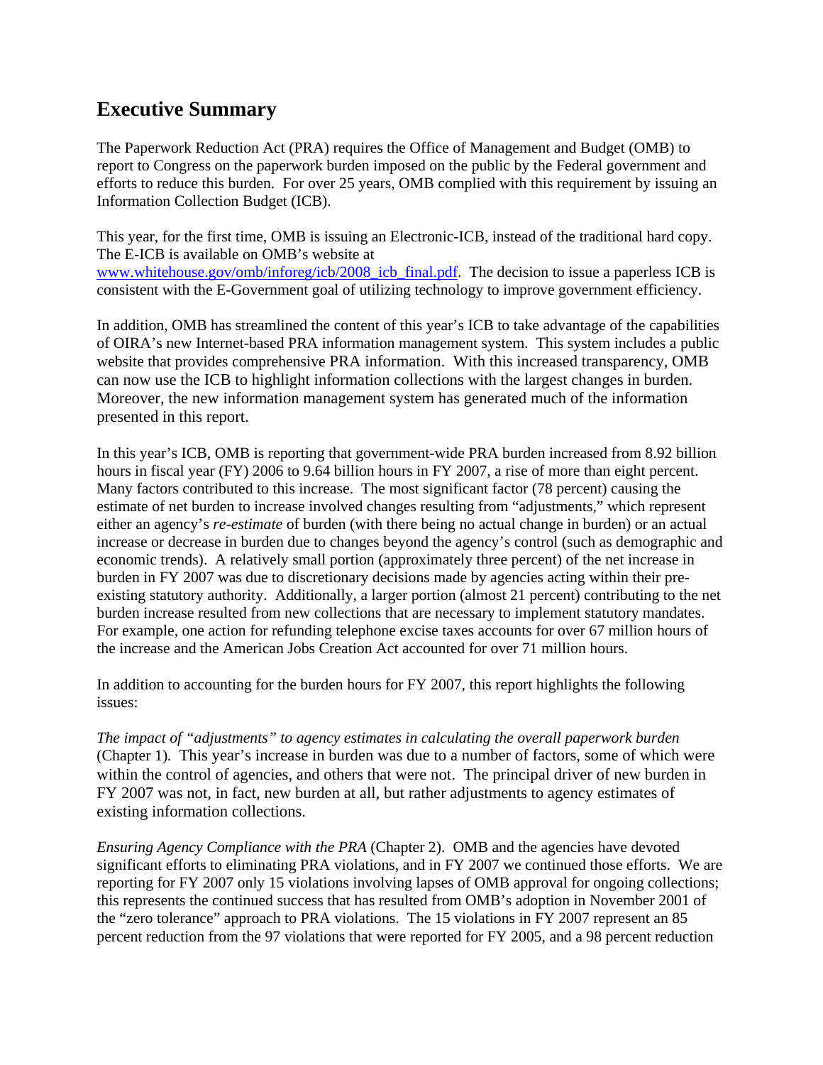## Executive Summary

The Paperwork Reduction Act (PRA) requires the Office of Management and Budget (OMB) to report to Congress on the paperwork burden imposed on the public by the Federal government and efforts to reduce this burden. For over 25 years, OMB complied with this requirement by issuing an Information Collection Budget (ICB).

This year, for the first time, OMB is issuing an Electronic-ICB, instead of the traditional hard copy. The E-ICB is available on OMB's website at www.whitehouse.gov/omb/inforeg/icb/2008_icb_final.pdf. The decision to issue a paperless ICB is consistent with the E-Government goal of utilizing technology to improve government efficiency.

In addition, OMB has streamlined the content of this year's ICB to take advantage of the capabilities of OIRA's new Internet-based PRA information management system. This system includes a public website that provides comprehensive PRA information. With this increased transparency, OMB can now use the ICB to highlight information collections with the largest changes in burden. Moreover, the new information management system has generated much of the information presented in this report.

In this year's ICB, OMB is reporting that government-wide PRA burden increased from 8.92 billion hours in fiscal year (FY) 2006 to 9.64 billion hours in FY 2007, a rise of more than eight percent. Many factors contributed to this increase. The most significant factor (78 percent) causing the estimate of net burden to increase involved changes resulting from "adjustments," which represent either an agency's *re-estimate* of burden (with there being no actual change in burden) or an actual increase or decrease in burden due to changes beyond the agency's control (such as demographic and economic trends). A relatively small portion (approximately three percent) of the net increase in burden in FY 2007 was due to discretionary decisions made by agencies acting within their pre-existing statutory authority. Additionally, a larger portion (almost 21 percent) contributing to the net burden increase resulted from new collections that are necessary to implement statutory mandates. For example, one action for refunding telephone excise taxes accounts for over 67 million hours of the increase and the American Jobs Creation Act accounted for over 71 million hours.

In addition to accounting for the burden hours for FY 2007, this report highlights the following issues:

*The impact of "adjustments" to agency estimates in calculating the overall paperwork burden* (Chapter 1). This year's increase in burden was due to a number of factors, some of which were within the control of agencies, and others that were not. The principal driver of new burden in FY 2007 was not, in fact, new burden at all, but rather adjustments to agency estimates of existing information collections.

*Ensuring Agency Compliance with the PRA* (Chapter 2). OMB and the agencies have devoted significant efforts to eliminating PRA violations, and in FY 2007 we continued those efforts. We are reporting for FY 2007 only 15 violations involving lapses of OMB approval for ongoing collections; this represents the continued success that has resulted from OMB's adoption in November 2001 of the "zero tolerance" approach to PRA violations. The 15 violations in FY 2007 represent an 85 percent reduction from the 97 violations that were reported for FY 2005, and a 98 percent reduction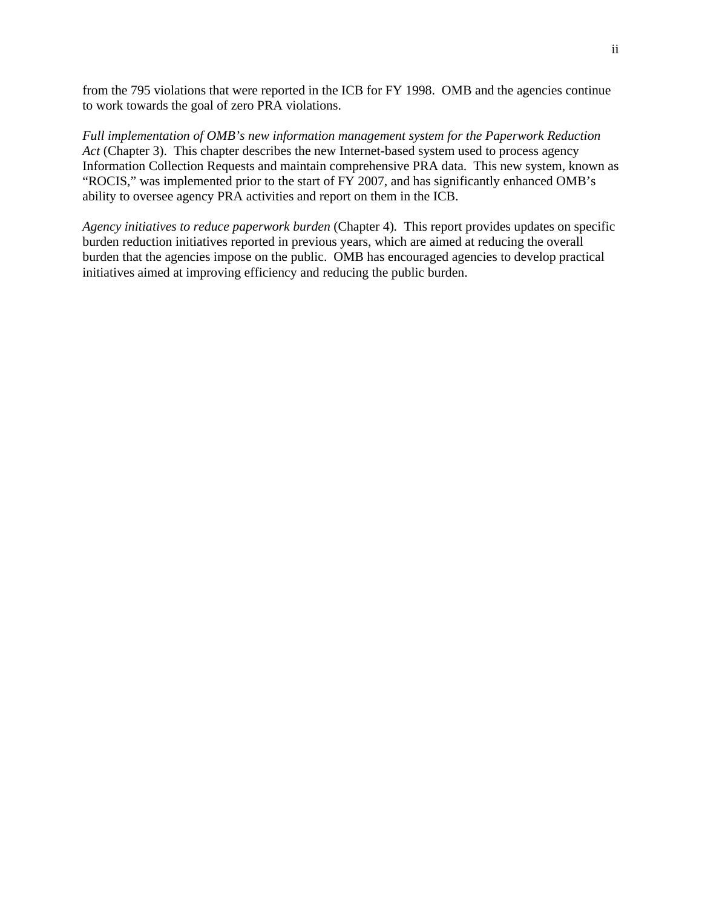from the 795 violations that were reported in the ICB for FY 1998. OMB and the agencies continue to work towards the goal of zero PRA violations.

*Full implementation of OMB's new information management system for the Paperwork Reduction Act* (Chapter 3). This chapter describes the new Internet-based system used to process agency Information Collection Requests and maintain comprehensive PRA data. This new system, known as "ROCIS," was implemented prior to the start of FY 2007, and has significantly enhanced OMB's ability to oversee agency PRA activities and report on them in the ICB.

*Agency initiatives to reduce paperwork burden* (Chapter 4). This report provides updates on specific burden reduction initiatives reported in previous years, which are aimed at reducing the overall burden that the agencies impose on the public. OMB has encouraged agencies to develop practical initiatives aimed at improving efficiency and reducing the public burden.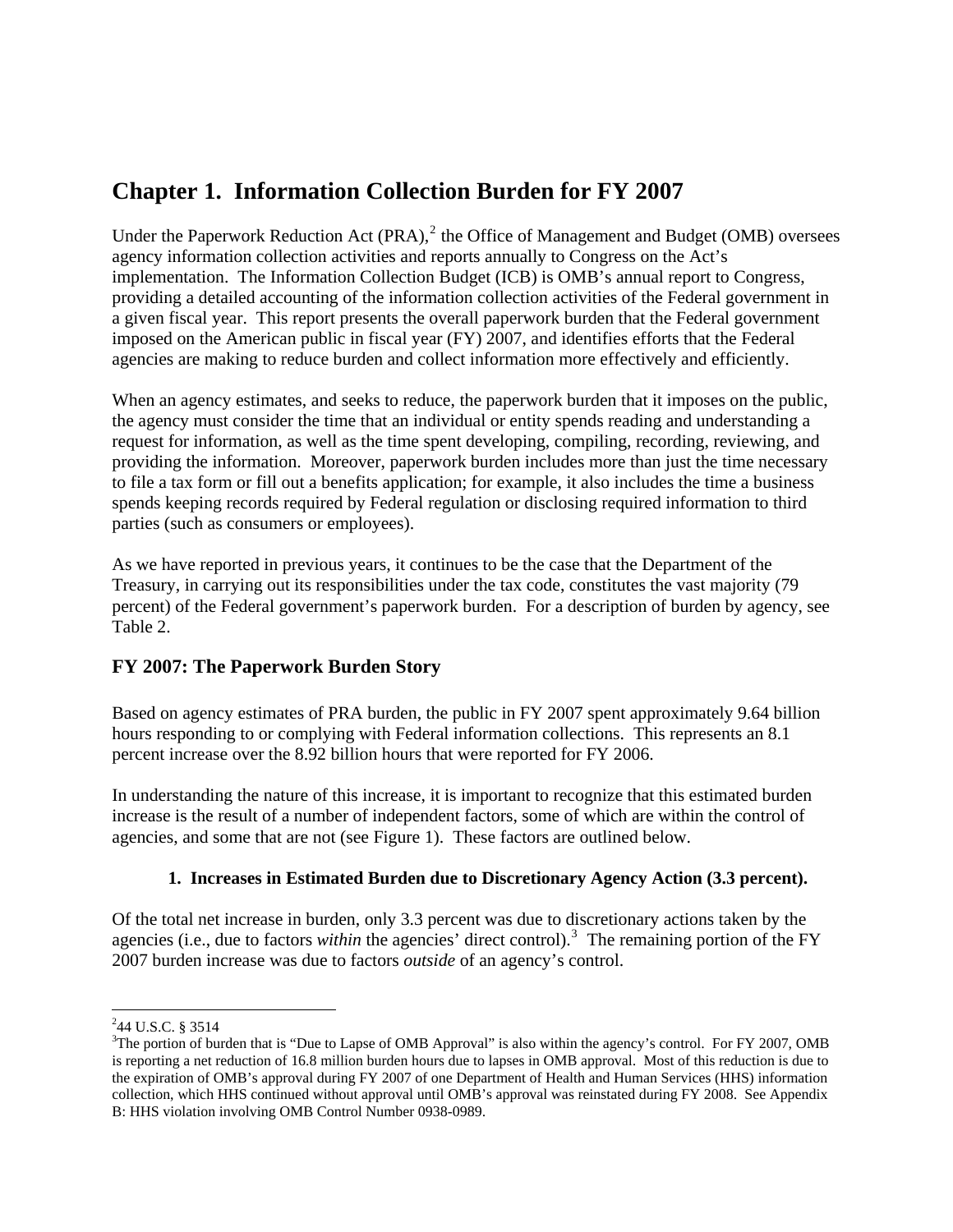# Chapter 1. Information Collection Burden for FY 2007

Under the Paperwork Reduction Act (PRA),[2] the Office of Management and Budget (OMB) oversees agency information collection activities and reports annually to Congress on the Act's implementation. The Information Collection Budget (ICB) is OMB's annual report to Congress, providing a detailed accounting of the information collection activities of the Federal government in a given fiscal year. This report presents the overall paperwork burden that the Federal government imposed on the American public in fiscal year (FY) 2007, and identifies efforts that the Federal agencies are making to reduce burden and collect information more effectively and efficiently.

When an agency estimates, and seeks to reduce, the paperwork burden that it imposes on the public, the agency must consider the time that an individual or entity spends reading and understanding a request for information, as well as the time spent developing, compiling, recording, reviewing, and providing the information. Moreover, paperwork burden includes more than just the time necessary to file a tax form or fill out a benefits application; for example, it also includes the time a business spends keeping records required by Federal regulation or disclosing required information to third parties (such as consumers or employees).

As we have reported in previous years, it continues to be the case that the Department of the Treasury, in carrying out its responsibilities under the tax code, constitutes the vast majority (79 percent) of the Federal government's paperwork burden. For a description of burden by agency, see Table 2.

## FY 2007: The Paperwork Burden Story

Based on agency estimates of PRA burden, the public in FY 2007 spent approximately 9.64 billion hours responding to or complying with Federal information collections. This represents an 8.1 percent increase over the 8.92 billion hours that were reported for FY 2006.

In understanding the nature of this increase, it is important to recognize that this estimated burden increase is the result of a number of independent factors, some of which are within the control of agencies, and some that are not (see Figure 1). These factors are outlined below.

### 1. Increases in Estimated Burden due to Discretionary Agency Action (3.3 percent).

Of the total net increase in burden, only 3.3 percent was due to discretionary actions taken by the agencies (i.e., due to factors *within* the agencies' direct control).[3] The remaining portion of the FY 2007 burden increase was due to factors *outside* of an agency's control.

[2] 44 U.S.C. § 3514

[3] The portion of burden that is "Due to Lapse of OMB Approval" is also within the agency's control. For FY 2007, OMB is reporting a net reduction of 16.8 million burden hours due to lapses in OMB approval. Most of this reduction is due to the expiration of OMB's approval during FY 2007 of one Department of Health and Human Services (HHS) information collection, which HHS continued without approval until OMB's approval was reinstated during FY 2008. See Appendix B: HHS violation involving OMB Control Number 0938-0989.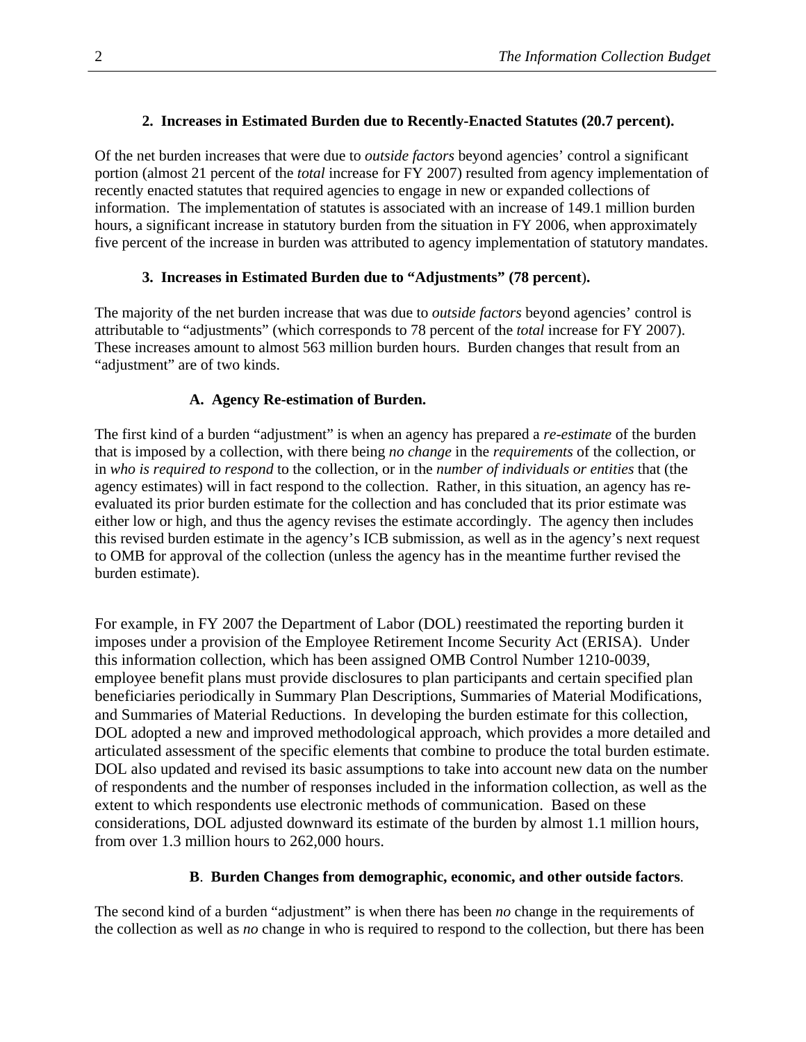### 2. Increases in Estimated Burden due to Recently-Enacted Statutes (20.7 percent).

Of the net burden increases that were due to *outside factors* beyond agencies' control a significant portion (almost 21 percent of the *total* increase for FY 2007) resulted from agency implementation of recently enacted statutes that required agencies to engage in new or expanded collections of information. The implementation of statutes is associated with an increase of 149.1 million burden hours, a significant increase in statutory burden from the situation in FY 2006, when approximately five percent of the increase in burden was attributed to agency implementation of statutory mandates.

### 3. Increases in Estimated Burden due to "Adjustments" (78 percent).

The majority of the net burden increase that was due to *outside factors* beyond agencies' control is attributable to "adjustments" (which corresponds to 78 percent of the *total* increase for FY 2007). These increases amount to almost 563 million burden hours. Burden changes that result from an "adjustment" are of two kinds.

#### A. Agency Re-estimation of Burden.

The first kind of a burden "adjustment" is when an agency has prepared a *re-estimate* of the burden that is imposed by a collection, with there being *no change* in the *requirements* of the collection, or in *who is required to respond* to the collection, or in the *number of individuals or entities* that (the agency estimates) will in fact respond to the collection. Rather, in this situation, an agency has re-evaluated its prior burden estimate for the collection and has concluded that its prior estimate was either low or high, and thus the agency revises the estimate accordingly. The agency then includes this revised burden estimate in the agency's ICB submission, as well as in the agency's next request to OMB for approval of the collection (unless the agency has in the meantime further revised the burden estimate).

For example, in FY 2007 the Department of Labor (DOL) reestimated the reporting burden it imposes under a provision of the Employee Retirement Income Security Act (ERISA). Under this information collection, which has been assigned OMB Control Number 1210-0039, employee benefit plans must provide disclosures to plan participants and certain specified plan beneficiaries periodically in Summary Plan Descriptions, Summaries of Material Modifications, and Summaries of Material Reductions. In developing the burden estimate for this collection, DOL adopted a new and improved methodological approach, which provides a more detailed and articulated assessment of the specific elements that combine to produce the total burden estimate. DOL also updated and revised its basic assumptions to take into account new data on the number of respondents and the number of responses included in the information collection, as well as the extent to which respondents use electronic methods of communication. Based on these considerations, DOL adjusted downward its estimate of the burden by almost 1.1 million hours, from over 1.3 million hours to 262,000 hours.

#### B. Burden Changes from demographic, economic, and other outside factors.

The second kind of a burden "adjustment" is when there has been *no* change in the requirements of the collection as well as *no* change in who is required to respond to the collection, but there has been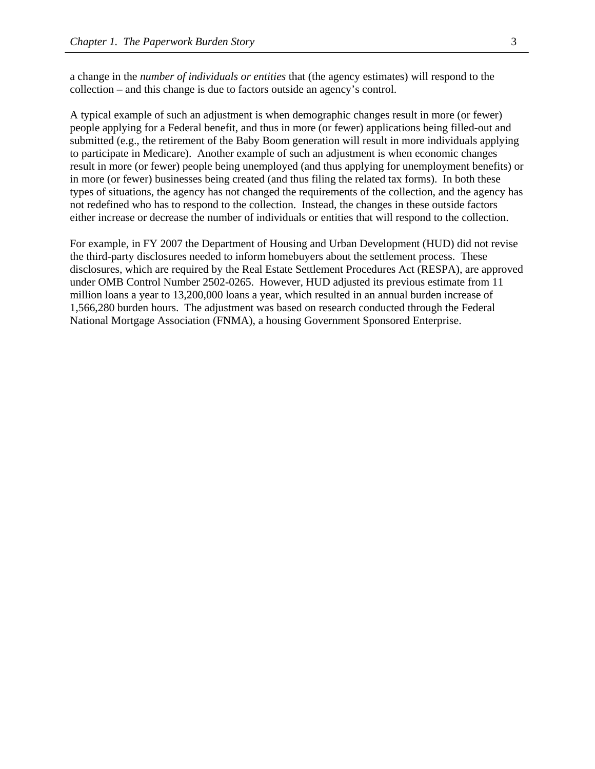a change in the *number of individuals or entities* that (the agency estimates) will respond to the collection – and this change is due to factors outside an agency's control.

A typical example of such an adjustment is when demographic changes result in more (or fewer) people applying for a Federal benefit, and thus in more (or fewer) applications being filled-out and submitted (e.g., the retirement of the Baby Boom generation will result in more individuals applying to participate in Medicare). Another example of such an adjustment is when economic changes result in more (or fewer) people being unemployed (and thus applying for unemployment benefits) or in more (or fewer) businesses being created (and thus filing the related tax forms). In both these types of situations, the agency has not changed the requirements of the collection, and the agency has not redefined who has to respond to the collection. Instead, the changes in these outside factors either increase or decrease the number of individuals or entities that will respond to the collection.

For example, in FY 2007 the Department of Housing and Urban Development (HUD) did not revise the third-party disclosures needed to inform homebuyers about the settlement process. These disclosures, which are required by the Real Estate Settlement Procedures Act (RESPA), are approved under OMB Control Number 2502-0265. However, HUD adjusted its previous estimate from 11 million loans a year to 13,200,000 loans a year, which resulted in an annual burden increase of 1,566,280 burden hours. The adjustment was based on research conducted through the Federal National Mortgage Association (FNMA), a housing Government Sponsored Enterprise.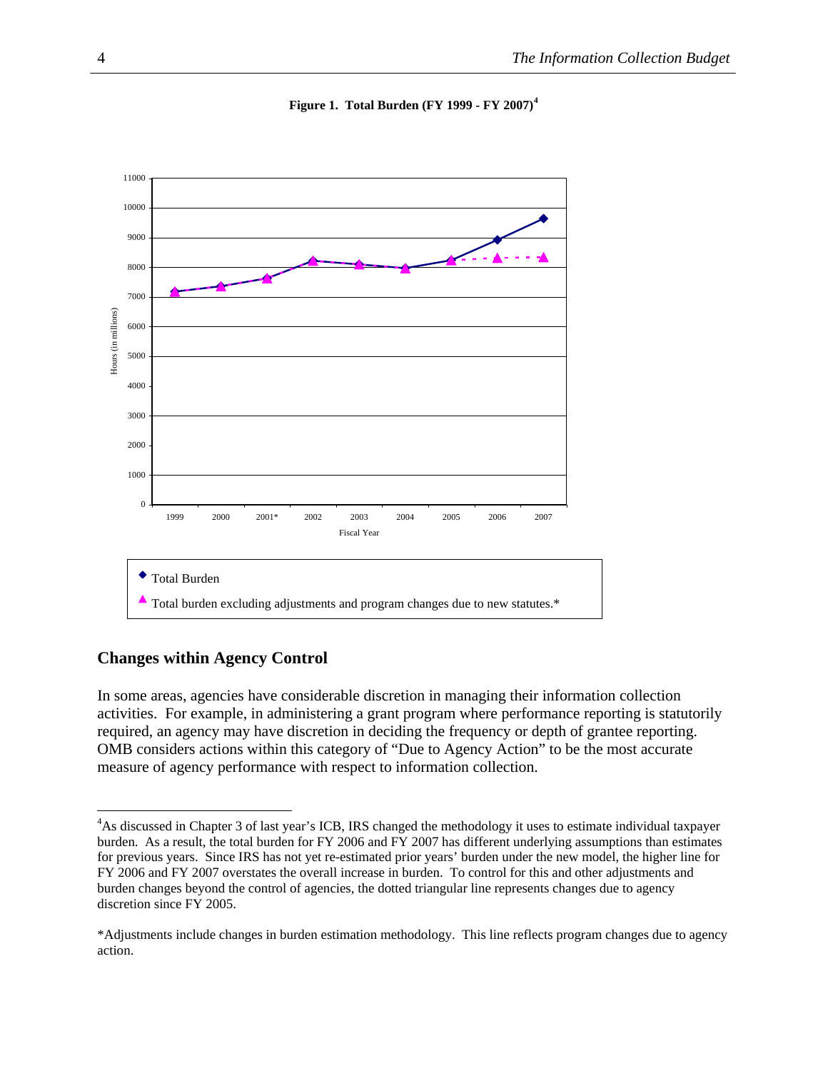**Figure 1. Total Burden (FY 1999 - FY 2007)[4]**

◆ Total Burden

▲ Total burden excluding adjustments and program changes due to new statutes.*

## Changes within Agency Control

In some areas, agencies have considerable discretion in managing their information collection activities. For example, in administering a grant program where performance reporting is statutorily required, an agency may have discretion in deciding the frequency or depth of grantee reporting. OMB considers actions within this category of "Due to Agency Action" to be the most accurate measure of agency performance with respect to information collection.

---

[4]As discussed in Chapter 3 of last year's ICB, IRS changed the methodology it uses to estimate individual taxpayer burden. As a result, the total burden for FY 2006 and FY 2007 has different underlying assumptions than estimates for previous years. Since IRS has not yet re-estimated prior years' burden under the new model, the higher line for FY 2006 and FY 2007 overstates the overall increase in burden. To control for this and other adjustments and burden changes beyond the control of agencies, the dotted triangular line represents changes due to agency discretion since FY 2005.

*Adjustments include changes in burden estimation methodology. This line reflects program changes due to agency action.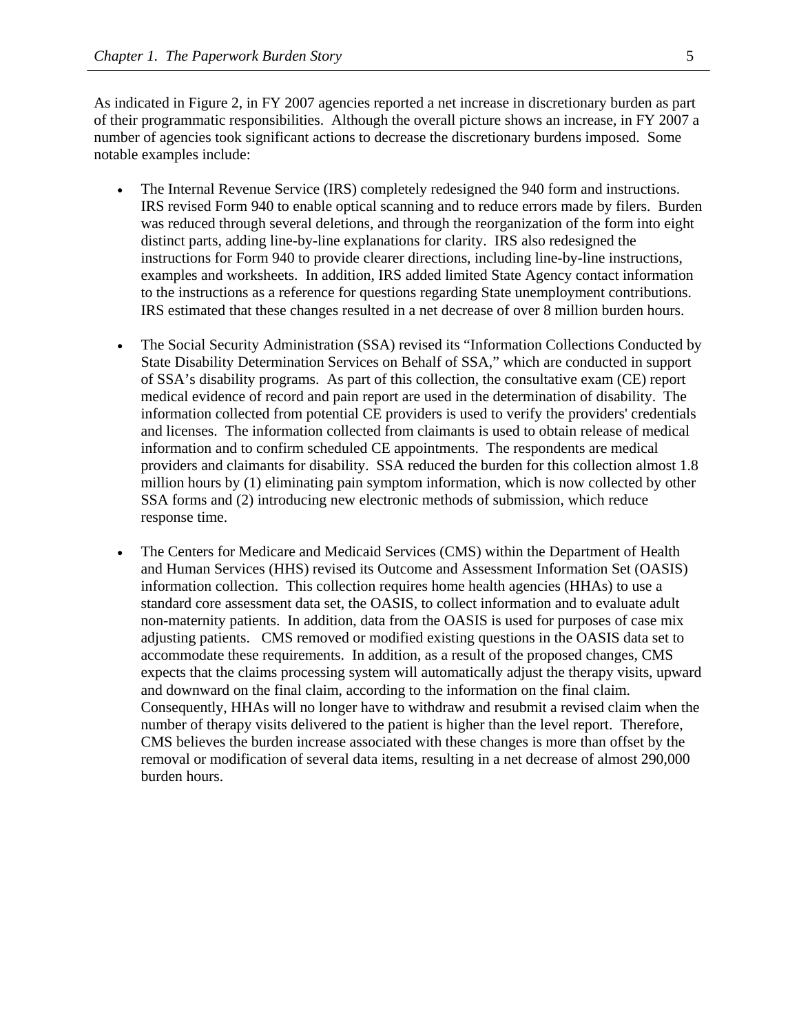As indicated in Figure 2, in FY 2007 agencies reported a net increase in discretionary burden as part of their programmatic responsibilities. Although the overall picture shows an increase, in FY 2007 a number of agencies took significant actions to decrease the discretionary burdens imposed. Some notable examples include:

- The Internal Revenue Service (IRS) completely redesigned the 940 form and instructions. IRS revised Form 940 to enable optical scanning and to reduce errors made by filers. Burden was reduced through several deletions, and through the reorganization of the form into eight distinct parts, adding line-by-line explanations for clarity. IRS also redesigned the instructions for Form 940 to provide clearer directions, including line-by-line instructions, examples and worksheets. In addition, IRS added limited State Agency contact information to the instructions as a reference for questions regarding State unemployment contributions. IRS estimated that these changes resulted in a net decrease of over 8 million burden hours.

- The Social Security Administration (SSA) revised its "Information Collections Conducted by State Disability Determination Services on Behalf of SSA," which are conducted in support of SSA's disability programs. As part of this collection, the consultative exam (CE) report medical evidence of record and pain report are used in the determination of disability. The information collected from potential CE providers is used to verify the providers' credentials and licenses. The information collected from claimants is used to obtain release of medical information and to confirm scheduled CE appointments. The respondents are medical providers and claimants for disability. SSA reduced the burden for this collection almost 1.8 million hours by (1) eliminating pain symptom information, which is now collected by other SSA forms and (2) introducing new electronic methods of submission, which reduce response time.

- The Centers for Medicare and Medicaid Services (CMS) within the Department of Health and Human Services (HHS) revised its Outcome and Assessment Information Set (OASIS) information collection. This collection requires home health agencies (HHAs) to use a standard core assessment data set, the OASIS, to collect information and to evaluate adult non-maternity patients. In addition, data from the OASIS is used for purposes of case mix adjusting patients. CMS removed or modified existing questions in the OASIS data set to accommodate these requirements. In addition, as a result of the proposed changes, CMS expects that the claims processing system will automatically adjust the therapy visits, upward and downward on the final claim, according to the information on the final claim. Consequently, HHAs will no longer have to withdraw and resubmit a revised claim when the number of therapy visits delivered to the patient is higher than the level report. Therefore, CMS believes the burden increase associated with these changes is more than offset by the removal or modification of several data items, resulting in a net decrease of almost 290,000 burden hours.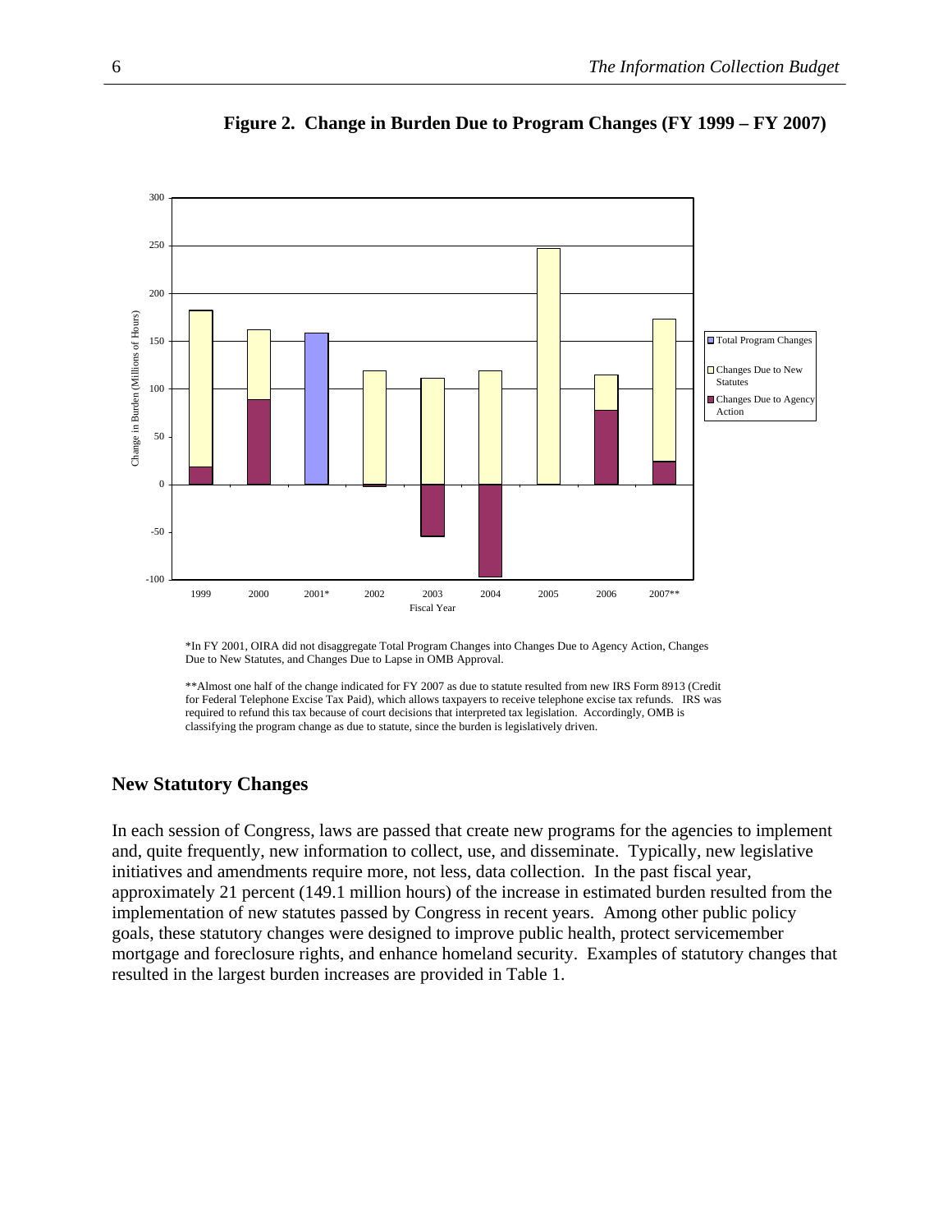**Figure 2. Change in Burden Due to Program Changes (FY 1999 – FY 2007)**

*In FY 2001, OIRA did not disaggregate Total Program Changes into Changes Due to Agency Action, Changes Due to New Statutes, and Changes Due to Lapse in OMB Approval.

**Almost one half of the change indicated for FY 2007 as due to statute resulted from new IRS Form 8913 (Credit for Federal Telephone Excise Tax Paid), which allows taxpayers to receive telephone excise tax refunds. IRS was required to refund this tax because of court decisions that interpreted tax legislation. Accordingly, OMB is classifying the program change as due to statute, since the burden is legislatively driven.

## New Statutory Changes

In each session of Congress, laws are passed that create new programs for the agencies to implement and, quite frequently, new information to collect, use, and disseminate. Typically, new legislative initiatives and amendments require more, not less, data collection. In the past fiscal year, approximately 21 percent (149.1 million hours) of the increase in estimated burden resulted from the implementation of new statutes passed by Congress in recent years. Among other public policy goals, these statutory changes were designed to improve public health, protect servicemember mortgage and foreclosure rights, and enhance homeland security. Examples of statutory changes that resulted in the largest burden increases are provided in Table 1.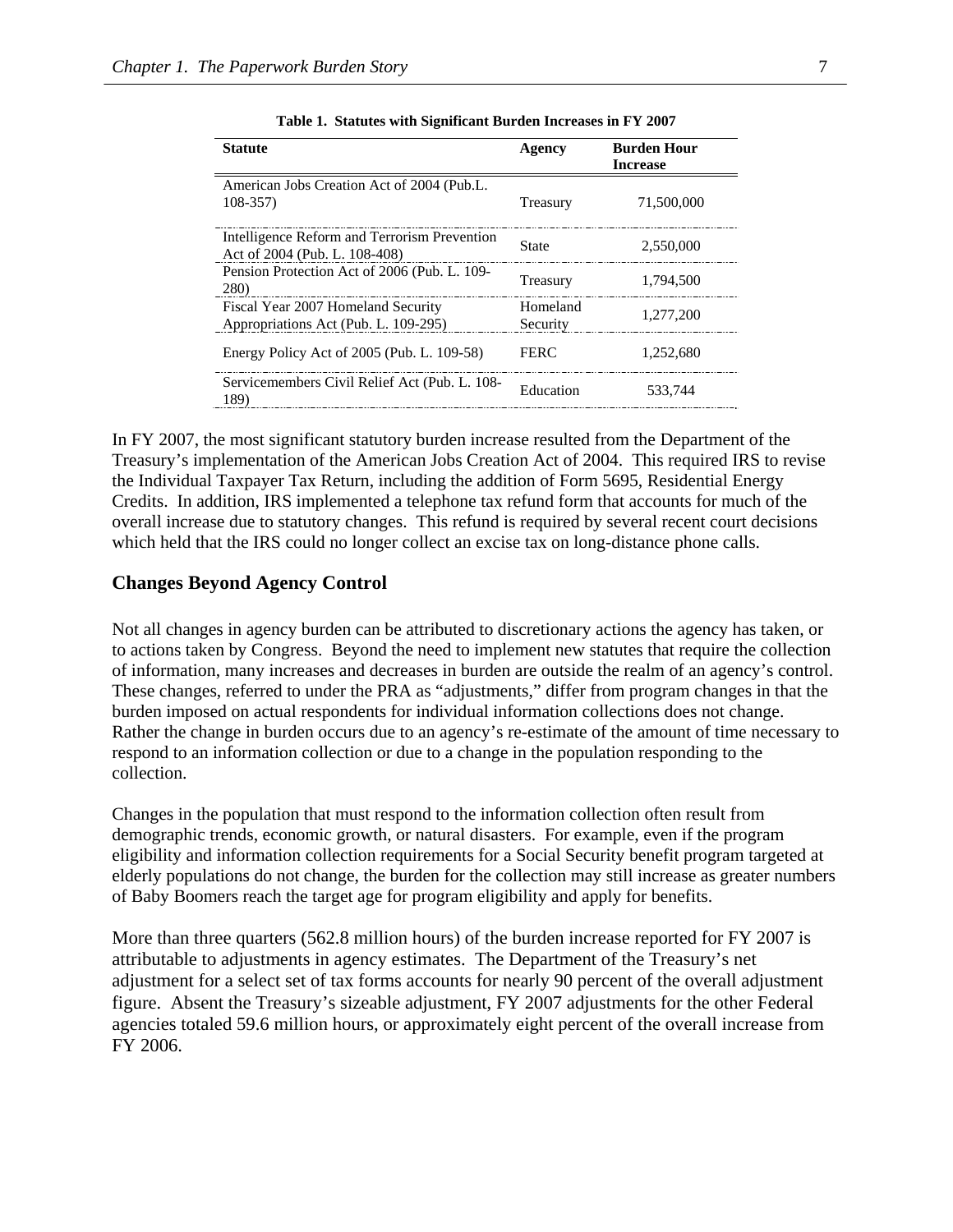**Table 1. Statutes with Significant Burden Increases in FY 2007**

| Statute | Agency | Burden Hour Increase |
|---|---|---|
| American Jobs Creation Act of 2004 (Pub.L. 108-357) | Treasury | 71,500,000 |
| Intelligence Reform and Terrorism Prevention Act of 2004 (Pub. L. 108-408) | State | 2,550,000 |
| Pension Protection Act of 2006 (Pub. L. 109-280) | Treasury | 1,794,500 |
| Fiscal Year 2007 Homeland Security Appropriations Act (Pub. L. 109-295) | Homeland Security | 1,277,200 |
| Energy Policy Act of 2005 (Pub. L. 109-58) | FERC | 1,252,680 |
| Servicemembers Civil Relief Act (Pub. L. 108-189) | Education | 533,744 |

In FY 2007, the most significant statutory burden increase resulted from the Department of the Treasury's implementation of the American Jobs Creation Act of 2004. This required IRS to revise the Individual Taxpayer Tax Return, including the addition of Form 5695, Residential Energy Credits. In addition, IRS implemented a telephone tax refund form that accounts for much of the overall increase due to statutory changes. This refund is required by several recent court decisions which held that the IRS could no longer collect an excise tax on long-distance phone calls.

## Changes Beyond Agency Control

Not all changes in agency burden can be attributed to discretionary actions the agency has taken, or to actions taken by Congress. Beyond the need to implement new statutes that require the collection of information, many increases and decreases in burden are outside the realm of an agency's control. These changes, referred to under the PRA as "adjustments," differ from program changes in that the burden imposed on actual respondents for individual information collections does not change. Rather the change in burden occurs due to an agency's re-estimate of the amount of time necessary to respond to an information collection or due to a change in the population responding to the collection.

Changes in the population that must respond to the information collection often result from demographic trends, economic growth, or natural disasters. For example, even if the program eligibility and information collection requirements for a Social Security benefit program targeted at elderly populations do not change, the burden for the collection may still increase as greater numbers of Baby Boomers reach the target age for program eligibility and apply for benefits.

More than three quarters (562.8 million hours) of the burden increase reported for FY 2007 is attributable to adjustments in agency estimates. The Department of the Treasury's net adjustment for a select set of tax forms accounts for nearly 90 percent of the overall adjustment figure. Absent the Treasury's sizeable adjustment, FY 2007 adjustments for the other Federal agencies totaled 59.6 million hours, or approximately eight percent of the overall increase from FY 2006.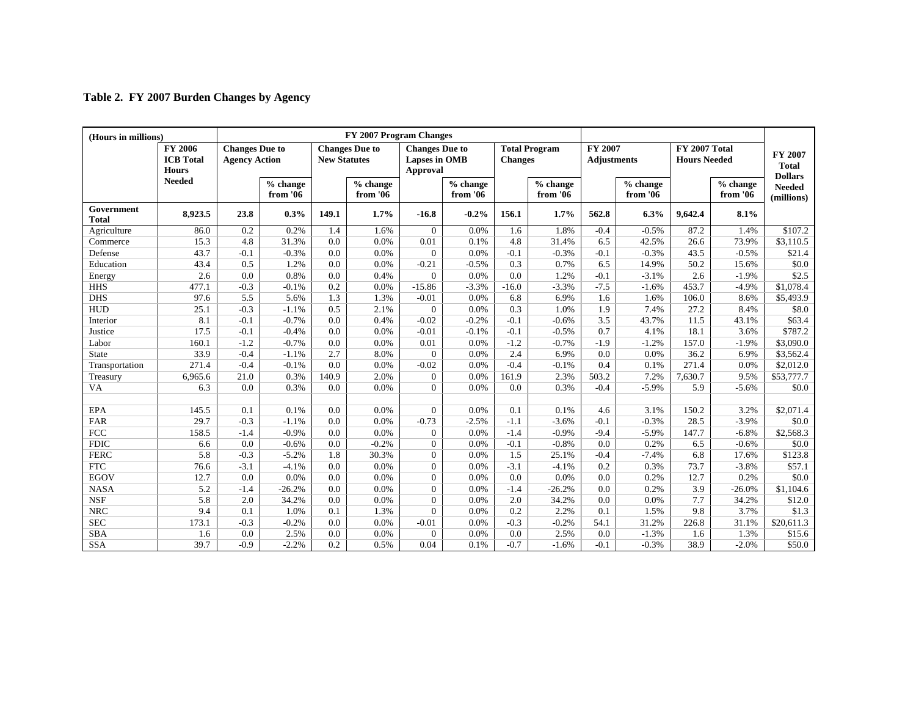## Table 2. FY 2007 Burden Changes by Agency

| (Hours in millions) | FY 2006 ICB Total Hours Needed | FY 2007 Program Changes | | | | | | | | FY 2007 Adjustments | | FY 2007 Total Hours Needed | | FY 2007 Total Dollars Needed (millions) |
|---|---|---|---|---|---|---|---|---|---|---|---|---|---|---|
| | | Changes Due to Agency Action | | Changes Due to New Statutes | | Changes Due to Lapses in OMB Approval | | Total Program Changes | | | | | | |
| | | | % change from '06 | | % change from '06 | | % change from '06 | | % change from '06 | | % change from '06 | | % change from '06 | |
| **Government Total** | **8,923.5** | **23.8** | **0.3%** | **149.1** | **1.7%** | **-16.8** | **-0.2%** | **156.1** | **1.7%** | **562.8** | **6.3%** | **9,642.4** | **8.1%** | |
| Agriculture | 86.0 | 0.2 | 0.2% | 1.4 | 1.6% | 0 | 0.0% | 1.6 | 1.8% | -0.4 | -0.5% | 87.2 | 1.4% | $107.2 |
| Commerce | 15.3 | 4.8 | 31.3% | 0.0 | 0.0% | 0.01 | 0.1% | 4.8 | 31.4% | 6.5 | 42.5% | 26.6 | 73.9% | $3,110.5 |
| Defense | 43.7 | -0.1 | -0.3% | 0.0 | 0.0% | 0 | 0.0% | -0.1 | -0.3% | -0.1 | -0.3% | 43.5 | -0.5% | $21.4 |
| Education | 43.4 | 0.5 | 1.2% | 0.0 | 0.0% | -0.21 | -0.5% | 0.3 | 0.7% | 6.5 | 14.9% | 50.2 | 15.6% | $0.0 |
| Energy | 2.6 | 0.0 | 0.8% | 0.0 | 0.4% | 0 | 0.0% | 0.0 | 1.2% | -0.1 | -3.1% | 2.6 | -1.9% | $2.5 |
| HHS | 477.1 | -0.3 | -0.1% | 0.2 | 0.0% | -15.86 | -3.3% | -16.0 | -3.3% | -7.5 | -1.6% | 453.7 | -4.9% | $1,078.4 |
| DHS | 97.6 | 5.5 | 5.6% | 1.3 | 1.3% | -0.01 | 0.0% | 6.8 | 6.9% | 1.6 | 1.6% | 106.0 | 8.6% | $5,493.9 |
| HUD | 25.1 | -0.3 | -1.1% | 0.5 | 2.1% | 0 | 0.0% | 0.3 | 1.0% | 1.9 | 7.4% | 27.2 | 8.4% | $8.0 |
| Interior | 8.1 | -0.1 | -0.7% | 0.0 | 0.4% | -0.02 | -0.2% | -0.1 | -0.6% | 3.5 | 43.7% | 11.5 | 43.1% | $63.4 |
| Justice | 17.5 | -0.1 | -0.4% | 0.0 | 0.0% | -0.01 | -0.1% | -0.1 | -0.5% | 0.7 | 4.1% | 18.1 | 3.6% | $787.2 |
| Labor | 160.1 | -1.2 | -0.7% | 0.0 | 0.0% | 0.01 | 0.0% | -1.2 | -0.7% | -1.9 | -1.2% | 157.0 | -1.9% | $3,090.0 |
| State | 33.9 | -0.4 | -1.1% | 2.7 | 8.0% | 0 | 0.0% | 2.4 | 6.9% | 0.0 | 0.0% | 36.2 | 6.9% | $3,562.4 |
| Transportation | 271.4 | -0.4 | -0.1% | 0.0 | 0.0% | -0.02 | 0.0% | -0.4 | -0.1% | 0.4 | 0.1% | 271.4 | 0.0% | $2,012.0 |
| Treasury | 6,965.6 | 21.0 | 0.3% | 140.9 | 2.0% | 0 | 0.0% | 161.9 | 2.3% | 503.2 | 7.2% | 7,630.7 | 9.5% | $53,777.7 |
| VA | 6.3 | 0.0 | 0.3% | 0.0 | 0.0% | 0 | 0.0% | 0.0 | 0.3% | -0.4 | -5.9% | 5.9 | -5.6% | $0.0 |
| | | | | | | | | | | | | | | |
| EPA | 145.5 | 0.1 | 0.1% | 0.0 | 0.0% | 0 | 0.0% | 0.1 | 0.1% | 4.6 | 3.1% | 150.2 | 3.2% | $2,071.4 |
| FAR | 29.7 | -0.3 | -1.1% | 0.0 | 0.0% | -0.73 | -2.5% | -1.1 | -3.6% | -0.1 | -0.3% | 28.5 | -3.9% | $0.0 |
| FCC | 158.5 | -1.4 | -0.9% | 0.0 | 0.0% | 0 | 0.0% | -1.4 | -0.9% | -9.4 | -5.9% | 147.7 | -6.8% | $2,568.3 |
| FDIC | 6.6 | 0.0 | -0.6% | 0.0 | -0.2% | 0 | 0.0% | -0.1 | -0.8% | 0.0 | 0.2% | 6.5 | -0.6% | $0.0 |
| FERC | 5.8 | -0.3 | -5.2% | 1.8 | 30.3% | 0 | 0.0% | 1.5 | 25.1% | -0.4 | -7.4% | 6.8 | 17.6% | $123.8 |
| FTC | 76.6 | -3.1 | -4.1% | 0.0 | 0.0% | 0 | 0.0% | -3.1 | -4.1% | 0.2 | 0.3% | 73.7 | -3.8% | $57.1 |
| EGOV | 12.7 | 0.0 | 0.0% | 0.0 | 0.0% | 0 | 0.0% | 0.0 | 0.0% | 0.0 | 0.2% | 12.7 | 0.2% | $0.0 |
| NASA | 5.2 | -1.4 | -26.2% | 0.0 | 0.0% | 0 | 0.0% | -1.4 | -26.2% | 0.0 | 0.2% | 3.9 | -26.0% | $1,104.6 |
| NSF | 5.8 | 2.0 | 34.2% | 0.0 | 0.0% | 0 | 0.0% | 2.0 | 34.2% | 0.0 | 0.0% | 7.7 | 34.2% | $12.0 |
| NRC | 9.4 | 0.1 | 1.0% | 0.1 | 1.3% | 0 | 0.0% | 0.2 | 2.2% | 0.1 | 1.5% | 9.8 | 3.7% | $1.3 |
| SEC | 173.1 | -0.3 | -0.2% | 0.0 | 0.0% | -0.01 | 0.0% | -0.3 | -0.2% | 54.1 | 31.2% | 226.8 | 31.1% | $20,611.3 |
| SBA | 1.6 | 0.0 | 2.5% | 0.0 | 0.0% | 0 | 0.0% | 0.0 | 2.5% | 0.0 | -1.3% | 1.6 | 1.3% | $15.6 |
| SSA | 39.7 | -0.9 | -2.2% | 0.2 | 0.5% | 0.04 | 0.1% | -0.7 | -1.6% | -0.1 | -0.3% | 38.9 | -2.0% | $50.0 |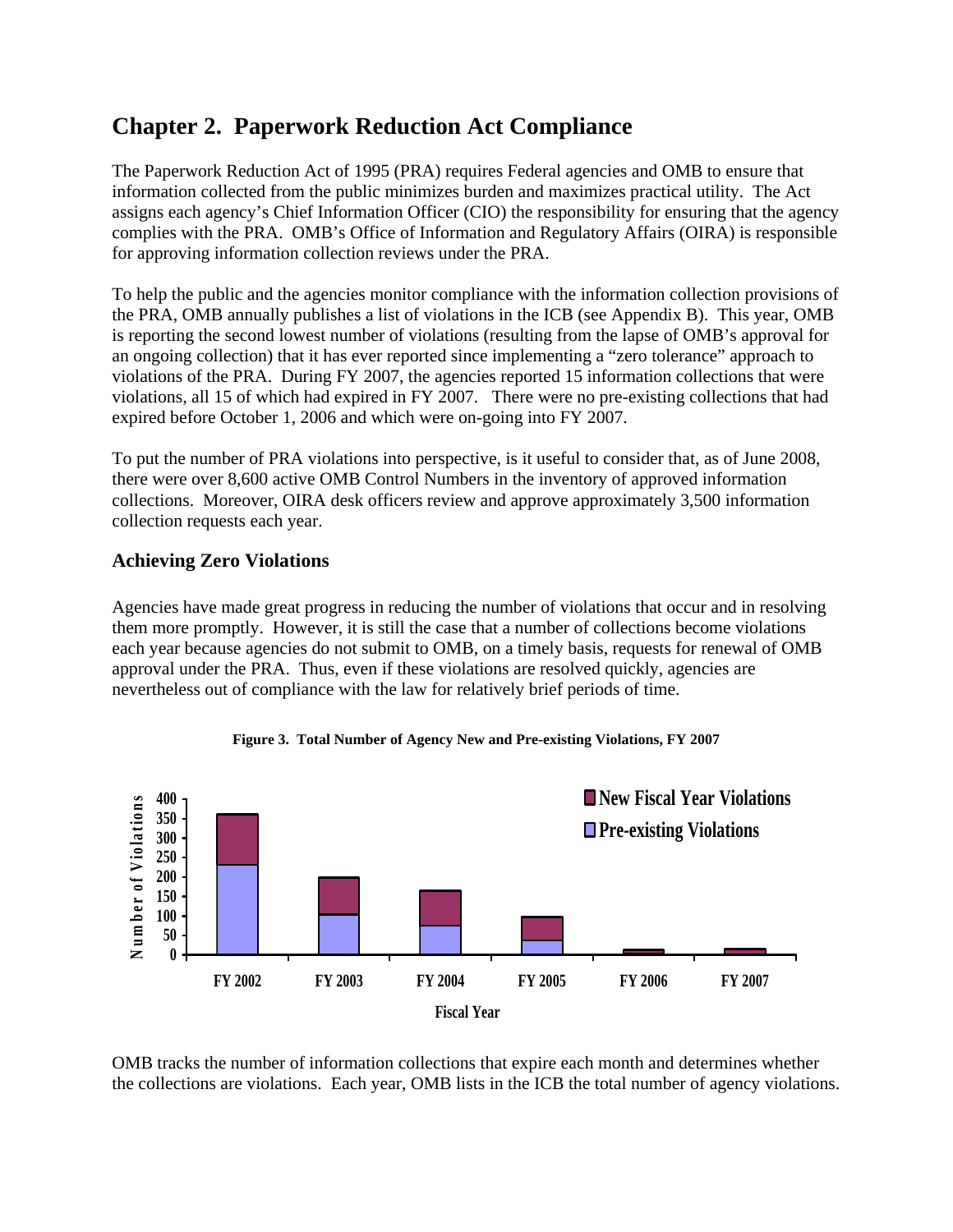# Chapter 2. Paperwork Reduction Act Compliance

The Paperwork Reduction Act of 1995 (PRA) requires Federal agencies and OMB to ensure that information collected from the public minimizes burden and maximizes practical utility. The Act assigns each agency's Chief Information Officer (CIO) the responsibility for ensuring that the agency complies with the PRA. OMB's Office of Information and Regulatory Affairs (OIRA) is responsible for approving information collection reviews under the PRA.

To help the public and the agencies monitor compliance with the information collection provisions of the PRA, OMB annually publishes a list of violations in the ICB (see Appendix B). This year, OMB is reporting the second lowest number of violations (resulting from the lapse of OMB's approval for an ongoing collection) that it has ever reported since implementing a "zero tolerance" approach to violations of the PRA. During FY 2007, the agencies reported 15 information collections that were violations, all 15 of which had expired in FY 2007. There were no pre-existing collections that had expired before October 1, 2006 and which were on-going into FY 2007.

To put the number of PRA violations into perspective, is it useful to consider that, as of June 2008, there were over 8,600 active OMB Control Numbers in the inventory of approved information collections. Moreover, OIRA desk officers review and approve approximately 3,500 information collection requests each year.

## Achieving Zero Violations

Agencies have made great progress in reducing the number of violations that occur and in resolving them more promptly. However, it is still the case that a number of collections become violations each year because agencies do not submit to OMB, on a timely basis, requests for renewal of OMB approval under the PRA. Thus, even if these violations are resolved quickly, agencies are nevertheless out of compliance with the law for relatively brief periods of time.

**Figure 3. Total Number of Agency New and Pre-existing Violations, FY 2007**

OMB tracks the number of information collections that expire each month and determines whether the collections are violations. Each year, OMB lists in the ICB the total number of agency violations.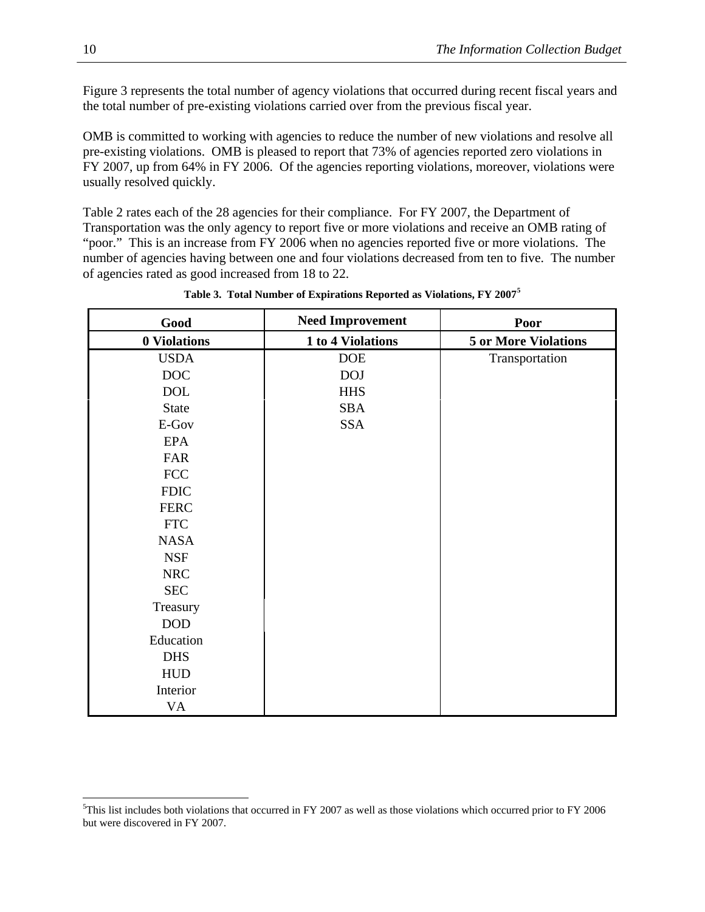Figure 3 represents the total number of agency violations that occurred during recent fiscal years and the total number of pre-existing violations carried over from the previous fiscal year.

OMB is committed to working with agencies to reduce the number of new violations and resolve all pre-existing violations. OMB is pleased to report that 73% of agencies reported zero violations in FY 2007, up from 64% in FY 2006. Of the agencies reporting violations, moreover, violations were usually resolved quickly.

Table 2 rates each of the 28 agencies for their compliance. For FY 2007, the Department of Transportation was the only agency to report five or more violations and receive an OMB rating of "poor." This is an increase from FY 2006 when no agencies reported five or more violations. The number of agencies having between one and four violations decreased from ten to five. The number of agencies rated as good increased from 18 to 22.

**Table 3. Total Number of Expirations Reported as Violations, FY 2007[5]**

| Good | Need Improvement | Poor |
|---|---|---|
| **0 Violations** | **1 to 4 Violations** | **5 or More Violations** |
| USDA | DOE | Transportation |
| DOC | DOJ | |
| DOL | HHS | |
| State | SBA | |
| E-Gov | SSA | |
| EPA | | |
| FAR | | |
| FCC | | |
| FDIC | | |
| FERC | | |
| FTC | | |
| NASA | | |
| NSF | | |
| NRC | | |
| SEC | | |
| Treasury | | |
| DOD | | |
| Education | | |
| DHS | | |
| HUD | | |
| Interior | | |
| VA | | |

[5] This list includes both violations that occurred in FY 2007 as well as those violations which occurred prior to FY 2006 but were discovered in FY 2007.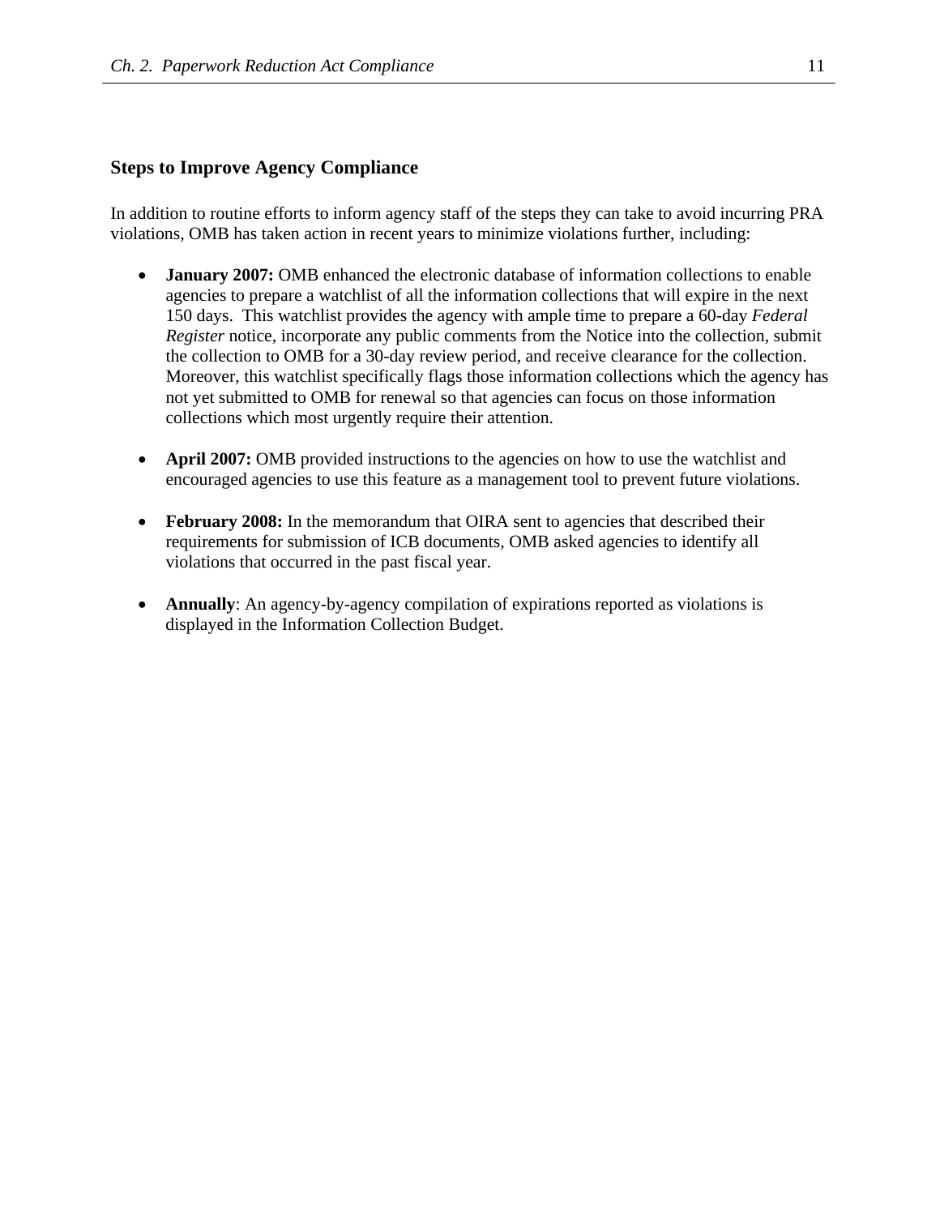### Steps to Improve Agency Compliance

In addition to routine efforts to inform agency staff of the steps they can take to avoid incurring PRA violations, OMB has taken action in recent years to minimize violations further, including:

- **January 2007:** OMB enhanced the electronic database of information collections to enable agencies to prepare a watchlist of all the information collections that will expire in the next 150 days. This watchlist provides the agency with ample time to prepare a 60-day *Federal Register* notice, incorporate any public comments from the Notice into the collection, submit the collection to OMB for a 30-day review period, and receive clearance for the collection. Moreover, this watchlist specifically flags those information collections which the agency has not yet submitted to OMB for renewal so that agencies can focus on those information collections which most urgently require their attention.

- **April 2007:** OMB provided instructions to the agencies on how to use the watchlist and encouraged agencies to use this feature as a management tool to prevent future violations.

- **February 2008:** In the memorandum that OIRA sent to agencies that described their requirements for submission of ICB documents, OMB asked agencies to identify all violations that occurred in the past fiscal year.

- **Annually**: An agency-by-agency compilation of expirations reported as violations is displayed in the Information Collection Budget.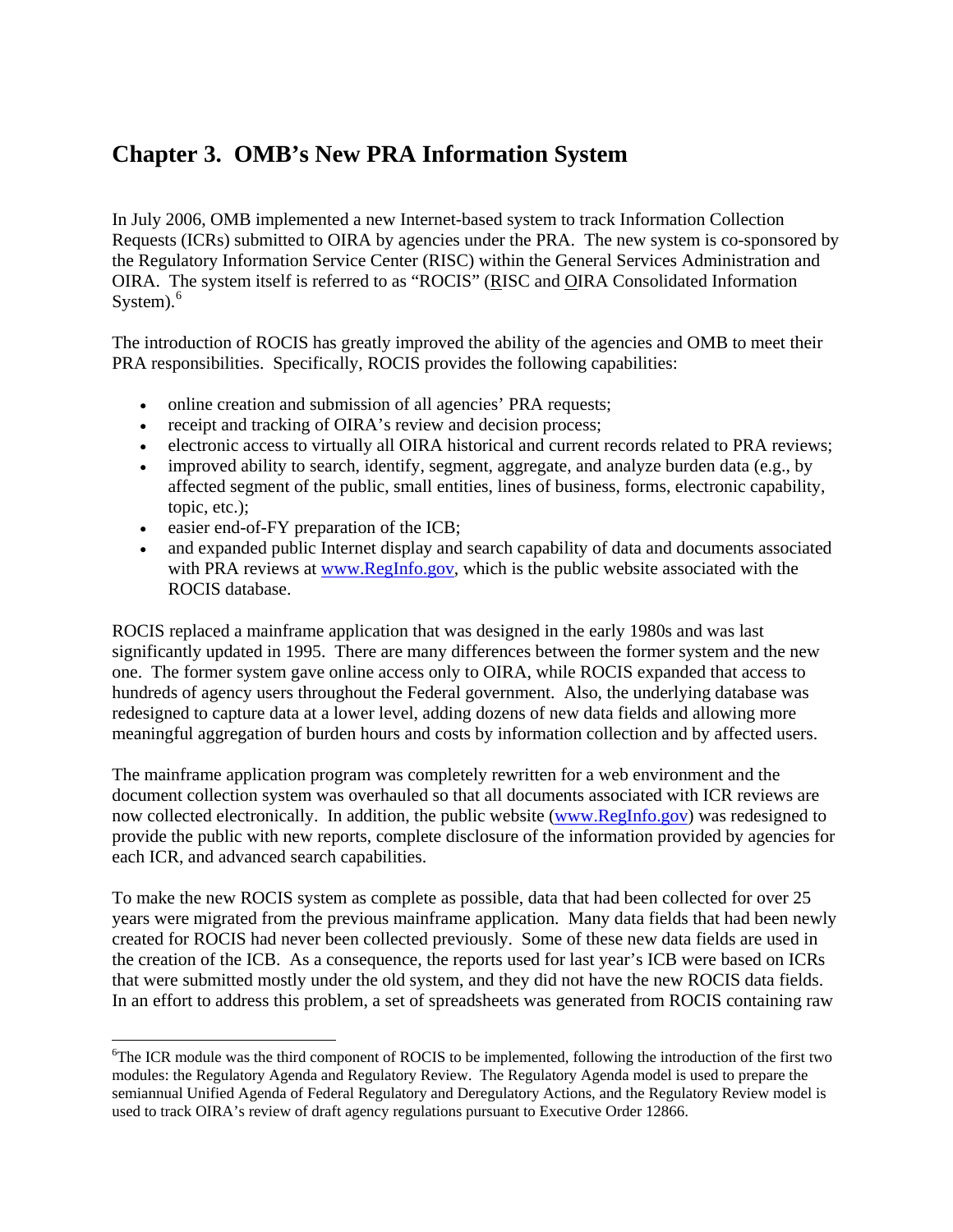# Chapter 3. OMB's New PRA Information System

In July 2006, OMB implemented a new Internet-based system to track Information Collection Requests (ICRs) submitted to OIRA by agencies under the PRA. The new system is co-sponsored by the Regulatory Information Service Center (RISC) within the General Services Administration and OIRA. The system itself is referred to as "ROCIS" (RISC and OIRA Consolidated Information System).[6]

The introduction of ROCIS has greatly improved the ability of the agencies and OMB to meet their PRA responsibilities. Specifically, ROCIS provides the following capabilities:

- online creation and submission of all agencies' PRA requests;
- receipt and tracking of OIRA's review and decision process;
- electronic access to virtually all OIRA historical and current records related to PRA reviews;
- improved ability to search, identify, segment, aggregate, and analyze burden data (e.g., by affected segment of the public, small entities, lines of business, forms, electronic capability, topic, etc.);
- easier end-of-FY preparation of the ICB;
- and expanded public Internet display and search capability of data and documents associated with PRA reviews at www.RegInfo.gov, which is the public website associated with the ROCIS database.

ROCIS replaced a mainframe application that was designed in the early 1980s and was last significantly updated in 1995. There are many differences between the former system and the new one. The former system gave online access only to OIRA, while ROCIS expanded that access to hundreds of agency users throughout the Federal government. Also, the underlying database was redesigned to capture data at a lower level, adding dozens of new data fields and allowing more meaningful aggregation of burden hours and costs by information collection and by affected users.

The mainframe application program was completely rewritten for a web environment and the document collection system was overhauled so that all documents associated with ICR reviews are now collected electronically. In addition, the public website (www.RegInfo.gov) was redesigned to provide the public with new reports, complete disclosure of the information provided by agencies for each ICR, and advanced search capabilities.

To make the new ROCIS system as complete as possible, data that had been collected for over 25 years were migrated from the previous mainframe application. Many data fields that had been newly created for ROCIS had never been collected previously. Some of these new data fields are used in the creation of the ICB. As a consequence, the reports used for last year's ICB were based on ICRs that were submitted mostly under the old system, and they did not have the new ROCIS data fields. In an effort to address this problem, a set of spreadsheets was generated from ROCIS containing raw

---

[6] The ICR module was the third component of ROCIS to be implemented, following the introduction of the first two modules: the Regulatory Agenda and Regulatory Review. The Regulatory Agenda model is used to prepare the semiannual Unified Agenda of Federal Regulatory and Deregulatory Actions, and the Regulatory Review model is used to track OIRA's review of draft agency regulations pursuant to Executive Order 12866.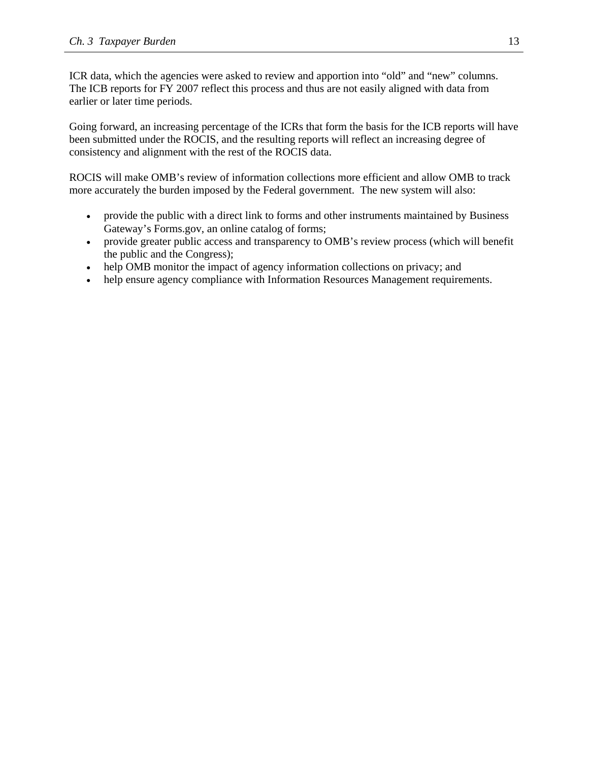ICR data, which the agencies were asked to review and apportion into "old" and "new" columns. The ICB reports for FY 2007 reflect this process and thus are not easily aligned with data from earlier or later time periods.

Going forward, an increasing percentage of the ICRs that form the basis for the ICB reports will have been submitted under the ROCIS, and the resulting reports will reflect an increasing degree of consistency and alignment with the rest of the ROCIS data.

ROCIS will make OMB's review of information collections more efficient and allow OMB to track more accurately the burden imposed by the Federal government. The new system will also:

- provide the public with a direct link to forms and other instruments maintained by Business Gateway's Forms.gov, an online catalog of forms;
- provide greater public access and transparency to OMB's review process (which will benefit the public and the Congress);
- help OMB monitor the impact of agency information collections on privacy; and
- help ensure agency compliance with Information Resources Management requirements.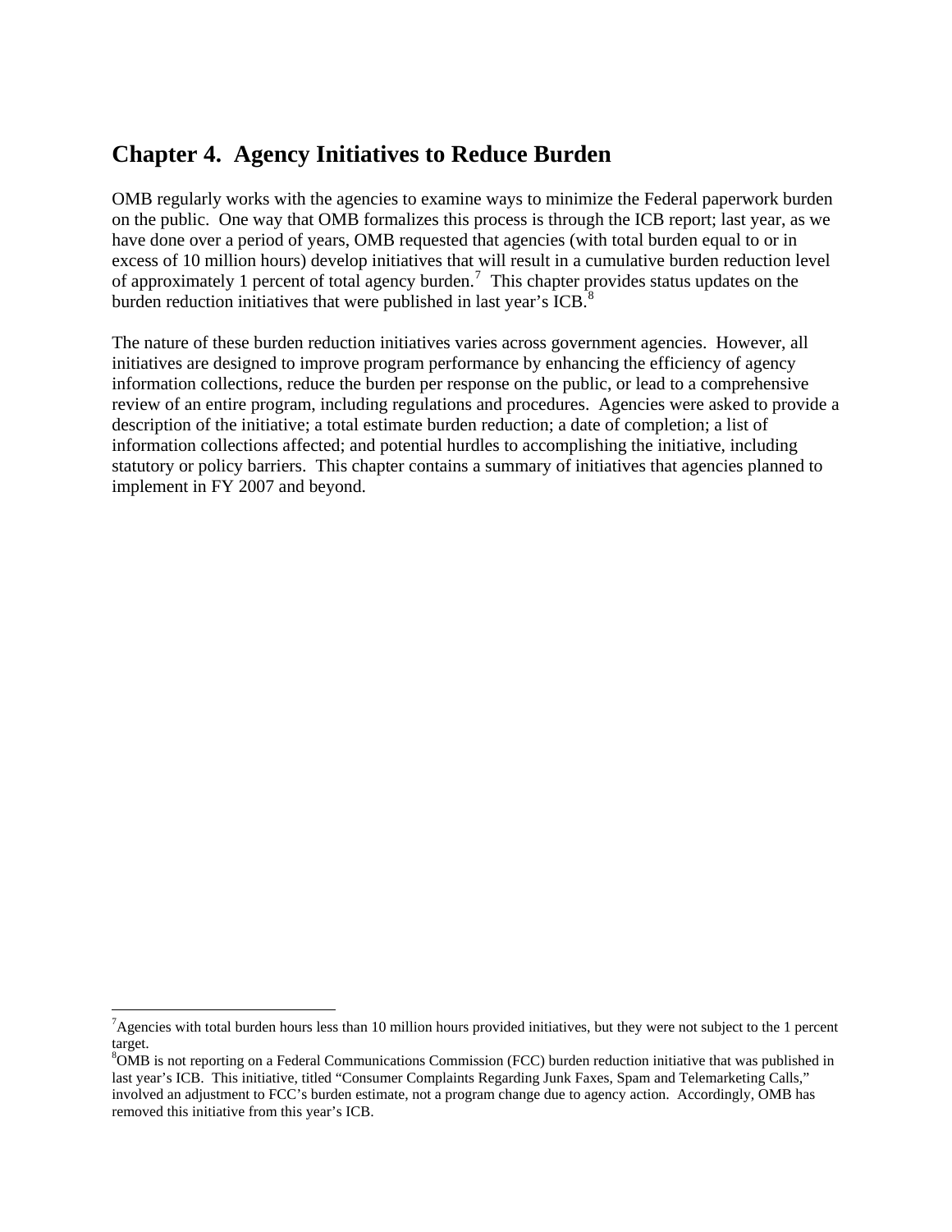# Chapter 4. Agency Initiatives to Reduce Burden

OMB regularly works with the agencies to examine ways to minimize the Federal paperwork burden on the public. One way that OMB formalizes this process is through the ICB report; last year, as we have done over a period of years, OMB requested that agencies (with total burden equal to or in excess of 10 million hours) develop initiatives that will result in a cumulative burden reduction level of approximately 1 percent of total agency burden.[7] This chapter provides status updates on the burden reduction initiatives that were published in last year's ICB.[8]

The nature of these burden reduction initiatives varies across government agencies. However, all initiatives are designed to improve program performance by enhancing the efficiency of agency information collections, reduce the burden per response on the public, or lead to a comprehensive review of an entire program, including regulations and procedures. Agencies were asked to provide a description of the initiative; a total estimate burden reduction; a date of completion; a list of information collections affected; and potential hurdles to accomplishing the initiative, including statutory or policy barriers. This chapter contains a summary of initiatives that agencies planned to implement in FY 2007 and beyond.

---

[7] Agencies with total burden hours less than 10 million hours provided initiatives, but they were not subject to the 1 percent target.

[8] OMB is not reporting on a Federal Communications Commission (FCC) burden reduction initiative that was published in last year's ICB. This initiative, titled "Consumer Complaints Regarding Junk Faxes, Spam and Telemarketing Calls," involved an adjustment to FCC's burden estimate, not a program change due to agency action. Accordingly, OMB has removed this initiative from this year's ICB.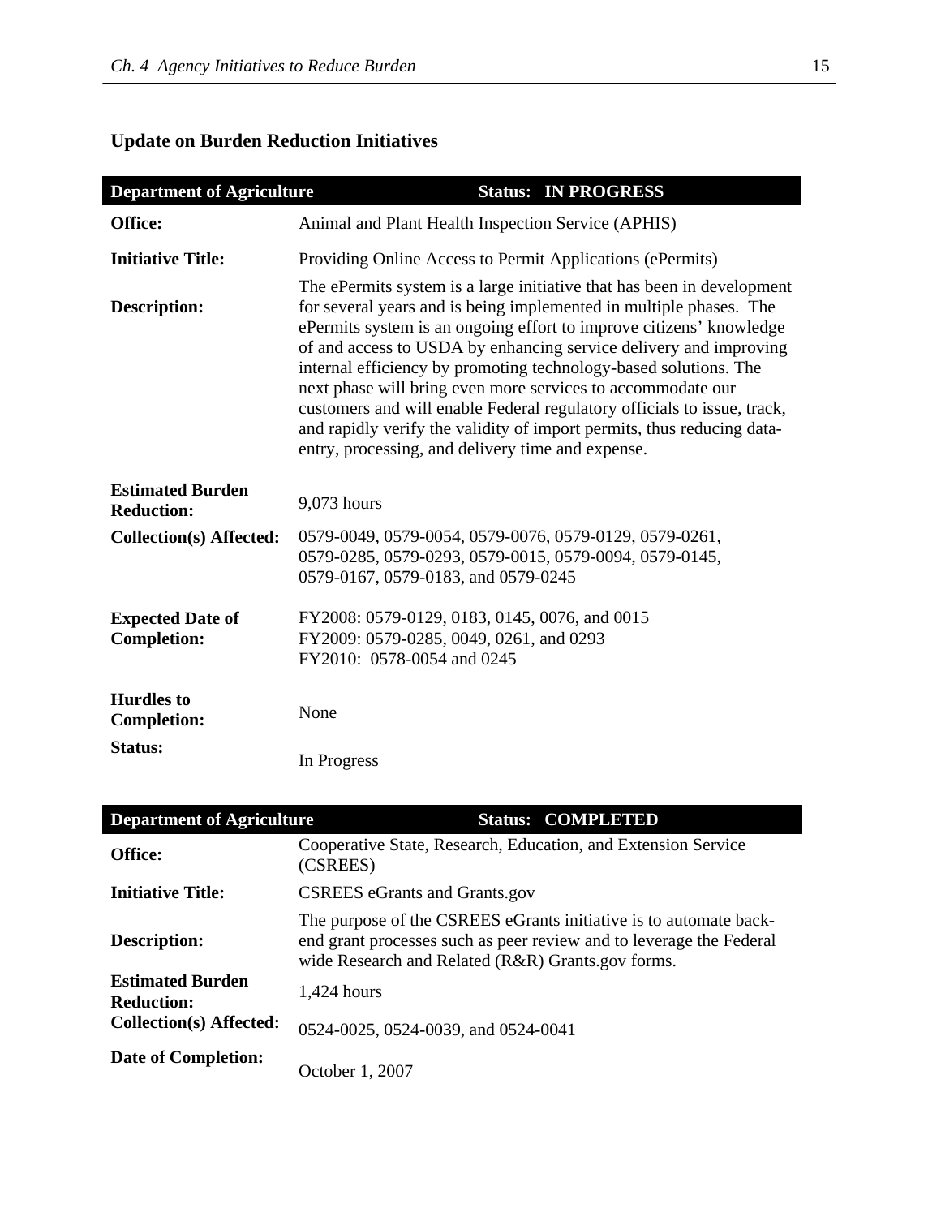## Update on Burden Reduction Initiatives

| Department of Agriculture | Status: IN PROGRESS |
|---|---|
| **Office:** | Animal and Plant Health Inspection Service (APHIS) |
| **Initiative Title:** | Providing Online Access to Permit Applications (ePermits) |
| **Description:** | The ePermits system is a large initiative that has been in development for several years and is being implemented in multiple phases. The ePermits system is an ongoing effort to improve citizens' knowledge of and access to USDA by enhancing service delivery and improving internal efficiency by promoting technology-based solutions. The next phase will bring even more services to accommodate our customers and will enable Federal regulatory officials to issue, track, and rapidly verify the validity of import permits, thus reducing data-entry, processing, and delivery time and expense. |
| **Estimated Burden Reduction:** | 9,073 hours |
| **Collection(s) Affected:** | 0579-0049, 0579-0054, 0579-0076, 0579-0129, 0579-0261, 0579-0285, 0579-0293, 0579-0015, 0579-0094, 0579-0145, 0579-0167, 0579-0183, and 0579-0245 |
| **Expected Date of Completion:** | FY2008: 0579-0129, 0183, 0145, 0076, and 0015<br>FY2009: 0579-0285, 0049, 0261, and 0293<br>FY2010: 0578-0054 and 0245 |
| **Hurdles to Completion:** | None |
| **Status:** | In Progress |

| Department of Agriculture | Status: COMPLETED |
|---|---|
| **Office:** | Cooperative State, Research, Education, and Extension Service (CSREES) |
| **Initiative Title:** | CSREES eGrants and Grants.gov |
| **Description:** | The purpose of the CSREES eGrants initiative is to automate back-end grant processes such as peer review and to leverage the Federal wide Research and Related (R&R) Grants.gov forms. |
| **Estimated Burden Reduction:** | 1,424 hours |
| **Collection(s) Affected:** | 0524-0025, 0524-0039, and 0524-0041 |
| **Date of Completion:** | October 1, 2007 |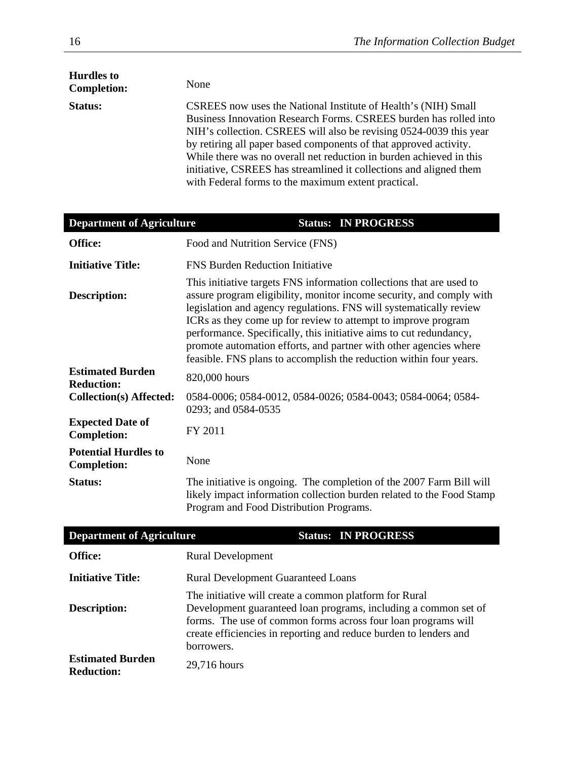| | |
|---|---|
| **Hurdles to Completion:** | None |
| **Status:** | CSREES now uses the National Institute of Health's (NIH) Small Business Innovation Research Forms. CSREES burden has rolled into NIH's collection. CSREES will also be revising 0524-0039 this year by retiring all paper based components of that approved activity. While there was no overall net reduction in burden achieved in this initiative, CSREES has streamlined it collections and aligned them with Federal forms to the maximum extent practical. |

| **Department of Agriculture** | **Status: IN PROGRESS** |
|---|---|
| **Office:** | Food and Nutrition Service (FNS) |
| **Initiative Title:** | FNS Burden Reduction Initiative |
| **Description:** | This initiative targets FNS information collections that are used to assure program eligibility, monitor income security, and comply with legislation and agency regulations. FNS will systematically review ICRs as they come up for review to attempt to improve program performance. Specifically, this initiative aims to cut redundancy, promote automation efforts, and partner with other agencies where feasible. FNS plans to accomplish the reduction within four years. |
| **Estimated Burden Reduction:** | 820,000 hours |
| **Collection(s) Affected:** | 0584-0006; 0584-0012, 0584-0026; 0584-0043; 0584-0064; 0584-0293; and 0584-0535 |
| **Expected Date of Completion:** | FY 2011 |
| **Potential Hurdles to Completion:** | None |
| **Status:** | The initiative is ongoing. The completion of the 2007 Farm Bill will likely impact information collection burden related to the Food Stamp Program and Food Distribution Programs. |

| **Department of Agriculture** | **Status: IN PROGRESS** |
|---|---|
| **Office:** | Rural Development |
| **Initiative Title:** | Rural Development Guaranteed Loans |
| **Description:** | The initiative will create a common platform for Rural Development guaranteed loan programs, including a common set of forms. The use of common forms across four loan programs will create efficiencies in reporting and reduce burden to lenders and borrowers. |
| **Estimated Burden Reduction:** | 29,716 hours |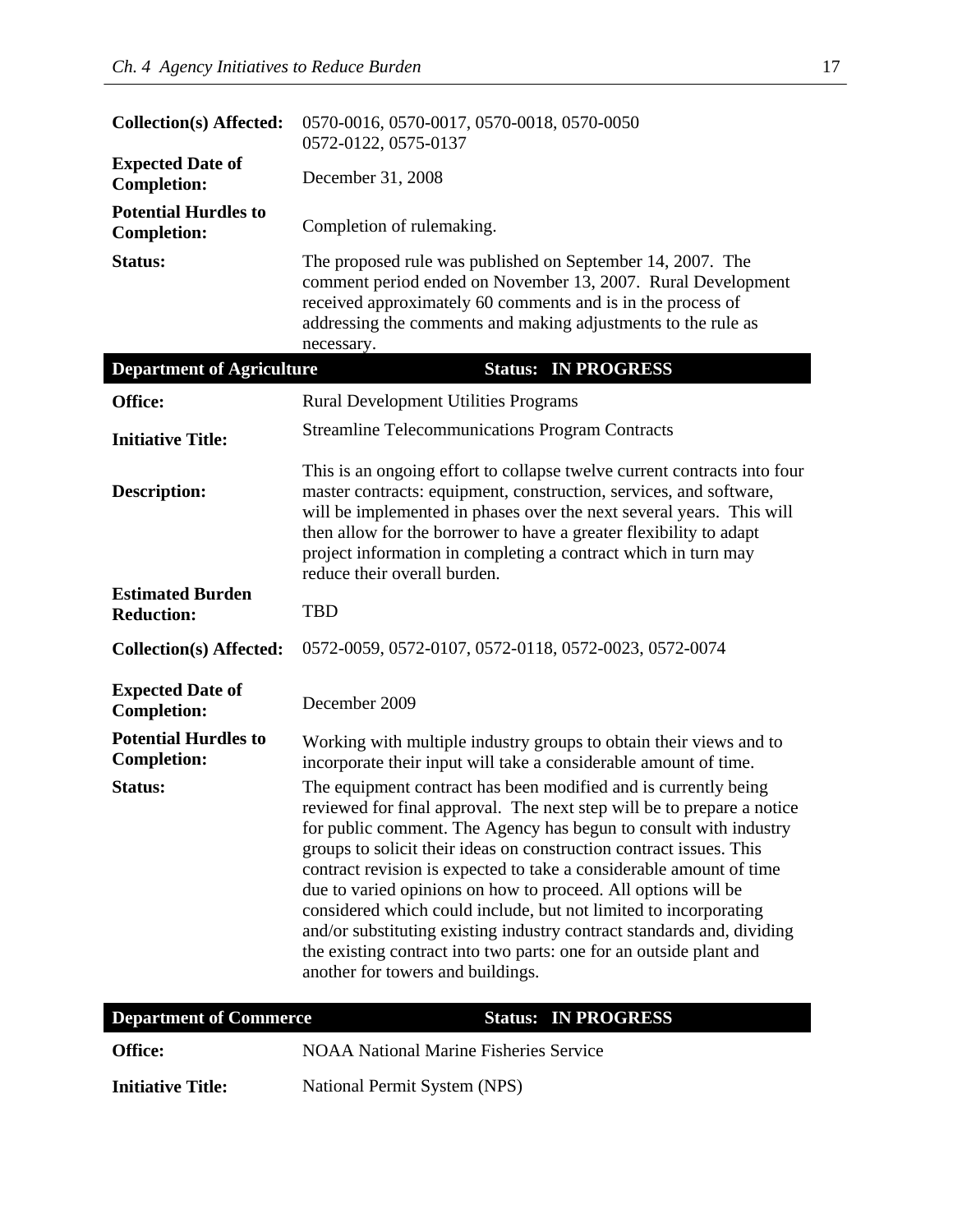| | |
|---|---|
| **Collection(s) Affected:** | 0570-0016, 0570-0017, 0570-0018, 0570-0050 0572-0122, 0575-0137 |
| **Expected Date of Completion:** | December 31, 2008 |
| **Potential Hurdles to Completion:** | Completion of rulemaking. |
| **Status:** | The proposed rule was published on September 14, 2007. The comment period ended on November 13, 2007. Rural Development received approximately 60 comments and is in the process of addressing the comments and making adjustments to the rule as necessary. |

| **Department of Agriculture** | **Status: IN PROGRESS** |
|---|---|
| **Office:** | Rural Development Utilities Programs |
| **Initiative Title:** | Streamline Telecommunications Program Contracts |
| **Description:** | This is an ongoing effort to collapse twelve current contracts into four master contracts: equipment, construction, services, and software, will be implemented in phases over the next several years. This will then allow for the borrower to have a greater flexibility to adapt project information in completing a contract which in turn may reduce their overall burden. |
| **Estimated Burden Reduction:** | TBD |
| **Collection(s) Affected:** | 0572-0059, 0572-0107, 0572-0118, 0572-0023, 0572-0074 |
| **Expected Date of Completion:** | December 2009 |
| **Potential Hurdles to Completion:** | Working with multiple industry groups to obtain their views and to incorporate their input will take a considerable amount of time. |
| **Status:** | The equipment contract has been modified and is currently being reviewed for final approval. The next step will be to prepare a notice for public comment. The Agency has begun to consult with industry groups to solicit their ideas on construction contract issues. This contract revision is expected to take a considerable amount of time due to varied opinions on how to proceed. All options will be considered which could include, but not limited to incorporating and/or substituting existing industry contract standards and, dividing the existing contract into two parts: one for an outside plant and another for towers and buildings. |

| **Department of Commerce** | **Status: IN PROGRESS** |
|---|---|
| **Office:** | NOAA National Marine Fisheries Service |
| **Initiative Title:** | National Permit System (NPS) |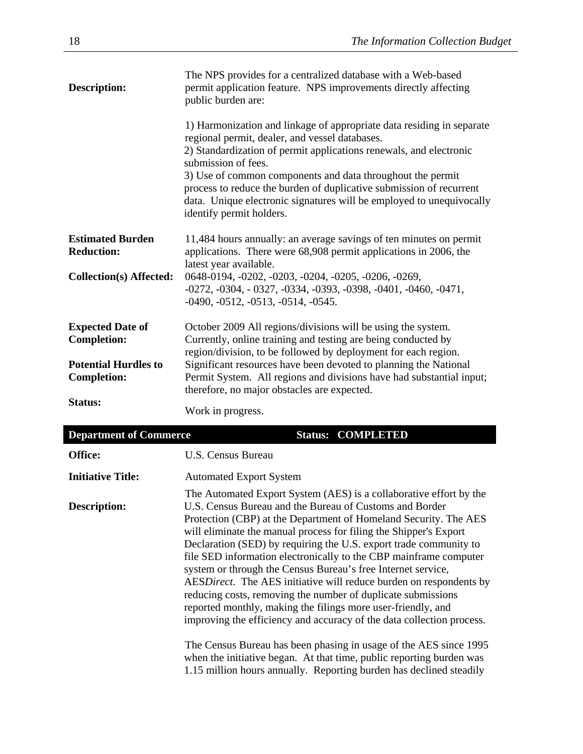**Description:** The NPS provides for a centralized database with a Web-based permit application feature. NPS improvements directly affecting public burden are:

1) Harmonization and linkage of appropriate data residing in separate regional permit, dealer, and vessel databases.
2) Standardization of permit applications renewals, and electronic submission of fees.
3) Use of common components and data throughout the permit process to reduce the burden of duplicative submission of recurrent data. Unique electronic signatures will be employed to unequivocally identify permit holders.

**Estimated Burden Reduction:** 11,484 hours annually: an average savings of ten minutes on permit applications. There were 68,908 permit applications in 2006, the latest year available.

**Collection(s) Affected:** 0648-0194, -0202, -0203, -0204, -0205, -0206, -0269, -0272, -0304, - 0327, -0334, -0393, -0398, -0401, -0460, -0471, -0490, -0512, -0513, -0514, -0545.

**Expected Date of Completion:** October 2009 All regions/divisions will be using the system. Currently, online training and testing are being conducted by region/division, to be followed by deployment for each region.

**Potential Hurdles to Completion:** Significant resources have been devoted to planning the National Permit System. All regions and divisions have had substantial input; therefore, no major obstacles are expected.

**Status:** Work in progress.

**Department of Commerce — Status: COMPLETED**

**Office:** U.S. Census Bureau

**Initiative Title:** Automated Export System

**Description:** The Automated Export System (AES) is a collaborative effort by the U.S. Census Bureau and the Bureau of Customs and Border Protection (CBP) at the Department of Homeland Security. The AES will eliminate the manual process for filing the Shipper's Export Declaration (SED) by requiring the U.S. export trade community to file SED information electronically to the CBP mainframe computer system or through the Census Bureau's free Internet service, AES*Direct*. The AES initiative will reduce burden on respondents by reducing costs, removing the number of duplicate submissions reported monthly, making the filings more user-friendly, and improving the efficiency and accuracy of the data collection process.

The Census Bureau has been phasing in usage of the AES since 1995 when the initiative began. At that time, public reporting burden was 1.15 million hours annually. Reporting burden has declined steadily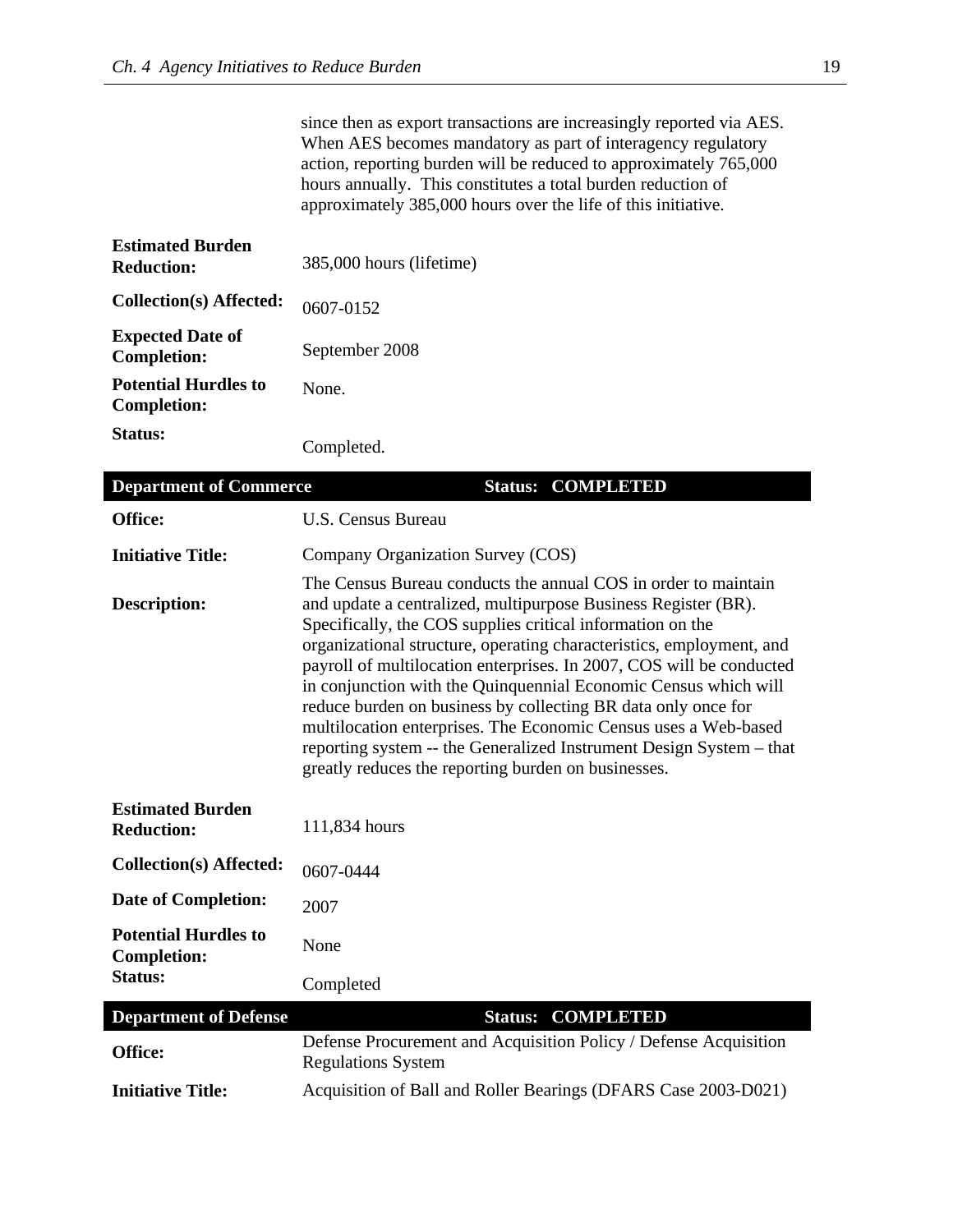since then as export transactions are increasingly reported via AES. When AES becomes mandatory as part of interagency regulatory action, reporting burden will be reduced to approximately 765,000 hours annually. This constitutes a total burden reduction of approximately 385,000 hours over the life of this initiative.

| | |
|---|---|
| **Estimated Burden Reduction:** | 385,000 hours (lifetime) |
| **Collection(s) Affected:** | 0607-0152 |
| **Expected Date of Completion:** | September 2008 |
| **Potential Hurdles to Completion:** | None. |
| **Status:** | Completed. |

| **Department of Commerce** | **Status: COMPLETED** |
|---|---|
| **Office:** | U.S. Census Bureau |
| **Initiative Title:** | Company Organization Survey (COS) |
| **Description:** | The Census Bureau conducts the annual COS in order to maintain and update a centralized, multipurpose Business Register (BR). Specifically, the COS supplies critical information on the organizational structure, operating characteristics, employment, and payroll of multilocation enterprises. In 2007, COS will be conducted in conjunction with the Quinquennial Economic Census which will reduce burden on business by collecting BR data only once for multilocation enterprises. The Economic Census uses a Web-based reporting system -- the Generalized Instrument Design System – that greatly reduces the reporting burden on businesses. |
| **Estimated Burden Reduction:** | 111,834 hours |
| **Collection(s) Affected:** | 0607-0444 |
| **Date of Completion:** | 2007 |
| **Potential Hurdles to Completion:** | None |
| **Status:** | Completed |

| **Department of Defense** | **Status: COMPLETED** |
|---|---|
| **Office:** | Defense Procurement and Acquisition Policy / Defense Acquisition Regulations System |
| **Initiative Title:** | Acquisition of Ball and Roller Bearings (DFARS Case 2003-D021) |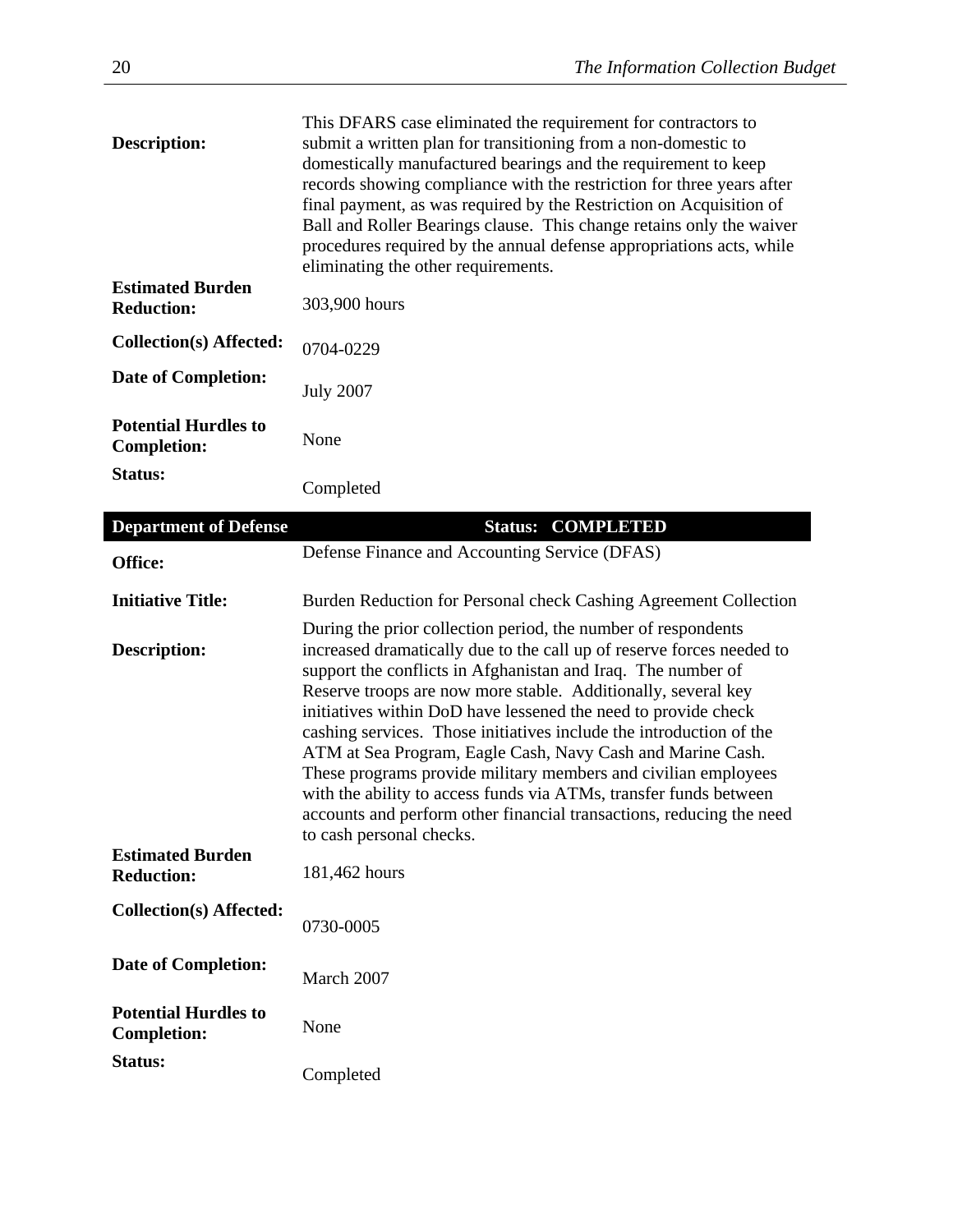| | |
|---|---|
| **Description:** | This DFARS case eliminated the requirement for contractors to submit a written plan for transitioning from a non-domestic to domestically manufactured bearings and the requirement to keep records showing compliance with the restriction for three years after final payment, as was required by the Restriction on Acquisition of Ball and Roller Bearings clause. This change retains only the waiver procedures required by the annual defense appropriations acts, while eliminating the other requirements. |
| **Estimated Burden Reduction:** | 303,900 hours |
| **Collection(s) Affected:** | 0704-0229 |
| **Date of Completion:** | July 2007 |
| **Potential Hurdles to Completion:** | None |
| **Status:** | Completed |

| **Department of Defense** | **Status: COMPLETED** |
|---|---|
| **Office:** | Defense Finance and Accounting Service (DFAS) |
| **Initiative Title:** | Burden Reduction for Personal check Cashing Agreement Collection |
| **Description:** | During the prior collection period, the number of respondents increased dramatically due to the call up of reserve forces needed to support the conflicts in Afghanistan and Iraq. The number of Reserve troops are now more stable. Additionally, several key initiatives within DoD have lessened the need to provide check cashing services. Those initiatives include the introduction of the ATM at Sea Program, Eagle Cash, Navy Cash and Marine Cash. These programs provide military members and civilian employees with the ability to access funds via ATMs, transfer funds between accounts and perform other financial transactions, reducing the need to cash personal checks. |
| **Estimated Burden Reduction:** | 181,462 hours |
| **Collection(s) Affected:** | 0730-0005 |
| **Date of Completion:** | March 2007 |
| **Potential Hurdles to Completion:** | None |
| **Status:** | Completed |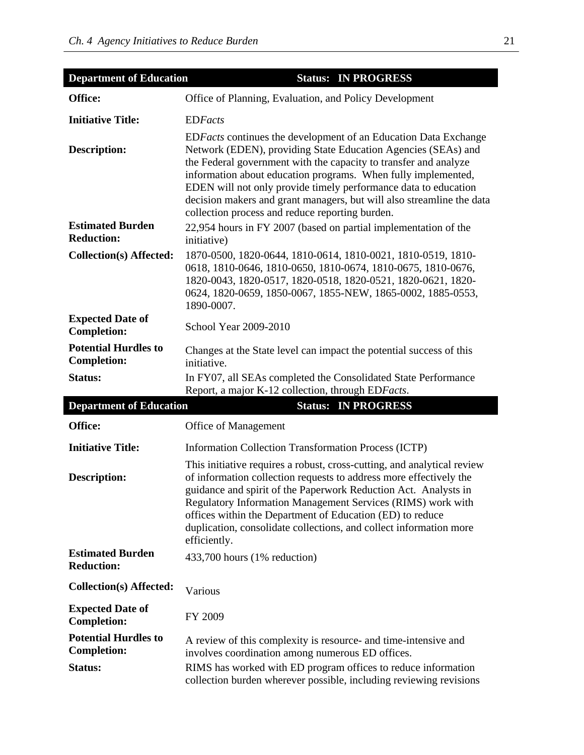| Department of Education | Status: IN PROGRESS |
|---|---|
| **Office:** | Office of Planning, Evaluation, and Policy Development |
| **Initiative Title:** | ED*Facts* |
| **Description:** | ED*Facts* continues the development of an Education Data Exchange Network (EDEN), providing State Education Agencies (SEAs) and the Federal government with the capacity to transfer and analyze information about education programs. When fully implemented, EDEN will not only provide timely performance data to education decision makers and grant managers, but will also streamline the data collection process and reduce reporting burden. |
| **Estimated Burden Reduction:** | 22,954 hours in FY 2007 (based on partial implementation of the initiative) |
| **Collection(s) Affected:** | 1870-0500, 1820-0644, 1810-0614, 1810-0021, 1810-0519, 1810-0618, 1810-0646, 1810-0650, 1810-0674, 1810-0675, 1810-0676, 1820-0043, 1820-0517, 1820-0518, 1820-0521, 1820-0621, 1820-0624, 1820-0659, 1850-0067, 1855-NEW, 1865-0002, 1885-0553, 1890-0007. |
| **Expected Date of Completion:** | School Year 2009-2010 |
| **Potential Hurdles to Completion:** | Changes at the State level can impact the potential success of this initiative. |
| **Status:** | In FY07, all SEAs completed the Consolidated State Performance Report, a major K-12 collection, through ED*Facts*. |

| Department of Education | Status: IN PROGRESS |
|---|---|
| **Office:** | Office of Management |
| **Initiative Title:** | Information Collection Transformation Process (ICTP) |
| **Description:** | This initiative requires a robust, cross-cutting, and analytical review of information collection requests to address more effectively the guidance and spirit of the Paperwork Reduction Act. Analysts in Regulatory Information Management Services (RIMS) work with offices within the Department of Education (ED) to reduce duplication, consolidate collections, and collect information more efficiently. |
| **Estimated Burden Reduction:** | 433,700 hours (1% reduction) |
| **Collection(s) Affected:** | Various |
| **Expected Date of Completion:** | FY 2009 |
| **Potential Hurdles to Completion:** | A review of this complexity is resource- and time-intensive and involves coordination among numerous ED offices. |
| **Status:** | RIMS has worked with ED program offices to reduce information collection burden wherever possible, including reviewing revisions |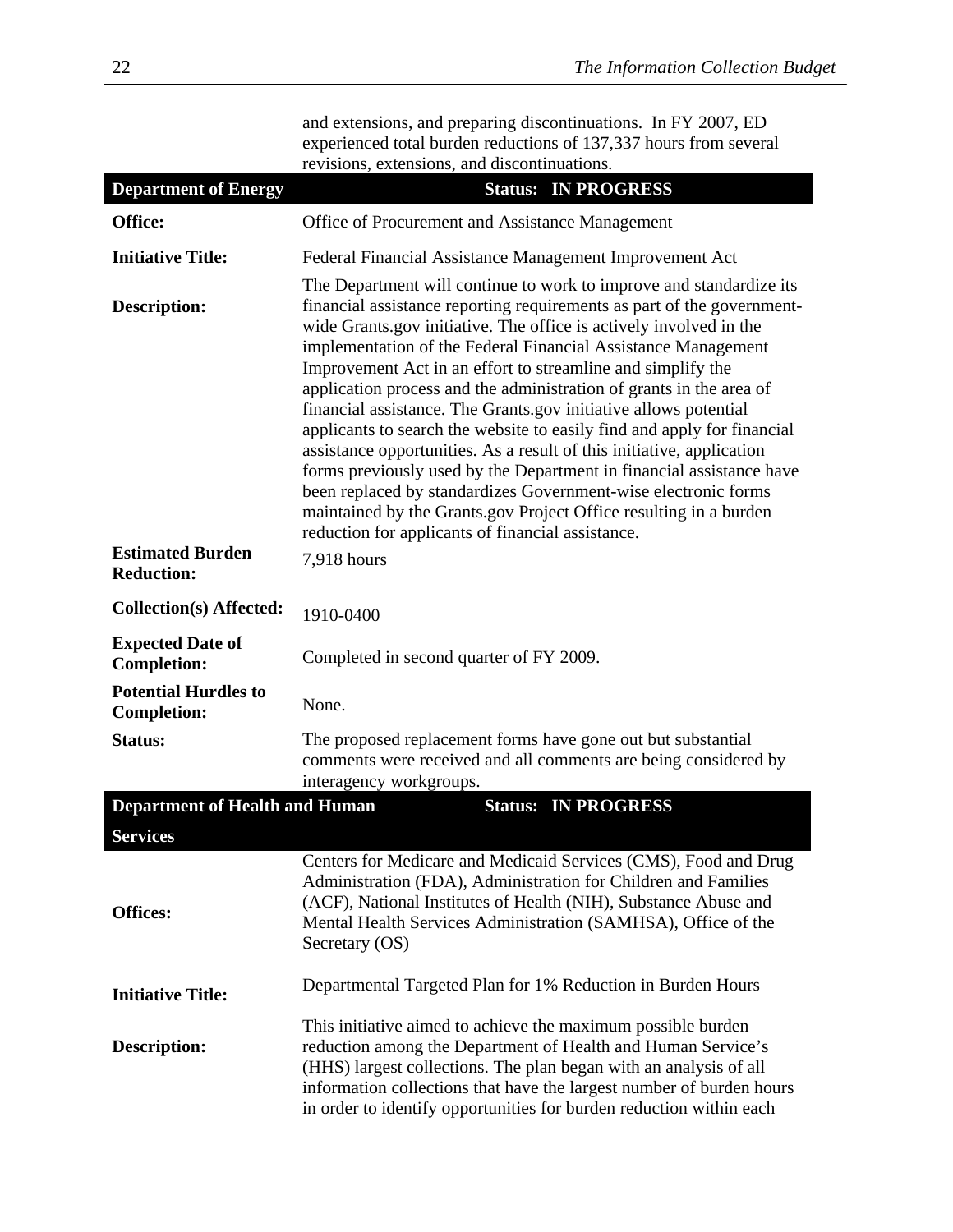and extensions, and preparing discontinuations. In FY 2007, ED experienced total burden reductions of 137,337 hours from several revisions, extensions, and discontinuations.

| **Department of Energy** | **Status: IN PROGRESS** |
|---|---|
| **Office:** | Office of Procurement and Assistance Management |
| **Initiative Title:** | Federal Financial Assistance Management Improvement Act |
| **Description:** | The Department will continue to work to improve and standardize its financial assistance reporting requirements as part of the government-wide Grants.gov initiative. The office is actively involved in the implementation of the Federal Financial Assistance Management Improvement Act in an effort to streamline and simplify the application process and the administration of grants in the area of financial assistance. The Grants.gov initiative allows potential applicants to search the website to easily find and apply for financial assistance opportunities. As a result of this initiative, application forms previously used by the Department in financial assistance have been replaced by standardizes Government-wise electronic forms maintained by the Grants.gov Project Office resulting in a burden reduction for applicants of financial assistance. |
| **Estimated Burden Reduction:** | 7,918 hours |
| **Collection(s) Affected:** | 1910-0400 |
| **Expected Date of Completion:** | Completed in second quarter of FY 2009. |
| **Potential Hurdles to Completion:** | None. |
| **Status:** | The proposed replacement forms have gone out but substantial comments were received and all comments are being considered by interagency workgroups. |

| **Department of Health and Human Services** | **Status: IN PROGRESS** |
|---|---|
| **Offices:** | Centers for Medicare and Medicaid Services (CMS), Food and Drug Administration (FDA), Administration for Children and Families (ACF), National Institutes of Health (NIH), Substance Abuse and Mental Health Services Administration (SAMHSA), Office of the Secretary (OS) |
| **Initiative Title:** | Departmental Targeted Plan for 1% Reduction in Burden Hours |
| **Description:** | This initiative aimed to achieve the maximum possible burden reduction among the Department of Health and Human Service's (HHS) largest collections. The plan began with an analysis of all information collections that have the largest number of burden hours in order to identify opportunities for burden reduction within each |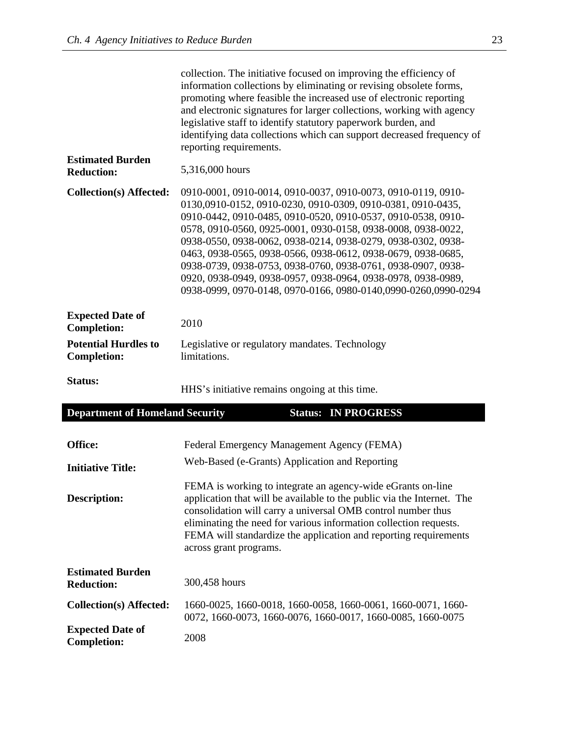collection. The initiative focused on improving the efficiency of information collections by eliminating or revising obsolete forms, promoting where feasible the increased use of electronic reporting and electronic signatures for larger collections, working with agency legislative staff to identify statutory paperwork burden, and identifying data collections which can support decreased frequency of reporting requirements.

**Estimated Burden Reduction:** 5,316,000 hours

**Collection(s) Affected:** 0910-0001, 0910-0014, 0910-0037, 0910-0073, 0910-0119, 0910-0130,0910-0152, 0910-0230, 0910-0309, 0910-0381, 0910-0435, 0910-0442, 0910-0485, 0910-0520, 0910-0537, 0910-0538, 0910-0578, 0910-0560, 0925-0001, 0930-0158, 0938-0008, 0938-0022, 0938-0550, 0938-0062, 0938-0214, 0938-0279, 0938-0302, 0938-0463, 0938-0565, 0938-0566, 0938-0612, 0938-0679, 0938-0685, 0938-0739, 0938-0753, 0938-0760, 0938-0761, 0938-0907, 0938-0920, 0938-0949, 0938-0957, 0938-0964, 0938-0978, 0938-0989, 0938-0999, 0970-0148, 0970-0166, 0980-0140,0990-0260,0990-0294

**Expected Date of Completion:** 2010

**Potential Hurdles to Completion:** Legislative or regulatory mandates. Technology limitations.

**Status:** HHS's initiative remains ongoing at this time.

## Department of Homeland Security — Status: IN PROGRESS

**Office:** Federal Emergency Management Agency (FEMA)

**Initiative Title:** Web-Based (e-Grants) Application and Reporting

**Description:** FEMA is working to integrate an agency-wide eGrants on-line application that will be available to the public via the Internet. The consolidation will carry a universal OMB control number thus eliminating the need for various information collection requests. FEMA will standardize the application and reporting requirements across grant programs.

**Estimated Burden Reduction:** 300,458 hours

**Collection(s) Affected:** 1660-0025, 1660-0018, 1660-0058, 1660-0061, 1660-0071, 1660-0072, 1660-0073, 1660-0076, 1660-0017, 1660-0085, 1660-0075

**Expected Date of Completion:** 2008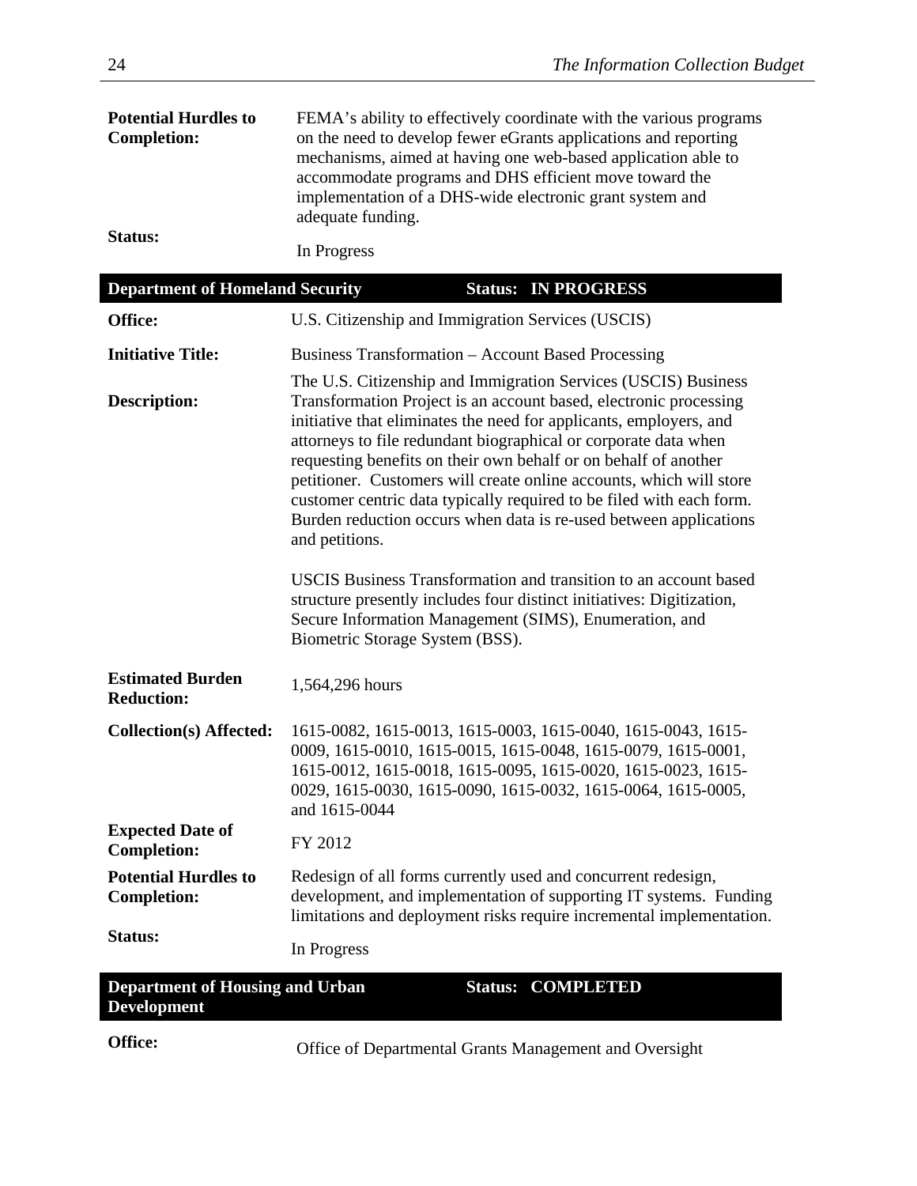| | |
|---|---|
| **Potential Hurdles to Completion:** | FEMA's ability to effectively coordinate with the various programs on the need to develop fewer eGrants applications and reporting mechanisms, aimed at having one web-based application able to accommodate programs and DHS efficient move toward the implementation of a DHS-wide electronic grant system and adequate funding. |
| **Status:** | In Progress |

| **Department of Homeland Security** | **Status: IN PROGRESS** |
|---|---|
| **Office:** | U.S. Citizenship and Immigration Services (USCIS) |
| **Initiative Title:** | Business Transformation – Account Based Processing |
| **Description:** | The U.S. Citizenship and Immigration Services (USCIS) Business Transformation Project is an account based, electronic processing initiative that eliminates the need for applicants, employers, and attorneys to file redundant biographical or corporate data when requesting benefits on their own behalf or on behalf of another petitioner. Customers will create online accounts, which will store customer centric data typically required to be filed with each form. Burden reduction occurs when data is re-used between applications and petitions.<br><br>USCIS Business Transformation and transition to an account based structure presently includes four distinct initiatives: Digitization, Secure Information Management (SIMS), Enumeration, and Biometric Storage System (BSS). |
| **Estimated Burden Reduction:** | 1,564,296 hours |
| **Collection(s) Affected:** | 1615-0082, 1615-0013, 1615-0003, 1615-0040, 1615-0043, 1615-0009, 1615-0010, 1615-0015, 1615-0048, 1615-0079, 1615-0001, 1615-0012, 1615-0018, 1615-0095, 1615-0020, 1615-0023, 1615-0029, 1615-0030, 1615-0090, 1615-0032, 1615-0064, 1615-0005, and 1615-0044 |
| **Expected Date of Completion:** | FY 2012 |
| **Potential Hurdles to Completion:** | Redesign of all forms currently used and concurrent redesign, development, and implementation of supporting IT systems. Funding limitations and deployment risks require incremental implementation. |
| **Status:** | In Progress |

| **Department of Housing and Urban Development** | **Status: COMPLETED** |
|---|---|
| **Office:** | Office of Departmental Grants Management and Oversight |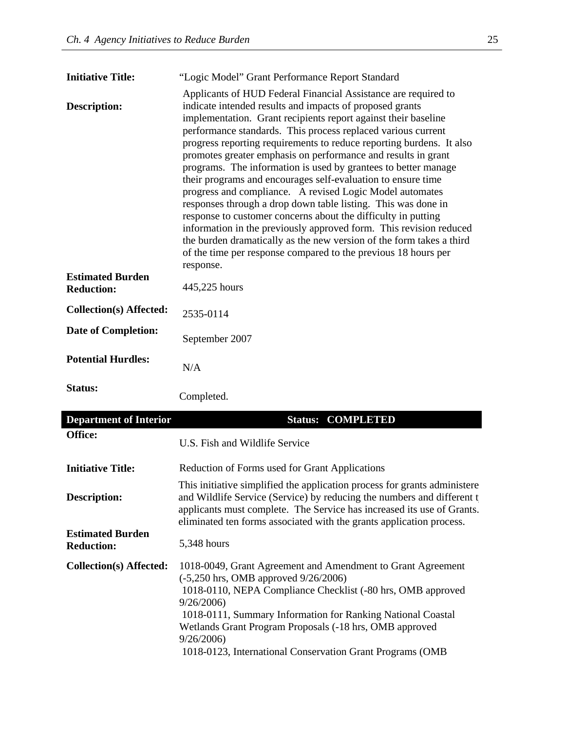| | |
|---|---|
| **Initiative Title:** | "Logic Model" Grant Performance Report Standard |
| **Description:** | Applicants of HUD Federal Financial Assistance are required to indicate intended results and impacts of proposed grants implementation. Grant recipients report against their baseline performance standards. This process replaced various current progress reporting requirements to reduce reporting burdens. It also promotes greater emphasis on performance and results in grant programs. The information is used by grantees to better manage their programs and encourages self-evaluation to ensure time progress and compliance. A revised Logic Model automates responses through a drop down table listing. This was done in response to customer concerns about the difficulty in putting information in the previously approved form. This revision reduced the burden dramatically as the new version of the form takes a third of the time per response compared to the previous 18 hours per response. |
| **Estimated Burden Reduction:** | 445,225 hours |
| **Collection(s) Affected:** | 2535-0114 |
| **Date of Completion:** | September 2007 |
| **Potential Hurdles:** | N/A |
| **Status:** | Completed. |

| **Department of Interior** | **Status: COMPLETED** |
|---|---|
| **Office:** | U.S. Fish and Wildlife Service |
| **Initiative Title:** | Reduction of Forms used for Grant Applications |
| **Description:** | This initiative simplified the application process for grants administere and Wildlife Service (Service) by reducing the numbers and different t applicants must complete. The Service has increased its use of Grants. eliminated ten forms associated with the grants application process. |
| **Estimated Burden Reduction:** | 5,348 hours |
| **Collection(s) Affected:** | 1018-0049, Grant Agreement and Amendment to Grant Agreement (-5,250 hrs, OMB approved 9/26/2006)<br>1018-0110, NEPA Compliance Checklist (-80 hrs, OMB approved 9/26/2006)<br>1018-0111, Summary Information for Ranking National Coastal Wetlands Grant Program Proposals (-18 hrs, OMB approved 9/26/2006)<br>1018-0123, International Conservation Grant Programs (OMB |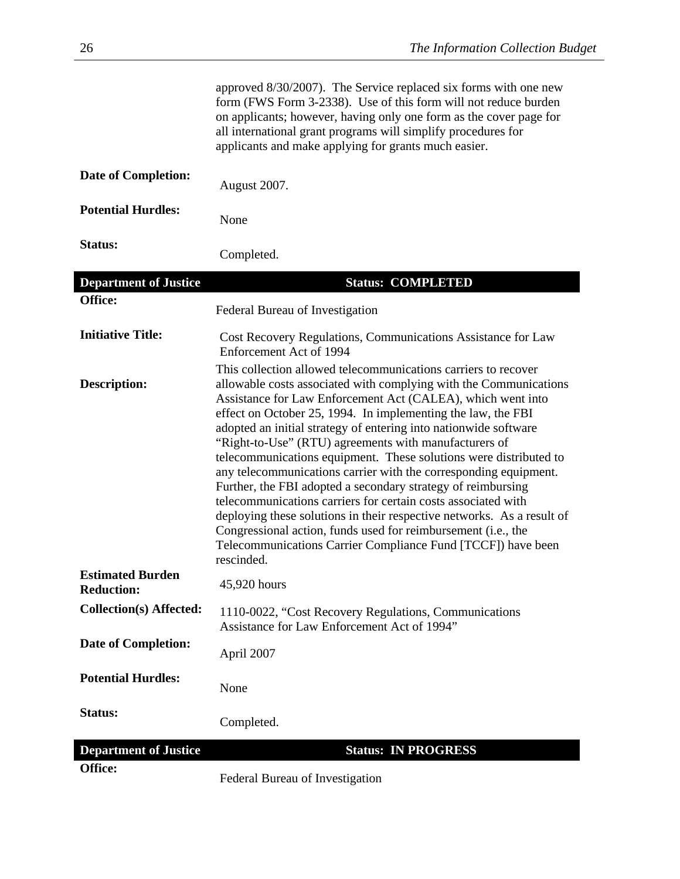approved 8/30/2007). The Service replaced six forms with one new form (FWS Form 3-2338). Use of this form will not reduce burden on applicants; however, having only one form as the cover page for all international grant programs will simplify procedures for applicants and make applying for grants much easier.

**Date of Completion:** August 2007.

**Potential Hurdles:** None

**Status:** Completed.

| **Department of Justice** | **Status: COMPLETED** |
|---|---|
| **Office:** | Federal Bureau of Investigation |
| **Initiative Title:** | Cost Recovery Regulations, Communications Assistance for Law Enforcement Act of 1994 |
| **Description:** | This collection allowed telecommunications carriers to recover allowable costs associated with complying with the Communications Assistance for Law Enforcement Act (CALEA), which went into effect on October 25, 1994. In implementing the law, the FBI adopted an initial strategy of entering into nationwide software "Right-to-Use" (RTU) agreements with manufacturers of telecommunications equipment. These solutions were distributed to any telecommunications carrier with the corresponding equipment. Further, the FBI adopted a secondary strategy of reimbursing telecommunications carriers for certain costs associated with deploying these solutions in their respective networks. As a result of Congressional action, funds used for reimbursement (i.e., the Telecommunications Carrier Compliance Fund [TCCF]) have been rescinded. |
| **Estimated Burden Reduction:** | 45,920 hours |
| **Collection(s) Affected:** | 1110-0022, "Cost Recovery Regulations, Communications Assistance for Law Enforcement Act of 1994" |
| **Date of Completion:** | April 2007 |
| **Potential Hurdles:** | None |
| **Status:** | Completed. |

| **Department of Justice** | **Status: IN PROGRESS** |
|---|---|
| **Office:** | Federal Bureau of Investigation |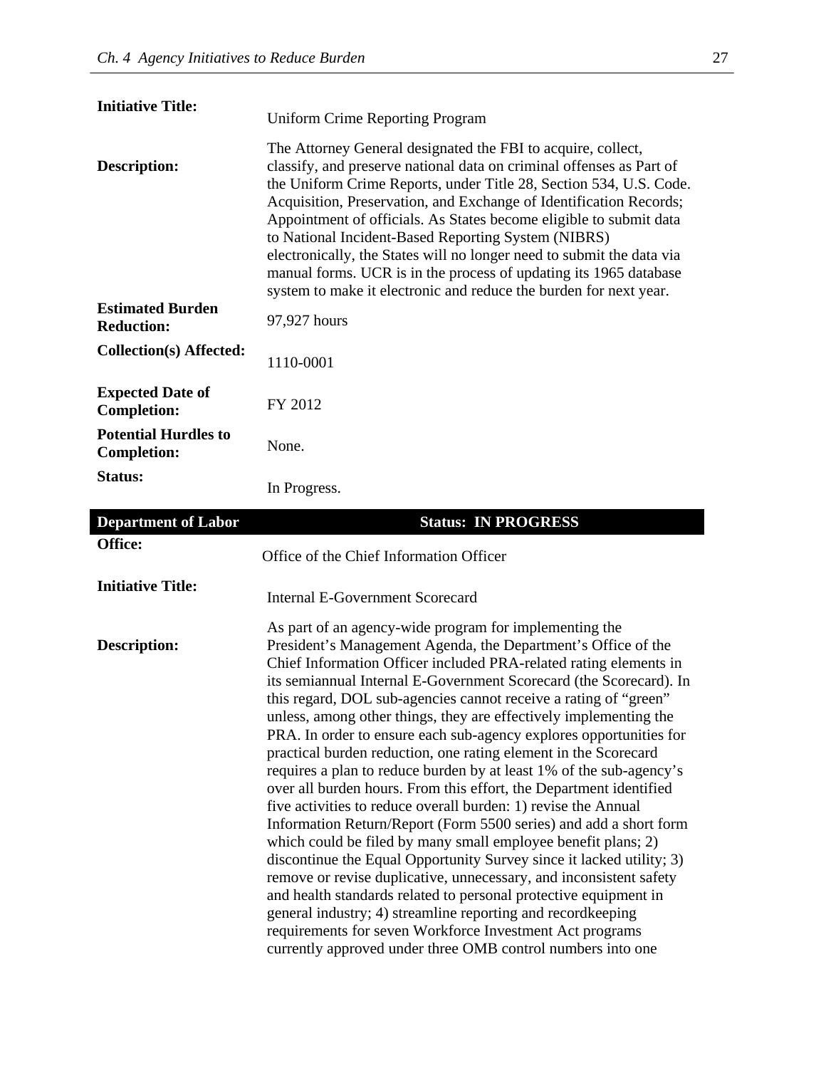**Initiative Title:** Uniform Crime Reporting Program

**Description:** The Attorney General designated the FBI to acquire, collect, classify, and preserve national data on criminal offenses as Part of the Uniform Crime Reports, under Title 28, Section 534, U.S. Code. Acquisition, Preservation, and Exchange of Identification Records; Appointment of officials. As States become eligible to submit data to National Incident-Based Reporting System (NIBRS) electronically, the States will no longer need to submit the data via manual forms. UCR is in the process of updating its 1965 database system to make it electronic and reduce the burden for next year.

**Estimated Burden Reduction:** 97,927 hours

**Collection(s) Affected:** 1110-0001

**Expected Date of Completion:** FY 2012

**Potential Hurdles to Completion:** None.

**Status:** In Progress.

| Department of Labor | Status: IN PROGRESS |
|---|---|

**Office:** Office of the Chief Information Officer

**Initiative Title:** Internal E-Government Scorecard

**Description:** As part of an agency-wide program for implementing the President's Management Agenda, the Department's Office of the Chief Information Officer included PRA-related rating elements in its semiannual Internal E-Government Scorecard (the Scorecard). In this regard, DOL sub-agencies cannot receive a rating of "green" unless, among other things, they are effectively implementing the PRA. In order to ensure each sub-agency explores opportunities for practical burden reduction, one rating element in the Scorecard requires a plan to reduce burden by at least 1% of the sub-agency's over all burden hours. From this effort, the Department identified five activities to reduce overall burden: 1) revise the Annual Information Return/Report (Form 5500 series) and add a short form which could be filed by many small employee benefit plans; 2) discontinue the Equal Opportunity Survey since it lacked utility; 3) remove or revise duplicative, unnecessary, and inconsistent safety and health standards related to personal protective equipment in general industry; 4) streamline reporting and recordkeeping requirements for seven Workforce Investment Act programs currently approved under three OMB control numbers into one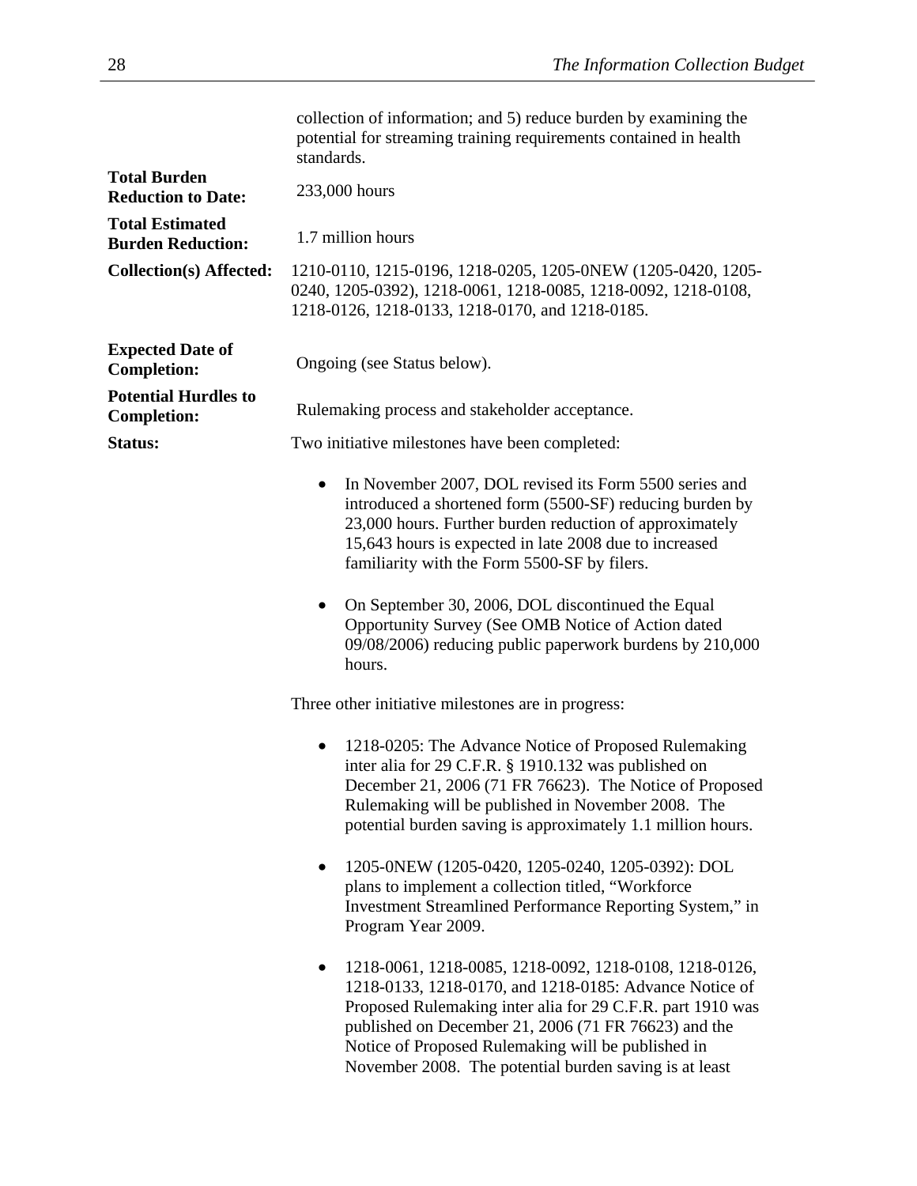collection of information; and 5) reduce burden by examining the potential for streaming training requirements contained in health standards.

**Total Burden Reduction to Date:** 233,000 hours

**Total Estimated Burden Reduction:** 1.7 million hours

**Collection(s) Affected:** 1210-0110, 1215-0196, 1218-0205, 1205-0NEW (1205-0420, 1205-0240, 1205-0392), 1218-0061, 1218-0085, 1218-0092, 1218-0108, 1218-0126, 1218-0133, 1218-0170, and 1218-0185.

**Expected Date of Completion:** Ongoing (see Status below).

**Potential Hurdles to Completion:** Rulemaking process and stakeholder acceptance.

**Status:** Two initiative milestones have been completed:

- In November 2007, DOL revised its Form 5500 series and introduced a shortened form (5500-SF) reducing burden by 23,000 hours. Further burden reduction of approximately 15,643 hours is expected in late 2008 due to increased familiarity with the Form 5500-SF by filers.

- On September 30, 2006, DOL discontinued the Equal Opportunity Survey (See OMB Notice of Action dated 09/08/2006) reducing public paperwork burdens by 210,000 hours.

Three other initiative milestones are in progress:

- 1218-0205: The Advance Notice of Proposed Rulemaking inter alia for 29 C.F.R. § 1910.132 was published on December 21, 2006 (71 FR 76623). The Notice of Proposed Rulemaking will be published in November 2008. The potential burden saving is approximately 1.1 million hours.

- 1205-0NEW (1205-0420, 1205-0240, 1205-0392): DOL plans to implement a collection titled, "Workforce Investment Streamlined Performance Reporting System," in Program Year 2009.

- 1218-0061, 1218-0085, 1218-0092, 1218-0108, 1218-0126, 1218-0133, 1218-0170, and 1218-0185: Advance Notice of Proposed Rulemaking inter alia for 29 C.F.R. part 1910 was published on December 21, 2006 (71 FR 76623) and the Notice of Proposed Rulemaking will be published in November 2008. The potential burden saving is at least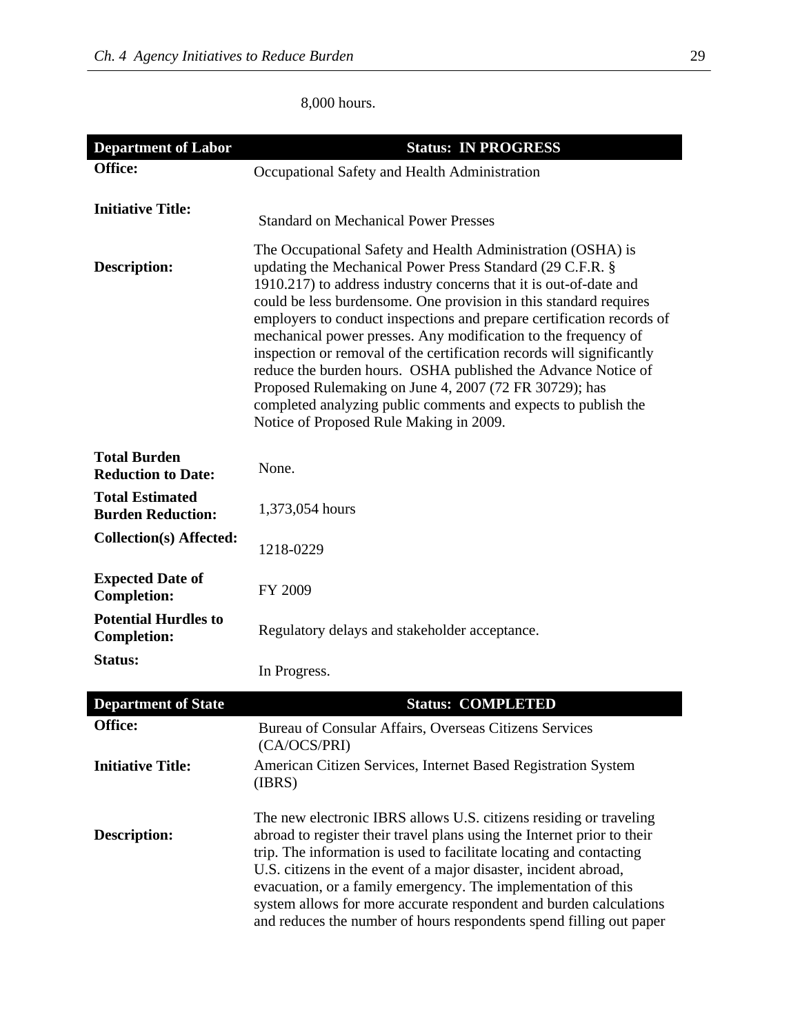8,000 hours.

| Department of Labor | Status: IN PROGRESS |
|---|---|
| **Office:** | Occupational Safety and Health Administration |
| **Initiative Title:** | Standard on Mechanical Power Presses |
| **Description:** | The Occupational Safety and Health Administration (OSHA) is updating the Mechanical Power Press Standard (29 C.F.R. § 1910.217) to address industry concerns that it is out-of-date and could be less burdensome. One provision in this standard requires employers to conduct inspections and prepare certification records of mechanical power presses. Any modification to the frequency of inspection or removal of the certification records will significantly reduce the burden hours. OSHA published the Advance Notice of Proposed Rulemaking on June 4, 2007 (72 FR 30729); has completed analyzing public comments and expects to publish the Notice of Proposed Rule Making in 2009. |
| **Total Burden Reduction to Date:** | None. |
| **Total Estimated Burden Reduction:** | 1,373,054 hours |
| **Collection(s) Affected:** | 1218-0229 |
| **Expected Date of Completion:** | FY 2009 |
| **Potential Hurdles to Completion:** | Regulatory delays and stakeholder acceptance. |
| **Status:** | In Progress. |

| Department of State | Status: COMPLETED |
|---|---|
| **Office:** | Bureau of Consular Affairs, Overseas Citizens Services (CA/OCS/PRI) |
| **Initiative Title:** | American Citizen Services, Internet Based Registration System (IBRS) |
| **Description:** | The new electronic IBRS allows U.S. citizens residing or traveling abroad to register their travel plans using the Internet prior to their trip. The information is used to facilitate locating and contacting U.S. citizens in the event of a major disaster, incident abroad, evacuation, or a family emergency. The implementation of this system allows for more accurate respondent and burden calculations and reduces the number of hours respondents spend filling out paper |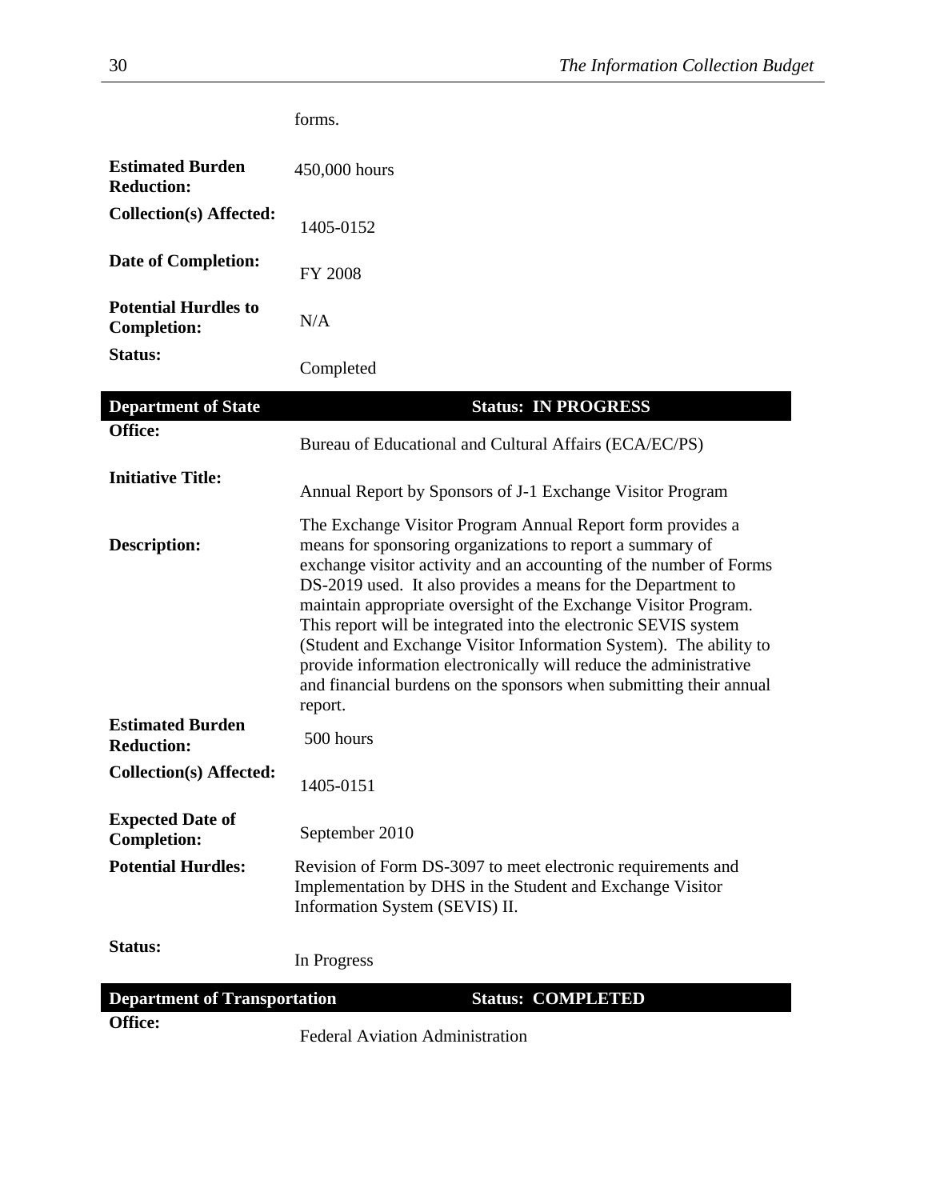forms.

| | |
|---|---|
| **Estimated Burden Reduction:** | 450,000 hours |
| **Collection(s) Affected:** | 1405-0152 |
| **Date of Completion:** | FY 2008 |
| **Potential Hurdles to Completion:** | N/A |
| **Status:** | Completed |

| **Department of State** | **Status: IN PROGRESS** |
|---|---|
| **Office:** | Bureau of Educational and Cultural Affairs (ECA/EC/PS) |
| **Initiative Title:** | Annual Report by Sponsors of J-1 Exchange Visitor Program |
| **Description:** | The Exchange Visitor Program Annual Report form provides a means for sponsoring organizations to report a summary of exchange visitor activity and an accounting of the number of Forms DS-2019 used. It also provides a means for the Department to maintain appropriate oversight of the Exchange Visitor Program. This report will be integrated into the electronic SEVIS system (Student and Exchange Visitor Information System). The ability to provide information electronically will reduce the administrative and financial burdens on the sponsors when submitting their annual report. |
| **Estimated Burden Reduction:** | 500 hours |
| **Collection(s) Affected:** | 1405-0151 |
| **Expected Date of Completion:** | September 2010 |
| **Potential Hurdles:** | Revision of Form DS-3097 to meet electronic requirements and Implementation by DHS in the Student and Exchange Visitor Information System (SEVIS) II. |
| **Status:** | In Progress |

| **Department of Transportation** | **Status: COMPLETED** |
|---|---|
| **Office:** | Federal Aviation Administration |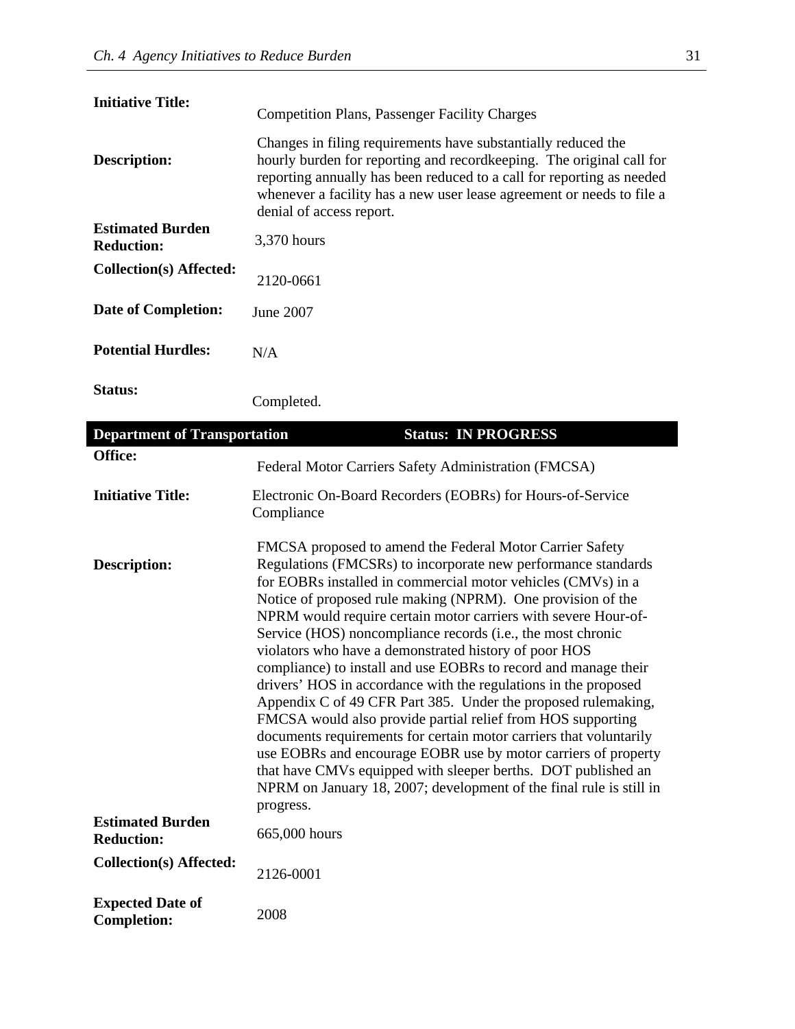**Initiative Title:** Competition Plans, Passenger Facility Charges

**Description:** Changes in filing requirements have substantially reduced the hourly burden for reporting and recordkeeping. The original call for reporting annually has been reduced to a call for reporting as needed whenever a facility has a new user lease agreement or needs to file a denial of access report.

**Estimated Burden Reduction:** 3,370 hours

**Collection(s) Affected:** 2120-0661

**Date of Completion:** June 2007

**Potential Hurdles:** N/A

**Status:** Completed.

| **Department of Transportation** | **Status: IN PROGRESS** |
|---|---|

**Office:** Federal Motor Carriers Safety Administration (FMCSA)

**Initiative Title:** Electronic On-Board Recorders (EOBRs) for Hours-of-Service Compliance

**Description:** FMCSA proposed to amend the Federal Motor Carrier Safety Regulations (FMCSRs) to incorporate new performance standards for EOBRs installed in commercial motor vehicles (CMVs) in a Notice of proposed rule making (NPRM). One provision of the NPRM would require certain motor carriers with severe Hour-of-Service (HOS) noncompliance records (i.e., the most chronic violators who have a demonstrated history of poor HOS compliance) to install and use EOBRs to record and manage their drivers' HOS in accordance with the regulations in the proposed Appendix C of 49 CFR Part 385. Under the proposed rulemaking, FMCSA would also provide partial relief from HOS supporting documents requirements for certain motor carriers that voluntarily use EOBRs and encourage EOBR use by motor carriers of property that have CMVs equipped with sleeper berths. DOT published an NPRM on January 18, 2007; development of the final rule is still in progress.

**Estimated Burden Reduction:** 665,000 hours

**Collection(s) Affected:** 2126-0001

**Expected Date of Completion:** 2008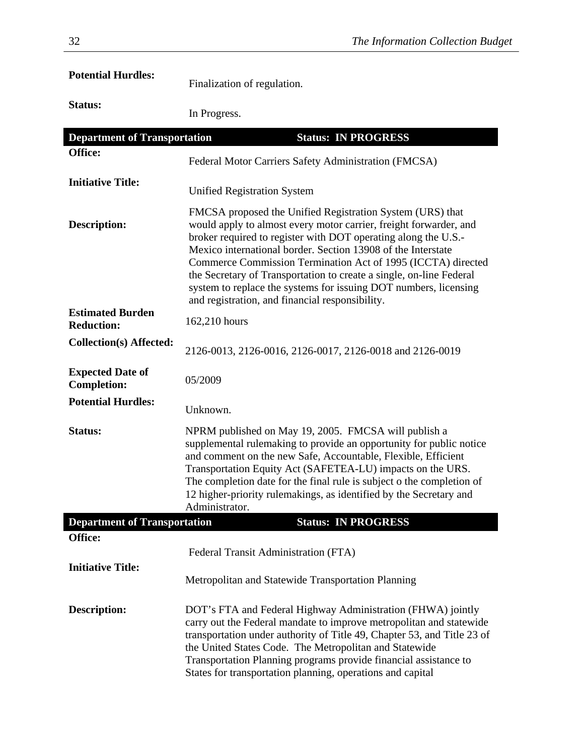**Potential Hurdles:** Finalization of regulation.

**Status:** In Progress.

| **Department of Transportation** | **Status: IN PROGRESS** |
|---|---|
| **Office:** | Federal Motor Carriers Safety Administration (FMCSA) |
| **Initiative Title:** | Unified Registration System |
| **Description:** | FMCSA proposed the Unified Registration System (URS) that would apply to almost every motor carrier, freight forwarder, and broker required to register with DOT operating along the U.S.-Mexico international border. Section 13908 of the Interstate Commerce Commission Termination Act of 1995 (ICCTA) directed the Secretary of Transportation to create a single, on-line Federal system to replace the systems for issuing DOT numbers, licensing and registration, and financial responsibility. |
| **Estimated Burden Reduction:** | 162,210 hours |
| **Collection(s) Affected:** | 2126-0013, 2126-0016, 2126-0017, 2126-0018 and 2126-0019 |
| **Expected Date of Completion:** | 05/2009 |
| **Potential Hurdles:** | Unknown. |
| **Status:** | NPRM published on May 19, 2005. FMCSA will publish a supplemental rulemaking to provide an opportunity for public notice and comment on the new Safe, Accountable, Flexible, Efficient Transportation Equity Act (SAFETEA-LU) impacts on the URS. The completion date for the final rule is subject o the completion of 12 higher-priority rulemakings, as identified by the Secretary and Administrator. |

| **Department of Transportation** | **Status: IN PROGRESS** |
|---|---|
| **Office:** | Federal Transit Administration (FTA) |
| **Initiative Title:** | Metropolitan and Statewide Transportation Planning |
| **Description:** | DOT's FTA and Federal Highway Administration (FHWA) jointly carry out the Federal mandate to improve metropolitan and statewide transportation under authority of Title 49, Chapter 53, and Title 23 of the United States Code. The Metropolitan and Statewide Transportation Planning programs provide financial assistance to States for transportation planning, operations and capital |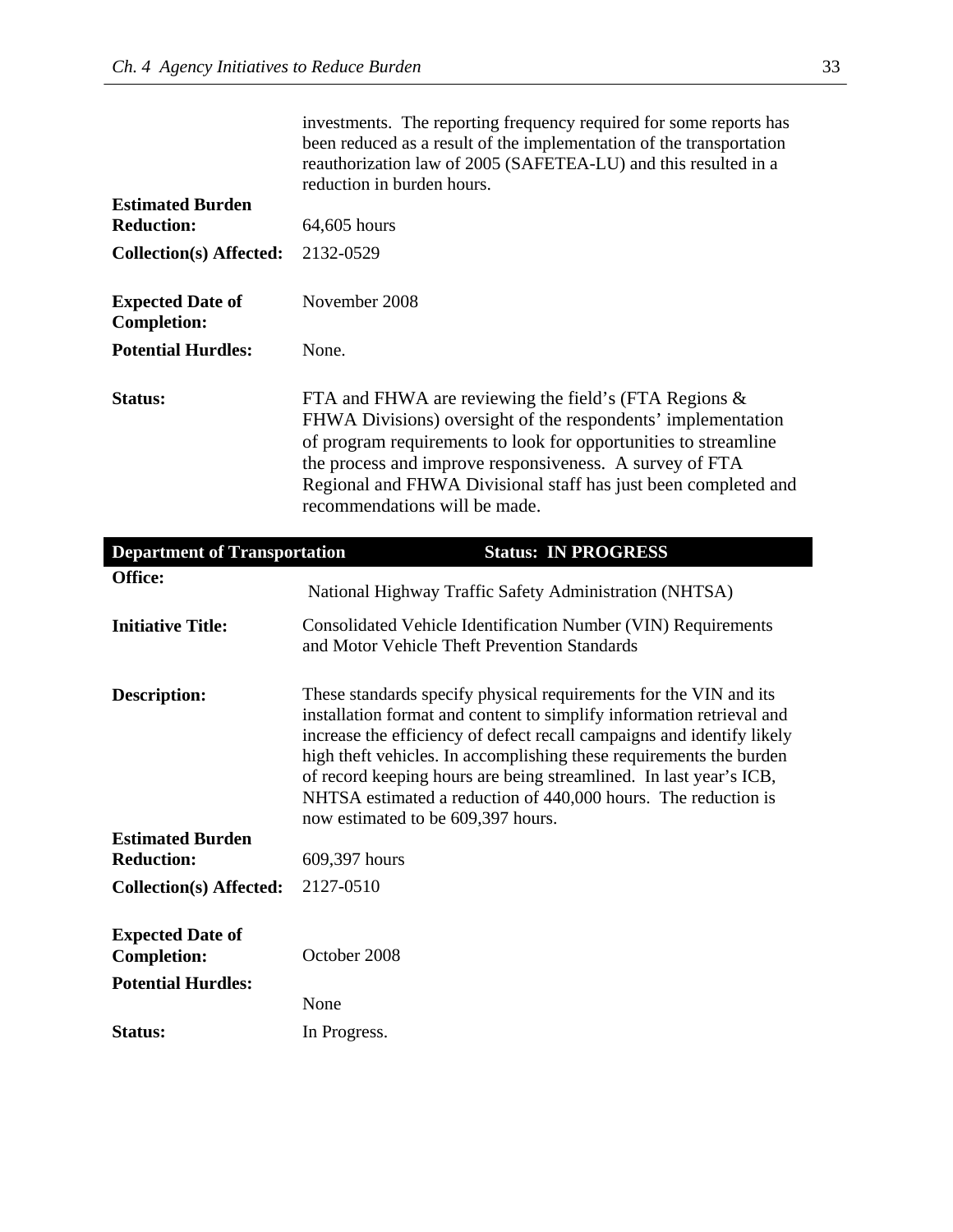| | |
|---|---|
| | investments. The reporting frequency required for some reports has been reduced as a result of the implementation of the transportation reauthorization law of 2005 (SAFETEA-LU) and this resulted in a reduction in burden hours. |
| **Estimated Burden Reduction:** | 64,605 hours |
| **Collection(s) Affected:** | 2132-0529 |
| **Expected Date of Completion:** | November 2008 |
| **Potential Hurdles:** | None. |
| **Status:** | FTA and FHWA are reviewing the field's (FTA Regions & FHWA Divisions) oversight of the respondents' implementation of program requirements to look for opportunities to streamline the process and improve responsiveness. A survey of FTA Regional and FHWA Divisional staff has just been completed and recommendations will be made. |

| **Department of Transportation** | **Status: IN PROGRESS** |
|---|---|
| **Office:** | National Highway Traffic Safety Administration (NHTSA) |
| **Initiative Title:** | Consolidated Vehicle Identification Number (VIN) Requirements and Motor Vehicle Theft Prevention Standards |
| **Description:** | These standards specify physical requirements for the VIN and its installation format and content to simplify information retrieval and increase the efficiency of defect recall campaigns and identify likely high theft vehicles. In accomplishing these requirements the burden of record keeping hours are being streamlined. In last year's ICB, NHTSA estimated a reduction of 440,000 hours. The reduction is now estimated to be 609,397 hours. |
| **Estimated Burden Reduction:** | 609,397 hours |
| **Collection(s) Affected:** | 2127-0510 |
| **Expected Date of Completion:** | October 2008 |
| **Potential Hurdles:** | None |
| **Status:** | In Progress. |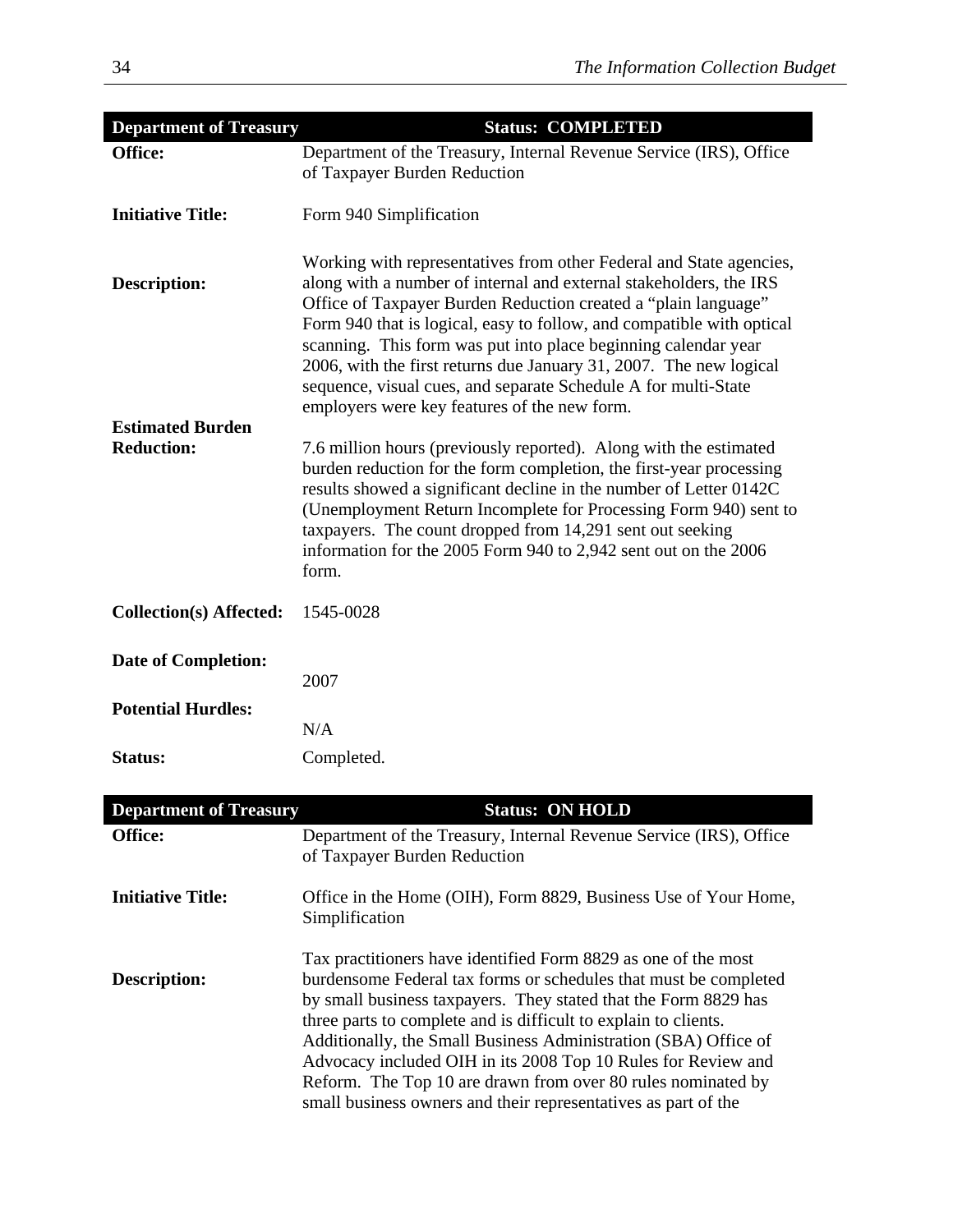| Department of Treasury | Status: COMPLETED |
|---|---|
| **Office:** | Department of the Treasury, Internal Revenue Service (IRS), Office of Taxpayer Burden Reduction |
| **Initiative Title:** | Form 940 Simplification |
| **Description:** | Working with representatives from other Federal and State agencies, along with a number of internal and external stakeholders, the IRS Office of Taxpayer Burden Reduction created a "plain language" Form 940 that is logical, easy to follow, and compatible with optical scanning. This form was put into place beginning calendar year 2006, with the first returns due January 31, 2007. The new logical sequence, visual cues, and separate Schedule A for multi-State employers were key features of the new form. |
| **Estimated Burden Reduction:** | 7.6 million hours (previously reported). Along with the estimated burden reduction for the form completion, the first-year processing results showed a significant decline in the number of Letter 0142C (Unemployment Return Incomplete for Processing Form 940) sent to taxpayers. The count dropped from 14,291 sent out seeking information for the 2005 Form 940 to 2,942 sent out on the 2006 form. |
| **Collection(s) Affected:** | 1545-0028 |
| **Date of Completion:** | 2007 |
| **Potential Hurdles:** | N/A |
| **Status:** | Completed. |

| Department of Treasury | Status: ON HOLD |
|---|---|
| **Office:** | Department of the Treasury, Internal Revenue Service (IRS), Office of Taxpayer Burden Reduction |
| **Initiative Title:** | Office in the Home (OIH), Form 8829, Business Use of Your Home, Simplification |
| **Description:** | Tax practitioners have identified Form 8829 as one of the most burdensome Federal tax forms or schedules that must be completed by small business taxpayers. They stated that the Form 8829 has three parts to complete and is difficult to explain to clients. Additionally, the Small Business Administration (SBA) Office of Advocacy included OIH in its 2008 Top 10 Rules for Review and Reform. The Top 10 are drawn from over 80 rules nominated by small business owners and their representatives as part of the |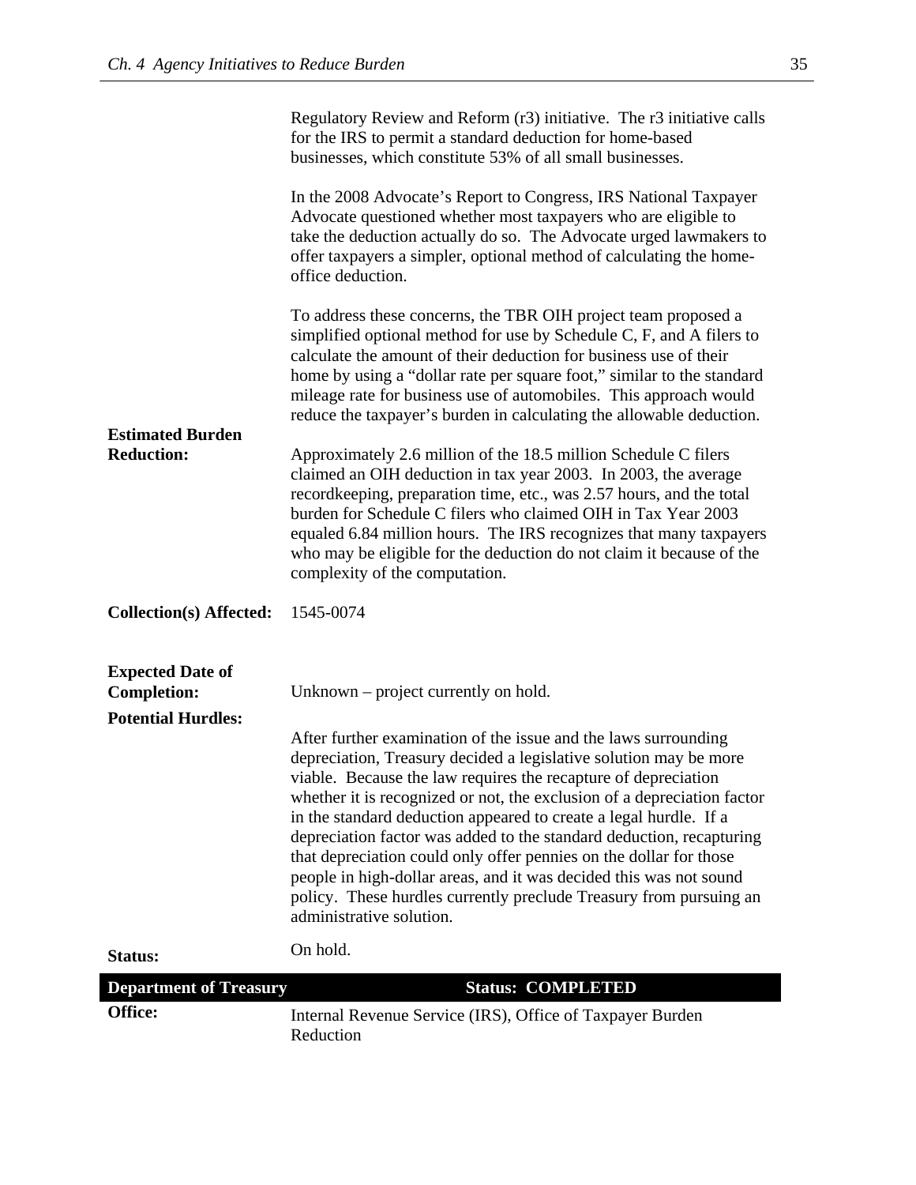Regulatory Review and Reform (r3) initiative. The r3 initiative calls for the IRS to permit a standard deduction for home-based businesses, which constitute 53% of all small businesses.

In the 2008 Advocate's Report to Congress, IRS National Taxpayer Advocate questioned whether most taxpayers who are eligible to take the deduction actually do so. The Advocate urged lawmakers to offer taxpayers a simpler, optional method of calculating the home-office deduction.

To address these concerns, the TBR OIH project team proposed a simplified optional method for use by Schedule C, F, and A filers to calculate the amount of their deduction for business use of their home by using a "dollar rate per square foot," similar to the standard mileage rate for business use of automobiles. This approach would reduce the taxpayer's burden in calculating the allowable deduction.

**Estimated Burden Reduction:** Approximately 2.6 million of the 18.5 million Schedule C filers claimed an OIH deduction in tax year 2003. In 2003, the average recordkeeping, preparation time, etc., was 2.57 hours, and the total burden for Schedule C filers who claimed OIH in Tax Year 2003 equaled 6.84 million hours. The IRS recognizes that many taxpayers who may be eligible for the deduction do not claim it because of the complexity of the computation.

**Collection(s) Affected:** 1545-0074

**Expected Date of Completion:** Unknown – project currently on hold.

**Potential Hurdles:** After further examination of the issue and the laws surrounding depreciation, Treasury decided a legislative solution may be more viable. Because the law requires the recapture of depreciation whether it is recognized or not, the exclusion of a depreciation factor in the standard deduction appeared to create a legal hurdle. If a depreciation factor was added to the standard deduction, recapturing that depreciation could only offer pennies on the dollar for those people in high-dollar areas, and it was decided this was not sound policy. These hurdles currently preclude Treasury from pursuing an administrative solution.

**Status:** On hold.

| **Department of Treasury** | **Status: COMPLETED** |
|---|---|

**Office:** Internal Revenue Service (IRS), Office of Taxpayer Burden Reduction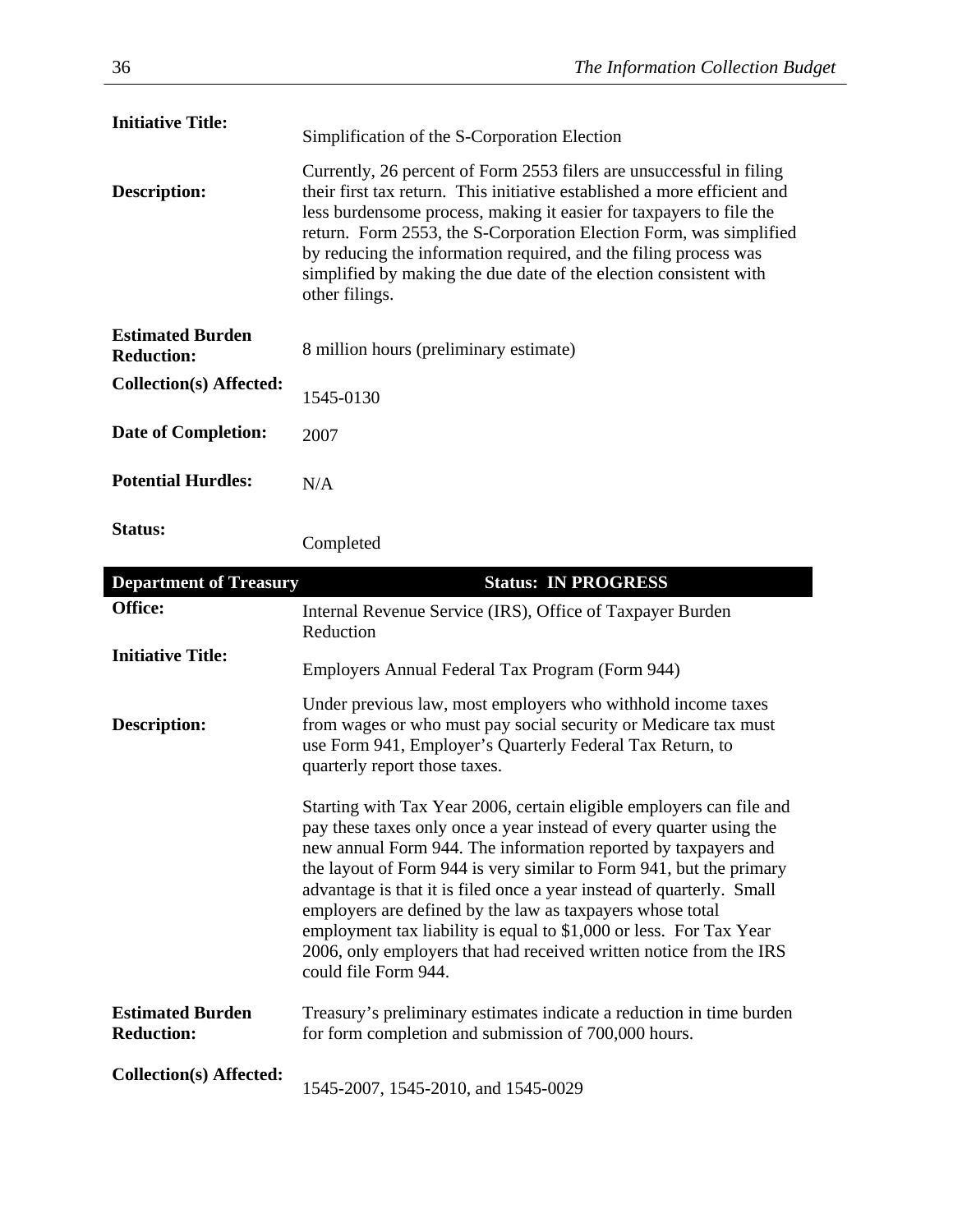| | |
|---|---|
| **Initiative Title:** | Simplification of the S-Corporation Election |
| **Description:** | Currently, 26 percent of Form 2553 filers are unsuccessful in filing their first tax return. This initiative established a more efficient and less burdensome process, making it easier for taxpayers to file the return. Form 2553, the S-Corporation Election Form, was simplified by reducing the information required, and the filing process was simplified by making the due date of the election consistent with other filings. |
| **Estimated Burden Reduction:** | 8 million hours (preliminary estimate) |
| **Collection(s) Affected:** | 1545-0130 |
| **Date of Completion:** | 2007 |
| **Potential Hurdles:** | N/A |
| **Status:** | Completed |

| **Department of Treasury** | **Status: IN PROGRESS** |
|---|---|
| **Office:** | Internal Revenue Service (IRS), Office of Taxpayer Burden Reduction |
| **Initiative Title:** | Employers Annual Federal Tax Program (Form 944) |
| **Description:** | Under previous law, most employers who withhold income taxes from wages or who must pay social security or Medicare tax must use Form 941, Employer's Quarterly Federal Tax Return, to quarterly report those taxes.<br><br>Starting with Tax Year 2006, certain eligible employers can file and pay these taxes only once a year instead of every quarter using the new annual Form 944. The information reported by taxpayers and the layout of Form 944 is very similar to Form 941, but the primary advantage is that it is filed once a year instead of quarterly. Small employers are defined by the law as taxpayers whose total employment tax liability is equal to $1,000 or less. For Tax Year 2006, only employers that had received written notice from the IRS could file Form 944. |
| **Estimated Burden Reduction:** | Treasury's preliminary estimates indicate a reduction in time burden for form completion and submission of 700,000 hours. |
| **Collection(s) Affected:** | 1545-2007, 1545-2010, and 1545-0029 |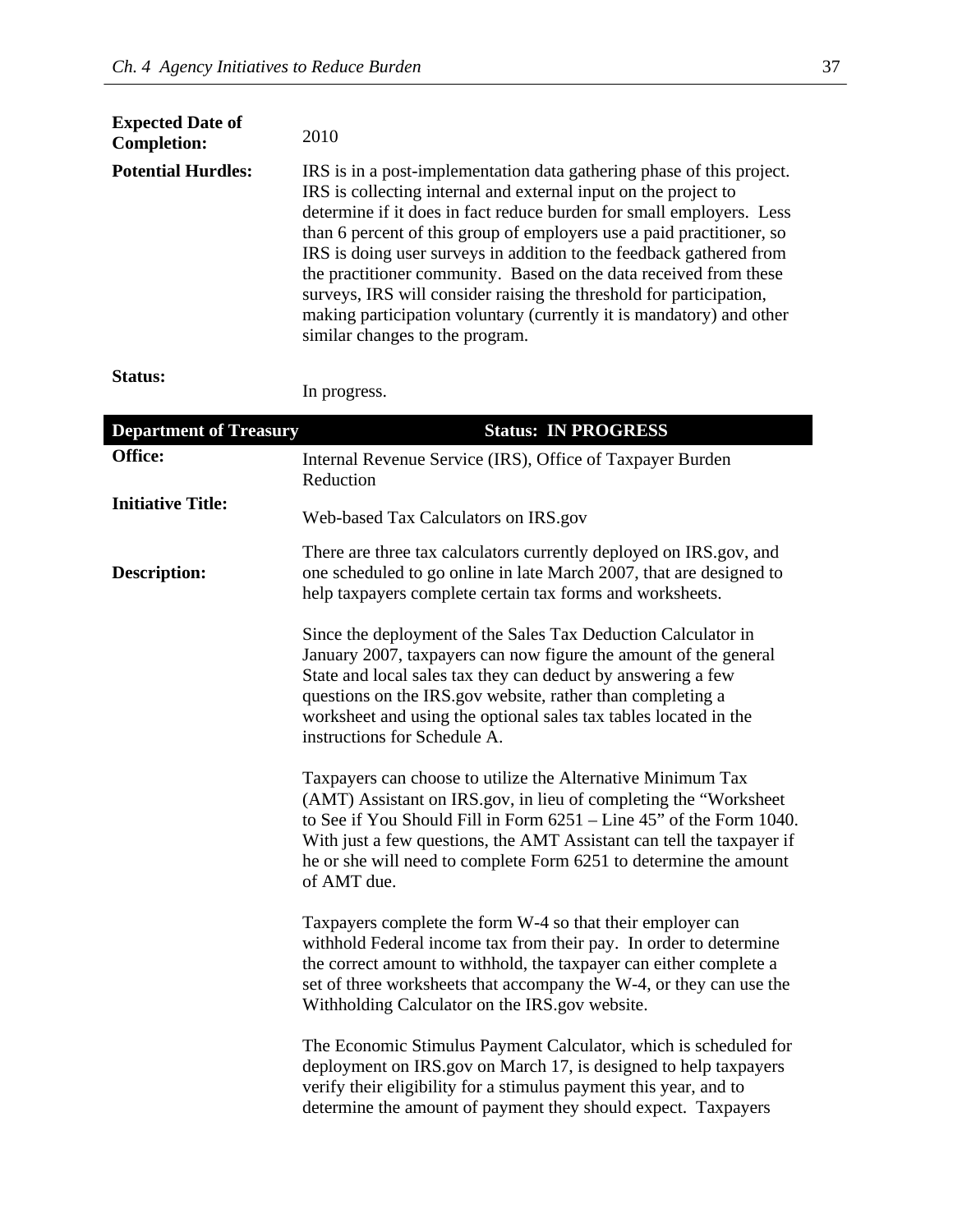| | |
|---|---|
| **Expected Date of Completion:** | 2010 |
| **Potential Hurdles:** | IRS is in a post-implementation data gathering phase of this project. IRS is collecting internal and external input on the project to determine if it does in fact reduce burden for small employers. Less than 6 percent of this group of employers use a paid practitioner, so IRS is doing user surveys in addition to the feedback gathered from the practitioner community. Based on the data received from these surveys, IRS will consider raising the threshold for participation, making participation voluntary (currently it is mandatory) and other similar changes to the program. |
| **Status:** | In progress. |

| **Department of Treasury** | **Status: IN PROGRESS** |
|---|---|
| **Office:** | Internal Revenue Service (IRS), Office of Taxpayer Burden Reduction |
| **Initiative Title:** | Web-based Tax Calculators on IRS.gov |
| **Description:** | There are three tax calculators currently deployed on IRS.gov, and one scheduled to go online in late March 2007, that are designed to help taxpayers complete certain tax forms and worksheets. |

Since the deployment of the Sales Tax Deduction Calculator in January 2007, taxpayers can now figure the amount of the general State and local sales tax they can deduct by answering a few questions on the IRS.gov website, rather than completing a worksheet and using the optional sales tax tables located in the instructions for Schedule A.

Taxpayers can choose to utilize the Alternative Minimum Tax (AMT) Assistant on IRS.gov, in lieu of completing the "Worksheet to See if You Should Fill in Form 6251 – Line 45" of the Form 1040. With just a few questions, the AMT Assistant can tell the taxpayer if he or she will need to complete Form 6251 to determine the amount of AMT due.

Taxpayers complete the form W-4 so that their employer can withhold Federal income tax from their pay. In order to determine the correct amount to withhold, the taxpayer can either complete a set of three worksheets that accompany the W-4, or they can use the Withholding Calculator on the IRS.gov website.

The Economic Stimulus Payment Calculator, which is scheduled for deployment on IRS.gov on March 17, is designed to help taxpayers verify their eligibility for a stimulus payment this year, and to determine the amount of payment they should expect. Taxpayers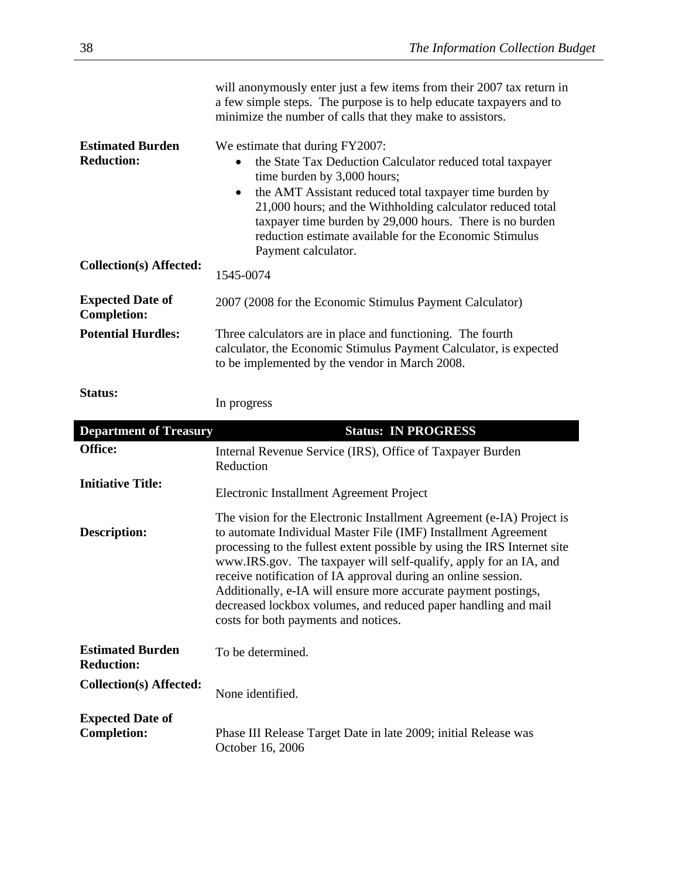will anonymously enter just a few items from their 2007 tax return in a few simple steps. The purpose is to help educate taxpayers and to minimize the number of calls that they make to assistors.

**Estimated Burden Reduction:**

We estimate that during FY2007:

- the State Tax Deduction Calculator reduced total taxpayer time burden by 3,000 hours;
- the AMT Assistant reduced total taxpayer time burden by 21,000 hours; and the Withholding calculator reduced total taxpayer time burden by 29,000 hours. There is no burden reduction estimate available for the Economic Stimulus Payment calculator.

**Collection(s) Affected:** 1545-0074

**Expected Date of Completion:** 2007 (2008 for the Economic Stimulus Payment Calculator)

**Potential Hurdles:** Three calculators are in place and functioning. The fourth calculator, the Economic Stimulus Payment Calculator, is expected to be implemented by the vendor in March 2008.

**Status:** In progress

| Department of Treasury | Status: IN PROGRESS |
|---|---|
| **Office:** | Internal Revenue Service (IRS), Office of Taxpayer Burden Reduction |
| **Initiative Title:** | Electronic Installment Agreement Project |
| **Description:** | The vision for the Electronic Installment Agreement (e-IA) Project is to automate Individual Master File (IMF) Installment Agreement processing to the fullest extent possible by using the IRS Internet site www.IRS.gov. The taxpayer will self-qualify, apply for an IA, and receive notification of IA approval during an online session. Additionally, e-IA will ensure more accurate payment postings, decreased lockbox volumes, and reduced paper handling and mail costs for both payments and notices. |
| **Estimated Burden Reduction:** | To be determined. |
| **Collection(s) Affected:** | None identified. |
| **Expected Date of Completion:** | Phase III Release Target Date in late 2009; initial Release was October 16, 2006 |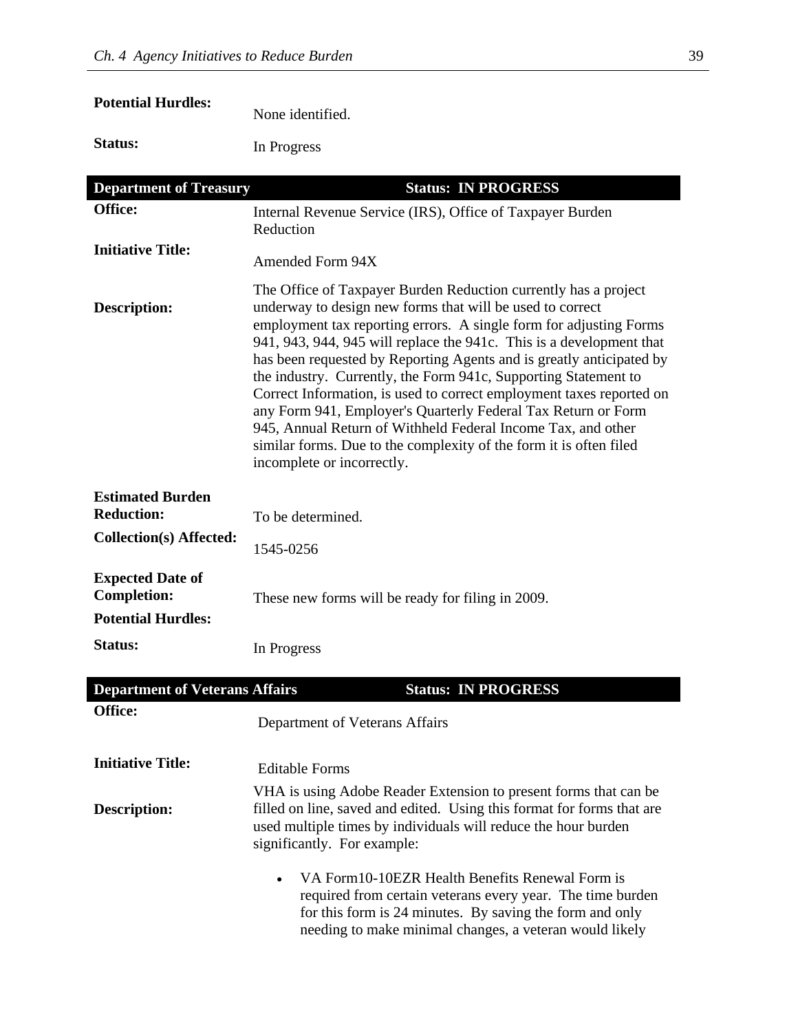| | |
|---|---|
| **Potential Hurdles:** | None identified. |
| **Status:** | In Progress |

| **Department of Treasury** | **Status: IN PROGRESS** |
|---|---|
| **Office:** | Internal Revenue Service (IRS), Office of Taxpayer Burden Reduction |
| **Initiative Title:** | Amended Form 94X |
| **Description:** | The Office of Taxpayer Burden Reduction currently has a project underway to design new forms that will be used to correct employment tax reporting errors. A single form for adjusting Forms 941, 943, 944, 945 will replace the 941c. This is a development that has been requested by Reporting Agents and is greatly anticipated by the industry. Currently, the Form 941c, Supporting Statement to Correct Information, is used to correct employment taxes reported on any Form 941, Employer's Quarterly Federal Tax Return or Form 945, Annual Return of Withheld Federal Income Tax, and other similar forms. Due to the complexity of the form it is often filed incomplete or incorrectly. |
| **Estimated Burden Reduction:** | To be determined. |
| **Collection(s) Affected:** | 1545-0256 |
| **Expected Date of Completion:** | These new forms will be ready for filing in 2009. |
| **Potential Hurdles:** | |
| **Status:** | In Progress |

| **Department of Veterans Affairs** | **Status: IN PROGRESS** |
|---|---|
| **Office:** | Department of Veterans Affairs |
| **Initiative Title:** | Editable Forms |
| **Description:** | VHA is using Adobe Reader Extension to present forms that can be filled on line, saved and edited. Using this format for forms that are used multiple times by individuals will reduce the hour burden significantly. For example:<br><br>• VA Form10-10EZR Health Benefits Renewal Form is required from certain veterans every year. The time burden for this form is 24 minutes. By saving the form and only needing to make minimal changes, a veteran would likely |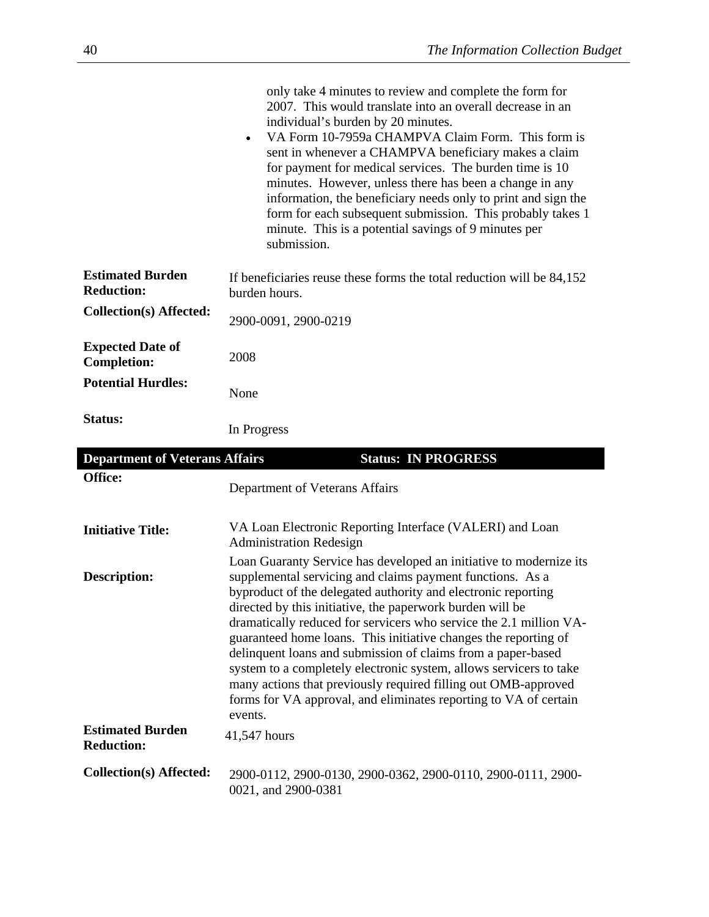only take 4 minutes to review and complete the form for 2007. This would translate into an overall decrease in an individual's burden by 20 minutes.

- VA Form 10-7959a CHAMPVA Claim Form. This form is sent in whenever a CHAMPVA beneficiary makes a claim for payment for medical services. The burden time is 10 minutes. However, unless there has been a change in any information, the beneficiary needs only to print and sign the form for each subsequent submission. This probably takes 1 minute. This is a potential savings of 9 minutes per submission.

| | |
|---|---|
| **Estimated Burden Reduction:** | If beneficiaries reuse these forms the total reduction will be 84,152 burden hours. |
| **Collection(s) Affected:** | 2900-0091, 2900-0219 |
| **Expected Date of Completion:** | 2008 |
| **Potential Hurdles:** | None |
| **Status:** | In Progress |

| **Department of Veterans Affairs** | **Status: IN PROGRESS** |
|---|---|
| **Office:** | Department of Veterans Affairs |
| **Initiative Title:** | VA Loan Electronic Reporting Interface (VALERI) and Loan Administration Redesign |
| **Description:** | Loan Guaranty Service has developed an initiative to modernize its supplemental servicing and claims payment functions. As a byproduct of the delegated authority and electronic reporting directed by this initiative, the paperwork burden will be dramatically reduced for servicers who service the 2.1 million VA-guaranteed home loans. This initiative changes the reporting of delinquent loans and submission of claims from a paper-based system to a completely electronic system, allows servicers to take many actions that previously required filling out OMB-approved forms for VA approval, and eliminates reporting to VA of certain events. |
| **Estimated Burden Reduction:** | 41,547 hours |
| **Collection(s) Affected:** | 2900-0112, 2900-0130, 2900-0362, 2900-0110, 2900-0111, 2900-0021, and 2900-0381 |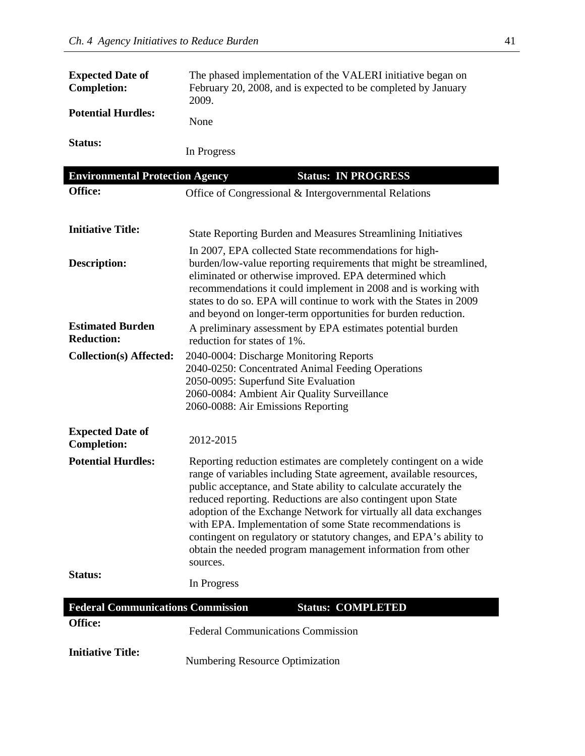| | |
|---|---|
| **Expected Date of Completion:** | The phased implementation of the VALERI initiative began on February 20, 2008, and is expected to be completed by January 2009. |
| **Potential Hurdles:** | None |
| **Status:** | In Progress |

| **Environmental Protection Agency** | **Status: IN PROGRESS** |
|---|---|
| **Office:** | Office of Congressional & Intergovernmental Relations |
| **Initiative Title:** | State Reporting Burden and Measures Streamlining Initiatives |
| **Description:** | In 2007, EPA collected State recommendations for high-burden/low-value reporting requirements that might be streamlined, eliminated or otherwise improved. EPA determined which recommendations it could implement in 2008 and is working with states to do so. EPA will continue to work with the States in 2009 and beyond on longer-term opportunities for burden reduction. |
| **Estimated Burden Reduction:** | A preliminary assessment by EPA estimates potential burden reduction for states of 1%. |
| **Collection(s) Affected:** | 2040-0004: Discharge Monitoring Reports<br>2040-0250: Concentrated Animal Feeding Operations<br>2050-0095: Superfund Site Evaluation<br>2060-0084: Ambient Air Quality Surveillance<br>2060-0088: Air Emissions Reporting |
| **Expected Date of Completion:** | 2012-2015 |
| **Potential Hurdles:** | Reporting reduction estimates are completely contingent on a wide range of variables including State agreement, available resources, public acceptance, and State ability to calculate accurately the reduced reporting. Reductions are also contingent upon State adoption of the Exchange Network for virtually all data exchanges with EPA. Implementation of some State recommendations is contingent on regulatory or statutory changes, and EPA's ability to obtain the needed program management information from other sources. |
| **Status:** | In Progress |

| **Federal Communications Commission** | **Status: COMPLETED** |
|---|---|
| **Office:** | Federal Communications Commission |
| **Initiative Title:** | Numbering Resource Optimization |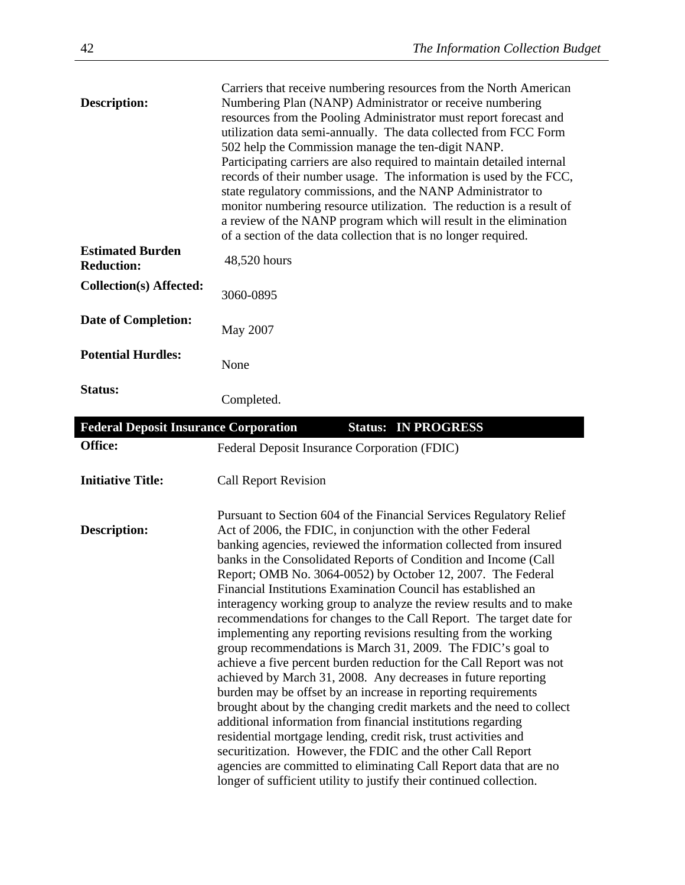**Description:** Carriers that receive numbering resources from the North American Numbering Plan (NANP) Administrator or receive numbering resources from the Pooling Administrator must report forecast and utilization data semi-annually. The data collected from FCC Form 502 help the Commission manage the ten-digit NANP. Participating carriers are also required to maintain detailed internal records of their number usage. The information is used by the FCC, state regulatory commissions, and the NANP Administrator to monitor numbering resource utilization. The reduction is a result of a review of the NANP program which will result in the elimination of a section of the data collection that is no longer required.

**Estimated Burden Reduction:** 48,520 hours

**Collection(s) Affected:** 3060-0895

**Date of Completion:** May 2007

**Potential Hurdles:** None

**Status:** Completed.

## Federal Deposit Insurance Corporation — Status: IN PROGRESS

**Office:** Federal Deposit Insurance Corporation (FDIC)

**Initiative Title:** Call Report Revision

**Description:** Pursuant to Section 604 of the Financial Services Regulatory Relief Act of 2006, the FDIC, in conjunction with the other Federal banking agencies, reviewed the information collected from insured banks in the Consolidated Reports of Condition and Income (Call Report; OMB No. 3064-0052) by October 12, 2007. The Federal Financial Institutions Examination Council has established an interagency working group to analyze the review results and to make recommendations for changes to the Call Report. The target date for implementing any reporting revisions resulting from the working group recommendations is March 31, 2009. The FDIC's goal to achieve a five percent burden reduction for the Call Report was not achieved by March 31, 2008. Any decreases in future reporting burden may be offset by an increase in reporting requirements brought about by the changing credit markets and the need to collect additional information from financial institutions regarding residential mortgage lending, credit risk, trust activities and securitization. However, the FDIC and the other Call Report agencies are committed to eliminating Call Report data that are no longer of sufficient utility to justify their continued collection.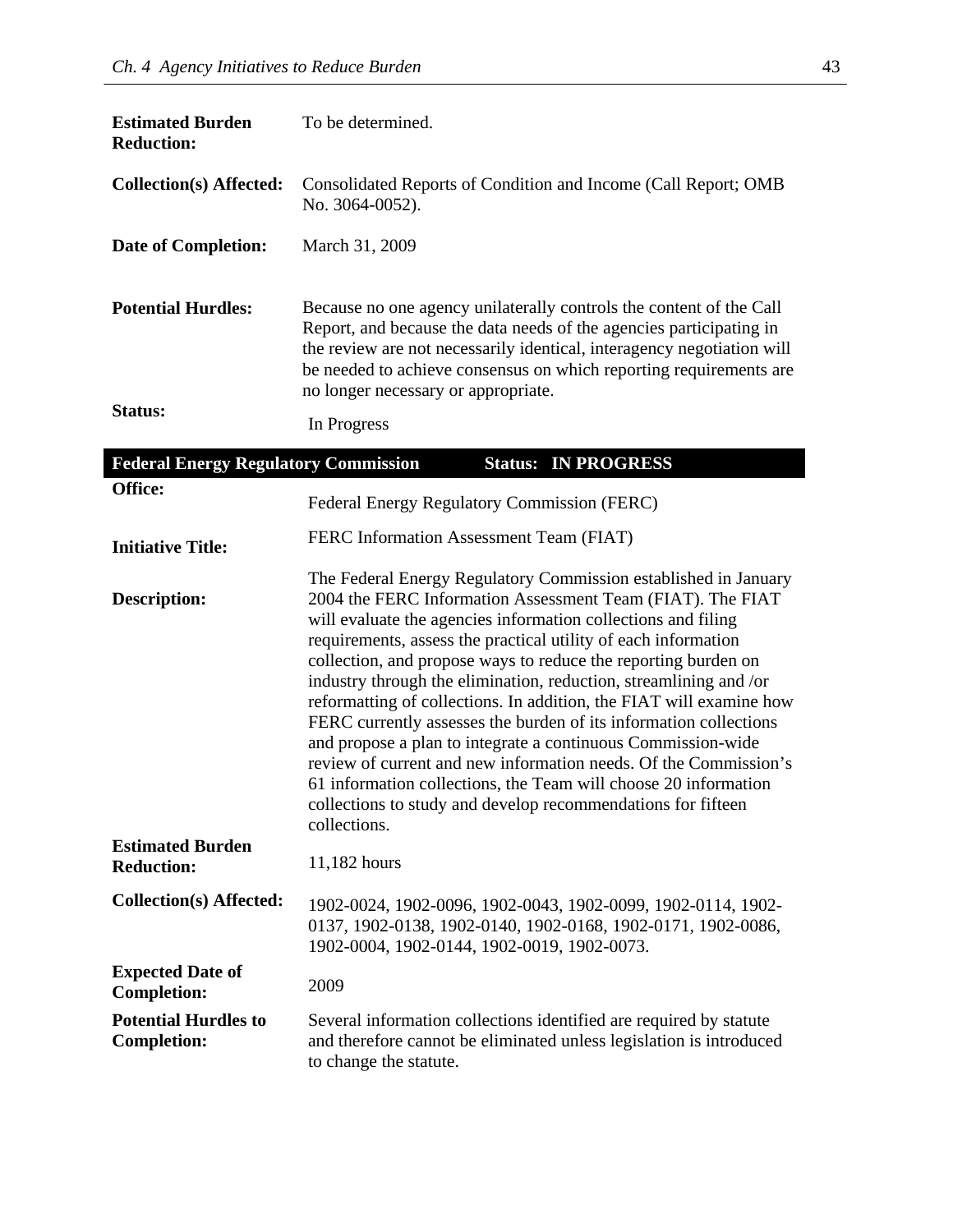**Estimated Burden Reduction:** To be determined.

**Collection(s) Affected:** Consolidated Reports of Condition and Income (Call Report; OMB No. 3064-0052).

**Date of Completion:** March 31, 2009

**Potential Hurdles:** Because no one agency unilaterally controls the content of the Call Report, and because the data needs of the agencies participating in the review are not necessarily identical, interagency negotiation will be needed to achieve consensus on which reporting requirements are no longer necessary or appropriate.

**Status:** In Progress

| **Federal Energy Regulatory Commission** | **Status: IN PROGRESS** |
|---|---|
| **Office:** | Federal Energy Regulatory Commission (FERC) |
| **Initiative Title:** | FERC Information Assessment Team (FIAT) |
| **Description:** | The Federal Energy Regulatory Commission established in January 2004 the FERC Information Assessment Team (FIAT). The FIAT will evaluate the agencies information collections and filing requirements, assess the practical utility of each information collection, and propose ways to reduce the reporting burden on industry through the elimination, reduction, streamlining and /or reformatting of collections. In addition, the FIAT will examine how FERC currently assesses the burden of its information collections and propose a plan to integrate a continuous Commission-wide review of current and new information needs. Of the Commission's 61 information collections, the Team will choose 20 information collections to study and develop recommendations for fifteen collections. |
| **Estimated Burden Reduction:** | 11,182 hours |
| **Collection(s) Affected:** | 1902-0024, 1902-0096, 1902-0043, 1902-0099, 1902-0114, 1902-0137, 1902-0138, 1902-0140, 1902-0168, 1902-0171, 1902-0086, 1902-0004, 1902-0144, 1902-0019, 1902-0073. |
| **Expected Date of Completion:** | 2009 |
| **Potential Hurdles to Completion:** | Several information collections identified are required by statute and therefore cannot be eliminated unless legislation is introduced to change the statute. |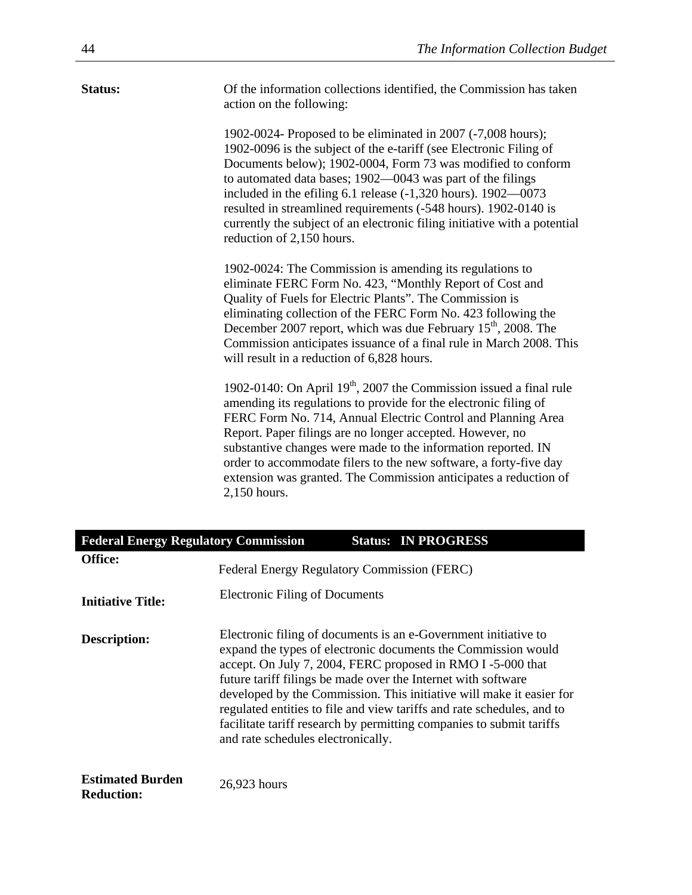**Status:** Of the information collections identified, the Commission has taken action on the following:

1902-0024- Proposed to be eliminated in 2007 (-7,008 hours); 1902-0096 is the subject of the e-tariff (see Electronic Filing of Documents below); 1902-0004, Form 73 was modified to conform to automated data bases; 1902—0043 was part of the filings included in the efiling 6.1 release (-1,320 hours). 1902—0073 resulted in streamlined requirements (-548 hours). 1902-0140 is currently the subject of an electronic filing initiative with a potential reduction of 2,150 hours.

1902-0024: The Commission is amending its regulations to eliminate FERC Form No. 423, "Monthly Report of Cost and Quality of Fuels for Electric Plants". The Commission is eliminating collection of the FERC Form No. 423 following the December 2007 report, which was due February 15th, 2008. The Commission anticipates issuance of a final rule in March 2008. This will result in a reduction of 6,828 hours.

1902-0140: On April 19th, 2007 the Commission issued a final rule amending its regulations to provide for the electronic filing of FERC Form No. 714, Annual Electric Control and Planning Area Report. Paper filings are no longer accepted. However, no substantive changes were made to the information reported. IN order to accommodate filers to the new software, a forty-five day extension was granted. The Commission anticipates a reduction of 2,150 hours.

| **Federal Energy Regulatory Commission** | **Status: IN PROGRESS** |
|---|---|
| **Office:** | Federal Energy Regulatory Commission (FERC) |
| **Initiative Title:** | Electronic Filing of Documents |
| **Description:** | Electronic filing of documents is an e-Government initiative to expand the types of electronic documents the Commission would accept. On July 7, 2004, FERC proposed in RMO I -5-000 that future tariff filings be made over the Internet with software developed by the Commission. This initiative will make it easier for regulated entities to file and view tariffs and rate schedules, and to facilitate tariff research by permitting companies to submit tariffs and rate schedules electronically. |
| **Estimated Burden Reduction:** | 26,923 hours |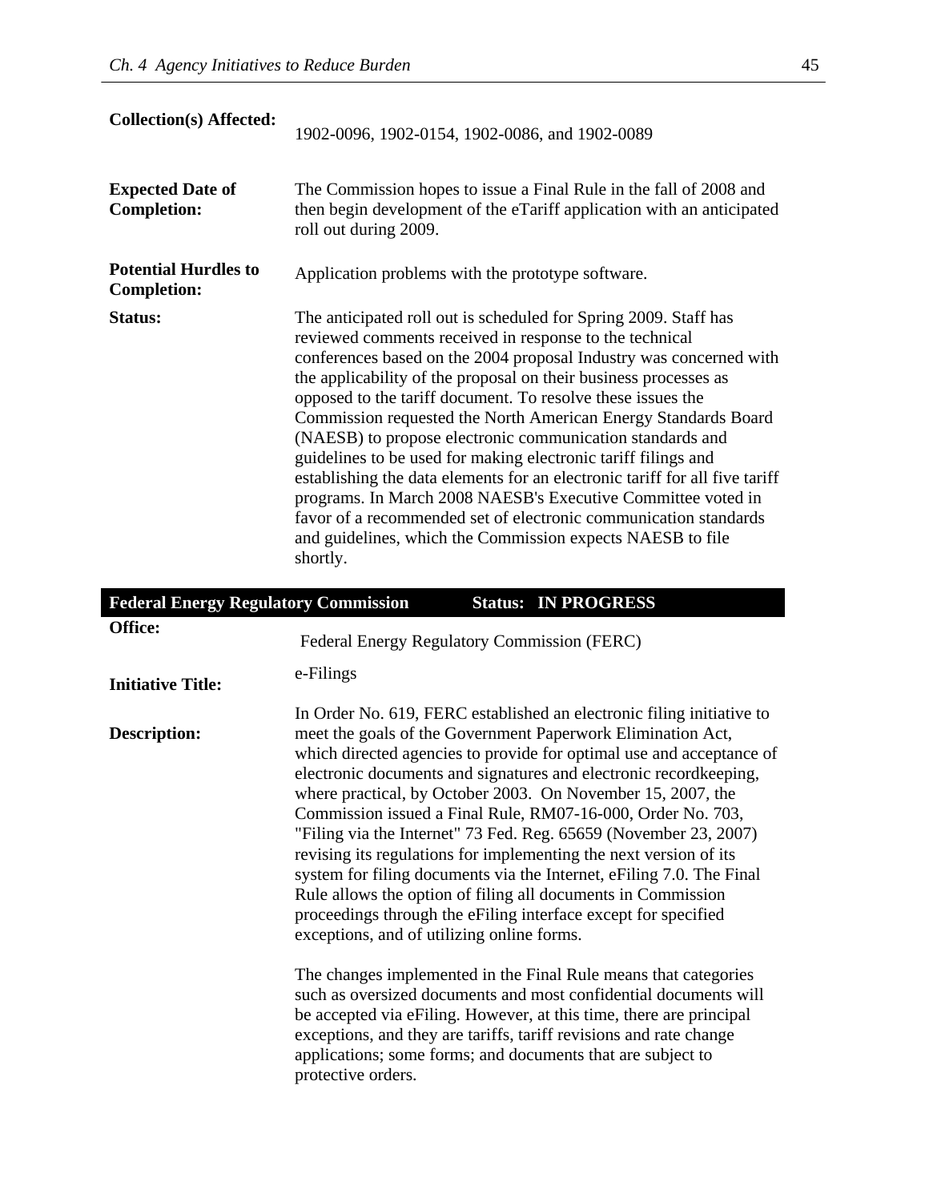| | |
|---|---|
| **Collection(s) Affected:** | 1902-0096, 1902-0154, 1902-0086, and 1902-0089 |
| **Expected Date of Completion:** | The Commission hopes to issue a Final Rule in the fall of 2008 and then begin development of the eTariff application with an anticipated roll out during 2009. |
| **Potential Hurdles to Completion:** | Application problems with the prototype software. |
| **Status:** | The anticipated roll out is scheduled for Spring 2009. Staff has reviewed comments received in response to the technical conferences based on the 2004 proposal Industry was concerned with the applicability of the proposal on their business processes as opposed to the tariff document. To resolve these issues the Commission requested the North American Energy Standards Board (NAESB) to propose electronic communication standards and guidelines to be used for making electronic tariff filings and establishing the data elements for an electronic tariff for all five tariff programs. In March 2008 NAESB's Executive Committee voted in favor of a recommended set of electronic communication standards and guidelines, which the Commission expects NAESB to file shortly. |

| **Federal Energy Regulatory Commission** | **Status: IN PROGRESS** |
|---|---|
| **Office:** | Federal Energy Regulatory Commission (FERC) |
| **Initiative Title:** | e-Filings |
| **Description:** | In Order No. 619, FERC established an electronic filing initiative to meet the goals of the Government Paperwork Elimination Act, which directed agencies to provide for optimal use and acceptance of electronic documents and signatures and electronic recordkeeping, where practical, by October 2003. On November 15, 2007, the Commission issued a Final Rule, RM07-16-000, Order No. 703, "Filing via the Internet" 73 Fed. Reg. 65659 (November 23, 2007) revising its regulations for implementing the next version of its system for filing documents via the Internet, eFiling 7.0. The Final Rule allows the option of filing all documents in Commission proceedings through the eFiling interface except for specified exceptions, and of utilizing online forms.<br><br>The changes implemented in the Final Rule means that categories such as oversized documents and most confidential documents will be accepted via eFiling. However, at this time, there are principal exceptions, and they are tariffs, tariff revisions and rate change applications; some forms; and documents that are subject to protective orders. |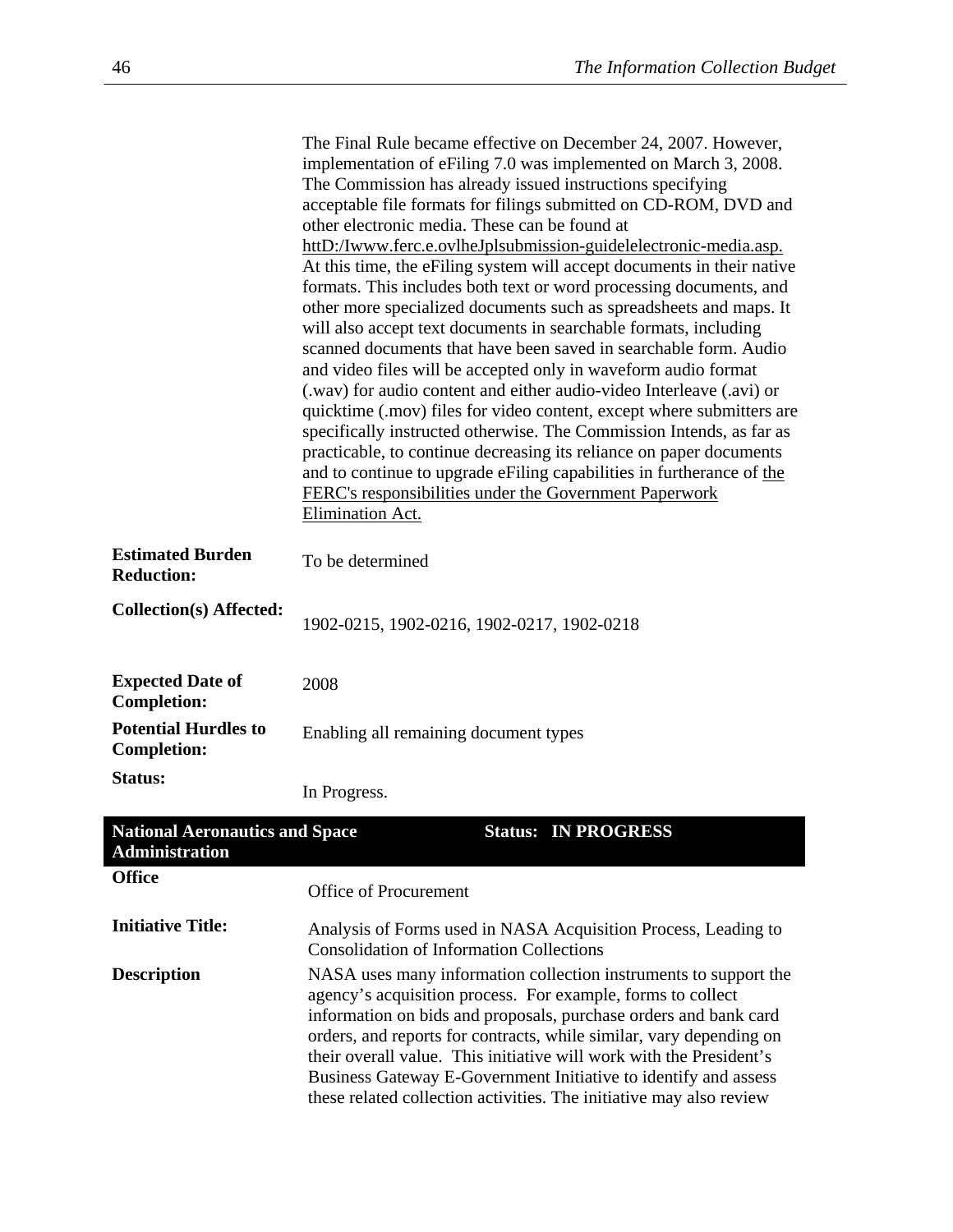The Final Rule became effective on December 24, 2007. However, implementation of eFiling 7.0 was implemented on March 3, 2008. The Commission has already issued instructions specifying acceptable file formats for filings submitted on CD-ROM, DVD and other electronic media. These can be found at httD:/Iwww.ferc.e.ovlheJplsubmission-guidelelectronic-media.asp. At this time, the eFiling system will accept documents in their native formats. This includes both text or word processing documents, and other more specialized documents such as spreadsheets and maps. It will also accept text documents in searchable formats, including scanned documents that have been saved in searchable form. Audio and video files will be accepted only in waveform audio format (.wav) for audio content and either audio-video Interleave (.avi) or quicktime (.mov) files for video content, except where submitters are specifically instructed otherwise. The Commission Intends, as far as practicable, to continue decreasing its reliance on paper documents and to continue to upgrade eFiling capabilities in furtherance of the FERC's responsibilities under the Government Paperwork Elimination Act.

| | |
|---|---|
| **Estimated Burden Reduction:** | To be determined |
| **Collection(s) Affected:** | 1902-0215, 1902-0216, 1902-0217, 1902-0218 |
| **Expected Date of Completion:** | 2008 |
| **Potential Hurdles to Completion:** | Enabling all remaining document types |
| **Status:** | In Progress. |

| **National Aeronautics and Space Administration** | **Status: IN PROGRESS** |
|---|---|
| **Office** | Office of Procurement |
| **Initiative Title:** | Analysis of Forms used in NASA Acquisition Process, Leading to Consolidation of Information Collections |
| **Description** | NASA uses many information collection instruments to support the agency's acquisition process. For example, forms to collect information on bids and proposals, purchase orders and bank card orders, and reports for contracts, while similar, vary depending on their overall value. This initiative will work with the President's Business Gateway E-Government Initiative to identify and assess these related collection activities. The initiative may also review |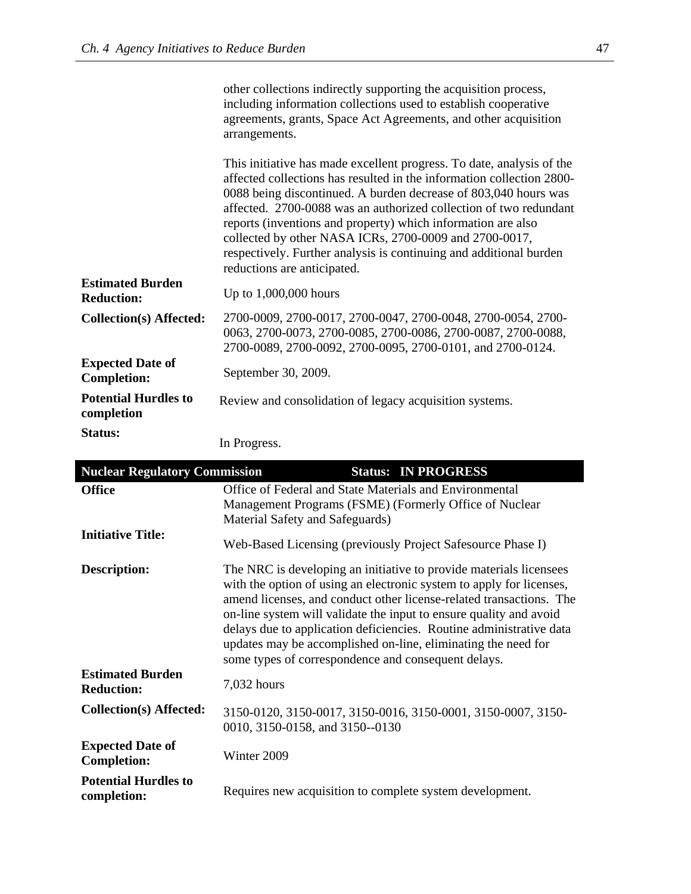other collections indirectly supporting the acquisition process, including information collections used to establish cooperative agreements, grants, Space Act Agreements, and other acquisition arrangements.

This initiative has made excellent progress. To date, analysis of the affected collections has resulted in the information collection 2800-0088 being discontinued. A burden decrease of 803,040 hours was affected. 2700-0088 was an authorized collection of two redundant reports (inventions and property) which information are also collected by other NASA ICRs, 2700-0009 and 2700-0017, respectively. Further analysis is continuing and additional burden reductions are anticipated.

| | |
|---|---|
| **Estimated Burden Reduction:** | Up to 1,000,000 hours |
| **Collection(s) Affected:** | 2700-0009, 2700-0017, 2700-0047, 2700-0048, 2700-0054, 2700-0063, 2700-0073, 2700-0085, 2700-0086, 2700-0087, 2700-0088, 2700-0089, 2700-0092, 2700-0095, 2700-0101, and 2700-0124. |
| **Expected Date of Completion:** | September 30, 2009. |
| **Potential Hurdles to completion** | Review and consolidation of legacy acquisition systems. |
| **Status:** | In Progress. |

| **Nuclear Regulatory Commission** | **Status: IN PROGRESS** |
|---|---|
| **Office** | Office of Federal and State Materials and Environmental Management Programs (FSME) (Formerly Office of Nuclear Material Safety and Safeguards) |
| **Initiative Title:** | Web-Based Licensing (previously Project Safesource Phase I) |
| **Description:** | The NRC is developing an initiative to provide materials licensees with the option of using an electronic system to apply for licenses, amend licenses, and conduct other license-related transactions. The on-line system will validate the input to ensure quality and avoid delays due to application deficiencies. Routine administrative data updates may be accomplished on-line, eliminating the need for some types of correspondence and consequent delays. |
| **Estimated Burden Reduction:** | 7,032 hours |
| **Collection(s) Affected:** | 3150-0120, 3150-0017, 3150-0016, 3150-0001, 3150-0007, 3150-0010, 3150-0158, and 3150--0130 |
| **Expected Date of Completion:** | Winter 2009 |
| **Potential Hurdles to completion:** | Requires new acquisition to complete system development. |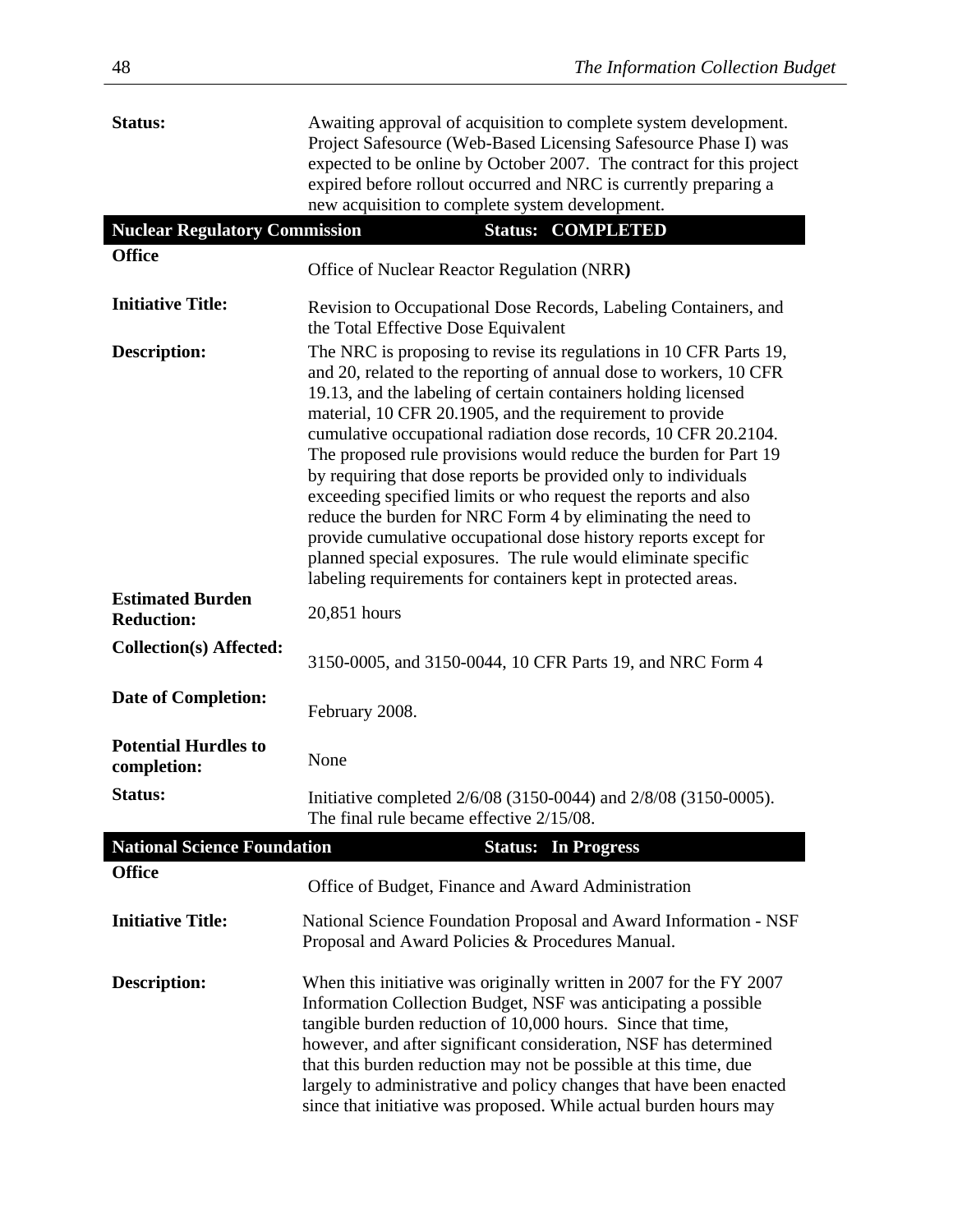| | |
|---|---|
| **Status:** | Awaiting approval of acquisition to complete system development. Project Safesource (Web-Based Licensing Safesource Phase I) was expected to be online by October 2007. The contract for this project expired before rollout occurred and NRC is currently preparing a new acquisition to complete system development. |

| **Nuclear Regulatory Commission** | **Status: COMPLETED** |
|---|---|
| **Office** | Office of Nuclear Reactor Regulation (NRR**)** |
| **Initiative Title:** | Revision to Occupational Dose Records, Labeling Containers, and the Total Effective Dose Equivalent |
| **Description:** | The NRC is proposing to revise its regulations in 10 CFR Parts 19, and 20, related to the reporting of annual dose to workers, 10 CFR 19.13, and the labeling of certain containers holding licensed material, 10 CFR 20.1905, and the requirement to provide cumulative occupational radiation dose records, 10 CFR 20.2104. The proposed rule provisions would reduce the burden for Part 19 by requiring that dose reports be provided only to individuals exceeding specified limits or who request the reports and also reduce the burden for NRC Form 4 by eliminating the need to provide cumulative occupational dose history reports except for planned special exposures. The rule would eliminate specific labeling requirements for containers kept in protected areas. |
| **Estimated Burden Reduction:** | 20,851 hours |
| **Collection(s) Affected:** | 3150-0005, and 3150-0044, 10 CFR Parts 19, and NRC Form 4 |
| **Date of Completion:** | February 2008. |
| **Potential Hurdles to completion:** | None |
| **Status:** | Initiative completed 2/6/08 (3150-0044) and 2/8/08 (3150-0005). The final rule became effective 2/15/08. |

| **National Science Foundation** | **Status: In Progress** |
|---|---|
| **Office** | Office of Budget, Finance and Award Administration |
| **Initiative Title:** | National Science Foundation Proposal and Award Information - NSF Proposal and Award Policies & Procedures Manual. |
| **Description:** | When this initiative was originally written in 2007 for the FY 2007 Information Collection Budget, NSF was anticipating a possible tangible burden reduction of 10,000 hours. Since that time, however, and after significant consideration, NSF has determined that this burden reduction may not be possible at this time, due largely to administrative and policy changes that have been enacted since that initiative was proposed. While actual burden hours may |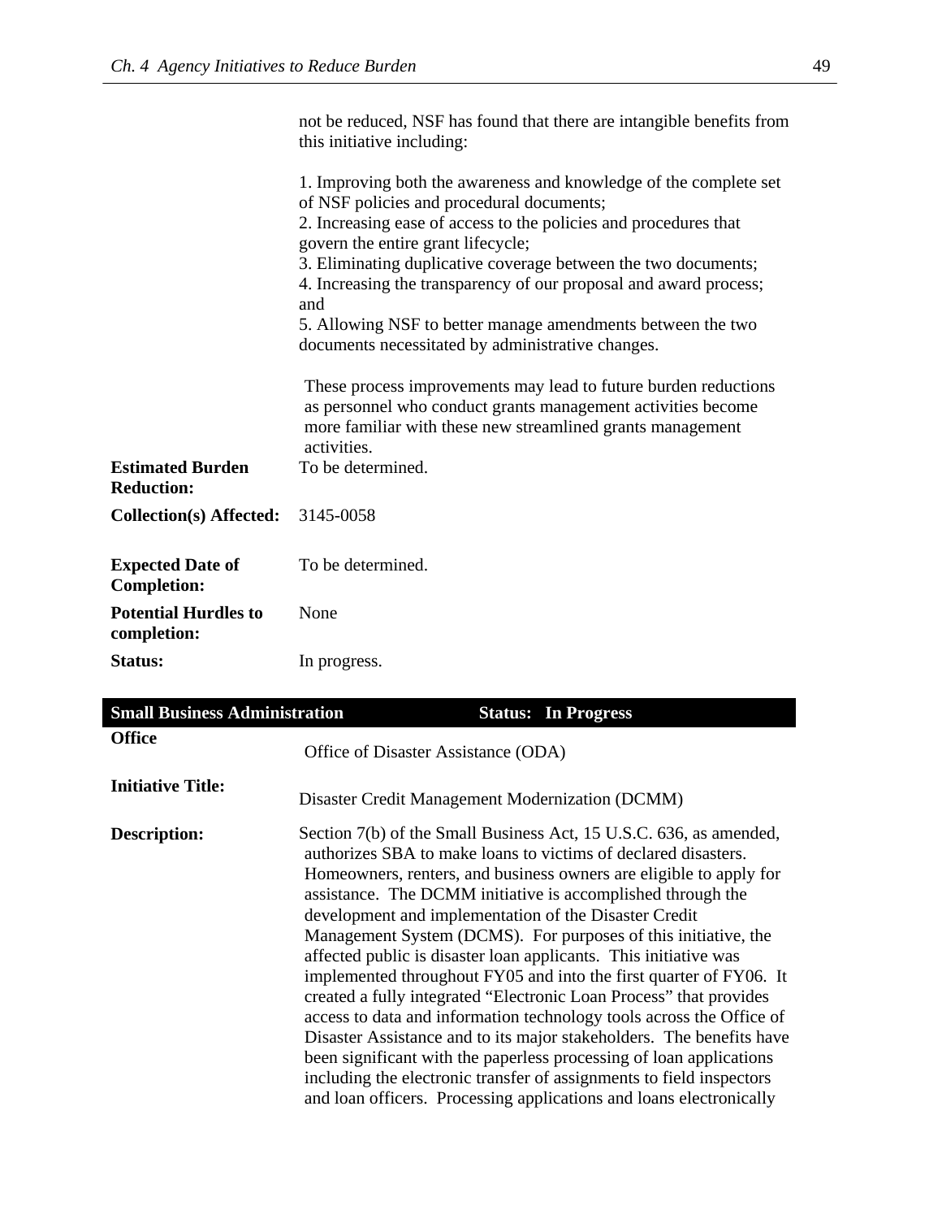not be reduced, NSF has found that there are intangible benefits from this initiative including:

1. Improving both the awareness and knowledge of the complete set of NSF policies and procedural documents;
2. Increasing ease of access to the policies and procedures that govern the entire grant lifecycle;
3. Eliminating duplicative coverage between the two documents;
4. Increasing the transparency of our proposal and award process; and
5. Allowing NSF to better manage amendments between the two documents necessitated by administrative changes.

These process improvements may lead to future burden reductions as personnel who conduct grants management activities become more familiar with these new streamlined grants management activities.

| | |
|---|---|
| **Estimated Burden Reduction:** | To be determined. |
| **Collection(s) Affected:** | 3145-0058 |
| **Expected Date of Completion:** | To be determined. |
| **Potential Hurdles to completion:** | None |
| **Status:** | In progress. |

| **Small Business Administration** | **Status: In Progress** |
|---|---|
| **Office** | Office of Disaster Assistance (ODA) |
| **Initiative Title:** | Disaster Credit Management Modernization (DCMM) |
| **Description:** | Section 7(b) of the Small Business Act, 15 U.S.C. 636, as amended, authorizes SBA to make loans to victims of declared disasters. Homeowners, renters, and business owners are eligible to apply for assistance. The DCMM initiative is accomplished through the development and implementation of the Disaster Credit Management System (DCMS). For purposes of this initiative, the affected public is disaster loan applicants. This initiative was implemented throughout FY05 and into the first quarter of FY06. It created a fully integrated "Electronic Loan Process" that provides access to data and information technology tools across the Office of Disaster Assistance and to its major stakeholders. The benefits have been significant with the paperless processing of loan applications including the electronic transfer of assignments to field inspectors and loan officers. Processing applications and loans electronically |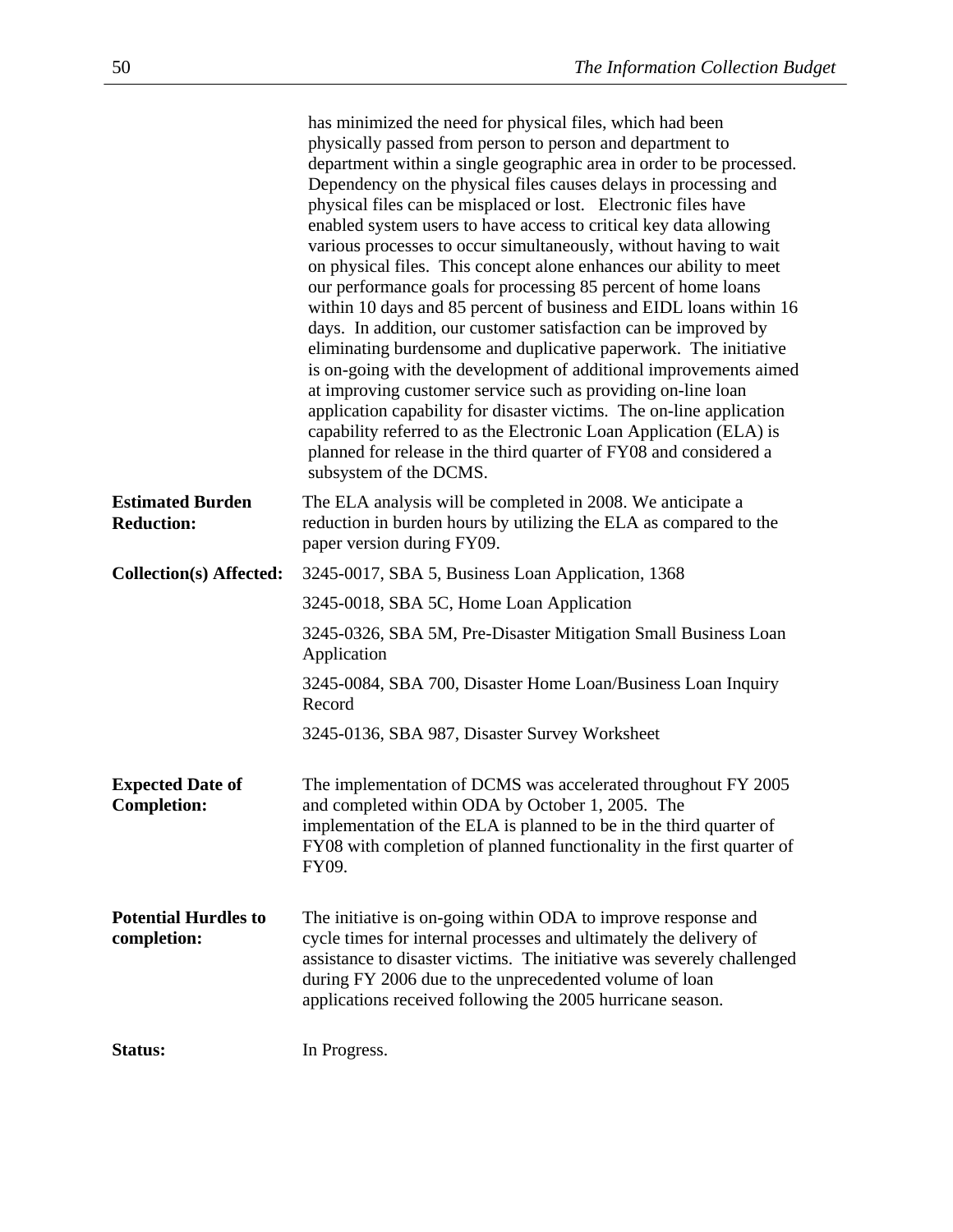has minimized the need for physical files, which had been physically passed from person to person and department to department within a single geographic area in order to be processed. Dependency on the physical files causes delays in processing and physical files can be misplaced or lost. Electronic files have enabled system users to have access to critical key data allowing various processes to occur simultaneously, without having to wait on physical files. This concept alone enhances our ability to meet our performance goals for processing 85 percent of home loans within 10 days and 85 percent of business and EIDL loans within 16 days. In addition, our customer satisfaction can be improved by eliminating burdensome and duplicative paperwork. The initiative is on-going with the development of additional improvements aimed at improving customer service such as providing on-line loan application capability for disaster victims. The on-line application capability referred to as the Electronic Loan Application (ELA) is planned for release in the third quarter of FY08 and considered a subsystem of the DCMS.

**Estimated Burden Reduction:** The ELA analysis will be completed in 2008. We anticipate a reduction in burden hours by utilizing the ELA as compared to the paper version during FY09.

**Collection(s) Affected:**

3245-0017, SBA 5, Business Loan Application, 1368

3245-0018, SBA 5C, Home Loan Application

3245-0326, SBA 5M, Pre-Disaster Mitigation Small Business Loan Application

3245-0084, SBA 700, Disaster Home Loan/Business Loan Inquiry Record

3245-0136, SBA 987, Disaster Survey Worksheet

**Expected Date of Completion:** The implementation of DCMS was accelerated throughout FY 2005 and completed within ODA by October 1, 2005. The implementation of the ELA is planned to be in the third quarter of FY08 with completion of planned functionality in the first quarter of FY09.

**Potential Hurdles to completion:** The initiative is on-going within ODA to improve response and cycle times for internal processes and ultimately the delivery of assistance to disaster victims. The initiative was severely challenged during FY 2006 due to the unprecedented volume of loan applications received following the 2005 hurricane season.

**Status:** In Progress.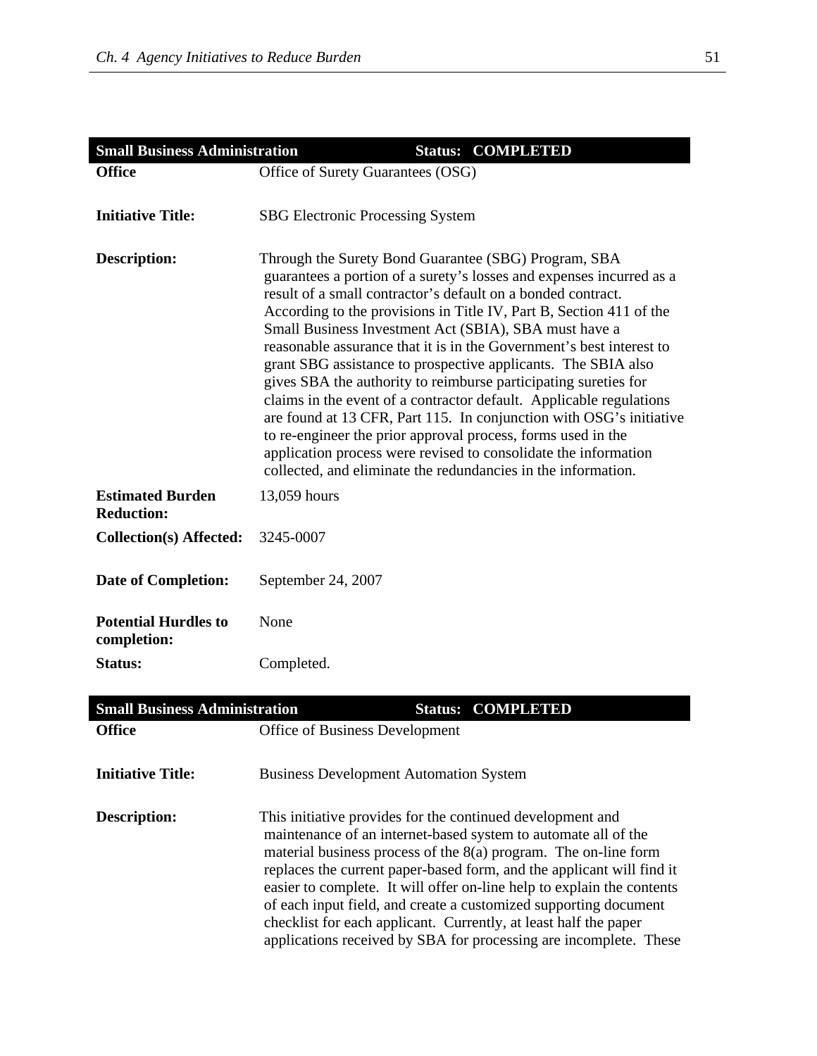| Small Business Administration | Status: COMPLETED |
|---|---|
| **Office** | Office of Surety Guarantees (OSG) |
| **Initiative Title:** | SBG Electronic Processing System |
| **Description:** | Through the Surety Bond Guarantee (SBG) Program, SBA guarantees a portion of a surety's losses and expenses incurred as a result of a small contractor's default on a bonded contract. According to the provisions in Title IV, Part B, Section 411 of the Small Business Investment Act (SBIA), SBA must have a reasonable assurance that it is in the Government's best interest to grant SBG assistance to prospective applicants. The SBIA also gives SBA the authority to reimburse participating sureties for claims in the event of a contractor default. Applicable regulations are found at 13 CFR, Part 115. In conjunction with OSG's initiative to re-engineer the prior approval process, forms used in the application process were revised to consolidate the information collected, and eliminate the redundancies in the information. |
| **Estimated Burden Reduction:** | 13,059 hours |
| **Collection(s) Affected:** | 3245-0007 |
| **Date of Completion:** | September 24, 2007 |
| **Potential Hurdles to completion:** | None |
| **Status:** | Completed. |

| Small Business Administration | Status: COMPLETED |
|---|---|
| **Office** | Office of Business Development |
| **Initiative Title:** | Business Development Automation System |
| **Description:** | This initiative provides for the continued development and maintenance of an internet-based system to automate all of the material business process of the 8(a) program. The on-line form replaces the current paper-based form, and the applicant will find it easier to complete. It will offer on-line help to explain the contents of each input field, and create a customized supporting document checklist for each applicant. Currently, at least half the paper applications received by SBA for processing are incomplete. These |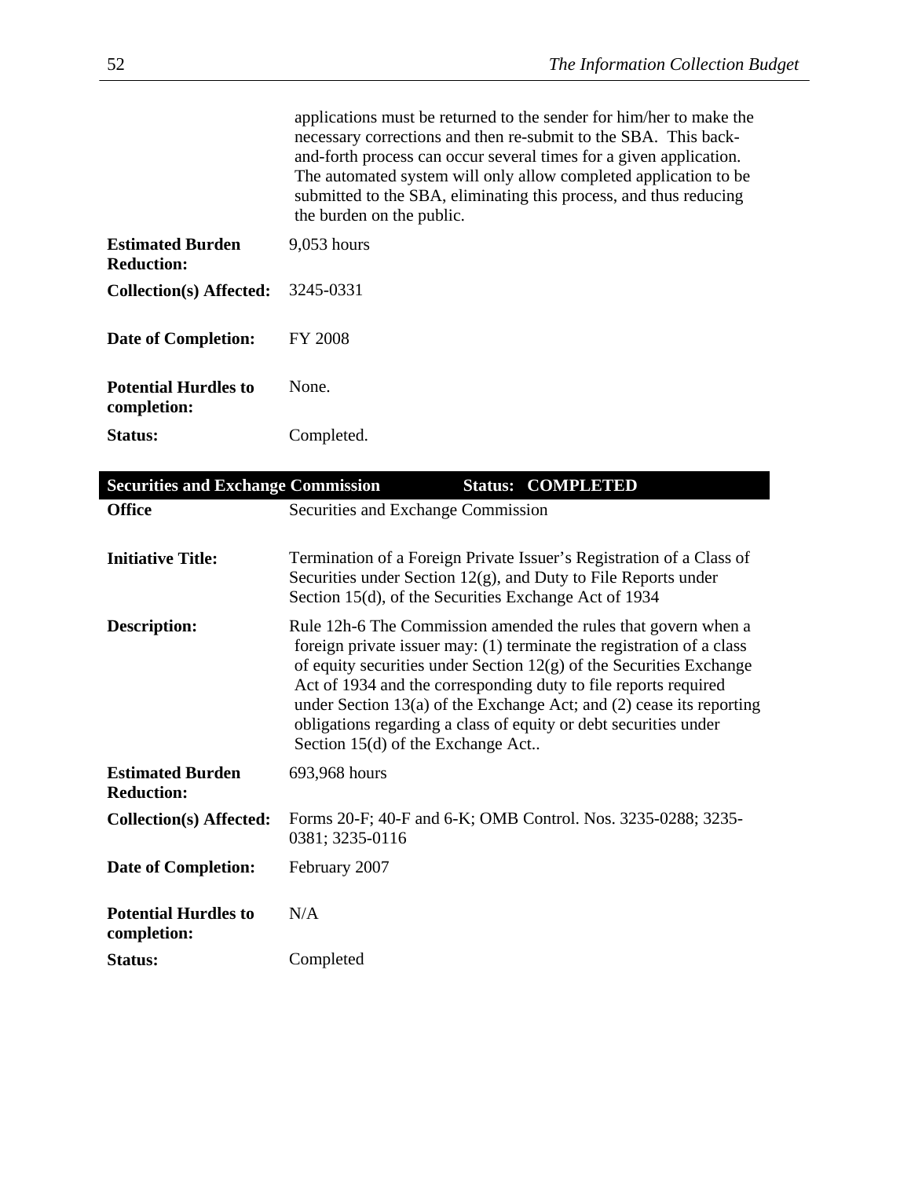| | |
|---|---|
| | applications must be returned to the sender for him/her to make the necessary corrections and then re-submit to the SBA. This back-and-forth process can occur several times for a given application. The automated system will only allow completed application to be submitted to the SBA, eliminating this process, and thus reducing the burden on the public. |
| **Estimated Burden Reduction:** | 9,053 hours |
| **Collection(s) Affected:** | 3245-0331 |
| **Date of Completion:** | FY 2008 |
| **Potential Hurdles to completion:** | None. |
| **Status:** | Completed. |

| **Securities and Exchange Commission** | **Status: COMPLETED** |
|---|---|
| **Office** | Securities and Exchange Commission |
| **Initiative Title:** | Termination of a Foreign Private Issuer's Registration of a Class of Securities under Section 12(g), and Duty to File Reports under Section 15(d), of the Securities Exchange Act of 1934 |
| **Description:** | Rule 12h-6 The Commission amended the rules that govern when a foreign private issuer may: (1) terminate the registration of a class of equity securities under Section 12(g) of the Securities Exchange Act of 1934 and the corresponding duty to file reports required under Section 13(a) of the Exchange Act; and (2) cease its reporting obligations regarding a class of equity or debt securities under Section 15(d) of the Exchange Act.. |
| **Estimated Burden Reduction:** | 693,968 hours |
| **Collection(s) Affected:** | Forms 20-F; 40-F and 6-K; OMB Control. Nos. 3235-0288; 3235-0381; 3235-0116 |
| **Date of Completion:** | February 2007 |
| **Potential Hurdles to completion:** | N/A |
| **Status:** | Completed |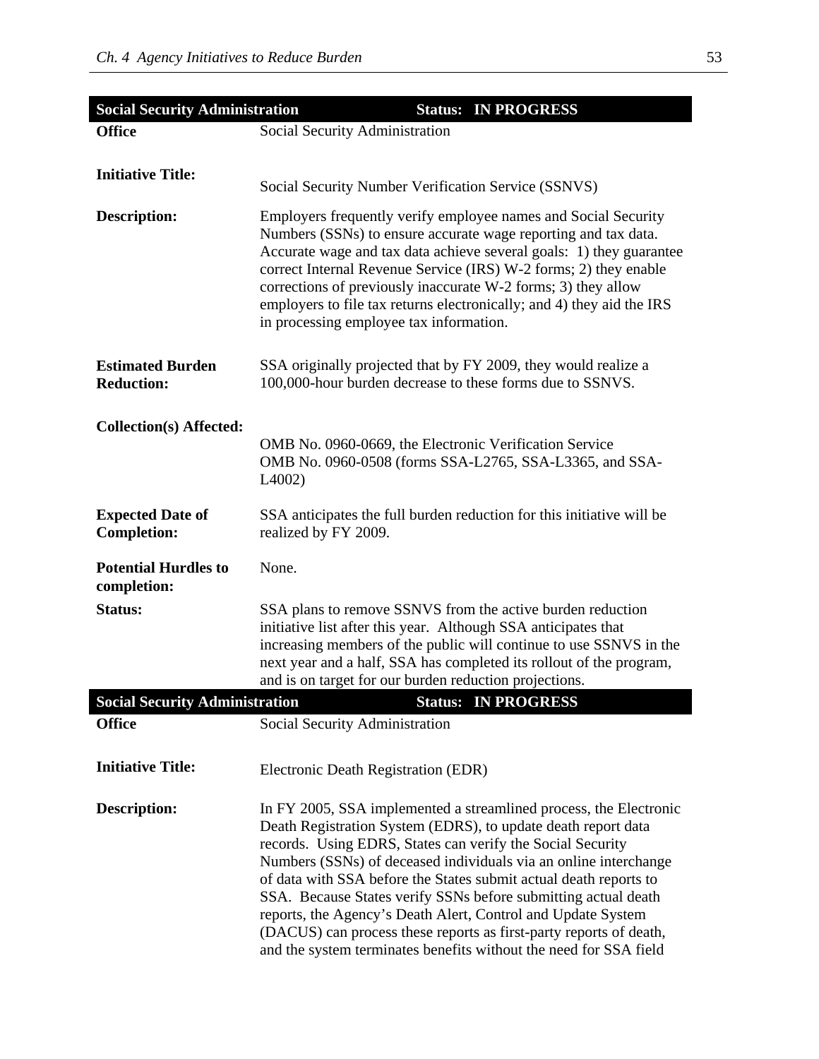| Social Security Administration | Status: IN PROGRESS |
|---|---|
| **Office** | Social Security Administration |
| **Initiative Title:** | Social Security Number Verification Service (SSNVS) |
| **Description:** | Employers frequently verify employee names and Social Security Numbers (SSNs) to ensure accurate wage reporting and tax data. Accurate wage and tax data achieve several goals: 1) they guarantee correct Internal Revenue Service (IRS) W-2 forms; 2) they enable corrections of previously inaccurate W-2 forms; 3) they allow employers to file tax returns electronically; and 4) they aid the IRS in processing employee tax information. |
| **Estimated Burden Reduction:** | SSA originally projected that by FY 2009, they would realize a 100,000-hour burden decrease to these forms due to SSNVS. |
| **Collection(s) Affected:** | OMB No. 0960-0669, the Electronic Verification Service<br>OMB No. 0960-0508 (forms SSA-L2765, SSA-L3365, and SSA-L4002) |
| **Expected Date of Completion:** | SSA anticipates the full burden reduction for this initiative will be realized by FY 2009. |
| **Potential Hurdles to completion:** | None. |
| **Status:** | SSA plans to remove SSNVS from the active burden reduction initiative list after this year. Although SSA anticipates that increasing members of the public will continue to use SSNVS in the next year and a half, SSA has completed its rollout of the program, and is on target for our burden reduction projections. |

| Social Security Administration | Status: IN PROGRESS |
|---|---|
| **Office** | Social Security Administration |
| **Initiative Title:** | Electronic Death Registration (EDR) |
| **Description:** | In FY 2005, SSA implemented a streamlined process, the Electronic Death Registration System (EDRS), to update death report data records. Using EDRS, States can verify the Social Security Numbers (SSNs) of deceased individuals via an online interchange of data with SSA before the States submit actual death reports to SSA. Because States verify SSNs before submitting actual death reports, the Agency's Death Alert, Control and Update System (DACUS) can process these reports as first-party reports of death, and the system terminates benefits without the need for SSA field |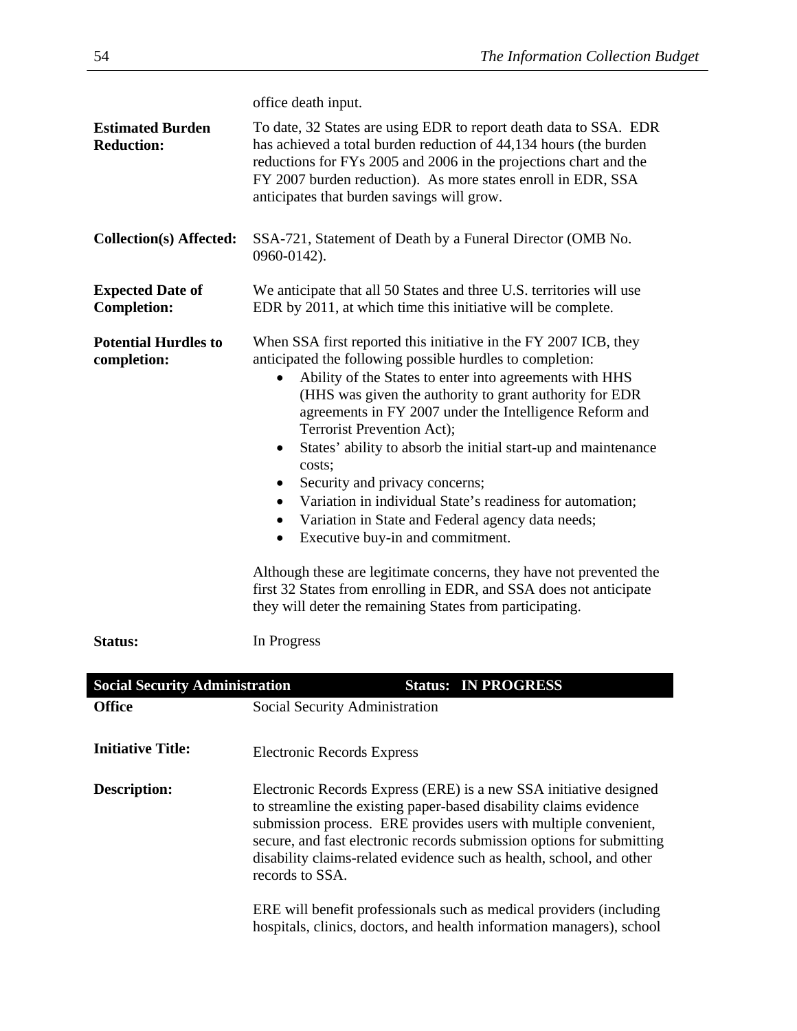office death input.

**Estimated Burden Reduction:** To date, 32 States are using EDR to report death data to SSA. EDR has achieved a total burden reduction of 44,134 hours (the burden reductions for FYs 2005 and 2006 in the projections chart and the FY 2007 burden reduction). As more states enroll in EDR, SSA anticipates that burden savings will grow.

**Collection(s) Affected:** SSA-721, Statement of Death by a Funeral Director (OMB No. 0960-0142).

**Expected Date of Completion:** We anticipate that all 50 States and three U.S. territories will use EDR by 2011, at which time this initiative will be complete.

**Potential Hurdles to completion:** When SSA first reported this initiative in the FY 2007 ICB, they anticipated the following possible hurdles to completion:

- Ability of the States to enter into agreements with HHS (HHS was given the authority to grant authority for EDR agreements in FY 2007 under the Intelligence Reform and Terrorist Prevention Act);
- States' ability to absorb the initial start-up and maintenance costs;
- Security and privacy concerns;
- Variation in individual State's readiness for automation;
- Variation in State and Federal agency data needs;
- Executive buy-in and commitment.

Although these are legitimate concerns, they have not prevented the first 32 States from enrolling in EDR, and SSA does not anticipate they will deter the remaining States from participating.

**Status:** In Progress

## Social Security Administration — Status: IN PROGRESS

**Office** Social Security Administration

**Initiative Title:** Electronic Records Express

**Description:** Electronic Records Express (ERE) is a new SSA initiative designed to streamline the existing paper-based disability claims evidence submission process. ERE provides users with multiple convenient, secure, and fast electronic records submission options for submitting disability claims-related evidence such as health, school, and other records to SSA.

ERE will benefit professionals such as medical providers (including hospitals, clinics, doctors, and health information managers), school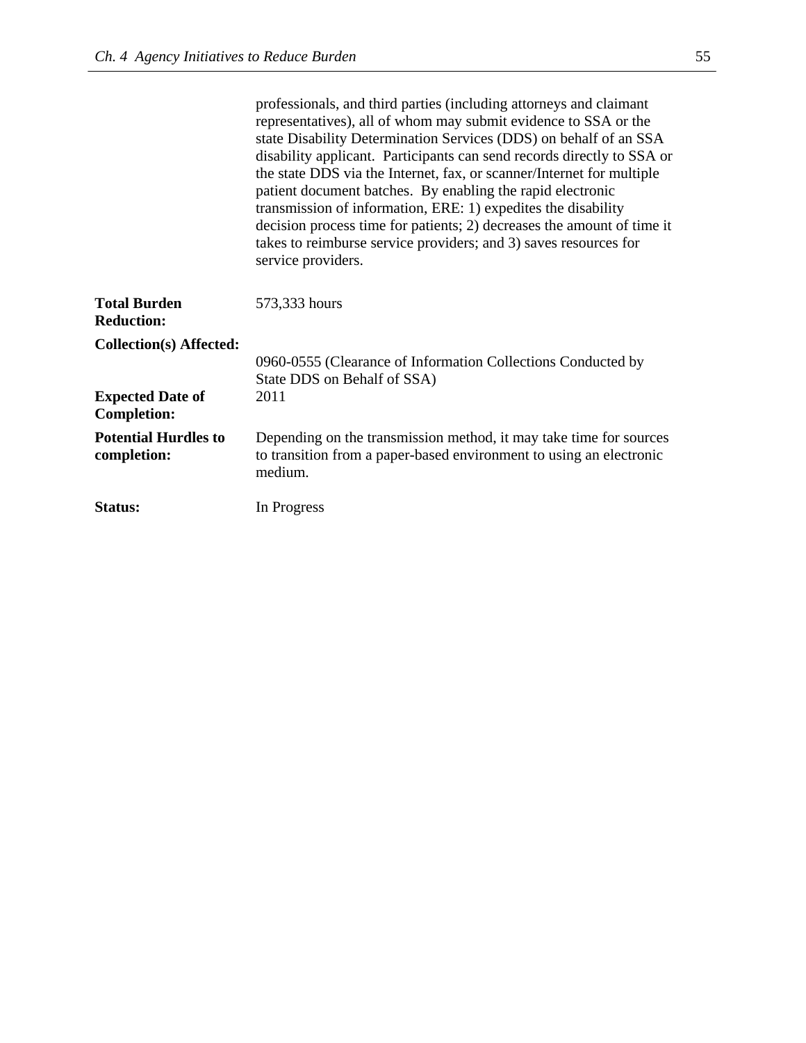professionals, and third parties (including attorneys and claimant representatives), all of whom may submit evidence to SSA or the state Disability Determination Services (DDS) on behalf of an SSA disability applicant. Participants can send records directly to SSA or the state DDS via the Internet, fax, or scanner/Internet for multiple patient document batches. By enabling the rapid electronic transmission of information, ERE: 1) expedites the disability decision process time for patients; 2) decreases the amount of time it takes to reimburse service providers; and 3) saves resources for service providers.

**Total Burden Reduction:** 573,333 hours

**Collection(s) Affected:** 0960-0555 (Clearance of Information Collections Conducted by State DDS on Behalf of SSA)

**Expected Date of Completion:** 2011

**Potential Hurdles to completion:** Depending on the transmission method, it may take time for sources to transition from a paper-based environment to using an electronic medium.

**Status:** In Progress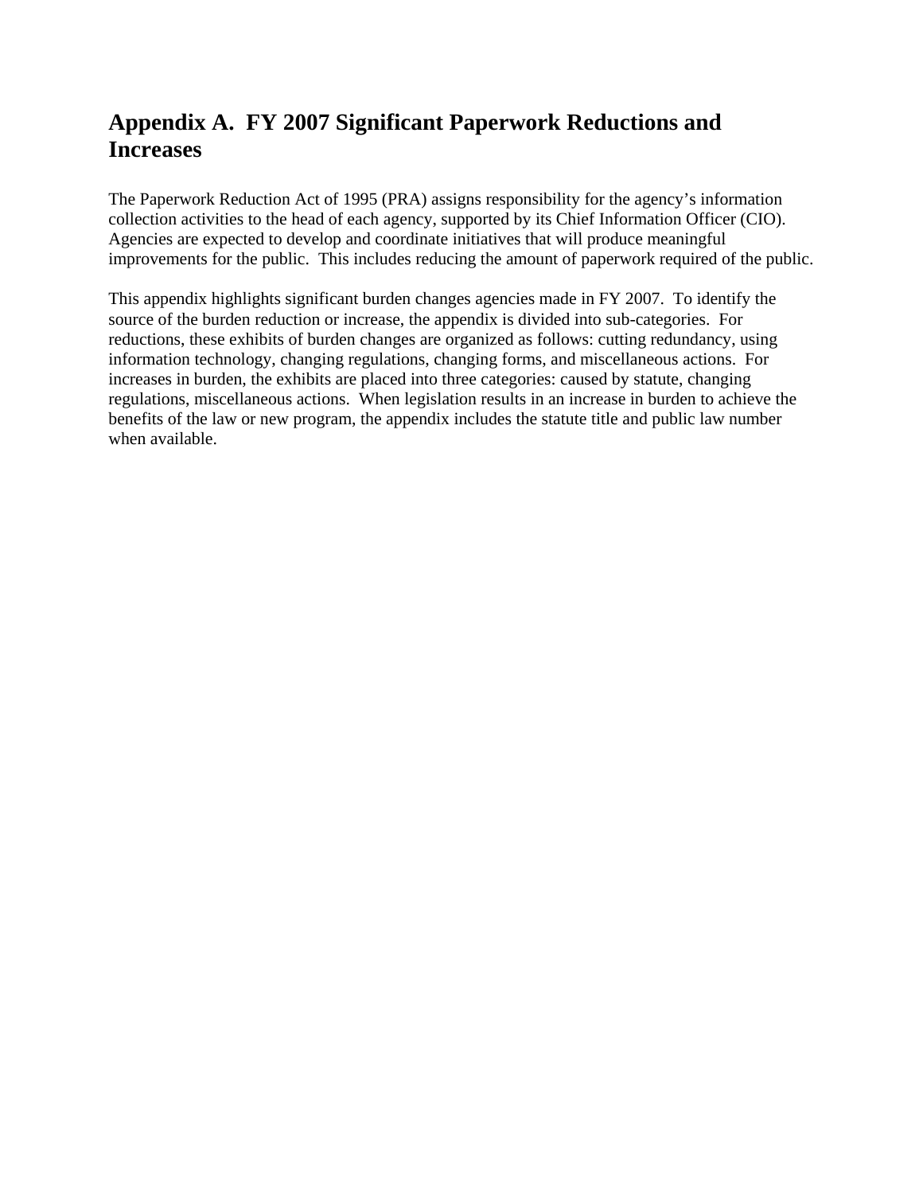# Appendix A. FY 2007 Significant Paperwork Reductions and Increases

The Paperwork Reduction Act of 1995 (PRA) assigns responsibility for the agency's information collection activities to the head of each agency, supported by its Chief Information Officer (CIO). Agencies are expected to develop and coordinate initiatives that will produce meaningful improvements for the public. This includes reducing the amount of paperwork required of the public.

This appendix highlights significant burden changes agencies made in FY 2007. To identify the source of the burden reduction or increase, the appendix is divided into sub-categories. For reductions, these exhibits of burden changes are organized as follows: cutting redundancy, using information technology, changing regulations, changing forms, and miscellaneous actions. For increases in burden, the exhibits are placed into three categories: caused by statute, changing regulations, miscellaneous actions. When legislation results in an increase in burden to achieve the benefits of the law or new program, the appendix includes the statute title and public law number when available.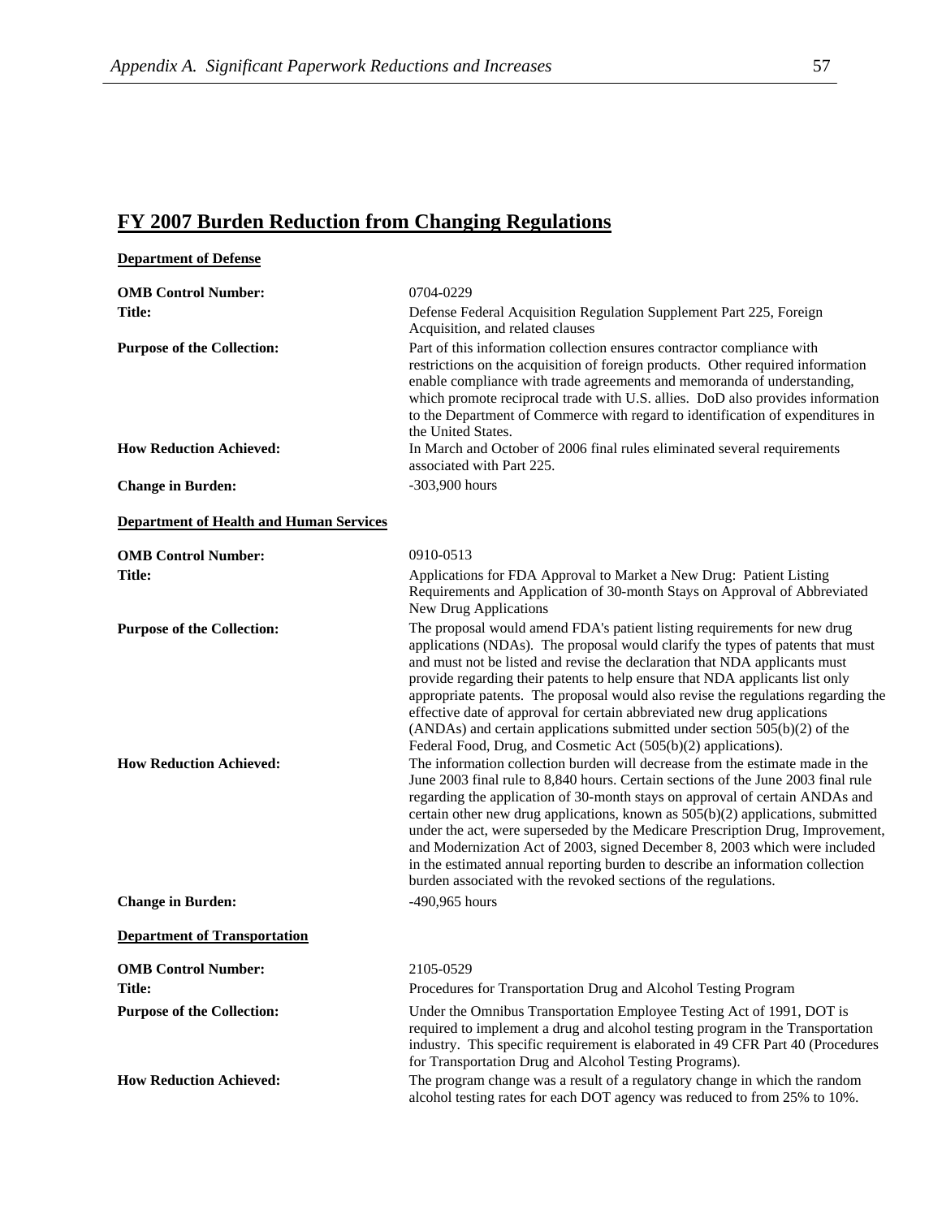## FY 2007 Burden Reduction from Changing Regulations

### Department of Defense

**OMB Control Number:** 0704-0229

**Title:** Defense Federal Acquisition Regulation Supplement Part 225, Foreign Acquisition, and related clauses

**Purpose of the Collection:** Part of this information collection ensures contractor compliance with restrictions on the acquisition of foreign products. Other required information enable compliance with trade agreements and memoranda of understanding, which promote reciprocal trade with U.S. allies. DoD also provides information to the Department of Commerce with regard to identification of expenditures in the United States.

**How Reduction Achieved:** In March and October of 2006 final rules eliminated several requirements associated with Part 225.

**Change in Burden:** -303,900 hours

### Department of Health and Human Services

**OMB Control Number:** 0910-0513

**Title:** Applications for FDA Approval to Market a New Drug: Patient Listing Requirements and Application of 30-month Stays on Approval of Abbreviated New Drug Applications

**Purpose of the Collection:** The proposal would amend FDA's patient listing requirements for new drug applications (NDAs). The proposal would clarify the types of patents that must and must not be listed and revise the declaration that NDA applicants must provide regarding their patents to help ensure that NDA applicants list only appropriate patents. The proposal would also revise the regulations regarding the effective date of approval for certain abbreviated new drug applications (ANDAs) and certain applications submitted under section 505(b)(2) of the Federal Food, Drug, and Cosmetic Act (505(b)(2) applications).

**How Reduction Achieved:** The information collection burden will decrease from the estimate made in the June 2003 final rule to 8,840 hours. Certain sections of the June 2003 final rule regarding the application of 30-month stays on approval of certain ANDAs and certain other new drug applications, known as 505(b)(2) applications, submitted under the act, were superseded by the Medicare Prescription Drug, Improvement, and Modernization Act of 2003, signed December 8, 2003 which were included in the estimated annual reporting burden to describe an information collection burden associated with the revoked sections of the regulations.

**Change in Burden:** -490,965 hours

### Department of Transportation

**OMB Control Number:** 2105-0529

**Title:** Procedures for Transportation Drug and Alcohol Testing Program

**Purpose of the Collection:** Under the Omnibus Transportation Employee Testing Act of 1991, DOT is required to implement a drug and alcohol testing program in the Transportation industry. This specific requirement is elaborated in 49 CFR Part 40 (Procedures for Transportation Drug and Alcohol Testing Programs).

**How Reduction Achieved:** The program change was a result of a regulatory change in which the random alcohol testing rates for each DOT agency was reduced to from 25% to 10%.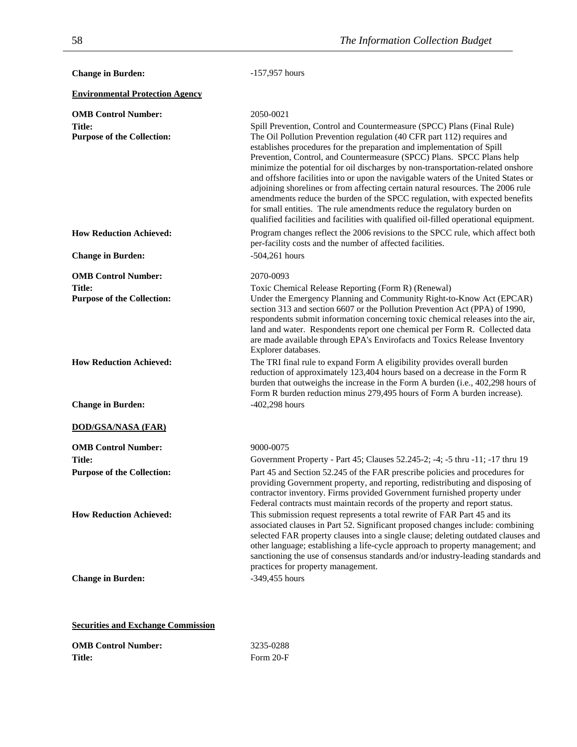**Change in Burden:** -157,957 hours

**Environmental Protection Agency**

**OMB Control Number:** 2050-0021

**Title:** Spill Prevention, Control and Countermeasure (SPCC) Plans (Final Rule)

**Purpose of the Collection:** The Oil Pollution Prevention regulation (40 CFR part 112) requires and establishes procedures for the preparation and implementation of Spill Prevention, Control, and Countermeasure (SPCC) Plans. SPCC Plans help minimize the potential for oil discharges by non-transportation-related onshore and offshore facilities into or upon the navigable waters of the United States or adjoining shorelines or from affecting certain natural resources. The 2006 rule amendments reduce the burden of the SPCC regulation, with expected benefits for small entities. The rule amendments reduce the regulatory burden on qualified facilities and facilities with qualified oil-filled operational equipment.

**How Reduction Achieved:** Program changes reflect the 2006 revisions to the SPCC rule, which affect both per-facility costs and the number of affected facilities.

**Change in Burden:** -504,261 hours

**OMB Control Number:** 2070-0093

**Title:** Toxic Chemical Release Reporting (Form R) (Renewal)

**Purpose of the Collection:** Under the Emergency Planning and Community Right-to-Know Act (EPCAR) section 313 and section 6607 or the Pollution Prevention Act (PPA) of 1990, respondents submit information concerning toxic chemical releases into the air, land and water. Respondents report one chemical per Form R. Collected data are made available through EPA's Envirofacts and Toxics Release Inventory Explorer databases.

**How Reduction Achieved:** The TRI final rule to expand Form A eligibility provides overall burden reduction of approximately 123,404 hours based on a decrease in the Form R burden that outweighs the increase in the Form A burden (i.e., 402,298 hours of Form R burden reduction minus 279,495 hours of Form A burden increase).

**Change in Burden:** -402,298 hours

**DOD/GSA/NASA (FAR)**

**OMB Control Number:** 9000-0075

**Title:** Government Property - Part 45; Clauses 52.245-2; -4; -5 thru -11; -17 thru 19

**Purpose of the Collection:** Part 45 and Section 52.245 of the FAR prescribe policies and procedures for providing Government property, and reporting, redistributing and disposing of contractor inventory. Firms provided Government furnished property under Federal contracts must maintain records of the property and report status.

**How Reduction Achieved:** This submission request represents a total rewrite of FAR Part 45 and its associated clauses in Part 52. Significant proposed changes include: combining selected FAR property clauses into a single clause; deleting outdated clauses and other language; establishing a life-cycle approach to property management; and sanctioning the use of consensus standards and/or industry-leading standards and practices for property management.

**Change in Burden:** -349,455 hours

**Securities and Exchange Commission**

**OMB Control Number:** 3235-0288

**Title:** Form 20-F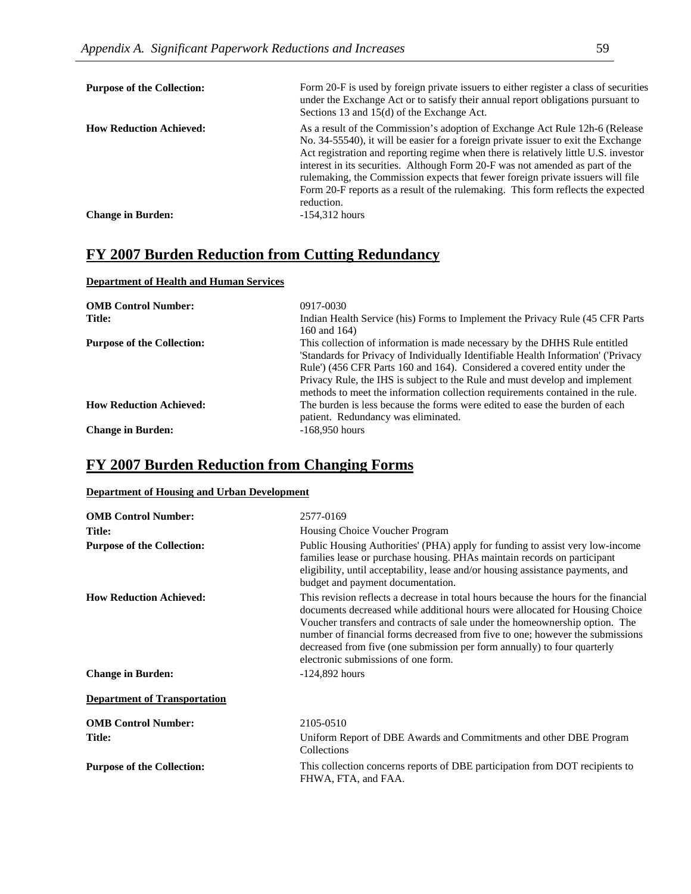**Purpose of the Collection:** Form 20-F is used by foreign private issuers to either register a class of securities under the Exchange Act or to satisfy their annual report obligations pursuant to Sections 13 and 15(d) of the Exchange Act.

**How Reduction Achieved:** As a result of the Commission's adoption of Exchange Act Rule 12h-6 (Release No. 34-55540), it will be easier for a foreign private issuer to exit the Exchange Act registration and reporting regime when there is relatively little U.S. investor interest in its securities. Although Form 20-F was not amended as part of the rulemaking, the Commission expects that fewer foreign private issuers will file Form 20-F reports as a result of the rulemaking. This form reflects the expected reduction.

**Change in Burden:** -154,312 hours

## FY 2007 Burden Reduction from Cutting Redundancy

**Department of Health and Human Services**

**OMB Control Number:** 0917-0030

**Title:** Indian Health Service (his) Forms to Implement the Privacy Rule (45 CFR Parts 160 and 164)

**Purpose of the Collection:** This collection of information is made necessary by the DHHS Rule entitled 'Standards for Privacy of Individually Identifiable Health Information' ('Privacy Rule') (456 CFR Parts 160 and 164). Considered a covered entity under the Privacy Rule, the IHS is subject to the Rule and must develop and implement methods to meet the information collection requirements contained in the rule.

**How Reduction Achieved:** The burden is less because the forms were edited to ease the burden of each patient. Redundancy was eliminated.

**Change in Burden:** -168,950 hours

## FY 2007 Burden Reduction from Changing Forms

**Department of Housing and Urban Development**

**OMB Control Number:** 2577-0169

**Title:** Housing Choice Voucher Program

**Purpose of the Collection:** Public Housing Authorities' (PHA) apply for funding to assist very low-income families lease or purchase housing. PHAs maintain records on participant eligibility, until acceptability, lease and/or housing assistance payments, and budget and payment documentation.

**How Reduction Achieved:** This revision reflects a decrease in total hours because the hours for the financial documents decreased while additional hours were allocated for Housing Choice Voucher transfers and contracts of sale under the homeownership option. The number of financial forms decreased from five to one; however the submissions decreased from five (one submission per form annually) to four quarterly electronic submissions of one form.

**Change in Burden:** -124,892 hours

**Department of Transportation**

**OMB Control Number:** 2105-0510

**Title:** Uniform Report of DBE Awards and Commitments and other DBE Program Collections

**Purpose of the Collection:** This collection concerns reports of DBE participation from DOT recipients to FHWA, FTA, and FAA.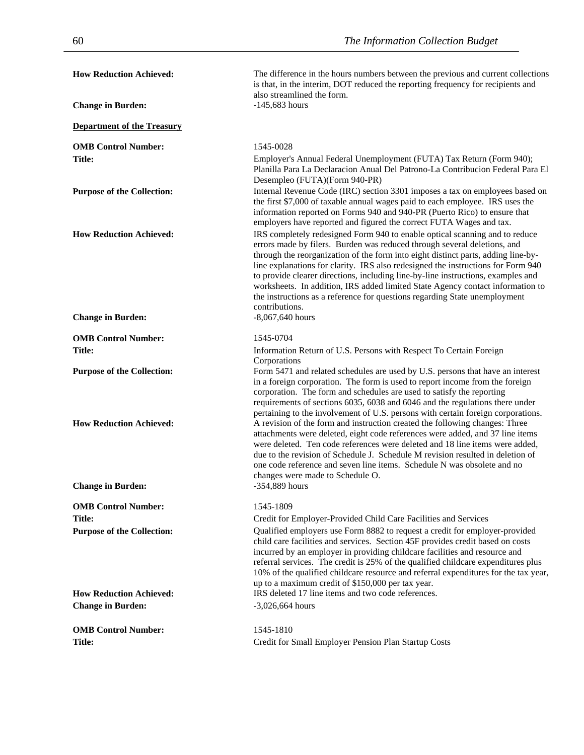**How Reduction Achieved:** The difference in the hours numbers between the previous and current collections is that, in the interim, DOT reduced the reporting frequency for recipients and also streamlined the form.

**Change in Burden:** -145,683 hours

**Department of the Treasury**

**OMB Control Number:** 1545-0028

**Title:** Employer's Annual Federal Unemployment (FUTA) Tax Return (Form 940); Planilla Para La Declaracion Anual Del Patrono-La Contribucion Federal Para El Desempleo (FUTA)(Form 940-PR)

**Purpose of the Collection:** Internal Revenue Code (IRC) section 3301 imposes a tax on employees based on the first $7,000 of taxable annual wages paid to each employee. IRS uses the information reported on Forms 940 and 940-PR (Puerto Rico) to ensure that employers have reported and figured the correct FUTA Wages and tax.

**How Reduction Achieved:** IRS completely redesigned Form 940 to enable optical scanning and to reduce errors made by filers. Burden was reduced through several deletions, and through the reorganization of the form into eight distinct parts, adding line-by-line explanations for clarity. IRS also redesigned the instructions for Form 940 to provide clearer directions, including line-by-line instructions, examples and worksheets. In addition, IRS added limited State Agency contact information to the instructions as a reference for questions regarding State unemployment contributions.

**Change in Burden:** -8,067,640 hours

**OMB Control Number:** 1545-0704

**Title:** Information Return of U.S. Persons with Respect To Certain Foreign Corporations

**Purpose of the Collection:** Form 5471 and related schedules are used by U.S. persons that have an interest in a foreign corporation. The form is used to report income from the foreign corporation. The form and schedules are used to satisfy the reporting requirements of sections 6035, 6038 and 6046 and the regulations there under pertaining to the involvement of U.S. persons with certain foreign corporations.

**How Reduction Achieved:** A revision of the form and instruction created the following changes: Three attachments were deleted, eight code references were added, and 37 line items were deleted. Ten code references were deleted and 18 line items were added, due to the revision of Schedule J. Schedule M revision resulted in deletion of one code reference and seven line items. Schedule N was obsolete and no changes were made to Schedule O.

**Change in Burden:** -354,889 hours

**OMB Control Number:** 1545-1809

**Title:** Credit for Employer-Provided Child Care Facilities and Services

**Purpose of the Collection:** Qualified employers use Form 8882 to request a credit for employer-provided child care facilities and services. Section 45F provides credit based on costs incurred by an employer in providing childcare facilities and resource and referral services. The credit is 25% of the qualified childcare expenditures plus 10% of the qualified childcare resource and referral expenditures for the tax year, up to a maximum credit of $150,000 per tax year.

**How Reduction Achieved:** IRS deleted 17 line items and two code references.

**Change in Burden:** -3,026,664 hours

**OMB Control Number:** 1545-1810

**Title:** Credit for Small Employer Pension Plan Startup Costs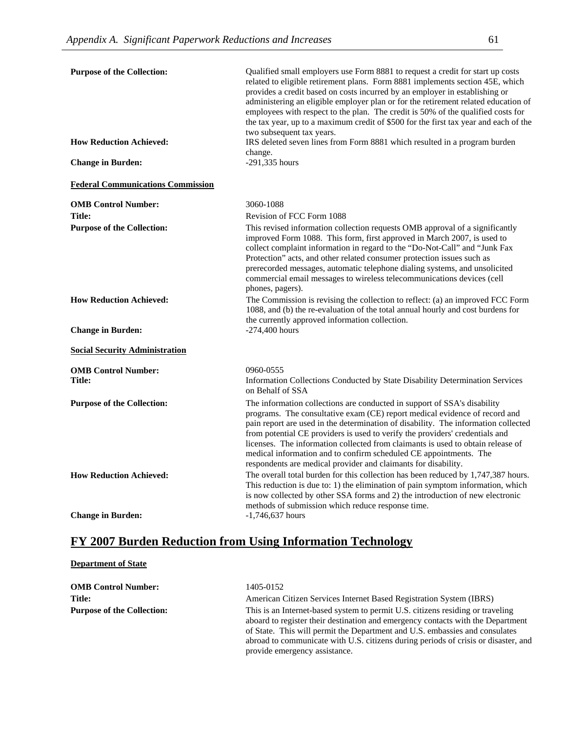**Purpose of the Collection:** Qualified small employers use Form 8881 to request a credit for start up costs related to eligible retirement plans. Form 8881 implements section 45E, which provides a credit based on costs incurred by an employer in establishing or administering an eligible employer plan or for the retirement related education of employees with respect to the plan. The credit is 50% of the qualified costs for the tax year, up to a maximum credit of $500 for the first tax year and each of the two subsequent tax years.

**How Reduction Achieved:** IRS deleted seven lines from Form 8881 which resulted in a program burden change.

**Change in Burden:** -291,335 hours

**Federal Communications Commission**

**OMB Control Number:** 3060-1088

**Title:** Revision of FCC Form 1088

**Purpose of the Collection:** This revised information collection requests OMB approval of a significantly improved Form 1088. This form, first approved in March 2007, is used to collect complaint information in regard to the "Do-Not-Call" and "Junk Fax Protection" acts, and other related consumer protection issues such as prerecorded messages, automatic telephone dialing systems, and unsolicited commercial email messages to wireless telecommunications devices (cell phones, pagers).

**How Reduction Achieved:** The Commission is revising the collection to reflect: (a) an improved FCC Form 1088, and (b) the re-evaluation of the total annual hourly and cost burdens for the currently approved information collection.

**Change in Burden:** -274,400 hours

**Social Security Administration**

**OMB Control Number:** 0960-0555

**Title:** Information Collections Conducted by State Disability Determination Services on Behalf of SSA

**Purpose of the Collection:** The information collections are conducted in support of SSA's disability programs. The consultative exam (CE) report medical evidence of record and pain report are used in the determination of disability. The information collected from potential CE providers is used to verify the providers' credentials and licenses. The information collected from claimants is used to obtain release of medical information and to confirm scheduled CE appointments. The respondents are medical provider and claimants for disability.

**How Reduction Achieved:** The overall total burden for this collection has been reduced by 1,747,387 hours. This reduction is due to: 1) the elimination of pain symptom information, which is now collected by other SSA forms and 2) the introduction of new electronic methods of submission which reduce response time.

**Change in Burden:** -1,746,637 hours

## FY 2007 Burden Reduction from Using Information Technology

**Department of State**

**OMB Control Number:** 1405-0152

**Title:** American Citizen Services Internet Based Registration System (IBRS)

**Purpose of the Collection:** This is an Internet-based system to permit U.S. citizens residing or traveling aboard to register their destination and emergency contacts with the Department of State. This will permit the Department and U.S. embassies and consulates abroad to communicate with U.S. citizens during periods of crisis or disaster, and provide emergency assistance.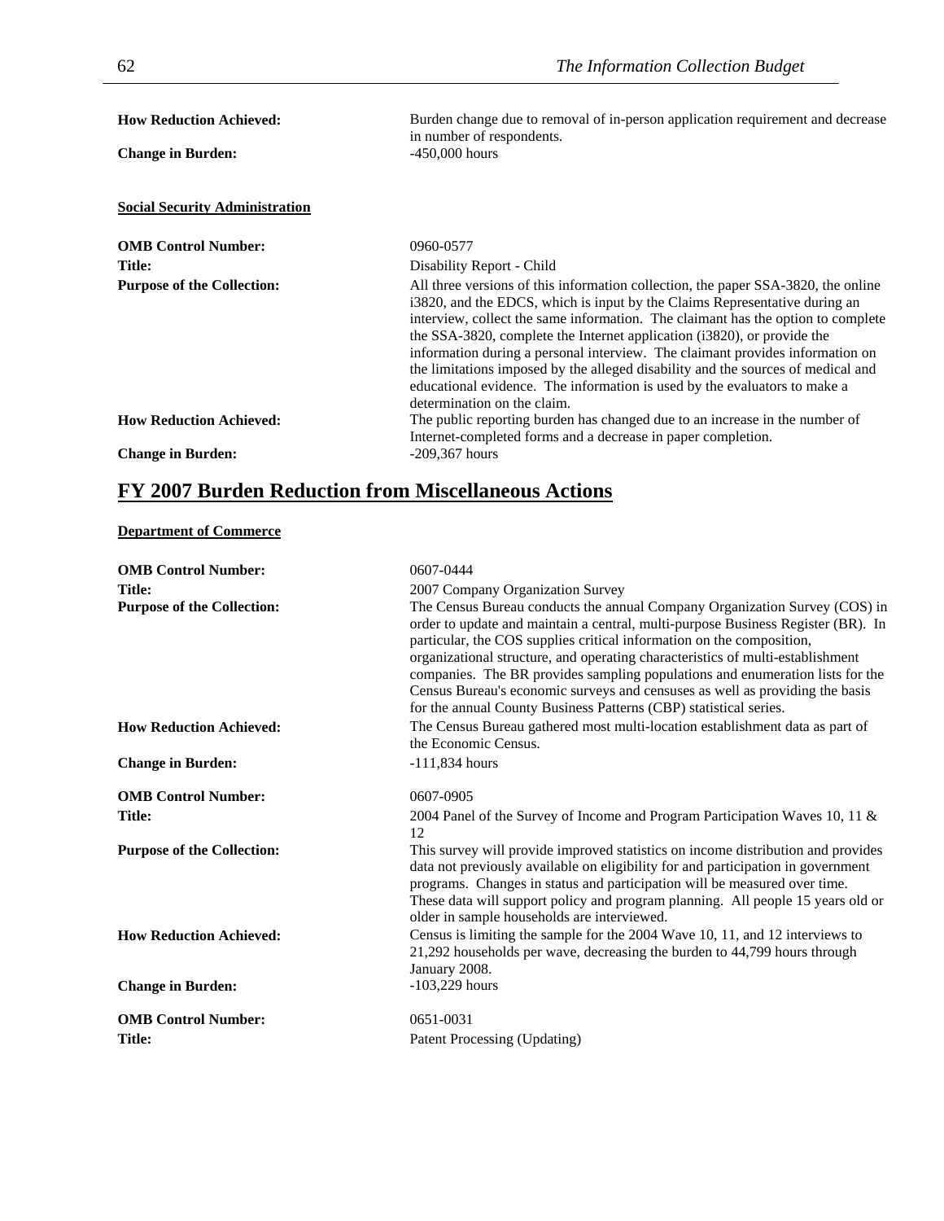**How Reduction Achieved:** Burden change due to removal of in-person application requirement and decrease in number of respondents.

**Change in Burden:** -450,000 hours

**Social Security Administration**

**OMB Control Number:** 0960-0577

**Title:** Disability Report - Child

**Purpose of the Collection:** All three versions of this information collection, the paper SSA-3820, the online i3820, and the EDCS, which is input by the Claims Representative during an interview, collect the same information. The claimant has the option to complete the SSA-3820, complete the Internet application (i3820), or provide the information during a personal interview. The claimant provides information on the limitations imposed by the alleged disability and the sources of medical and educational evidence. The information is used by the evaluators to make a determination on the claim.

**How Reduction Achieved:** The public reporting burden has changed due to an increase in the number of Internet-completed forms and a decrease in paper completion.

**Change in Burden:** -209,367 hours

## FY 2007 Burden Reduction from Miscellaneous Actions

**Department of Commerce**

**OMB Control Number:** 0607-0444

**Title:** 2007 Company Organization Survey

**Purpose of the Collection:** The Census Bureau conducts the annual Company Organization Survey (COS) in order to update and maintain a central, multi-purpose Business Register (BR). In particular, the COS supplies critical information on the composition, organizational structure, and operating characteristics of multi-establishment companies. The BR provides sampling populations and enumeration lists for the Census Bureau's economic surveys and censuses as well as providing the basis for the annual County Business Patterns (CBP) statistical series.

**How Reduction Achieved:** The Census Bureau gathered most multi-location establishment data as part of the Economic Census.

**Change in Burden:** -111,834 hours

**OMB Control Number:** 0607-0905

**Title:** 2004 Panel of the Survey of Income and Program Participation Waves 10, 11 & 12

**Purpose of the Collection:** This survey will provide improved statistics on income distribution and provides data not previously available on eligibility for and participation in government programs. Changes in status and participation will be measured over time. These data will support policy and program planning. All people 15 years old or older in sample households are interviewed.

**How Reduction Achieved:** Census is limiting the sample for the 2004 Wave 10, 11, and 12 interviews to 21,292 households per wave, decreasing the burden to 44,799 hours through January 2008.

**Change in Burden:** -103,229 hours

**OMB Control Number:** 0651-0031

**Title:** Patent Processing (Updating)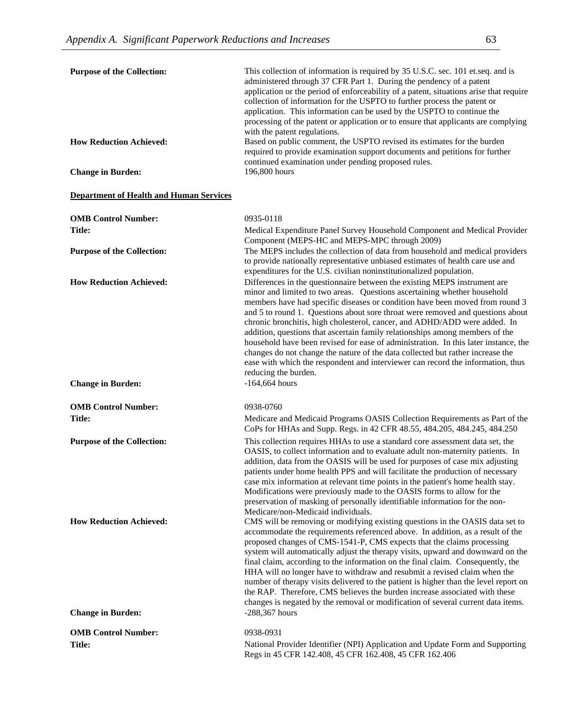**Purpose of the Collection:** This collection of information is required by 35 U.S.C. sec. 101 et.seq. and is administered through 37 CFR Part 1. During the pendency of a patent application or the period of enforceability of a patent, situations arise that require collection of information for the USPTO to further process the patent or application. This information can be used by the USPTO to continue the processing of the patent or application or to ensure that applicants are complying with the patent regulations.

**How Reduction Achieved:** Based on public comment, the USPTO revised its estimates for the burden required to provide examination support documents and petitions for further continued examination under pending proposed rules.

**Change in Burden:** 196,800 hours

**Department of Health and Human Services**

**OMB Control Number:** 0935-0118

**Title:** Medical Expenditure Panel Survey Household Component and Medical Provider Component (MEPS-HC and MEPS-MPC through 2009)

**Purpose of the Collection:** The MEPS includes the collection of data from household and medical providers to provide nationally representative unbiased estimates of health care use and expenditures for the U.S. civilian noninstitutionalized population.

**How Reduction Achieved:** Differences in the questionnaire between the existing MEPS instrument are minor and limited to two areas. Questions ascertaining whether household members have had specific diseases or condition have been moved from round 3 and 5 to round 1. Questions about sore throat were removed and questions about chronic bronchitis, high cholesterol, cancer, and ADHD/ADD were added. In addition, questions that ascertain family relationships among members of the household have been revised for ease of administration. In this later instance, the changes do not change the nature of the data collected but rather increase the ease with which the respondent and interviewer can record the information, thus reducing the burden.

**Change in Burden:** -164,664 hours

**OMB Control Number:** 0938-0760

**Title:** Medicare and Medicaid Programs OASIS Collection Requirements as Part of the CoPs for HHAs and Supp. Regs. in 42 CFR 48.55, 484.205, 484.245, 484.250

**Purpose of the Collection:** This collection requires HHAs to use a standard core assessment data set, the OASIS, to collect information and to evaluate adult non-maternity patients. In addition, data from the OASIS will be used for purposes of case mix adjusting patients under home health PPS and will facilitate the production of necessary case mix information at relevant time points in the patient's home health stay. Modifications were previously made to the OASIS forms to allow for the preservation of masking of personally identifiable information for the non-Medicare/non-Medicaid individuals.

**How Reduction Achieved:** CMS will be removing or modifying existing questions in the OASIS data set to accommodate the requirements referenced above. In addition, as a result of the proposed changes of CMS-1541-P, CMS expects that the claims processing system will automatically adjust the therapy visits, upward and downward on the final claim, according to the information on the final claim. Consequently, the HHA will no longer have to withdraw and resubmit a revised claim when the number of therapy visits delivered to the patient is higher than the level report on the RAP. Therefore, CMS believes the burden increase associated with these changes is negated by the removal or modification of several current data items.

**Change in Burden:** -288,367 hours

**OMB Control Number:** 0938-0931

**Title:** National Provider Identifier (NPI) Application and Update Form and Supporting Regs in 45 CFR 142.408, 45 CFR 162.408, 45 CFR 162.406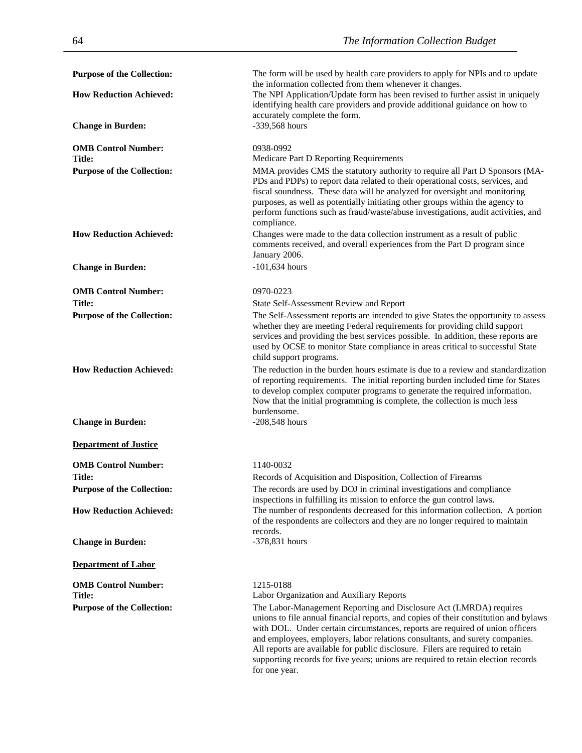**Purpose of the Collection:** The form will be used by health care providers to apply for NPIs and to update the information collected from them whenever it changes.

**How Reduction Achieved:** The NPI Application/Update form has been revised to further assist in uniquely identifying health care providers and provide additional guidance on how to accurately complete the form.

**Change in Burden:** -339,568 hours

**OMB Control Number:** 0938-0992

**Title:** Medicare Part D Reporting Requirements

**Purpose of the Collection:** MMA provides CMS the statutory authority to require all Part D Sponsors (MA-PDs and PDPs) to report data related to their operational costs, services, and fiscal soundness. These data will be analyzed for oversight and monitoring purposes, as well as potentially initiating other groups within the agency to perform functions such as fraud/waste/abuse investigations, audit activities, and compliance.

**How Reduction Achieved:** Changes were made to the data collection instrument as a result of public comments received, and overall experiences from the Part D program since January 2006.

**Change in Burden:** -101,634 hours

**OMB Control Number:** 0970-0223

**Title:** State Self-Assessment Review and Report

**Purpose of the Collection:** The Self-Assessment reports are intended to give States the opportunity to assess whether they are meeting Federal requirements for providing child support services and providing the best services possible. In addition, these reports are used by OCSE to monitor State compliance in areas critical to successful State child support programs.

**How Reduction Achieved:** The reduction in the burden hours estimate is due to a review and standardization of reporting requirements. The initial reporting burden included time for States to develop complex computer programs to generate the required information. Now that the initial programming is complete, the collection is much less burdensome.

**Change in Burden:** -208,548 hours

**Department of Justice**

**OMB Control Number:** 1140-0032

**Title:** Records of Acquisition and Disposition, Collection of Firearms

**Purpose of the Collection:** The records are used by DOJ in criminal investigations and compliance inspections in fulfilling its mission to enforce the gun control laws.

**How Reduction Achieved:** The number of respondents decreased for this information collection. A portion of the respondents are collectors and they are no longer required to maintain records.

**Change in Burden:** -378,831 hours

**Department of Labor**

**OMB Control Number:** 1215-0188

**Title:** Labor Organization and Auxiliary Reports

**Purpose of the Collection:** The Labor-Management Reporting and Disclosure Act (LMRDA) requires unions to file annual financial reports, and copies of their constitution and bylaws with DOL. Under certain circumstances, reports are required of union officers and employees, employers, labor relations consultants, and surety companies. All reports are available for public disclosure. Filers are required to retain supporting records for five years; unions are required to retain election records for one year.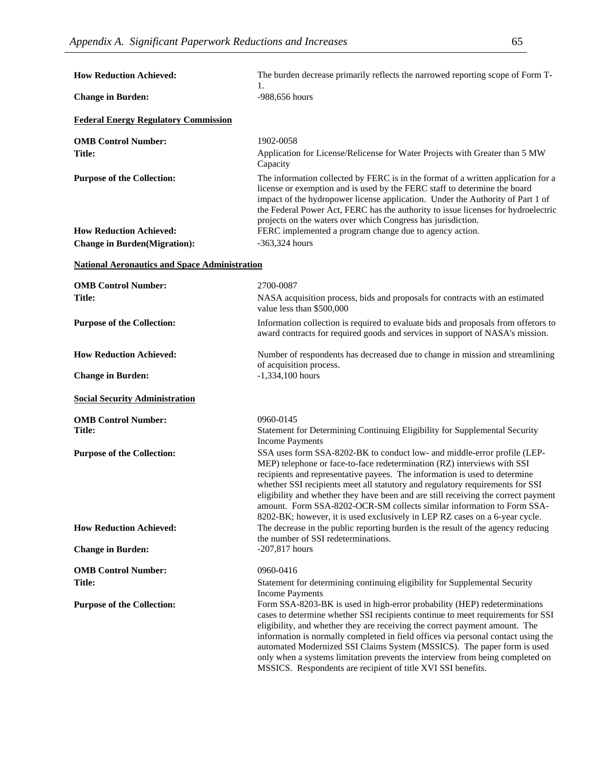**How Reduction Achieved:** The burden decrease primarily reflects the narrowed reporting scope of Form T-1.

**Change in Burden:** -988,656 hours

**Federal Energy Regulatory Commission**

**OMB Control Number:** 1902-0058

**Title:** Application for License/Relicense for Water Projects with Greater than 5 MW Capacity

**Purpose of the Collection:** The information collected by FERC is in the format of a written application for a license or exemption and is used by the FERC staff to determine the board impact of the hydropower license application. Under the Authority of Part 1 of the Federal Power Act, FERC has the authority to issue licenses for hydroelectric projects on the waters over which Congress has jurisdiction.

**How Reduction Achieved:** FERC implemented a program change due to agency action.

**Change in Burden(Migration):** -363,324 hours

**National Aeronautics and Space Administration**

**OMB Control Number:** 2700-0087

**Title:** NASA acquisition process, bids and proposals for contracts with an estimated value less than $500,000

**Purpose of the Collection:** Information collection is required to evaluate bids and proposals from offerors to award contracts for required goods and services in support of NASA's mission.

**How Reduction Achieved:** Number of respondents has decreased due to change in mission and streamlining of acquisition process.

**Change in Burden:** -1,334,100 hours

**Social Security Administration**

**OMB Control Number:** 0960-0145

**Title:** Statement for Determining Continuing Eligibility for Supplemental Security Income Payments

**Purpose of the Collection:** SSA uses form SSA-8202-BK to conduct low- and middle-error profile (LEP-MEP) telephone or face-to-face redetermination (RZ) interviews with SSI recipients and representative payees. The information is used to determine whether SSI recipients meet all statutory and regulatory requirements for SSI eligibility and whether they have been and are still receiving the correct payment amount. Form SSA-8202-OCR-SM collects similar information to Form SSA-8202-BK; however, it is used exclusively in LEP RZ cases on a 6-year cycle.

**How Reduction Achieved:** The decrease in the public reporting burden is the result of the agency reducing the number of SSI redeterminations.

**Change in Burden:** -207,817 hours

**OMB Control Number:** 0960-0416

**Title:** Statement for determining continuing eligibility for Supplemental Security Income Payments

**Purpose of the Collection:** Form SSA-8203-BK is used in high-error probability (HEP) redeterminations cases to determine whether SSI recipients continue to meet requirements for SSI eligibility, and whether they are receiving the correct payment amount. The information is normally completed in field offices via personal contact using the automated Modernized SSI Claims System (MSSICS). The paper form is used only when a systems limitation prevents the interview from being completed on MSSICS. Respondents are recipient of title XVI SSI benefits.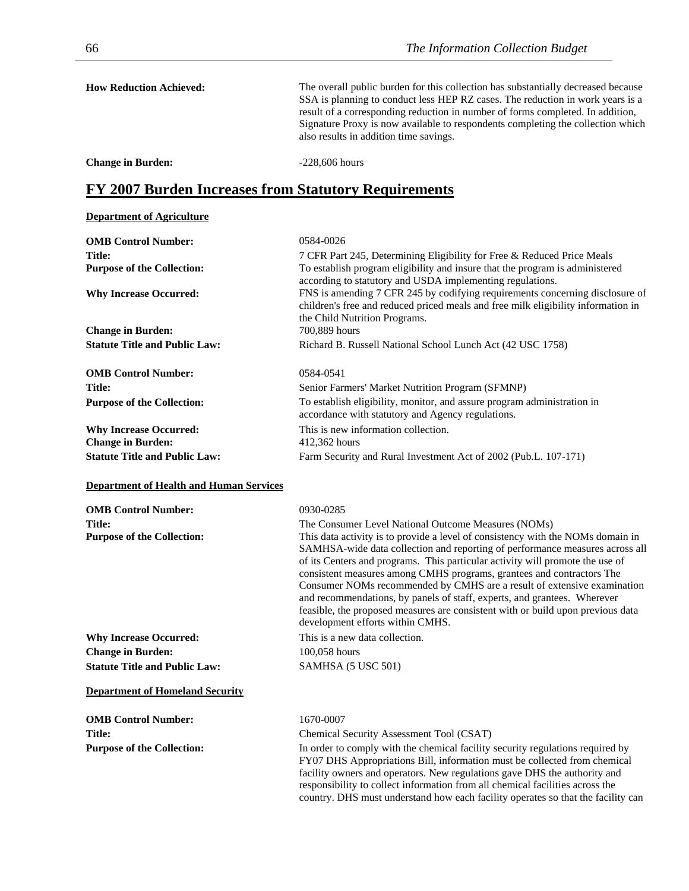**How Reduction Achieved:** The overall public burden for this collection has substantially decreased because SSA is planning to conduct less HEP RZ cases. The reduction in work years is a result of a corresponding reduction in number of forms completed. In addition, Signature Proxy is now available to respondents completing the collection which also results in addition time savings.

**Change in Burden:** -228,606 hours

## FY 2007 Burden Increases from Statutory Requirements

### Department of Agriculture

**OMB Control Number:** 0584-0026
**Title:** 7 CFR Part 245, Determining Eligibility for Free & Reduced Price Meals
**Purpose of the Collection:** To establish program eligibility and insure that the program is administered according to statutory and USDA implementing regulations.
**Why Increase Occurred:** FNS is amending 7 CFR 245 by codifying requirements concerning disclosure of children's free and reduced priced meals and free milk eligibility information in the Child Nutrition Programs.
**Change in Burden:** 700,889 hours
**Statute Title and Public Law:** Richard B. Russell National School Lunch Act (42 USC 1758)

**OMB Control Number:** 0584-0541
**Title:** Senior Farmers' Market Nutrition Program (SFMNP)
**Purpose of the Collection:** To establish eligibility, monitor, and assure program administration in accordance with statutory and Agency regulations.
**Why Increase Occurred:** This is new information collection.
**Change in Burden:** 412,362 hours
**Statute Title and Public Law:** Farm Security and Rural Investment Act of 2002 (Pub.L. 107-171)

### Department of Health and Human Services

**OMB Control Number:** 0930-0285
**Title:** The Consumer Level National Outcome Measures (NOMs)
**Purpose of the Collection:** This data activity is to provide a level of consistency with the NOMs domain in SAMHSA-wide data collection and reporting of performance measures across all of its Centers and programs. This particular activity will promote the use of consistent measures among CMHS programs, grantees and contractors The Consumer NOMs recommended by CMHS are a result of extensive examination and recommendations, by panels of staff, experts, and grantees. Wherever feasible, the proposed measures are consistent with or build upon previous data development efforts within CMHS.
**Why Increase Occurred:** This is a new data collection.
**Change in Burden:** 100,058 hours
**Statute Title and Public Law:** SAMHSA (5 USC 501)

### Department of Homeland Security

**OMB Control Number:** 1670-0007
**Title:** Chemical Security Assessment Tool (CSAT)
**Purpose of the Collection:** In order to comply with the chemical facility security regulations required by FY07 DHS Appropriations Bill, information must be collected from chemical facility owners and operators. New regulations gave DHS the authority and responsibility to collect information from all chemical facilities across the country. DHS must understand how each facility operates so that the facility can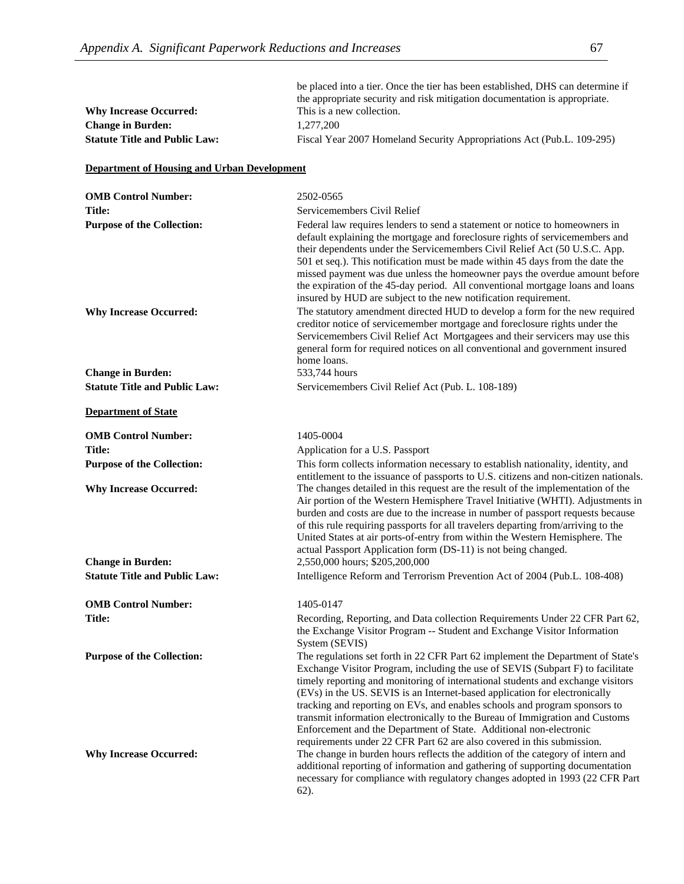be placed into a tier. Once the tier has been established, DHS can determine if the appropriate security and risk mitigation documentation is appropriate.

**Why Increase Occurred:** This is a new collection.

**Change in Burden:** 1,277,200

**Statute Title and Public Law:** Fiscal Year 2007 Homeland Security Appropriations Act (Pub.L. 109-295)

## Department of Housing and Urban Development

**OMB Control Number:** 2502-0565

**Title:** Servicemembers Civil Relief

**Purpose of the Collection:** Federal law requires lenders to send a statement or notice to homeowners in default explaining the mortgage and foreclosure rights of servicemembers and their dependents under the Servicemembers Civil Relief Act (50 U.S.C. App. 501 et seq.). This notification must be made within 45 days from the date the missed payment was due unless the homeowner pays the overdue amount before the expiration of the 45-day period. All conventional mortgage loans and loans insured by HUD are subject to the new notification requirement.

**Why Increase Occurred:** The statutory amendment directed HUD to develop a form for the new required creditor notice of servicemember mortgage and foreclosure rights under the Servicemembers Civil Relief Act Mortgagees and their servicers may use this general form for required notices on all conventional and government insured home loans.

**Change in Burden:** 533,744 hours

**Statute Title and Public Law:** Servicemembers Civil Relief Act (Pub. L. 108-189)

## Department of State

**OMB Control Number:** 1405-0004

**Title:** Application for a U.S. Passport

**Purpose of the Collection:** This form collects information necessary to establish nationality, identity, and entitlement to the issuance of passports to U.S. citizens and non-citizen nationals.

**Why Increase Occurred:** The changes detailed in this request are the result of the implementation of the Air portion of the Western Hemisphere Travel Initiative (WHTI). Adjustments in burden and costs are due to the increase in number of passport requests because of this rule requiring passports for all travelers departing from/arriving to the United States at air ports-of-entry from within the Western Hemisphere. The actual Passport Application form (DS-11) is not being changed.

**Change in Burden:** 2,550,000 hours; $205,200,000

**Statute Title and Public Law:** Intelligence Reform and Terrorism Prevention Act of 2004 (Pub.L. 108-408)

**OMB Control Number:** 1405-0147

**Title:** Recording, Reporting, and Data collection Requirements Under 22 CFR Part 62, the Exchange Visitor Program -- Student and Exchange Visitor Information System (SEVIS)

**Purpose of the Collection:** The regulations set forth in 22 CFR Part 62 implement the Department of State's Exchange Visitor Program, including the use of SEVIS (Subpart F) to facilitate timely reporting and monitoring of international students and exchange visitors (EVs) in the US. SEVIS is an Internet-based application for electronically tracking and reporting on EVs, and enables schools and program sponsors to transmit information electronically to the Bureau of Immigration and Customs Enforcement and the Department of State. Additional non-electronic requirements under 22 CFR Part 62 are also covered in this submission.

**Why Increase Occurred:** The change in burden hours reflects the addition of the category of intern and additional reporting of information and gathering of supporting documentation necessary for compliance with regulatory changes adopted in 1993 (22 CFR Part 62).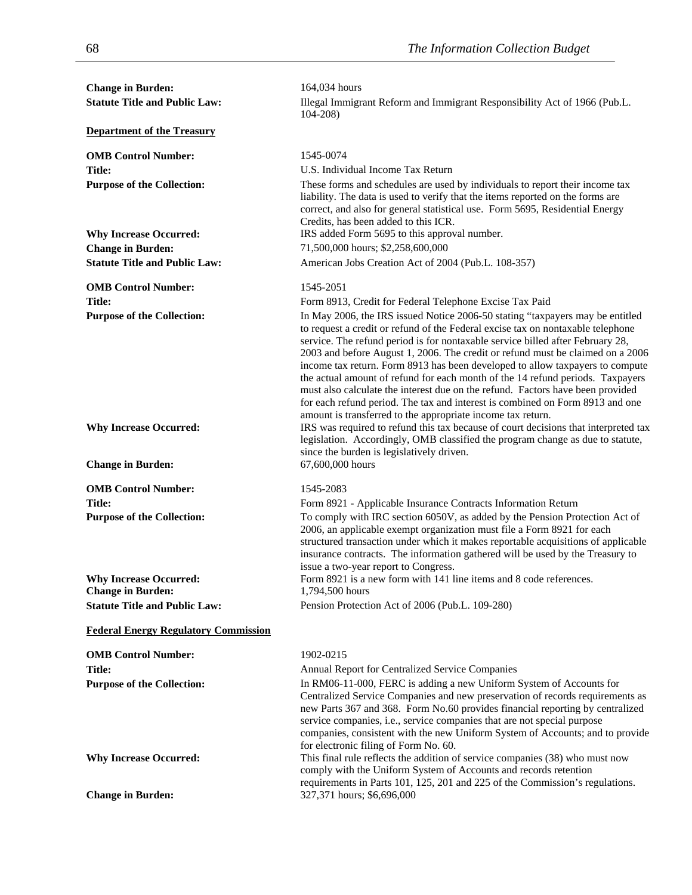**Change in Burden:** 164,034 hours

**Statute Title and Public Law:** Illegal Immigrant Reform and Immigrant Responsibility Act of 1966 (Pub.L. 104-208)

**Department of the Treasury**

**OMB Control Number:** 1545-0074

**Title:** U.S. Individual Income Tax Return

**Purpose of the Collection:** These forms and schedules are used by individuals to report their income tax liability. The data is used to verify that the items reported on the forms are correct, and also for general statistical use. Form 5695, Residential Energy Credits, has been added to this ICR.

**Why Increase Occurred:** IRS added Form 5695 to this approval number.

**Change in Burden:** 71,500,000 hours; $2,258,600,000

**Statute Title and Public Law:** American Jobs Creation Act of 2004 (Pub.L. 108-357)

**OMB Control Number:** 1545-2051

**Title:** Form 8913, Credit for Federal Telephone Excise Tax Paid

**Purpose of the Collection:** In May 2006, the IRS issued Notice 2006-50 stating "taxpayers may be entitled to request a credit or refund of the Federal excise tax on nontaxable telephone service. The refund period is for nontaxable service billed after February 28, 2003 and before August 1, 2006. The credit or refund must be claimed on a 2006 income tax return. Form 8913 has been developed to allow taxpayers to compute the actual amount of refund for each month of the 14 refund periods. Taxpayers must also calculate the interest due on the refund. Factors have been provided for each refund period. The tax and interest is combined on Form 8913 and one amount is transferred to the appropriate income tax return.

**Why Increase Occurred:** IRS was required to refund this tax because of court decisions that interpreted tax legislation. Accordingly, OMB classified the program change as due to statute, since the burden is legislatively driven.

**Change in Burden:** 67,600,000 hours

**OMB Control Number:** 1545-2083

**Title:** Form 8921 - Applicable Insurance Contracts Information Return

**Purpose of the Collection:** To comply with IRC section 6050V, as added by the Pension Protection Act of 2006, an applicable exempt organization must file a Form 8921 for each structured transaction under which it makes reportable acquisitions of applicable insurance contracts. The information gathered will be used by the Treasury to issue a two-year report to Congress.

**Why Increase Occurred:** Form 8921 is a new form with 141 line items and 8 code references.

**Change in Burden:** 1,794,500 hours

**Statute Title and Public Law:** Pension Protection Act of 2006 (Pub.L. 109-280)

**Federal Energy Regulatory Commission**

**OMB Control Number:** 1902-0215

**Title:** Annual Report for Centralized Service Companies

**Purpose of the Collection:** In RM06-11-000, FERC is adding a new Uniform System of Accounts for Centralized Service Companies and new preservation of records requirements as new Parts 367 and 368. Form No.60 provides financial reporting by centralized service companies, i.e., service companies that are not special purpose companies, consistent with the new Uniform System of Accounts; and to provide for electronic filing of Form No. 60.

**Why Increase Occurred:** This final rule reflects the addition of service companies (38) who must now comply with the Uniform System of Accounts and records retention requirements in Parts 101, 125, 201 and 225 of the Commission's regulations.

**Change in Burden:** 327,371 hours; $6,696,000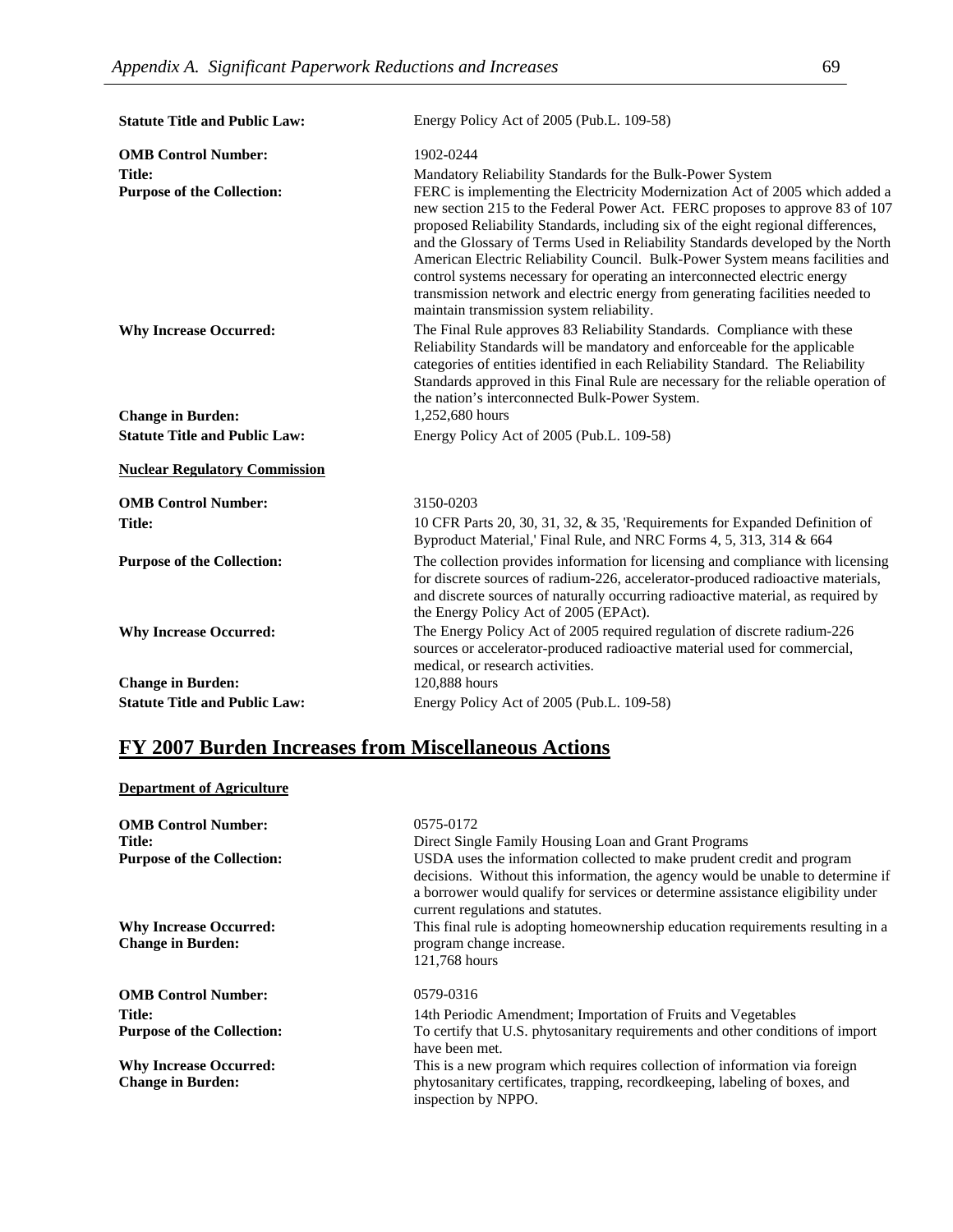**Statute Title and Public Law:** Energy Policy Act of 2005 (Pub.L. 109-58)

**OMB Control Number:** 1902-0244

**Title:** Mandatory Reliability Standards for the Bulk-Power System

**Purpose of the Collection:** FERC is implementing the Electricity Modernization Act of 2005 which added a new section 215 to the Federal Power Act. FERC proposes to approve 83 of 107 proposed Reliability Standards, including six of the eight regional differences, and the Glossary of Terms Used in Reliability Standards developed by the North American Electric Reliability Council. Bulk-Power System means facilities and control systems necessary for operating an interconnected electric energy transmission network and electric energy from generating facilities needed to maintain transmission system reliability.

**Why Increase Occurred:** The Final Rule approves 83 Reliability Standards. Compliance with these Reliability Standards will be mandatory and enforceable for the applicable categories of entities identified in each Reliability Standard. The Reliability Standards approved in this Final Rule are necessary for the reliable operation of the nation's interconnected Bulk-Power System.

**Change in Burden:** 1,252,680 hours

**Statute Title and Public Law:** Energy Policy Act of 2005 (Pub.L. 109-58)

**Nuclear Regulatory Commission**

**OMB Control Number:** 3150-0203

**Title:** 10 CFR Parts 20, 30, 31, 32, & 35, 'Requirements for Expanded Definition of Byproduct Material,' Final Rule, and NRC Forms 4, 5, 313, 314 & 664

**Purpose of the Collection:** The collection provides information for licensing and compliance with licensing for discrete sources of radium-226, accelerator-produced radioactive materials, and discrete sources of naturally occurring radioactive material, as required by the Energy Policy Act of 2005 (EPAct).

**Why Increase Occurred:** The Energy Policy Act of 2005 required regulation of discrete radium-226 sources or accelerator-produced radioactive material used for commercial, medical, or research activities.

**Change in Burden:** 120,888 hours

**Statute Title and Public Law:** Energy Policy Act of 2005 (Pub.L. 109-58)

## FY 2007 Burden Increases from Miscellaneous Actions

**Department of Agriculture**

**OMB Control Number:** 0575-0172

**Title:** Direct Single Family Housing Loan and Grant Programs

**Purpose of the Collection:** USDA uses the information collected to make prudent credit and program decisions. Without this information, the agency would be unable to determine if a borrower would qualify for services or determine assistance eligibility under current regulations and statutes.

**Why Increase Occurred:** This final rule is adopting homeownership education requirements resulting in a program change increase.

**Change in Burden:** 121,768 hours

**OMB Control Number:** 0579-0316

**Title:** 14th Periodic Amendment; Importation of Fruits and Vegetables

**Purpose of the Collection:** To certify that U.S. phytosanitary requirements and other conditions of import have been met.

**Why Increase Occurred:** This is a new program which requires collection of information via foreign phytosanitary certificates, trapping, recordkeeping, labeling of boxes, and inspection by NPPO.

**Change in Burden:**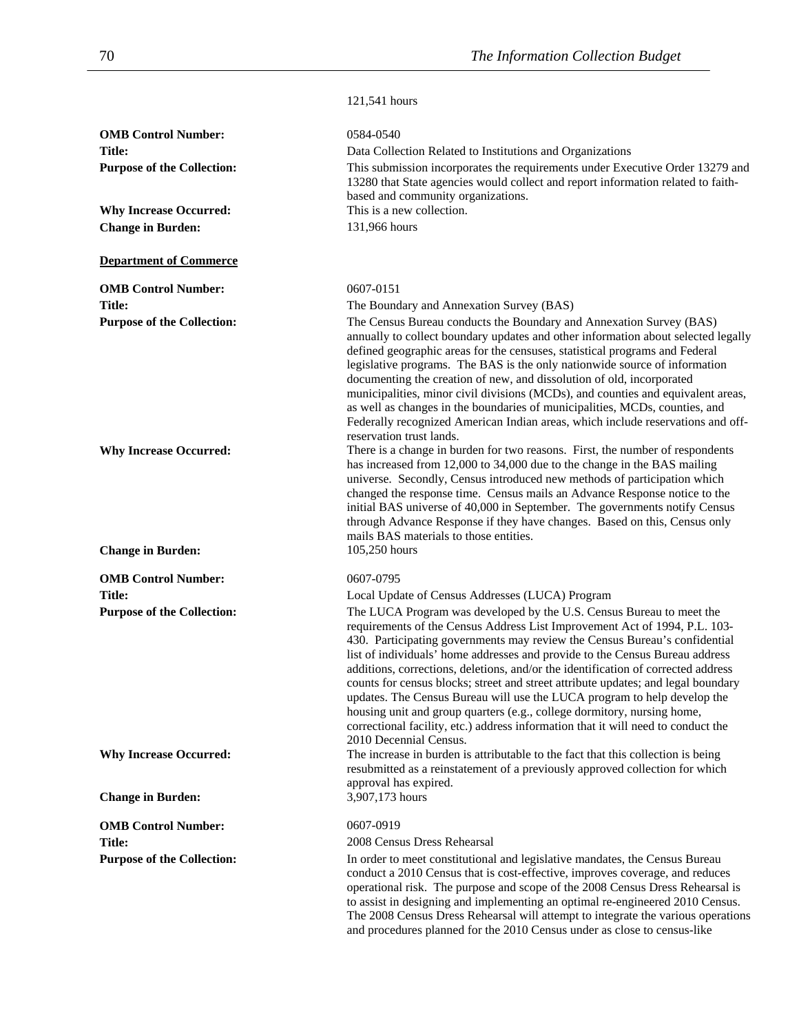121,541 hours

**OMB Control Number:** 0584-0540

**Title:** Data Collection Related to Institutions and Organizations

**Purpose of the Collection:** This submission incorporates the requirements under Executive Order 13279 and 13280 that State agencies would collect and report information related to faith-based and community organizations.

**Why Increase Occurred:** This is a new collection.

**Change in Burden:** 131,966 hours

**Department of Commerce**

**OMB Control Number:** 0607-0151

**Title:** The Boundary and Annexation Survey (BAS)

**Purpose of the Collection:** The Census Bureau conducts the Boundary and Annexation Survey (BAS) annually to collect boundary updates and other information about selected legally defined geographic areas for the censuses, statistical programs and Federal legislative programs. The BAS is the only nationwide source of information documenting the creation of new, and dissolution of old, incorporated municipalities, minor civil divisions (MCDs), and counties and equivalent areas, as well as changes in the boundaries of municipalities, MCDs, counties, and Federally recognized American Indian areas, which include reservations and off-reservation trust lands.

**Why Increase Occurred:** There is a change in burden for two reasons. First, the number of respondents has increased from 12,000 to 34,000 due to the change in the BAS mailing universe. Secondly, Census introduced new methods of participation which changed the response time. Census mails an Advance Response notice to the initial BAS universe of 40,000 in September. The governments notify Census through Advance Response if they have changes. Based on this, Census only mails BAS materials to those entities.

**Change in Burden:** 105,250 hours

**OMB Control Number:** 0607-0795

**Title:** Local Update of Census Addresses (LUCA) Program

**Purpose of the Collection:** The LUCA Program was developed by the U.S. Census Bureau to meet the requirements of the Census Address List Improvement Act of 1994, P.L. 103-430. Participating governments may review the Census Bureau's confidential list of individuals' home addresses and provide to the Census Bureau address additions, corrections, deletions, and/or the identification of corrected address counts for census blocks; street and street attribute updates; and legal boundary updates. The Census Bureau will use the LUCA program to help develop the housing unit and group quarters (e.g., college dormitory, nursing home, correctional facility, etc.) address information that it will need to conduct the 2010 Decennial Census.

**Why Increase Occurred:** The increase in burden is attributable to the fact that this collection is being resubmitted as a reinstatement of a previously approved collection for which approval has expired.

**Change in Burden:** 3,907,173 hours

**OMB Control Number:** 0607-0919

**Title:** 2008 Census Dress Rehearsal

**Purpose of the Collection:** In order to meet constitutional and legislative mandates, the Census Bureau conduct a 2010 Census that is cost-effective, improves coverage, and reduces operational risk. The purpose and scope of the 2008 Census Dress Rehearsal is to assist in designing and implementing an optimal re-engineered 2010 Census. The 2008 Census Dress Rehearsal will attempt to integrate the various operations and procedures planned for the 2010 Census under as close to census-like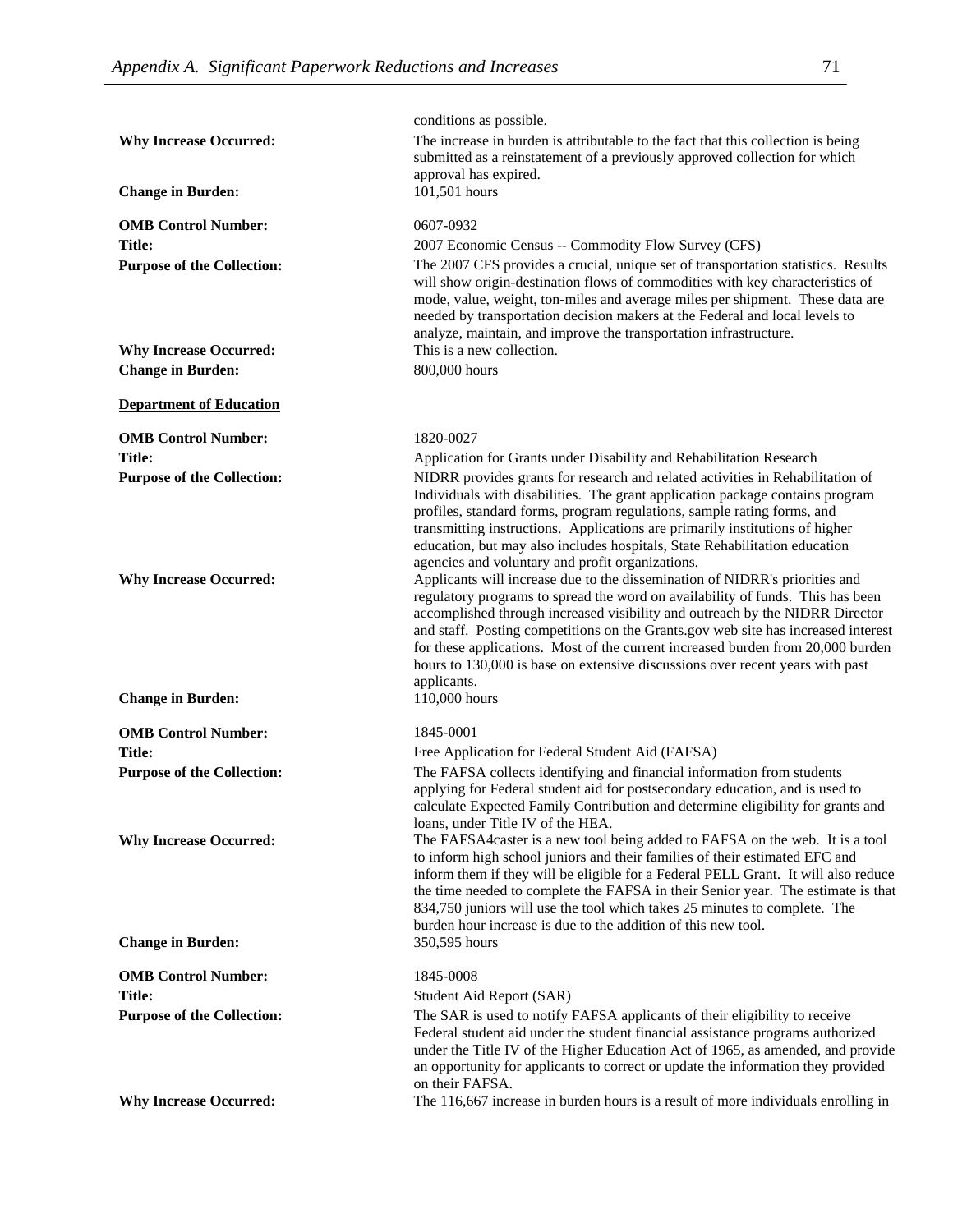conditions as possible.

**Why Increase Occurred:** The increase in burden is attributable to the fact that this collection is being submitted as a reinstatement of a previously approved collection for which approval has expired.

**Change in Burden:** 101,501 hours

**OMB Control Number:** 0607-0932

**Title:** 2007 Economic Census -- Commodity Flow Survey (CFS)

**Purpose of the Collection:** The 2007 CFS provides a crucial, unique set of transportation statistics. Results will show origin-destination flows of commodities with key characteristics of mode, value, weight, ton-miles and average miles per shipment. These data are needed by transportation decision makers at the Federal and local levels to analyze, maintain, and improve the transportation infrastructure.

**Why Increase Occurred:** This is a new collection.

**Change in Burden:** 800,000 hours

**Department of Education**

**OMB Control Number:** 1820-0027

**Title:** Application for Grants under Disability and Rehabilitation Research

**Purpose of the Collection:** NIDRR provides grants for research and related activities in Rehabilitation of Individuals with disabilities. The grant application package contains program profiles, standard forms, program regulations, sample rating forms, and transmitting instructions. Applications are primarily institutions of higher education, but may also includes hospitals, State Rehabilitation education agencies and voluntary and profit organizations.

**Why Increase Occurred:** Applicants will increase due to the dissemination of NIDRR's priorities and regulatory programs to spread the word on availability of funds. This has been accomplished through increased visibility and outreach by the NIDRR Director and staff. Posting competitions on the Grants.gov web site has increased interest for these applications. Most of the current increased burden from 20,000 burden hours to 130,000 is base on extensive discussions over recent years with past applicants.

**Change in Burden:** 110,000 hours

**OMB Control Number:** 1845-0001

**Title:** Free Application for Federal Student Aid (FAFSA)

**Purpose of the Collection:** The FAFSA collects identifying and financial information from students applying for Federal student aid for postsecondary education, and is used to calculate Expected Family Contribution and determine eligibility for grants and loans, under Title IV of the HEA.

**Why Increase Occurred:** The FAFSA4caster is a new tool being added to FAFSA on the web. It is a tool to inform high school juniors and their families of their estimated EFC and inform them if they will be eligible for a Federal PELL Grant. It will also reduce the time needed to complete the FAFSA in their Senior year. The estimate is that 834,750 juniors will use the tool which takes 25 minutes to complete. The burden hour increase is due to the addition of this new tool.

**Change in Burden:** 350,595 hours

**OMB Control Number:** 1845-0008

**Title:** Student Aid Report (SAR)

**Purpose of the Collection:** The SAR is used to notify FAFSA applicants of their eligibility to receive Federal student aid under the student financial assistance programs authorized under the Title IV of the Higher Education Act of 1965, as amended, and provide an opportunity for applicants to correct or update the information they provided on their FAFSA.

**Why Increase Occurred:** The 116,667 increase in burden hours is a result of more individuals enrolling in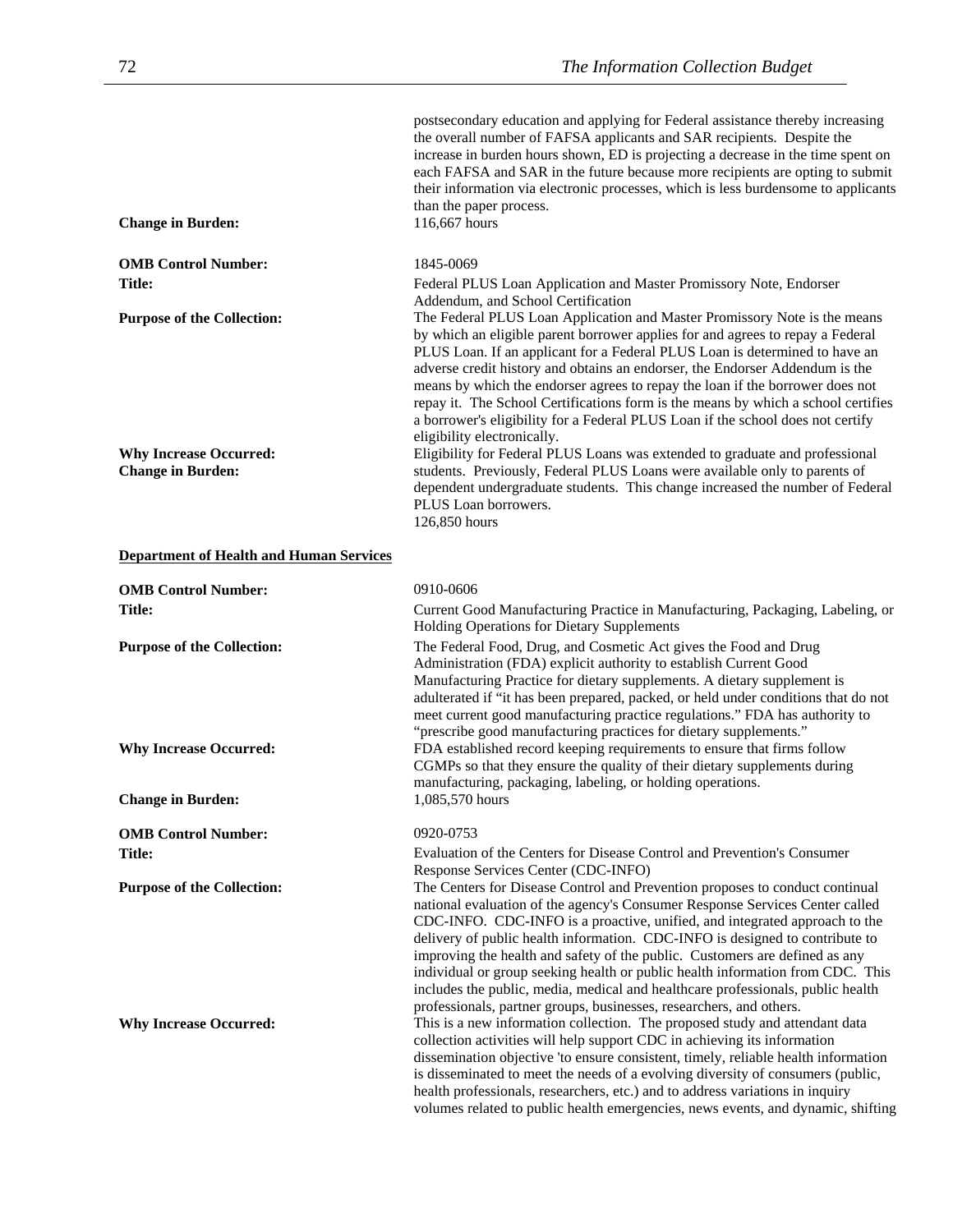postsecondary education and applying for Federal assistance thereby increasing the overall number of FAFSA applicants and SAR recipients. Despite the increase in burden hours shown, ED is projecting a decrease in the time spent on each FAFSA and SAR in the future because more recipients are opting to submit their information via electronic processes, which is less burdensome to applicants than the paper process.

**Change in Burden:** 116,667 hours

**OMB Control Number:** 1845-0069

**Title:** Federal PLUS Loan Application and Master Promissory Note, Endorser Addendum, and School Certification

**Purpose of the Collection:** The Federal PLUS Loan Application and Master Promissory Note is the means by which an eligible parent borrower applies for and agrees to repay a Federal PLUS Loan. If an applicant for a Federal PLUS Loan is determined to have an adverse credit history and obtains an endorser, the Endorser Addendum is the means by which the endorser agrees to repay the loan if the borrower does not repay it. The School Certifications form is the means by which a school certifies a borrower's eligibility for a Federal PLUS Loan if the school does not certify eligibility electronically.

**Why Increase Occurred:** Eligibility for Federal PLUS Loans was extended to graduate and professional students. Previously, Federal PLUS Loans were available only to parents of dependent undergraduate students. This change increased the number of Federal PLUS Loan borrowers.

**Change in Burden:** 126,850 hours

**Department of Health and Human Services**

**OMB Control Number:** 0910-0606

**Title:** Current Good Manufacturing Practice in Manufacturing, Packaging, Labeling, or Holding Operations for Dietary Supplements

**Purpose of the Collection:** The Federal Food, Drug, and Cosmetic Act gives the Food and Drug Administration (FDA) explicit authority to establish Current Good Manufacturing Practice for dietary supplements. A dietary supplement is adulterated if "it has been prepared, packed, or held under conditions that do not meet current good manufacturing practice regulations." FDA has authority to "prescribe good manufacturing practices for dietary supplements."

**Why Increase Occurred:** FDA established record keeping requirements to ensure that firms follow CGMPs so that they ensure the quality of their dietary supplements during manufacturing, packaging, labeling, or holding operations.

**Change in Burden:** 1,085,570 hours

**OMB Control Number:** 0920-0753

**Title:** Evaluation of the Centers for Disease Control and Prevention's Consumer Response Services Center (CDC-INFO)

**Purpose of the Collection:** The Centers for Disease Control and Prevention proposes to conduct continual national evaluation of the agency's Consumer Response Services Center called CDC-INFO. CDC-INFO is a proactive, unified, and integrated approach to the delivery of public health information. CDC-INFO is designed to contribute to improving the health and safety of the public. Customers are defined as any individual or group seeking health or public health information from CDC. This includes the public, media, medical and healthcare professionals, public health professionals, partner groups, businesses, researchers, and others.

**Why Increase Occurred:** This is a new information collection. The proposed study and attendant data collection activities will help support CDC in achieving its information dissemination objective 'to ensure consistent, timely, reliable health information is disseminated to meet the needs of a evolving diversity of consumers (public, health professionals, researchers, etc.) and to address variations in inquiry volumes related to public health emergencies, news events, and dynamic, shifting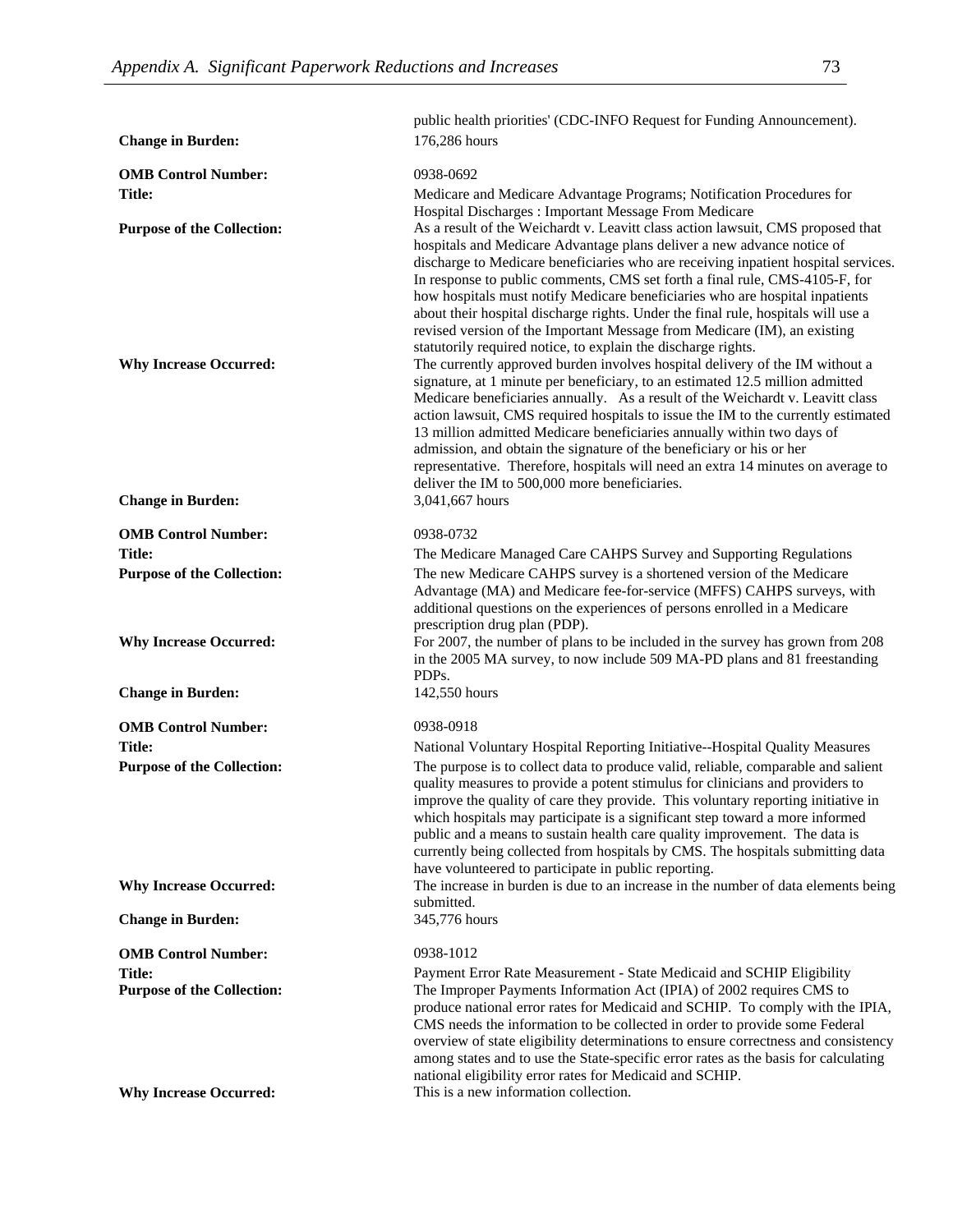public health priorities' (CDC-INFO Request for Funding Announcement).

**Change in Burden:** 176,286 hours

**OMB Control Number:** 0938-0692

**Title:** Medicare and Medicare Advantage Programs; Notification Procedures for Hospital Discharges : Important Message From Medicare

**Purpose of the Collection:** As a result of the Weichardt v. Leavitt class action lawsuit, CMS proposed that hospitals and Medicare Advantage plans deliver a new advance notice of discharge to Medicare beneficiaries who are receiving inpatient hospital services. In response to public comments, CMS set forth a final rule, CMS-4105-F, for how hospitals must notify Medicare beneficiaries who are hospital inpatients about their hospital discharge rights. Under the final rule, hospitals will use a revised version of the Important Message from Medicare (IM), an existing statutorily required notice, to explain the discharge rights.

**Why Increase Occurred:** The currently approved burden involves hospital delivery of the IM without a signature, at 1 minute per beneficiary, to an estimated 12.5 million admitted Medicare beneficiaries annually. As a result of the Weichardt v. Leavitt class action lawsuit, CMS required hospitals to issue the IM to the currently estimated 13 million admitted Medicare beneficiaries annually within two days of admission, and obtain the signature of the beneficiary or his or her representative. Therefore, hospitals will need an extra 14 minutes on average to deliver the IM to 500,000 more beneficiaries.

**Change in Burden:** 3,041,667 hours

**OMB Control Number:** 0938-0732

**Title:** The Medicare Managed Care CAHPS Survey and Supporting Regulations

**Purpose of the Collection:** The new Medicare CAHPS survey is a shortened version of the Medicare Advantage (MA) and Medicare fee-for-service (MFFS) CAHPS surveys, with additional questions on the experiences of persons enrolled in a Medicare prescription drug plan (PDP).

**Why Increase Occurred:** For 2007, the number of plans to be included in the survey has grown from 208 in the 2005 MA survey, to now include 509 MA-PD plans and 81 freestanding PDPs.

**Change in Burden:** 142,550 hours

**OMB Control Number:** 0938-0918

**Title:** National Voluntary Hospital Reporting Initiative--Hospital Quality Measures

**Purpose of the Collection:** The purpose is to collect data to produce valid, reliable, comparable and salient quality measures to provide a potent stimulus for clinicians and providers to improve the quality of care they provide. This voluntary reporting initiative in which hospitals may participate is a significant step toward a more informed public and a means to sustain health care quality improvement. The data is currently being collected from hospitals by CMS. The hospitals submitting data have volunteered to participate in public reporting.

**Why Increase Occurred:** The increase in burden is due to an increase in the number of data elements being submitted.

**Change in Burden:** 345,776 hours

**OMB Control Number:** 0938-1012

**Title:** Payment Error Rate Measurement - State Medicaid and SCHIP Eligibility

**Purpose of the Collection:** The Improper Payments Information Act (IPIA) of 2002 requires CMS to produce national error rates for Medicaid and SCHIP. To comply with the IPIA, CMS needs the information to be collected in order to provide some Federal overview of state eligibility determinations to ensure correctness and consistency among states and to use the State-specific error rates as the basis for calculating national eligibility error rates for Medicaid and SCHIP.

**Why Increase Occurred:** This is a new information collection.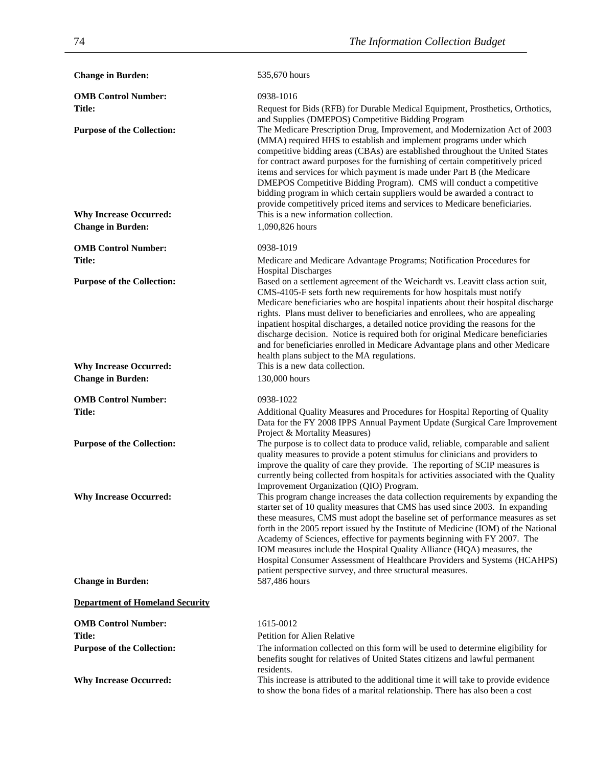**Change in Burden:** 535,670 hours

**OMB Control Number:** 0938-1016

**Title:** Request for Bids (RFB) for Durable Medical Equipment, Prosthetics, Orthotics, and Supplies (DMEPOS) Competitive Bidding Program

**Purpose of the Collection:** The Medicare Prescription Drug, Improvement, and Modernization Act of 2003 (MMA) required HHS to establish and implement programs under which competitive bidding areas (CBAs) are established throughout the United States for contract award purposes for the furnishing of certain competitively priced items and services for which payment is made under Part B (the Medicare DMEPOS Competitive Bidding Program). CMS will conduct a competitive bidding program in which certain suppliers would be awarded a contract to provide competitively priced items and services to Medicare beneficiaries.

**Why Increase Occurred:** This is a new information collection.

**Change in Burden:** 1,090,826 hours

**OMB Control Number:** 0938-1019

**Title:** Medicare and Medicare Advantage Programs; Notification Procedures for Hospital Discharges

**Purpose of the Collection:** Based on a settlement agreement of the Weichardt vs. Leavitt class action suit, CMS-4105-F sets forth new requirements for how hospitals must notify Medicare beneficiaries who are hospital inpatients about their hospital discharge rights. Plans must deliver to beneficiaries and enrollees, who are appealing inpatient hospital discharges, a detailed notice providing the reasons for the discharge decision. Notice is required both for original Medicare beneficiaries and for beneficiaries enrolled in Medicare Advantage plans and other Medicare health plans subject to the MA regulations.

**Why Increase Occurred:** This is a new data collection.

**Change in Burden:** 130,000 hours

**OMB Control Number:** 0938-1022

**Title:** Additional Quality Measures and Procedures for Hospital Reporting of Quality Data for the FY 2008 IPPS Annual Payment Update (Surgical Care Improvement Project & Mortality Measures)

**Purpose of the Collection:** The purpose is to collect data to produce valid, reliable, comparable and salient quality measures to provide a potent stimulus for clinicians and providers to improve the quality of care they provide. The reporting of SCIP measures is currently being collected from hospitals for activities associated with the Quality Improvement Organization (QIO) Program.

**Why Increase Occurred:** This program change increases the data collection requirements by expanding the starter set of 10 quality measures that CMS has used since 2003. In expanding these measures, CMS must adopt the baseline set of performance measures as set forth in the 2005 report issued by the Institute of Medicine (IOM) of the National Academy of Sciences, effective for payments beginning with FY 2007. The IOM measures include the Hospital Quality Alliance (HQA) measures, the Hospital Consumer Assessment of Healthcare Providers and Systems (HCAHPS) patient perspective survey, and three structural measures.

**Change in Burden:** 587,486 hours

**Department of Homeland Security**

**OMB Control Number:** 1615-0012

**Title:** Petition for Alien Relative

**Purpose of the Collection:** The information collected on this form will be used to determine eligibility for benefits sought for relatives of United States citizens and lawful permanent residents.

**Why Increase Occurred:** This increase is attributed to the additional time it will take to provide evidence to show the bona fides of a marital relationship. There has also been a cost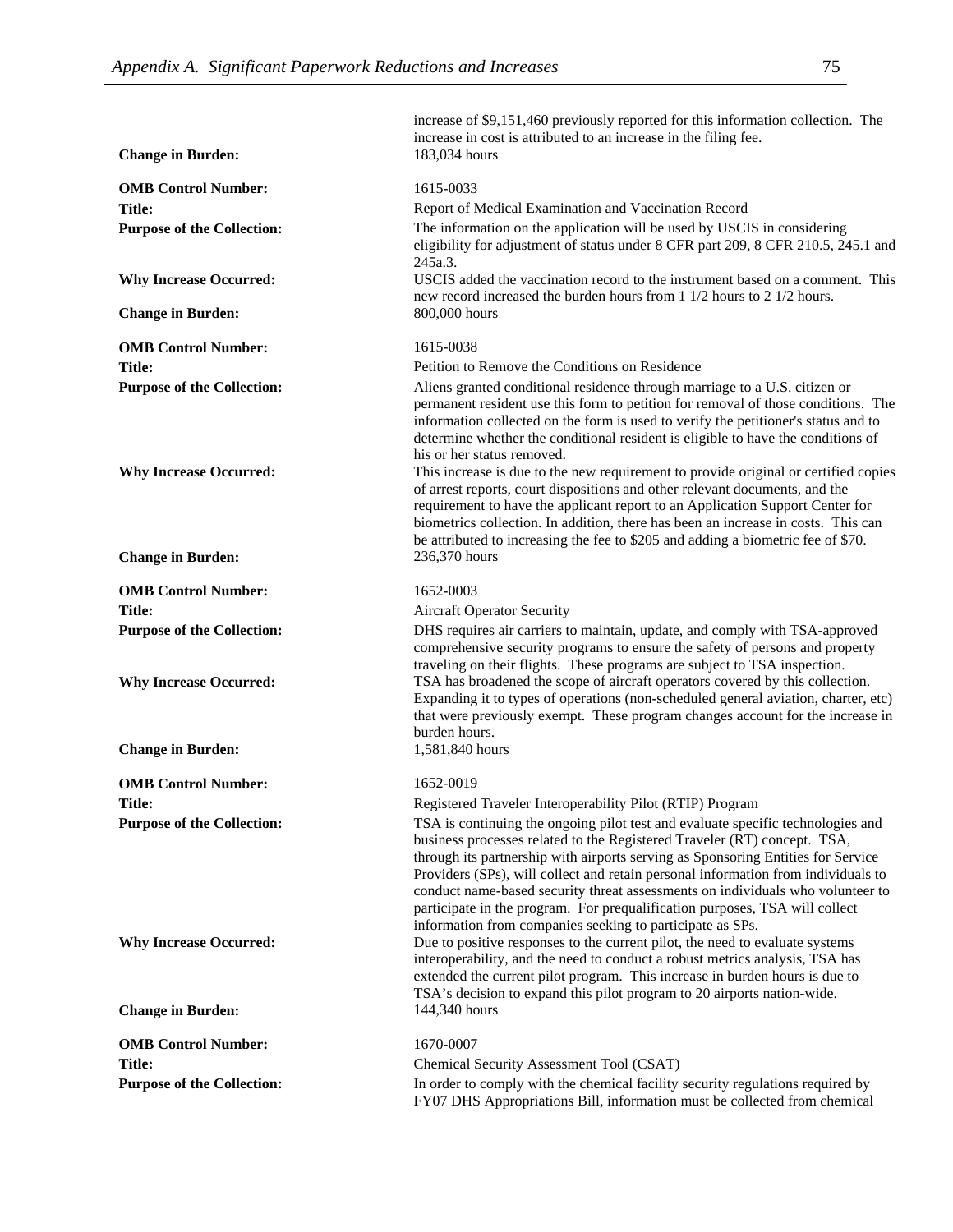increase of $9,151,460 previously reported for this information collection. The increase in cost is attributed to an increase in the filing fee.

**Change in Burden:** 183,034 hours

**OMB Control Number:** 1615-0033

**Title:** Report of Medical Examination and Vaccination Record

**Purpose of the Collection:** The information on the application will be used by USCIS in considering eligibility for adjustment of status under 8 CFR part 209, 8 CFR 210.5, 245.1 and 245a.3.

**Why Increase Occurred:** USCIS added the vaccination record to the instrument based on a comment. This new record increased the burden hours from 1 1/2 hours to 2 1/2 hours.

**Change in Burden:** 800,000 hours

**OMB Control Number:** 1615-0038

**Title:** Petition to Remove the Conditions on Residence

**Purpose of the Collection:** Aliens granted conditional residence through marriage to a U.S. citizen or permanent resident use this form to petition for removal of those conditions. The information collected on the form is used to verify the petitioner's status and to determine whether the conditional resident is eligible to have the conditions of his or her status removed.

**Why Increase Occurred:** This increase is due to the new requirement to provide original or certified copies of arrest reports, court dispositions and other relevant documents, and the requirement to have the applicant report to an Application Support Center for biometrics collection. In addition, there has been an increase in costs. This can be attributed to increasing the fee to $205 and adding a biometric fee of $70.

**Change in Burden:** 236,370 hours

**OMB Control Number:** 1652-0003

**Title:** Aircraft Operator Security

**Purpose of the Collection:** DHS requires air carriers to maintain, update, and comply with TSA-approved comprehensive security programs to ensure the safety of persons and property traveling on their flights. These programs are subject to TSA inspection.

**Why Increase Occurred:** TSA has broadened the scope of aircraft operators covered by this collection. Expanding it to types of operations (non-scheduled general aviation, charter, etc) that were previously exempt. These program changes account for the increase in burden hours.

**Change in Burden:** 1,581,840 hours

**OMB Control Number:** 1652-0019

**Title:** Registered Traveler Interoperability Pilot (RTIP) Program

**Purpose of the Collection:** TSA is continuing the ongoing pilot test and evaluate specific technologies and business processes related to the Registered Traveler (RT) concept. TSA, through its partnership with airports serving as Sponsoring Entities for Service Providers (SPs), will collect and retain personal information from individuals to conduct name-based security threat assessments on individuals who volunteer to participate in the program. For prequalification purposes, TSA will collect information from companies seeking to participate as SPs.

**Why Increase Occurred:** Due to positive responses to the current pilot, the need to evaluate systems interoperability, and the need to conduct a robust metrics analysis, TSA has extended the current pilot program. This increase in burden hours is due to TSA's decision to expand this pilot program to 20 airports nation-wide.

**Change in Burden:** 144,340 hours

**OMB Control Number:** 1670-0007

**Title:** Chemical Security Assessment Tool (CSAT)

**Purpose of the Collection:** In order to comply with the chemical facility security regulations required by FY07 DHS Appropriations Bill, information must be collected from chemical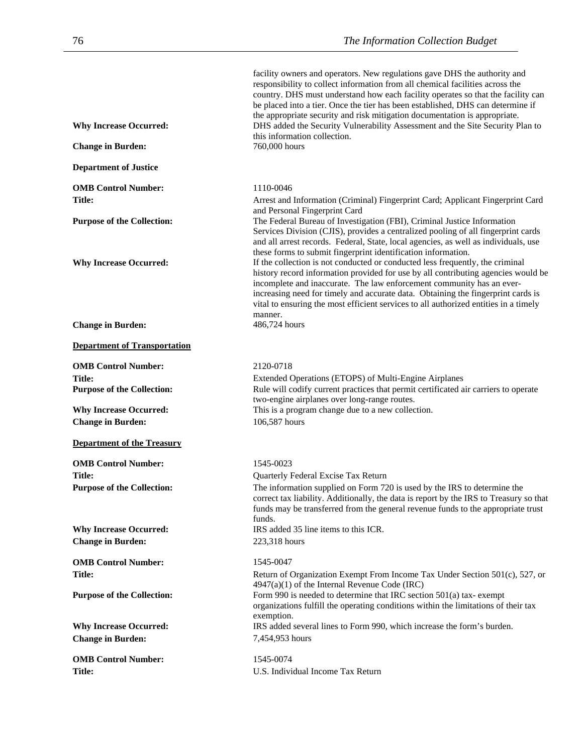facility owners and operators. New regulations gave DHS the authority and responsibility to collect information from all chemical facilities across the country. DHS must understand how each facility operates so that the facility can be placed into a tier. Once the tier has been established, DHS can determine if the appropriate security and risk mitigation documentation is appropriate.

**Why Increase Occurred:** DHS added the Security Vulnerability Assessment and the Site Security Plan to this information collection.

**Change in Burden:** 760,000 hours

**Department of Justice**

**OMB Control Number:** 1110-0046

**Title:** Arrest and Information (Criminal) Fingerprint Card; Applicant Fingerprint Card and Personal Fingerprint Card

**Purpose of the Collection:** The Federal Bureau of Investigation (FBI), Criminal Justice Information Services Division (CJIS), provides a centralized pooling of all fingerprint cards and all arrest records. Federal, State, local agencies, as well as individuals, use these forms to submit fingerprint identification information.

**Why Increase Occurred:** If the collection is not conducted or conducted less frequently, the criminal history record information provided for use by all contributing agencies would be incomplete and inaccurate. The law enforcement community has an ever-increasing need for timely and accurate data. Obtaining the fingerprint cards is vital to ensuring the most efficient services to all authorized entities in a timely manner.

**Change in Burden:** 486,724 hours

**Department of Transportation**

**OMB Control Number:** 2120-0718

**Title:** Extended Operations (ETOPS) of Multi-Engine Airplanes

**Purpose of the Collection:** Rule will codify current practices that permit certificated air carriers to operate two-engine airplanes over long-range routes.

**Why Increase Occurred:** This is a program change due to a new collection.

**Change in Burden:** 106,587 hours

**Department of the Treasury**

**OMB Control Number:** 1545-0023

**Title:** Quarterly Federal Excise Tax Return

**Purpose of the Collection:** The information supplied on Form 720 is used by the IRS to determine the correct tax liability. Additionally, the data is report by the IRS to Treasury so that funds may be transferred from the general revenue funds to the appropriate trust funds.

**Why Increase Occurred:** IRS added 35 line items to this ICR.

**Change in Burden:** 223,318 hours

**OMB Control Number:** 1545-0047

**Title:** Return of Organization Exempt From Income Tax Under Section 501(c), 527, or 4947(a)(1) of the Internal Revenue Code (IRC)

**Purpose of the Collection:** Form 990 is needed to determine that IRC section 501(a) tax- exempt organizations fulfill the operating conditions within the limitations of their tax exemption.

**Why Increase Occurred:** IRS added several lines to Form 990, which increase the form's burden.

**Change in Burden:** 7,454,953 hours

**OMB Control Number:** 1545-0074

**Title:** U.S. Individual Income Tax Return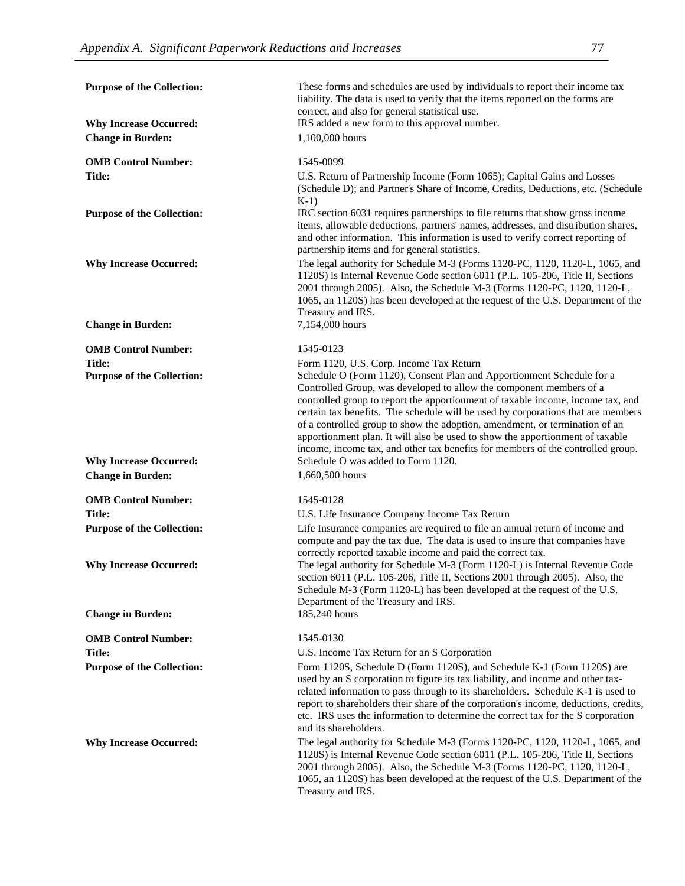**Purpose of the Collection:** These forms and schedules are used by individuals to report their income tax liability. The data is used to verify that the items reported on the forms are correct, and also for general statistical use.

**Why Increase Occurred:** IRS added a new form to this approval number.

**Change in Burden:** 1,100,000 hours

**OMB Control Number:** 1545-0099

**Title:** U.S. Return of Partnership Income (Form 1065); Capital Gains and Losses (Schedule D); and Partner's Share of Income, Credits, Deductions, etc. (Schedule K-1)

**Purpose of the Collection:** IRC section 6031 requires partnerships to file returns that show gross income items, allowable deductions, partners' names, addresses, and distribution shares, and other information. This information is used to verify correct reporting of partnership items and for general statistics.

**Why Increase Occurred:** The legal authority for Schedule M-3 (Forms 1120-PC, 1120, 1120-L, 1065, and 1120S) is Internal Revenue Code section 6011 (P.L. 105-206, Title II, Sections 2001 through 2005). Also, the Schedule M-3 (Forms 1120-PC, 1120, 1120-L, 1065, an 1120S) has been developed at the request of the U.S. Department of the Treasury and IRS.

**Change in Burden:** 7,154,000 hours

**OMB Control Number:** 1545-0123

**Title:** Form 1120, U.S. Corp. Income Tax Return

**Purpose of the Collection:** Schedule O (Form 1120), Consent Plan and Apportionment Schedule for a Controlled Group, was developed to allow the component members of a controlled group to report the apportionment of taxable income, income tax, and certain tax benefits. The schedule will be used by corporations that are members of a controlled group to show the adoption, amendment, or termination of an apportionment plan. It will also be used to show the apportionment of taxable income, income tax, and other tax benefits for members of the controlled group.

**Why Increase Occurred:** Schedule O was added to Form 1120.

**Change in Burden:** 1,660,500 hours

**OMB Control Number:** 1545-0128

**Title:** U.S. Life Insurance Company Income Tax Return

**Purpose of the Collection:** Life Insurance companies are required to file an annual return of income and compute and pay the tax due. The data is used to insure that companies have correctly reported taxable income and paid the correct tax.

**Why Increase Occurred:** The legal authority for Schedule M-3 (Form 1120-L) is Internal Revenue Code section 6011 (P.L. 105-206, Title II, Sections 2001 through 2005). Also, the Schedule M-3 (Form 1120-L) has been developed at the request of the U.S. Department of the Treasury and IRS.

**Change in Burden:** 185,240 hours

**OMB Control Number:** 1545-0130

**Title:** U.S. Income Tax Return for an S Corporation

**Purpose of the Collection:** Form 1120S, Schedule D (Form 1120S), and Schedule K-1 (Form 1120S) are used by an S corporation to figure its tax liability, and income and other tax-related information to pass through to its shareholders. Schedule K-1 is used to report to shareholders their share of the corporation's income, deductions, credits, etc. IRS uses the information to determine the correct tax for the S corporation and its shareholders.

**Why Increase Occurred:** The legal authority for Schedule M-3 (Forms 1120-PC, 1120, 1120-L, 1065, and 1120S) is Internal Revenue Code section 6011 (P.L. 105-206, Title II, Sections 2001 through 2005). Also, the Schedule M-3 (Forms 1120-PC, 1120, 1120-L, 1065, an 1120S) has been developed at the request of the U.S. Department of the Treasury and IRS.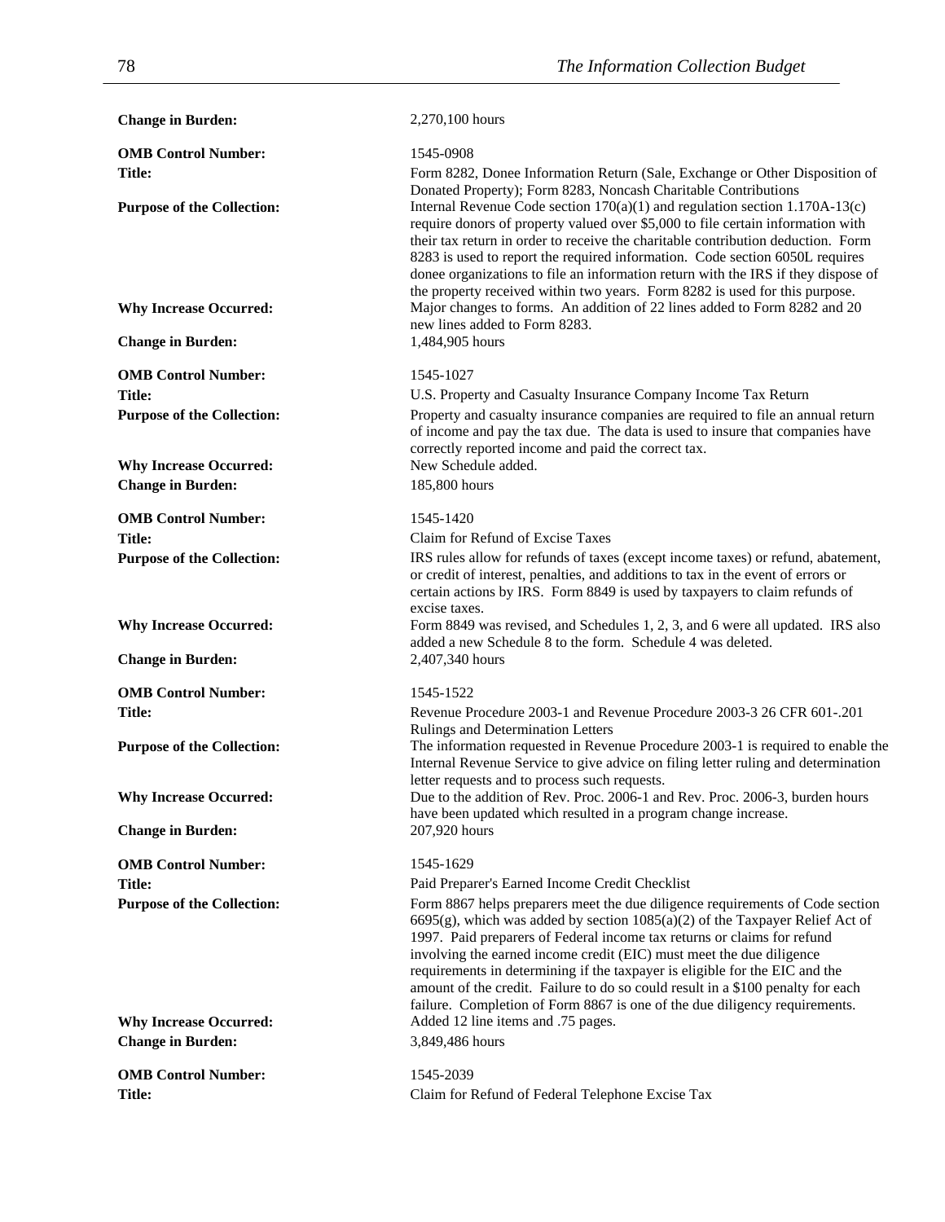**Change in Burden:** 2,270,100 hours

**OMB Control Number:** 1545-0908

**Title:** Form 8282, Donee Information Return (Sale, Exchange or Other Disposition of Donated Property); Form 8283, Noncash Charitable Contributions

**Purpose of the Collection:** Internal Revenue Code section 170(a)(1) and regulation section 1.170A-13(c) require donors of property valued over $5,000 to file certain information with their tax return in order to receive the charitable contribution deduction. Form 8283 is used to report the required information. Code section 6050L requires donee organizations to file an information return with the IRS if they dispose of the property received within two years. Form 8282 is used for this purpose.

**Why Increase Occurred:** Major changes to forms. An addition of 22 lines added to Form 8282 and 20 new lines added to Form 8283.

**Change in Burden:** 1,484,905 hours

**OMB Control Number:** 1545-1027

**Title:** U.S. Property and Casualty Insurance Company Income Tax Return

**Purpose of the Collection:** Property and casualty insurance companies are required to file an annual return of income and pay the tax due. The data is used to insure that companies have correctly reported income and paid the correct tax.

**Why Increase Occurred:** New Schedule added.

**Change in Burden:** 185,800 hours

**OMB Control Number:** 1545-1420

**Title:** Claim for Refund of Excise Taxes

**Purpose of the Collection:** IRS rules allow for refunds of taxes (except income taxes) or refund, abatement, or credit of interest, penalties, and additions to tax in the event of errors or certain actions by IRS. Form 8849 is used by taxpayers to claim refunds of excise taxes.

**Why Increase Occurred:** Form 8849 was revised, and Schedules 1, 2, 3, and 6 were all updated. IRS also added a new Schedule 8 to the form. Schedule 4 was deleted.

**Change in Burden:** 2,407,340 hours

**OMB Control Number:** 1545-1522

**Title:** Revenue Procedure 2003-1 and Revenue Procedure 2003-3 26 CFR 601-.201 Rulings and Determination Letters

**Purpose of the Collection:** The information requested in Revenue Procedure 2003-1 is required to enable the Internal Revenue Service to give advice on filing letter ruling and determination letter requests and to process such requests.

**Why Increase Occurred:** Due to the addition of Rev. Proc. 2006-1 and Rev. Proc. 2006-3, burden hours have been updated which resulted in a program change increase.

**Change in Burden:** 207,920 hours

**OMB Control Number:** 1545-1629

**Title:** Paid Preparer's Earned Income Credit Checklist

**Purpose of the Collection:** Form 8867 helps preparers meet the due diligence requirements of Code section 6695(g), which was added by section 1085(a)(2) of the Taxpayer Relief Act of 1997. Paid preparers of Federal income tax returns or claims for refund involving the earned income credit (EIC) must meet the due diligence requirements in determining if the taxpayer is eligible for the EIC and the amount of the credit. Failure to do so could result in a $100 penalty for each failure. Completion of Form 8867 is one of the due diligency requirements.

**Why Increase Occurred:** Added 12 line items and .75 pages.

**Change in Burden:** 3,849,486 hours

**OMB Control Number:** 1545-2039

**Title:** Claim for Refund of Federal Telephone Excise Tax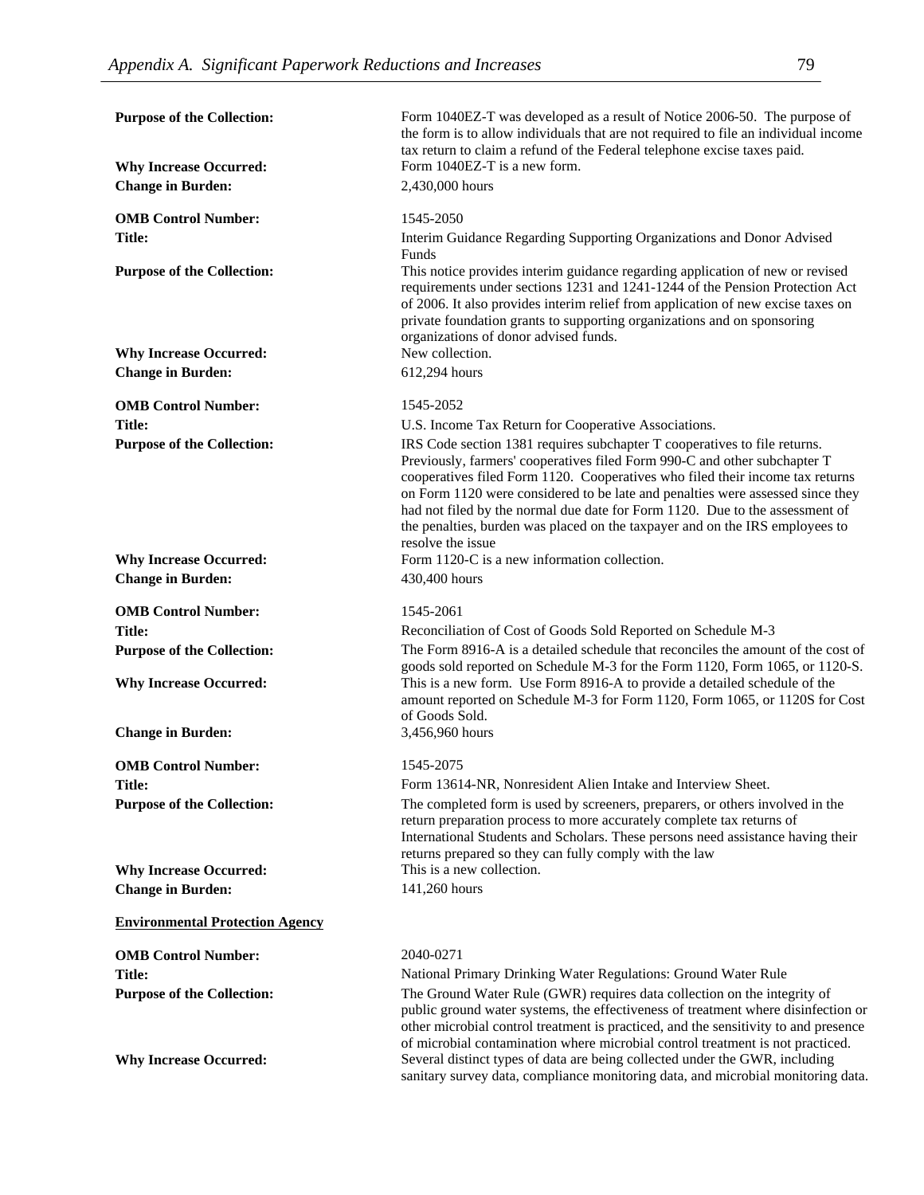**Purpose of the Collection:** Form 1040EZ-T was developed as a result of Notice 2006-50. The purpose of the form is to allow individuals that are not required to file an individual income tax return to claim a refund of the Federal telephone excise taxes paid.

**Why Increase Occurred:** Form 1040EZ-T is a new form.

**Change in Burden:** 2,430,000 hours

**OMB Control Number:** 1545-2050

**Title:** Interim Guidance Regarding Supporting Organizations and Donor Advised Funds

**Purpose of the Collection:** This notice provides interim guidance regarding application of new or revised requirements under sections 1231 and 1241-1244 of the Pension Protection Act of 2006. It also provides interim relief from application of new excise taxes on private foundation grants to supporting organizations and on sponsoring organizations of donor advised funds.

**Why Increase Occurred:** New collection.

**Change in Burden:** 612,294 hours

**OMB Control Number:** 1545-2052

**Title:** U.S. Income Tax Return for Cooperative Associations.

**Purpose of the Collection:** IRS Code section 1381 requires subchapter T cooperatives to file returns. Previously, farmers' cooperatives filed Form 990-C and other subchapter T cooperatives filed Form 1120. Cooperatives who filed their income tax returns on Form 1120 were considered to be late and penalties were assessed since they had not filed by the normal due date for Form 1120. Due to the assessment of the penalties, burden was placed on the taxpayer and on the IRS employees to resolve the issue

**Why Increase Occurred:** Form 1120-C is a new information collection.

**Change in Burden:** 430,400 hours

**OMB Control Number:** 1545-2061

**Title:** Reconciliation of Cost of Goods Sold Reported on Schedule M-3

**Purpose of the Collection:** The Form 8916-A is a detailed schedule that reconciles the amount of the cost of goods sold reported on Schedule M-3 for the Form 1120, Form 1065, or 1120-S.

**Why Increase Occurred:** This is a new form. Use Form 8916-A to provide a detailed schedule of the amount reported on Schedule M-3 for Form 1120, Form 1065, or 1120S for Cost of Goods Sold.

**Change in Burden:** 3,456,960 hours

**OMB Control Number:** 1545-2075

**Title:** Form 13614-NR, Nonresident Alien Intake and Interview Sheet.

**Purpose of the Collection:** The completed form is used by screeners, preparers, or others involved in the return preparation process to more accurately complete tax returns of International Students and Scholars. These persons need assistance having their returns prepared so they can fully comply with the law

**Why Increase Occurred:** This is a new collection.

**Change in Burden:** 141,260 hours

**Environmental Protection Agency**

**OMB Control Number:** 2040-0271

**Title:** National Primary Drinking Water Regulations: Ground Water Rule

**Purpose of the Collection:** The Ground Water Rule (GWR) requires data collection on the integrity of public ground water systems, the effectiveness of treatment where disinfection or other microbial control treatment is practiced, and the sensitivity to and presence of microbial contamination where microbial control treatment is not practiced.

**Why Increase Occurred:** Several distinct types of data are being collected under the GWR, including sanitary survey data, compliance monitoring data, and microbial monitoring data.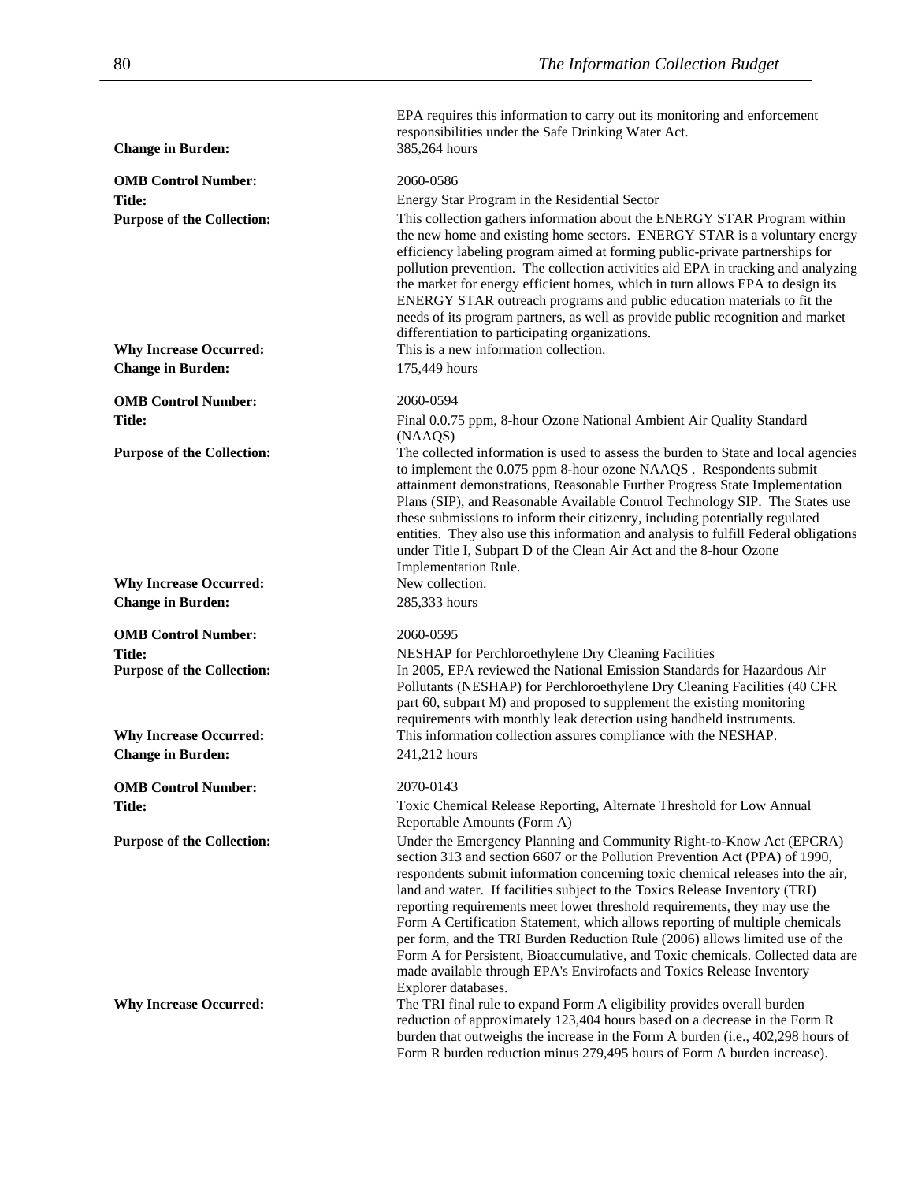EPA requires this information to carry out its monitoring and enforcement responsibilities under the Safe Drinking Water Act.

**Change in Burden:** 385,264 hours

**OMB Control Number:** 2060-0586

**Title:** Energy Star Program in the Residential Sector

**Purpose of the Collection:** This collection gathers information about the ENERGY STAR Program within the new home and existing home sectors. ENERGY STAR is a voluntary energy efficiency labeling program aimed at forming public-private partnerships for pollution prevention. The collection activities aid EPA in tracking and analyzing the market for energy efficient homes, which in turn allows EPA to design its ENERGY STAR outreach programs and public education materials to fit the needs of its program partners, as well as provide public recognition and market differentiation to participating organizations.

**Why Increase Occurred:** This is a new information collection.

**Change in Burden:** 175,449 hours

**OMB Control Number:** 2060-0594

**Title:** Final 0.0.75 ppm, 8-hour Ozone National Ambient Air Quality Standard (NAAQS)

**Purpose of the Collection:** The collected information is used to assess the burden to State and local agencies to implement the 0.075 ppm 8-hour ozone NAAQS . Respondents submit attainment demonstrations, Reasonable Further Progress State Implementation Plans (SIP), and Reasonable Available Control Technology SIP. The States use these submissions to inform their citizenry, including potentially regulated entities. They also use this information and analysis to fulfill Federal obligations under Title I, Subpart D of the Clean Air Act and the 8-hour Ozone Implementation Rule.

**Why Increase Occurred:** New collection.

**Change in Burden:** 285,333 hours

**OMB Control Number:** 2060-0595

**Title:** NESHAP for Perchloroethylene Dry Cleaning Facilities

**Purpose of the Collection:** In 2005, EPA reviewed the National Emission Standards for Hazardous Air Pollutants (NESHAP) for Perchloroethylene Dry Cleaning Facilities (40 CFR part 60, subpart M) and proposed to supplement the existing monitoring requirements with monthly leak detection using handheld instruments.

**Why Increase Occurred:** This information collection assures compliance with the NESHAP.

**Change in Burden:** 241,212 hours

**OMB Control Number:** 2070-0143

**Title:** Toxic Chemical Release Reporting, Alternate Threshold for Low Annual Reportable Amounts (Form A)

**Purpose of the Collection:** Under the Emergency Planning and Community Right-to-Know Act (EPCRA) section 313 and section 6607 or the Pollution Prevention Act (PPA) of 1990, respondents submit information concerning toxic chemical releases into the air, land and water. If facilities subject to the Toxics Release Inventory (TRI) reporting requirements meet lower threshold requirements, they may use the Form A Certification Statement, which allows reporting of multiple chemicals per form, and the TRI Burden Reduction Rule (2006) allows limited use of the Form A for Persistent, Bioaccumulative, and Toxic chemicals. Collected data are made available through EPA's Envirofacts and Toxics Release Inventory Explorer databases.

**Why Increase Occurred:** The TRI final rule to expand Form A eligibility provides overall burden reduction of approximately 123,404 hours based on a decrease in the Form R burden that outweighs the increase in the Form A burden (i.e., 402,298 hours of Form R burden reduction minus 279,495 hours of Form A burden increase).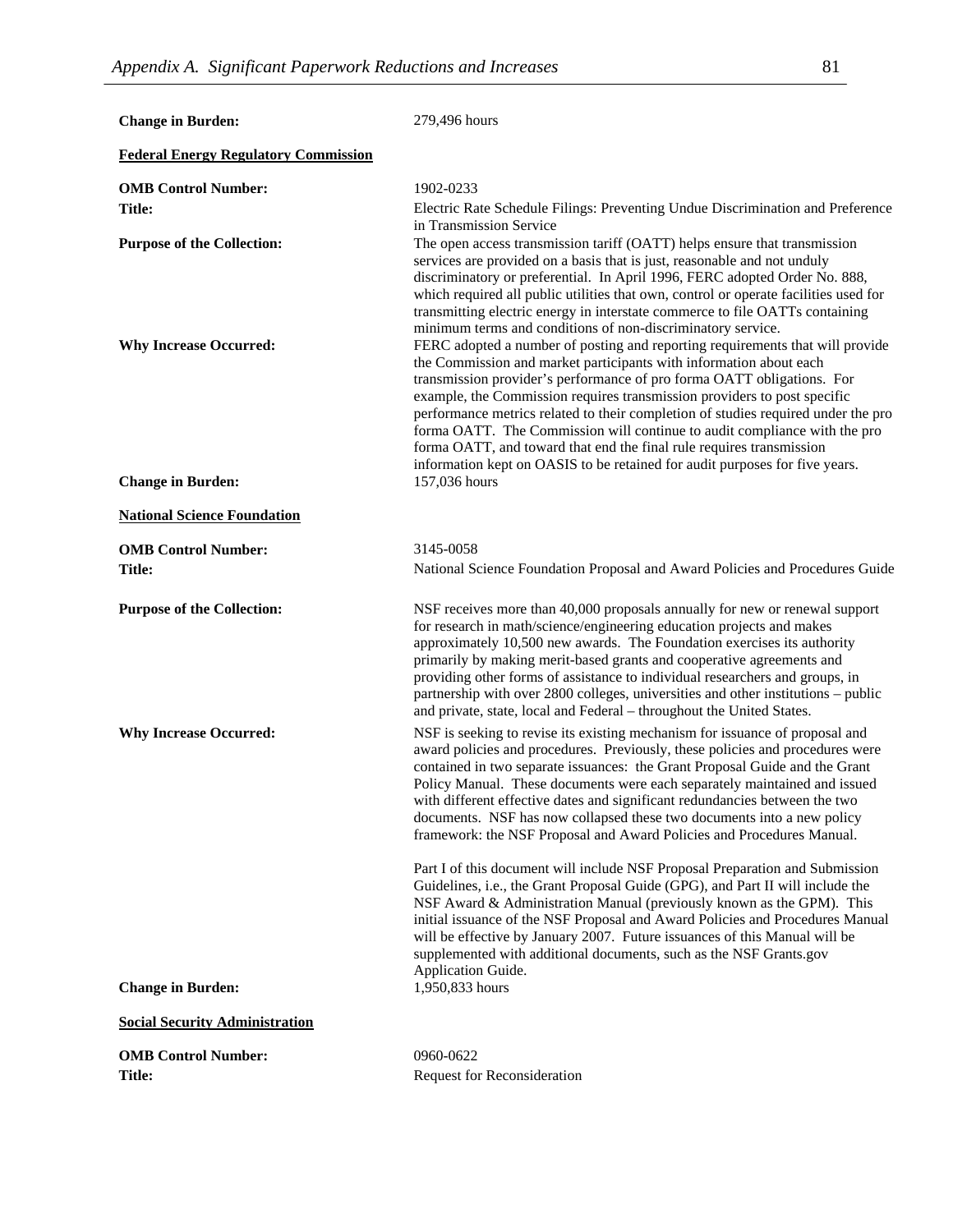**Change in Burden:** 279,496 hours

**Federal Energy Regulatory Commission**

**OMB Control Number:** 1902-0233

**Title:** Electric Rate Schedule Filings: Preventing Undue Discrimination and Preference in Transmission Service

**Purpose of the Collection:** The open access transmission tariff (OATT) helps ensure that transmission services are provided on a basis that is just, reasonable and not unduly discriminatory or preferential. In April 1996, FERC adopted Order No. 888, which required all public utilities that own, control or operate facilities used for transmitting electric energy in interstate commerce to file OATTs containing minimum terms and conditions of non-discriminatory service.

**Why Increase Occurred:** FERC adopted a number of posting and reporting requirements that will provide the Commission and market participants with information about each transmission provider's performance of pro forma OATT obligations. For example, the Commission requires transmission providers to post specific performance metrics related to their completion of studies required under the pro forma OATT. The Commission will continue to audit compliance with the pro forma OATT, and toward that end the final rule requires transmission information kept on OASIS to be retained for audit purposes for five years.

**Change in Burden:** 157,036 hours

**National Science Foundation**

**OMB Control Number:** 3145-0058

**Title:** National Science Foundation Proposal and Award Policies and Procedures Guide

**Purpose of the Collection:** NSF receives more than 40,000 proposals annually for new or renewal support for research in math/science/engineering education projects and makes approximately 10,500 new awards. The Foundation exercises its authority primarily by making merit-based grants and cooperative agreements and providing other forms of assistance to individual researchers and groups, in partnership with over 2800 colleges, universities and other institutions – public and private, state, local and Federal – throughout the United States.

**Why Increase Occurred:** NSF is seeking to revise its existing mechanism for issuance of proposal and award policies and procedures. Previously, these policies and procedures were contained in two separate issuances: the Grant Proposal Guide and the Grant Policy Manual. These documents were each separately maintained and issued with different effective dates and significant redundancies between the two documents. NSF has now collapsed these two documents into a new policy framework: the NSF Proposal and Award Policies and Procedures Manual.

Part I of this document will include NSF Proposal Preparation and Submission Guidelines, i.e., the Grant Proposal Guide (GPG), and Part II will include the NSF Award & Administration Manual (previously known as the GPM). This initial issuance of the NSF Proposal and Award Policies and Procedures Manual will be effective by January 2007. Future issuances of this Manual will be supplemented with additional documents, such as the NSF Grants.gov Application Guide.

**Change in Burden:** 1,950,833 hours

**Social Security Administration**

**OMB Control Number:** 0960-0622

**Title:** Request for Reconsideration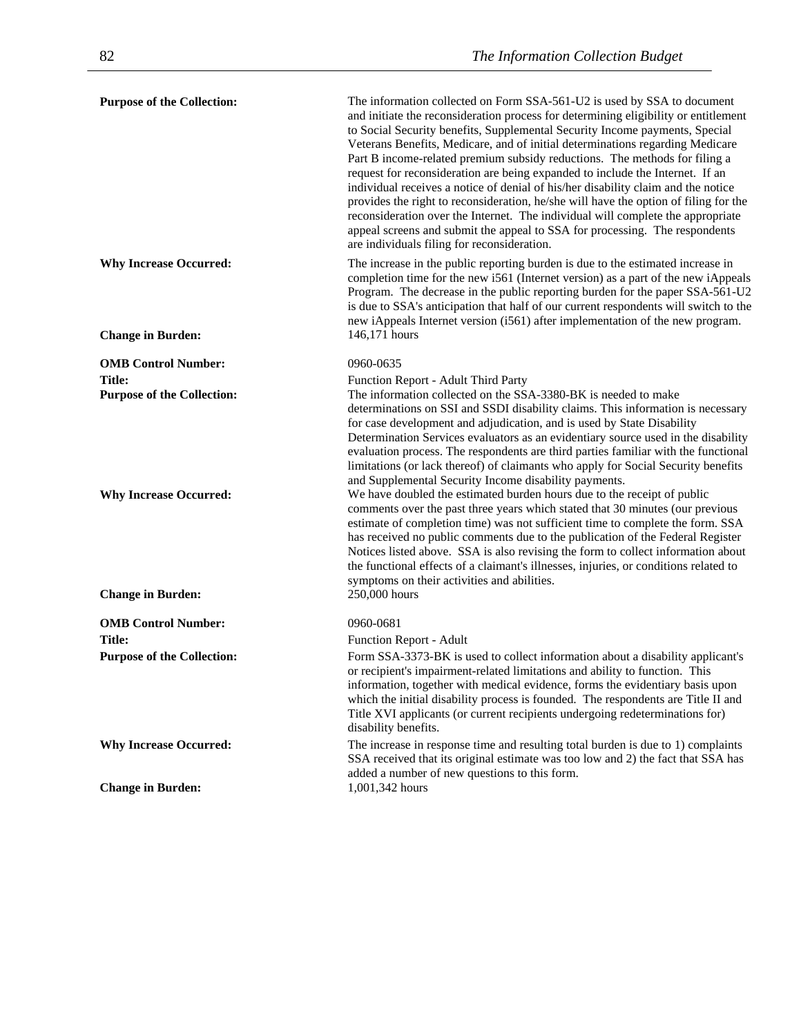**Purpose of the Collection:** The information collected on Form SSA-561-U2 is used by SSA to document and initiate the reconsideration process for determining eligibility or entitlement to Social Security benefits, Supplemental Security Income payments, Special Veterans Benefits, Medicare, and of initial determinations regarding Medicare Part B income-related premium subsidy reductions. The methods for filing a request for reconsideration are being expanded to include the Internet. If an individual receives a notice of denial of his/her disability claim and the notice provides the right to reconsideration, he/she will have the option of filing for the reconsideration over the Internet. The individual will complete the appropriate appeal screens and submit the appeal to SSA for processing. The respondents are individuals filing for reconsideration.

**Why Increase Occurred:** The increase in the public reporting burden is due to the estimated increase in completion time for the new i561 (Internet version) as a part of the new iAppeals Program. The decrease in the public reporting burden for the paper SSA-561-U2 is due to SSA's anticipation that half of our current respondents will switch to the new iAppeals Internet version (i561) after implementation of the new program.

**Change in Burden:** 146,171 hours

**OMB Control Number:** 0960-0635

**Title:** Function Report - Adult Third Party

**Purpose of the Collection:** The information collected on the SSA-3380-BK is needed to make determinations on SSI and SSDI disability claims. This information is necessary for case development and adjudication, and is used by State Disability Determination Services evaluators as an evidentiary source used in the disability evaluation process. The respondents are third parties familiar with the functional limitations (or lack thereof) of claimants who apply for Social Security benefits and Supplemental Security Income disability payments.

**Why Increase Occurred:** We have doubled the estimated burden hours due to the receipt of public comments over the past three years which stated that 30 minutes (our previous estimate of completion time) was not sufficient time to complete the form. SSA has received no public comments due to the publication of the Federal Register Notices listed above. SSA is also revising the form to collect information about the functional effects of a claimant's illnesses, injuries, or conditions related to symptoms on their activities and abilities.

**Change in Burden:** 250,000 hours

**OMB Control Number:** 0960-0681

**Title:** Function Report - Adult

**Purpose of the Collection:** Form SSA-3373-BK is used to collect information about a disability applicant's or recipient's impairment-related limitations and ability to function. This information, together with medical evidence, forms the evidentiary basis upon which the initial disability process is founded. The respondents are Title II and Title XVI applicants (or current recipients undergoing redeterminations for) disability benefits.

**Why Increase Occurred:** The increase in response time and resulting total burden is due to 1) complaints SSA received that its original estimate was too low and 2) the fact that SSA has added a number of new questions to this form.

**Change in Burden:** 1,001,342 hours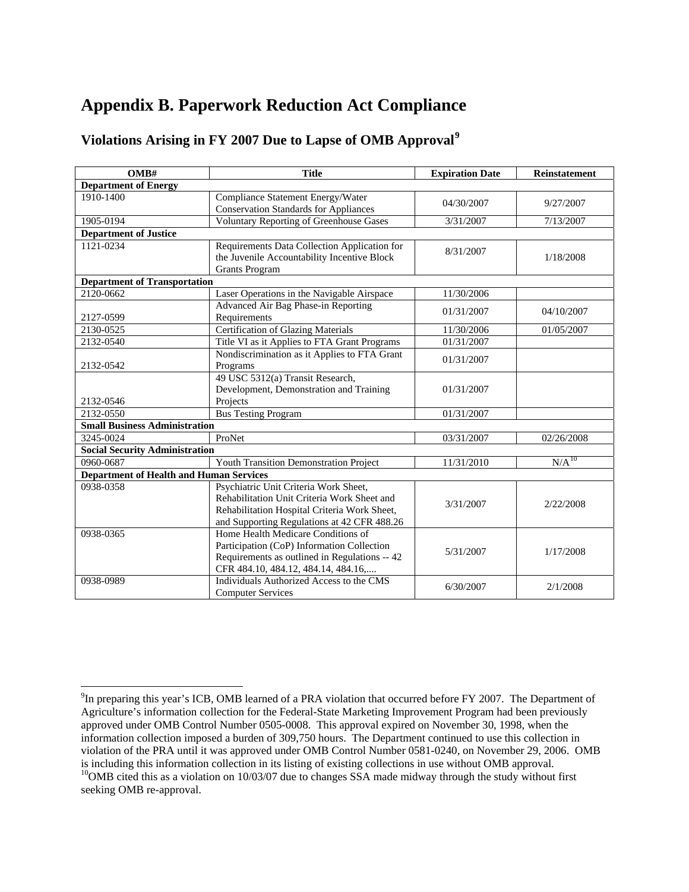# Appendix B. Paperwork Reduction Act Compliance

## Violations Arising in FY 2007 Due to Lapse of OMB Approval[9]

| OMB# | Title | Expiration Date | Reinstatement |
|---|---|---|---|
| **Department of Energy** | | | |
| 1910-1400 | Compliance Statement Energy/Water Conservation Standards for Appliances | 04/30/2007 | 9/27/2007 |
| 1905-0194 | Voluntary Reporting of Greenhouse Gases | 3/31/2007 | 7/13/2007 |
| **Department of Justice** | | | |
| 1121-0234 | Requirements Data Collection Application for the Juvenile Accountability Incentive Block Grants Program | 8/31/2007 | 1/18/2008 |
| **Department of Transportation** | | | |
| 2120-0662 | Laser Operations in the Navigable Airspace | 11/30/2006 | |
| 2127-0599 | Advanced Air Bag Phase-in Reporting Requirements | 01/31/2007 | 04/10/2007 |
| 2130-0525 | Certification of Glazing Materials | 11/30/2006 | 01/05/2007 |
| 2132-0540 | Title VI as it Applies to FTA Grant Programs | 01/31/2007 | |
| 2132-0542 | Nondiscrimination as it Applies to FTA Grant Programs | 01/31/2007 | |
| 2132-0546 | 49 USC 5312(a) Transit Research, Development, Demonstration and Training Projects | 01/31/2007 | |
| 2132-0550 | Bus Testing Program | 01/31/2007 | |
| **Small Business Administration** | | | |
| 3245-0024 | ProNet | 03/31/2007 | 02/26/2008 |
| **Social Security Administration** | | | |
| 0960-0687 | Youth Transition Demonstration Project | 11/31/2010 | N/A[10] |
| **Department of Health and Human Services** | | | |
| 0938-0358 | Psychiatric Unit Criteria Work Sheet, Rehabilitation Unit Criteria Work Sheet and Rehabilitation Hospital Criteria Work Sheet, and Supporting Regulations at 42 CFR 488.26 | 3/31/2007 | 2/22/2008 |
| 0938-0365 | Home Health Medicare Conditions of Participation (CoP) Information Collection Requirements as outlined in Regulations -- 42 CFR 484.10, 484.12, 484.14, 484.16,.... | 5/31/2007 | 1/17/2008 |
| 0938-0989 | Individuals Authorized Access to the CMS Computer Services | 6/30/2007 | 2/1/2008 |

[9] In preparing this year's ICB, OMB learned of a PRA violation that occurred before FY 2007. The Department of Agriculture's information collection for the Federal-State Marketing Improvement Program had been previously approved under OMB Control Number 0505-0008. This approval expired on November 30, 1998, when the information collection imposed a burden of 309,750 hours. The Department continued to use this collection in violation of the PRA until it was approved under OMB Control Number 0581-0240, on November 29, 2006. OMB is including this information collection in its listing of existing collections in use without OMB approval.

[10] OMB cited this as a violation on 10/03/07 due to changes SSA made midway through the study without first seeking OMB re-approval.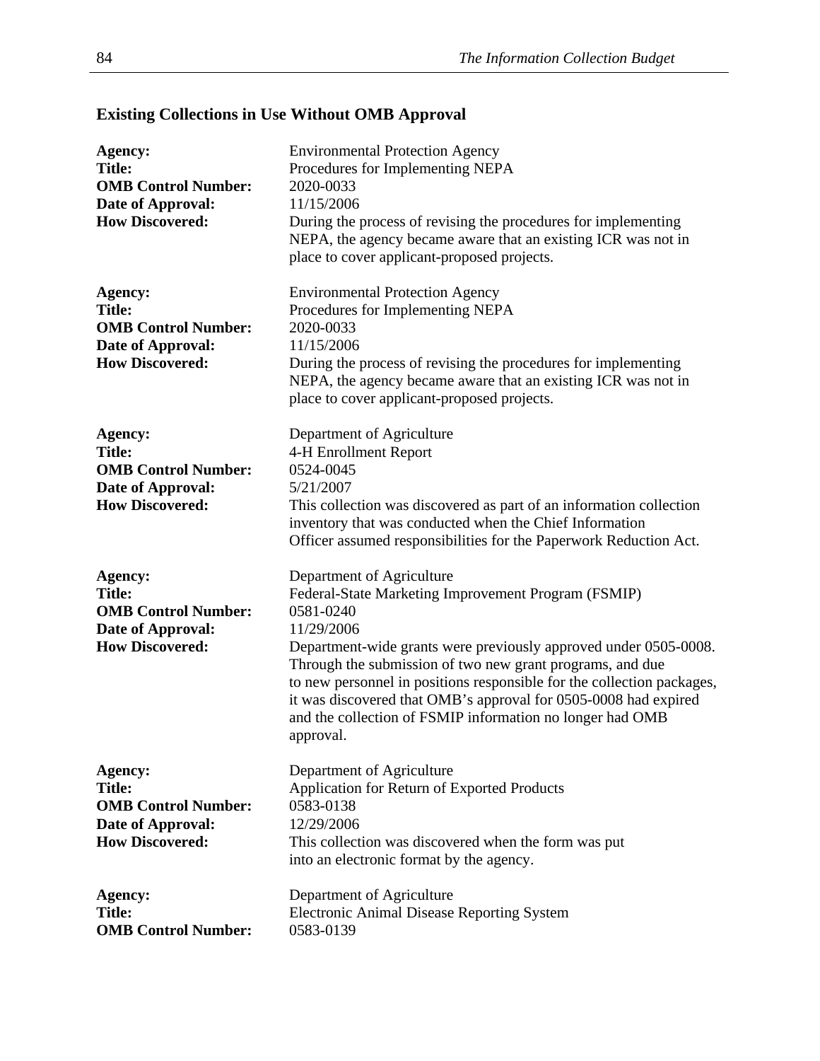## Existing Collections in Use Without OMB Approval

**Agency:** Environmental Protection Agency
**Title:** Procedures for Implementing NEPA
**OMB Control Number:** 2020-0033
**Date of Approval:** 11/15/2006
**How Discovered:** During the process of revising the procedures for implementing NEPA, the agency became aware that an existing ICR was not in place to cover applicant-proposed projects.

**Agency:** Environmental Protection Agency
**Title:** Procedures for Implementing NEPA
**OMB Control Number:** 2020-0033
**Date of Approval:** 11/15/2006
**How Discovered:** During the process of revising the procedures for implementing NEPA, the agency became aware that an existing ICR was not in place to cover applicant-proposed projects.

**Agency:** Department of Agriculture
**Title:** 4-H Enrollment Report
**OMB Control Number:** 0524-0045
**Date of Approval:** 5/21/2007
**How Discovered:** This collection was discovered as part of an information collection inventory that was conducted when the Chief Information Officer assumed responsibilities for the Paperwork Reduction Act.

**Agency:** Department of Agriculture
**Title:** Federal-State Marketing Improvement Program (FSMIP)
**OMB Control Number:** 0581-0240
**Date of Approval:** 11/29/2006
**How Discovered:** Department-wide grants were previously approved under 0505-0008. Through the submission of two new grant programs, and due to new personnel in positions responsible for the collection packages, it was discovered that OMB's approval for 0505-0008 had expired and the collection of FSMIP information no longer had OMB approval.

**Agency:** Department of Agriculture
**Title:** Application for Return of Exported Products
**OMB Control Number:** 0583-0138
**Date of Approval:** 12/29/2006
**How Discovered:** This collection was discovered when the form was put into an electronic format by the agency.

**Agency:** Department of Agriculture
**Title:** Electronic Animal Disease Reporting System
**OMB Control Number:** 0583-0139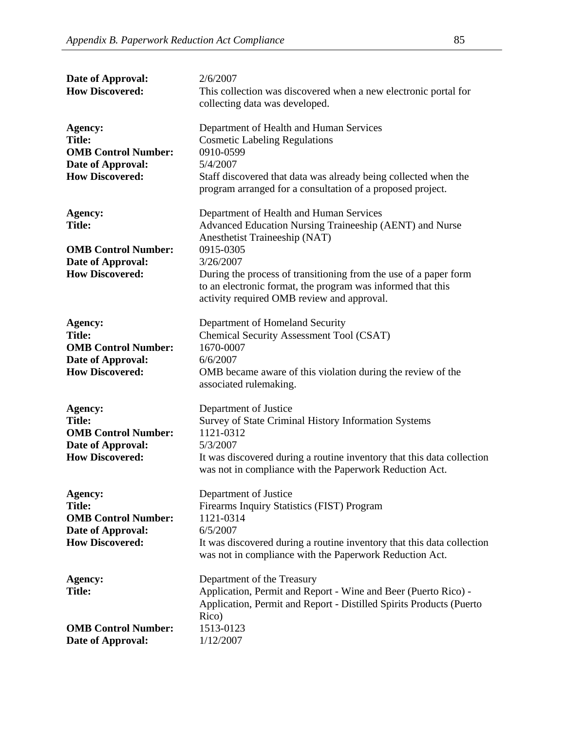**Date of Approval:** 2/6/2007
**How Discovered:** This collection was discovered when a new electronic portal for collecting data was developed.

**Agency:** Department of Health and Human Services
**Title:** Cosmetic Labeling Regulations
**OMB Control Number:** 0910-0599
**Date of Approval:** 5/4/2007
**How Discovered:** Staff discovered that data was already being collected when the program arranged for a consultation of a proposed project.

**Agency:** Department of Health and Human Services
**Title:** Advanced Education Nursing Traineeship (AENT) and Nurse Anesthetist Traineeship (NAT)
**OMB Control Number:** 0915-0305
**Date of Approval:** 3/26/2007
**How Discovered:** During the process of transitioning from the use of a paper form to an electronic format, the program was informed that this activity required OMB review and approval.

**Agency:** Department of Homeland Security
**Title:** Chemical Security Assessment Tool (CSAT)
**OMB Control Number:** 1670-0007
**Date of Approval:** 6/6/2007
**How Discovered:** OMB became aware of this violation during the review of the associated rulemaking.

**Agency:** Department of Justice
**Title:** Survey of State Criminal History Information Systems
**OMB Control Number:** 1121-0312
**Date of Approval:** 5/3/2007
**How Discovered:** It was discovered during a routine inventory that this data collection was not in compliance with the Paperwork Reduction Act.

**Agency:** Department of Justice
**Title:** Firearms Inquiry Statistics (FIST) Program
**OMB Control Number:** 1121-0314
**Date of Approval:** 6/5/2007
**How Discovered:** It was discovered during a routine inventory that this data collection was not in compliance with the Paperwork Reduction Act.

**Agency:** Department of the Treasury
**Title:** Application, Permit and Report - Wine and Beer (Puerto Rico) - Application, Permit and Report - Distilled Spirits Products (Puerto Rico)
**OMB Control Number:** 1513-0123
**Date of Approval:** 1/12/2007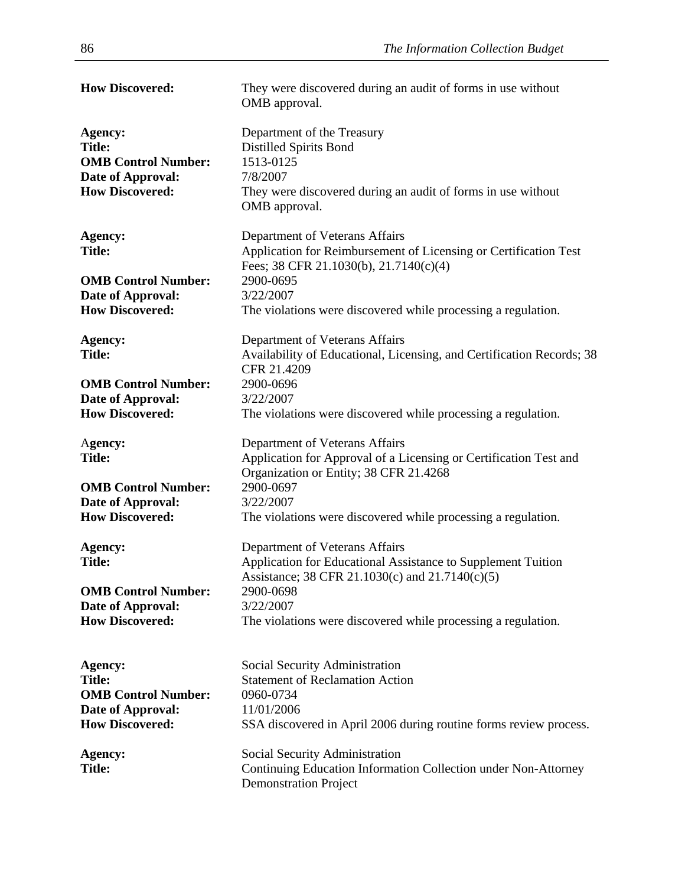**How Discovered:** They were discovered during an audit of forms in use without OMB approval.

**Agency:** Department of the Treasury
**Title:** Distilled Spirits Bond
**OMB Control Number:** 1513-0125
**Date of Approval:** 7/8/2007
**How Discovered:** They were discovered during an audit of forms in use without OMB approval.

**Agency:** Department of Veterans Affairs
**Title:** Application for Reimbursement of Licensing or Certification Test Fees; 38 CFR 21.1030(b), 21.7140(c)(4)
**OMB Control Number:** 2900-0695
**Date of Approval:** 3/22/2007
**How Discovered:** The violations were discovered while processing a regulation.

**Agency:** Department of Veterans Affairs
**Title:** Availability of Educational, Licensing, and Certification Records; 38 CFR 21.4209
**OMB Control Number:** 2900-0696
**Date of Approval:** 3/22/2007
**How Discovered:** The violations were discovered while processing a regulation.

**Agency:** Department of Veterans Affairs
**Title:** Application for Approval of a Licensing or Certification Test and Organization or Entity; 38 CFR 21.4268
**OMB Control Number:** 2900-0697
**Date of Approval:** 3/22/2007
**How Discovered:** The violations were discovered while processing a regulation.

**Agency:** Department of Veterans Affairs
**Title:** Application for Educational Assistance to Supplement Tuition Assistance; 38 CFR 21.1030(c) and 21.7140(c)(5)
**OMB Control Number:** 2900-0698
**Date of Approval:** 3/22/2007
**How Discovered:** The violations were discovered while processing a regulation.

**Agency:** Social Security Administration
**Title:** Statement of Reclamation Action
**OMB Control Number:** 0960-0734
**Date of Approval:** 11/01/2006
**How Discovered:** SSA discovered in April 2006 during routine forms review process.

**Agency:** Social Security Administration
**Title:** Continuing Education Information Collection under Non-Attorney Demonstration Project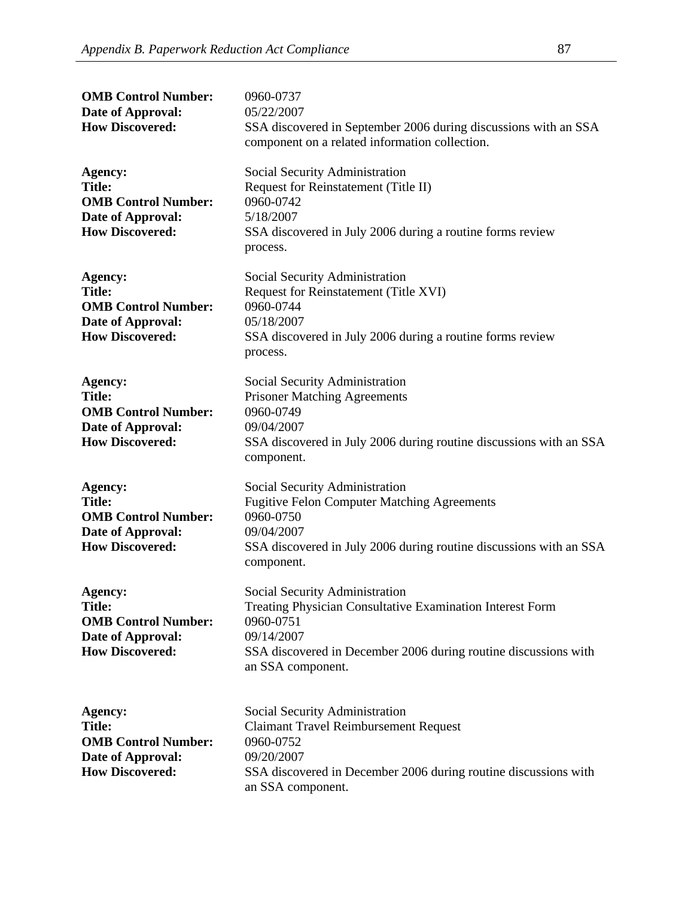**OMB Control Number:** 0960-0737
**Date of Approval:** 05/22/2007
**How Discovered:** SSA discovered in September 2006 during discussions with an SSA component on a related information collection.

**Agency:** Social Security Administration
**Title:** Request for Reinstatement (Title II)
**OMB Control Number:** 0960-0742
**Date of Approval:** 5/18/2007
**How Discovered:** SSA discovered in July 2006 during a routine forms review process.

**Agency:** Social Security Administration
**Title:** Request for Reinstatement (Title XVI)
**OMB Control Number:** 0960-0744
**Date of Approval:** 05/18/2007
**How Discovered:** SSA discovered in July 2006 during a routine forms review process.

**Agency:** Social Security Administration
**Title:** Prisoner Matching Agreements
**OMB Control Number:** 0960-0749
**Date of Approval:** 09/04/2007
**How Discovered:** SSA discovered in July 2006 during routine discussions with an SSA component.

**Agency:** Social Security Administration
**Title:** Fugitive Felon Computer Matching Agreements
**OMB Control Number:** 0960-0750
**Date of Approval:** 09/04/2007
**How Discovered:** SSA discovered in July 2006 during routine discussions with an SSA component.

**Agency:** Social Security Administration
**Title:** Treating Physician Consultative Examination Interest Form
**OMB Control Number:** 0960-0751
**Date of Approval:** 09/14/2007
**How Discovered:** SSA discovered in December 2006 during routine discussions with an SSA component.

**Agency:** Social Security Administration
**Title:** Claimant Travel Reimbursement Request
**OMB Control Number:** 0960-0752
**Date of Approval:** 09/20/2007
**How Discovered:** SSA discovered in December 2006 during routine discussions with an SSA component.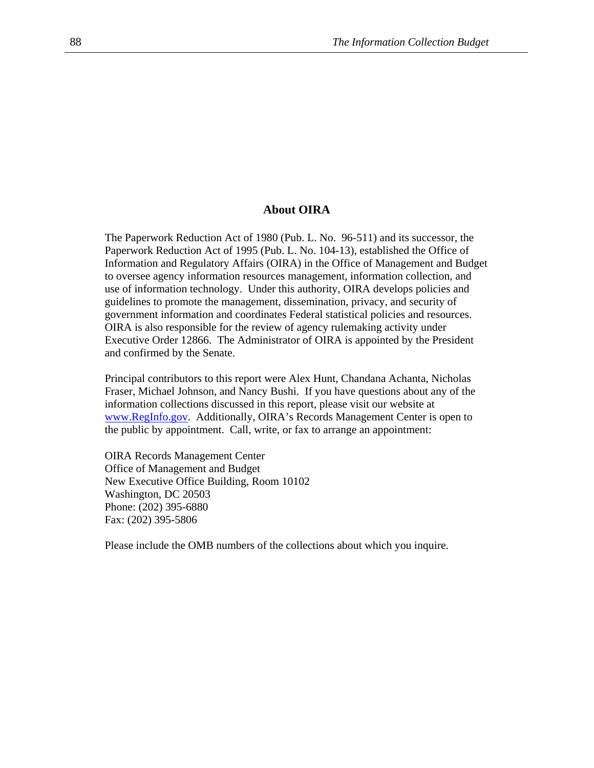## About OIRA

The Paperwork Reduction Act of 1980 (Pub. L. No. 96-511) and its successor, the Paperwork Reduction Act of 1995 (Pub. L. No. 104-13), established the Office of Information and Regulatory Affairs (OIRA) in the Office of Management and Budget to oversee agency information resources management, information collection, and use of information technology. Under this authority, OIRA develops policies and guidelines to promote the management, dissemination, privacy, and security of government information and coordinates Federal statistical policies and resources. OIRA is also responsible for the review of agency rulemaking activity under Executive Order 12866. The Administrator of OIRA is appointed by the President and confirmed by the Senate.

Principal contributors to this report were Alex Hunt, Chandana Achanta, Nicholas Fraser, Michael Johnson, and Nancy Bushi. If you have questions about any of the information collections discussed in this report, please visit our website at [www.RegInfo.gov](http://www.RegInfo.gov). Additionally, OIRA's Records Management Center is open to the public by appointment. Call, write, or fax to arrange an appointment:

OIRA Records Management Center  
Office of Management and Budget  
New Executive Office Building, Room 10102  
Washington, DC 20503  
Phone: (202) 395-6880  
Fax: (202) 395-5806

Please include the OMB numbers of the collections about which you inquire.